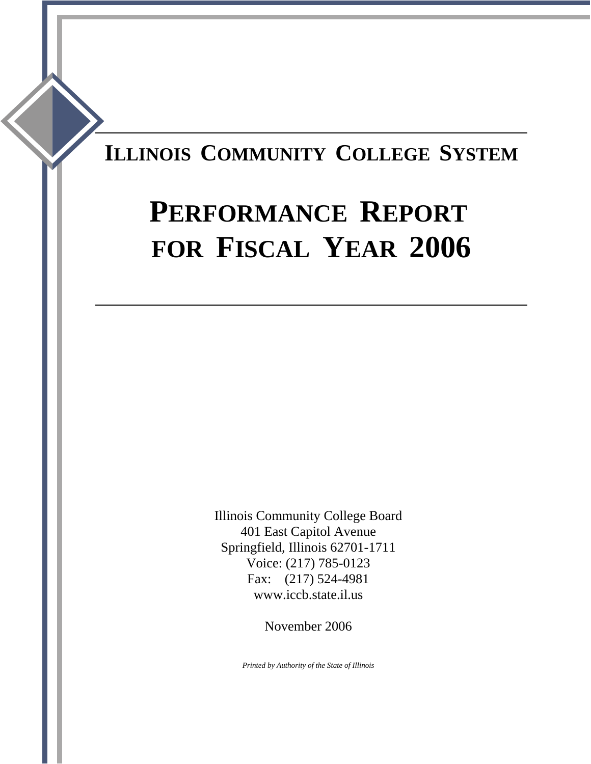# ILLINOIS COMMUNITY COLLEGE SYSTEM

# PERFORMANCE REPORT FOR FISCAL YEAR 2006

Illinois Community College Board
401 East Capitol Avenue
Springfield, Illinois 62701-1711
Voice: (217) 785-0123
Fax: (217) 524-4981
www.iccb.state.il.us

November 2006

*Printed by Authority of the State of Illinois*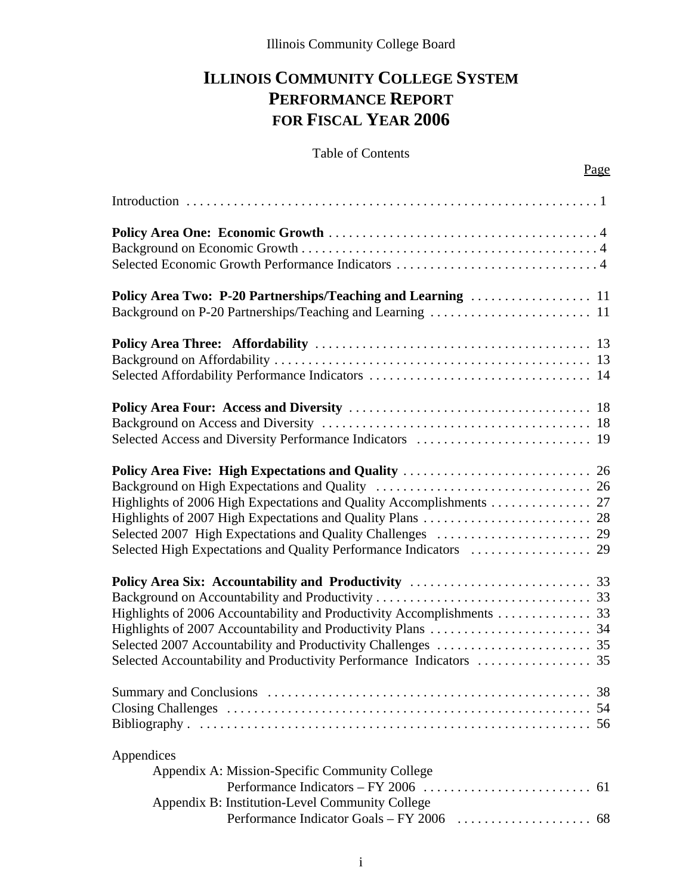Illinois Community College Board

# ILLINOIS COMMUNITY COLLEGE SYSTEM PERFORMANCE REPORT FOR FISCAL YEAR 2006

Table of Contents

| | Page |
|---|---|
| Introduction | 1 |
| **Policy Area One: Economic Growth** | 4 |
| Background on Economic Growth | 4 |
| Selected Economic Growth Performance Indicators | 4 |
| **Policy Area Two: P-20 Partnerships/Teaching and Learning** | 11 |
| Background on P-20 Partnerships/Teaching and Learning | 11 |
| **Policy Area Three: Affordability** | 13 |
| Background on Affordability | 13 |
| Selected Affordability Performance Indicators | 14 |
| **Policy Area Four: Access and Diversity** | 18 |
| Background on Access and Diversity | 18 |
| Selected Access and Diversity Performance Indicators | 19 |
| **Policy Area Five: High Expectations and Quality** | 26 |
| Background on High Expectations and Quality | 26 |
| Highlights of 2006 High Expectations and Quality Accomplishments | 27 |
| Highlights of 2007 High Expectations and Quality Plans | 28 |
| Selected 2007 High Expectations and Quality Challenges | 29 |
| Selected High Expectations and Quality Performance Indicators | 29 |
| **Policy Area Six: Accountability and Productivity** | 33 |
| Background on Accountability and Productivity | 33 |
| Highlights of 2006 Accountability and Productivity Accomplishments | 33 |
| Highlights of 2007 Accountability and Productivity Plans | 34 |
| Selected 2007 Accountability and Productivity Challenges | 35 |
| Selected Accountability and Productivity Performance Indicators | 35 |
| Summary and Conclusions | 38 |
| Closing Challenges | 54 |
| Bibliography | 56 |
| Appendices | |
| Appendix A: Mission-Specific Community College Performance Indicators – FY 2006 | 61 |
| Appendix B: Institution-Level Community College Performance Indicator Goals – FY 2006 | 68 |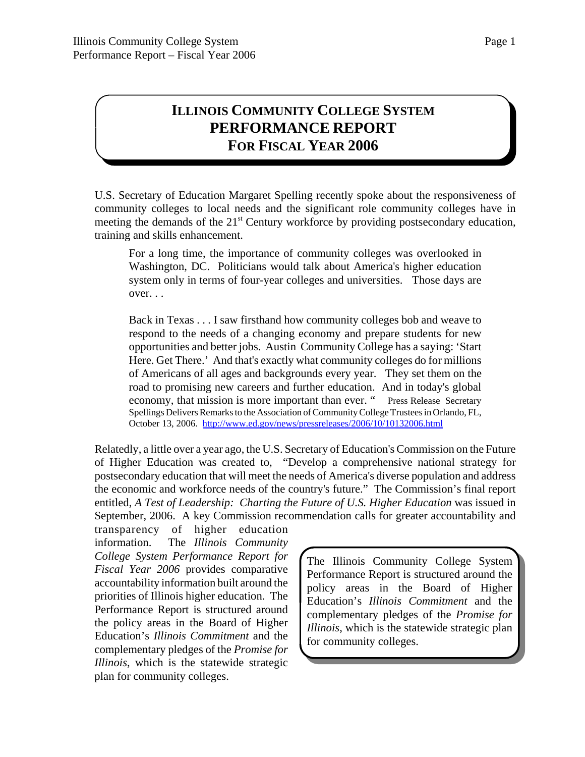# ILLINOIS COMMUNITY COLLEGE SYSTEM PERFORMANCE REPORT FOR FISCAL YEAR 2006

U.S. Secretary of Education Margaret Spelling recently spoke about the responsiveness of community colleges to local needs and the significant role community colleges have in meeting the demands of the 21st Century workforce by providing postsecondary education, training and skills enhancement.

> For a long time, the importance of community colleges was overlooked in Washington, DC. Politicians would talk about America's higher education system only in terms of four-year colleges and universities. Those days are over. . .
>
> Back in Texas . . . I saw firsthand how community colleges bob and weave to respond to the needs of a changing economy and prepare students for new opportunities and better jobs. Austin Community College has a saying: 'Start Here. Get There.' And that's exactly what community colleges do for millions of Americans of all ages and backgrounds every year. They set them on the road to promising new careers and further education. And in today's global economy, that mission is more important than ever. " Press Release Secretary Spellings Delivers Remarks to the Association of Community College Trustees in Orlando, FL, October 13, 2006. http://www.ed.gov/news/pressreleases/2006/10/10132006.html

Relatedly, a little over a year ago, the U.S. Secretary of Education's Commission on the Future of Higher Education was created to, "Develop a comprehensive national strategy for postsecondary education that will meet the needs of America's diverse population and address the economic and workforce needs of the country's future." The Commission's final report entitled, *A Test of Leadership: Charting the Future of U.S. Higher Education* was issued in September, 2006. A key Commission recommendation calls for greater accountability and transparency of higher education information. The *Illinois Community College System Performance Report for Fiscal Year 2006* provides comparative accountability information built around the priorities of Illinois higher education. The Performance Report is structured around the policy areas in the Board of Higher Education's *Illinois Commitment* and the complementary pledges of the *Promise for Illinois*, which is the statewide strategic plan for community colleges.

> The Illinois Community College System Performance Report is structured around the policy areas in the Board of Higher Education's *Illinois Commitment* and the complementary pledges of the *Promise for Illinois*, which is the statewide strategic plan for community colleges.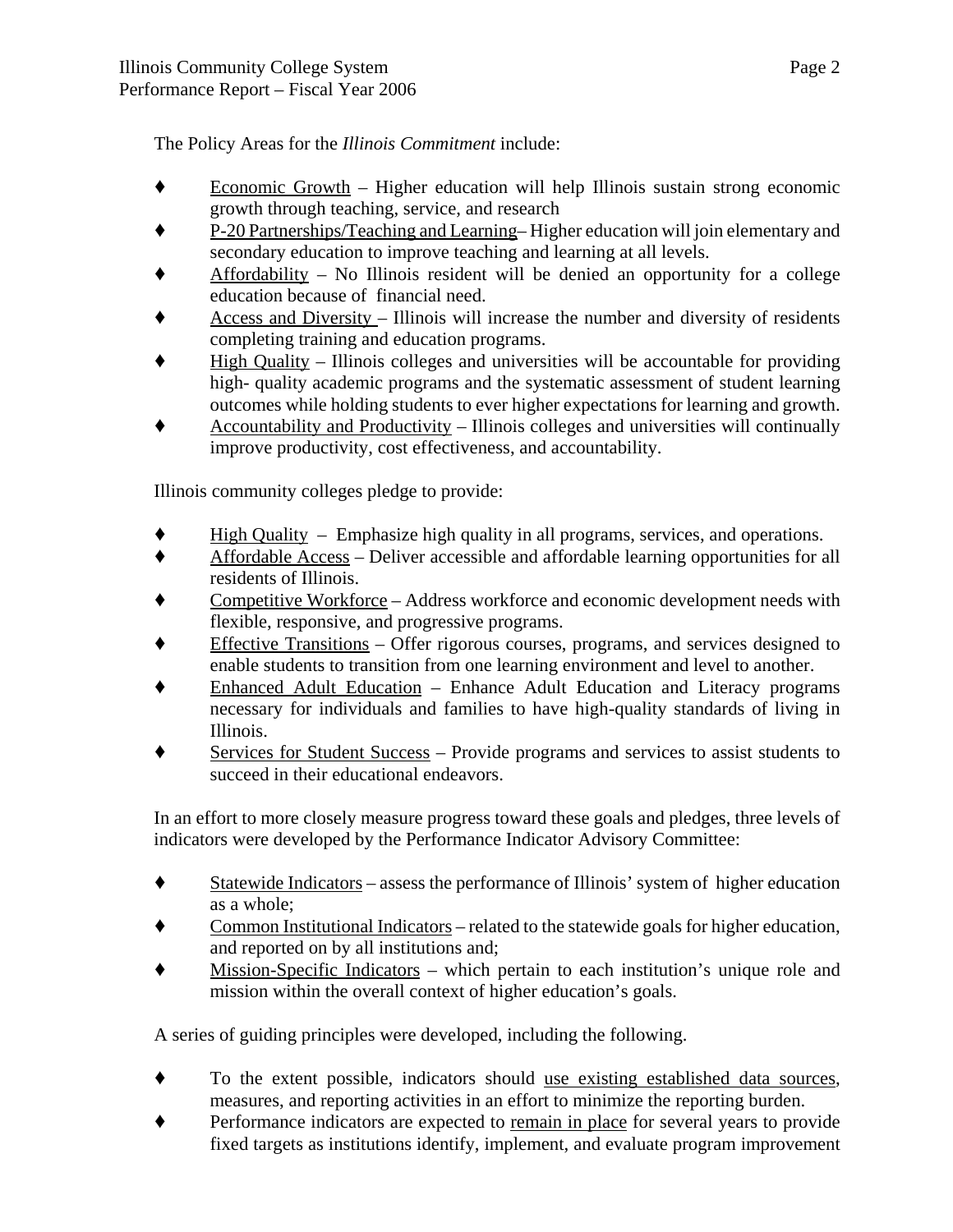The Policy Areas for the *Illinois Commitment* include:

- Economic Growth – Higher education will help Illinois sustain strong economic growth through teaching, service, and research
- P-20 Partnerships/Teaching and Learning– Higher education will join elementary and secondary education to improve teaching and learning at all levels.
- Affordability – No Illinois resident will be denied an opportunity for a college education because of financial need.
- Access and Diversity – Illinois will increase the number and diversity of residents completing training and education programs.
- High Quality – Illinois colleges and universities will be accountable for providing high- quality academic programs and the systematic assessment of student learning outcomes while holding students to ever higher expectations for learning and growth.
- Accountability and Productivity – Illinois colleges and universities will continually improve productivity, cost effectiveness, and accountability.

Illinois community colleges pledge to provide:

- High Quality – Emphasize high quality in all programs, services, and operations.
- Affordable Access – Deliver accessible and affordable learning opportunities for all residents of Illinois.
- Competitive Workforce – Address workforce and economic development needs with flexible, responsive, and progressive programs.
- Effective Transitions – Offer rigorous courses, programs, and services designed to enable students to transition from one learning environment and level to another.
- Enhanced Adult Education – Enhance Adult Education and Literacy programs necessary for individuals and families to have high-quality standards of living in Illinois.
- Services for Student Success – Provide programs and services to assist students to succeed in their educational endeavors.

In an effort to more closely measure progress toward these goals and pledges, three levels of indicators were developed by the Performance Indicator Advisory Committee:

- Statewide Indicators – assess the performance of Illinois' system of higher education as a whole;
- Common Institutional Indicators – related to the statewide goals for higher education, and reported on by all institutions and;
- Mission-Specific Indicators – which pertain to each institution's unique role and mission within the overall context of higher education's goals.

A series of guiding principles were developed, including the following.

- To the extent possible, indicators should use existing established data sources, measures, and reporting activities in an effort to minimize the reporting burden.
- Performance indicators are expected to remain in place for several years to provide fixed targets as institutions identify, implement, and evaluate program improvement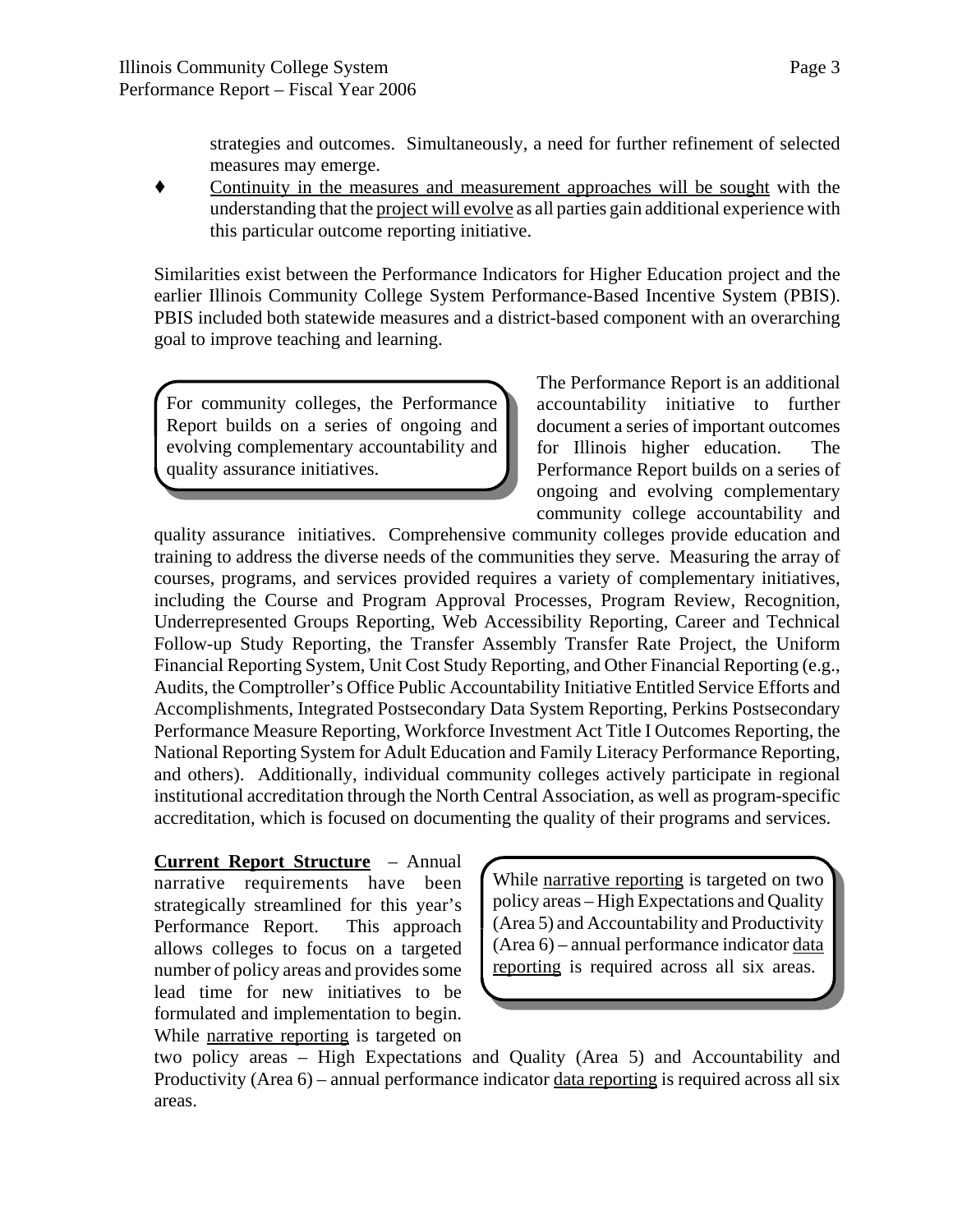strategies and outcomes. Simultaneously, a need for further refinement of selected measures may emerge.

- Continuity in the measures and measurement approaches will be sought with the understanding that the project will evolve as all parties gain additional experience with this particular outcome reporting initiative.

Similarities exist between the Performance Indicators for Higher Education project and the earlier Illinois Community College System Performance-Based Incentive System (PBIS). PBIS included both statewide measures and a district-based component with an overarching goal to improve teaching and learning.

> For community colleges, the Performance Report builds on a series of ongoing and evolving complementary accountability and quality assurance initiatives.

The Performance Report is an additional accountability initiative to further document a series of important outcomes for Illinois higher education. The Performance Report builds on a series of ongoing and evolving complementary community college accountability and quality assurance initiatives. Comprehensive community colleges provide education and training to address the diverse needs of the communities they serve. Measuring the array of courses, programs, and services provided requires a variety of complementary initiatives, including the Course and Program Approval Processes, Program Review, Recognition, Underrepresented Groups Reporting, Web Accessibility Reporting, Career and Technical Follow-up Study Reporting, the Transfer Assembly Transfer Rate Project, the Uniform Financial Reporting System, Unit Cost Study Reporting, and Other Financial Reporting (e.g., Audits, the Comptroller's Office Public Accountability Initiative Entitled Service Efforts and Accomplishments, Integrated Postsecondary Data System Reporting, Perkins Postsecondary Performance Measure Reporting, Workforce Investment Act Title I Outcomes Reporting, the National Reporting System for Adult Education and Family Literacy Performance Reporting, and others). Additionally, individual community colleges actively participate in regional institutional accreditation through the North Central Association, as well as program-specific accreditation, which is focused on documenting the quality of their programs and services.

> While narrative reporting is targeted on two policy areas – High Expectations and Quality (Area 5) and Accountability and Productivity (Area 6) – annual performance indicator data reporting is required across all six areas.

**Current Report Structure** – Annual narrative requirements have been strategically streamlined for this year's Performance Report. This approach allows colleges to focus on a targeted number of policy areas and provides some lead time for new initiatives to be formulated and implementation to begin. While narrative reporting is targeted on two policy areas – High Expectations and Quality (Area 5) and Accountability and Productivity (Area 6) – annual performance indicator data reporting is required across all six areas.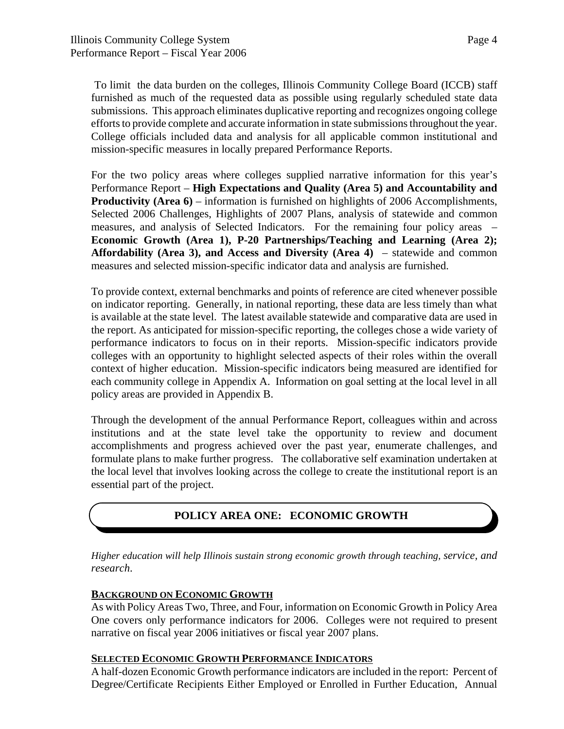To limit the data burden on the colleges, Illinois Community College Board (ICCB) staff furnished as much of the requested data as possible using regularly scheduled state data submissions. This approach eliminates duplicative reporting and recognizes ongoing college efforts to provide complete and accurate information in state submissions throughout the year. College officials included data and analysis for all applicable common institutional and mission-specific measures in locally prepared Performance Reports.

For the two policy areas where colleges supplied narrative information for this year's Performance Report – **High Expectations and Quality (Area 5) and Accountability and Productivity (Area 6)** – information is furnished on highlights of 2006 Accomplishments, Selected 2006 Challenges, Highlights of 2007 Plans, analysis of statewide and common measures, and analysis of Selected Indicators. For the remaining four policy areas – **Economic Growth (Area 1), P-20 Partnerships/Teaching and Learning (Area 2); Affordability (Area 3), and Access and Diversity (Area 4)** – statewide and common measures and selected mission-specific indicator data and analysis are furnished.

To provide context, external benchmarks and points of reference are cited whenever possible on indicator reporting. Generally, in national reporting, these data are less timely than what is available at the state level. The latest available statewide and comparative data are used in the report. As anticipated for mission-specific reporting, the colleges chose a wide variety of performance indicators to focus on in their reports. Mission-specific indicators provide colleges with an opportunity to highlight selected aspects of their roles within the overall context of higher education. Mission-specific indicators being measured are identified for each community college in Appendix A. Information on goal setting at the local level in all policy areas are provided in Appendix B.

Through the development of the annual Performance Report, colleagues within and across institutions and at the state level take the opportunity to review and document accomplishments and progress achieved over the past year, enumerate challenges, and formulate plans to make further progress. The collaborative self examination undertaken at the local level that involves looking across the college to create the institutional report is an essential part of the project.

## POLICY AREA ONE: ECONOMIC GROWTH

*Higher education will help Illinois sustain strong economic growth through teaching, service, and research.*

### BACKGROUND ON ECONOMIC GROWTH

As with Policy Areas Two, Three, and Four, information on Economic Growth in Policy Area One covers only performance indicators for 2006. Colleges were not required to present narrative on fiscal year 2006 initiatives or fiscal year 2007 plans.

### SELECTED ECONOMIC GROWTH PERFORMANCE INDICATORS

A half-dozen Economic Growth performance indicators are included in the report: Percent of Degree/Certificate Recipients Either Employed or Enrolled in Further Education, Annual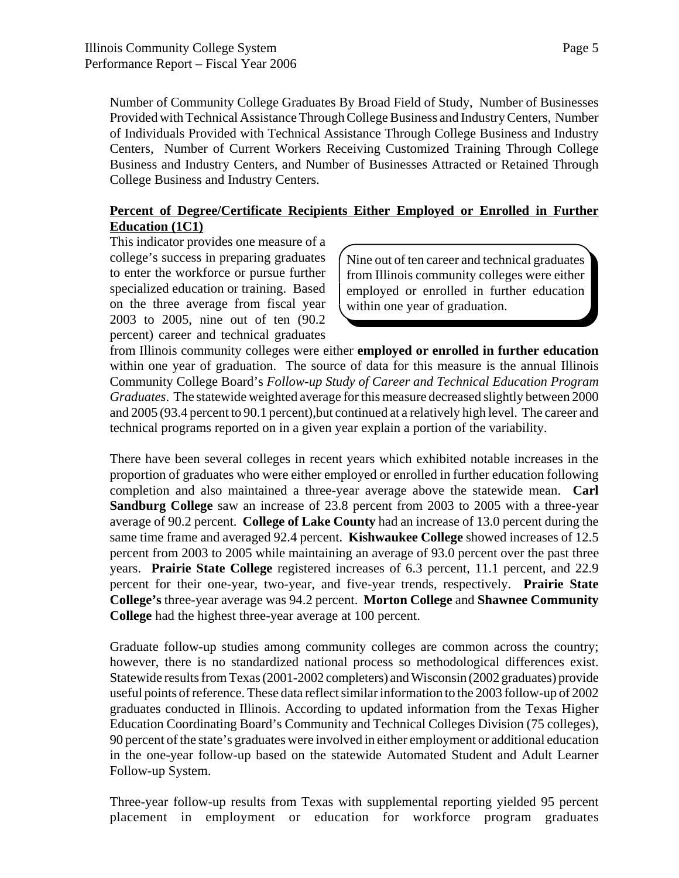Number of Community College Graduates By Broad Field of Study, Number of Businesses Provided with Technical Assistance Through College Business and Industry Centers, Number of Individuals Provided with Technical Assistance Through College Business and Industry Centers, Number of Current Workers Receiving Customized Training Through College Business and Industry Centers, and Number of Businesses Attracted or Retained Through College Business and Industry Centers.

**Percent of Degree/Certificate Recipients Either Employed or Enrolled in Further Education (1C1)**

> Nine out of ten career and technical graduates from Illinois community colleges were either employed or enrolled in further education within one year of graduation.

This indicator provides one measure of a college's success in preparing graduates to enter the workforce or pursue further specialized education or training. Based on the three average from fiscal year 2003 to 2005, nine out of ten (90.2 percent) career and technical graduates from Illinois community colleges were either **employed or enrolled in further education** within one year of graduation. The source of data for this measure is the annual Illinois Community College Board's *Follow-up Study of Career and Technical Education Program Graduates*. The statewide weighted average for this measure decreased slightly between 2000 and 2005 (93.4 percent to 90.1 percent),but continued at a relatively high level. The career and technical programs reported on in a given year explain a portion of the variability.

There have been several colleges in recent years which exhibited notable increases in the proportion of graduates who were either employed or enrolled in further education following completion and also maintained a three-year average above the statewide mean. **Carl Sandburg College** saw an increase of 23.8 percent from 2003 to 2005 with a three-year average of 90.2 percent. **College of Lake County** had an increase of 13.0 percent during the same time frame and averaged 92.4 percent. **Kishwaukee College** showed increases of 12.5 percent from 2003 to 2005 while maintaining an average of 93.0 percent over the past three years. **Prairie State College** registered increases of 6.3 percent, 11.1 percent, and 22.9 percent for their one-year, two-year, and five-year trends, respectively. **Prairie State College's** three-year average was 94.2 percent. **Morton College** and **Shawnee Community College** had the highest three-year average at 100 percent.

Graduate follow-up studies among community colleges are common across the country; however, there is no standardized national process so methodological differences exist. Statewide results from Texas (2001-2002 completers) and Wisconsin (2002 graduates) provide useful points of reference. These data reflect similar information to the 2003 follow-up of 2002 graduates conducted in Illinois. According to updated information from the Texas Higher Education Coordinating Board's Community and Technical Colleges Division (75 colleges), 90 percent of the state's graduates were involved in either employment or additional education in the one-year follow-up based on the statewide Automated Student and Adult Learner Follow-up System.

Three-year follow-up results from Texas with supplemental reporting yielded 95 percent placement in employment or education for workforce program graduates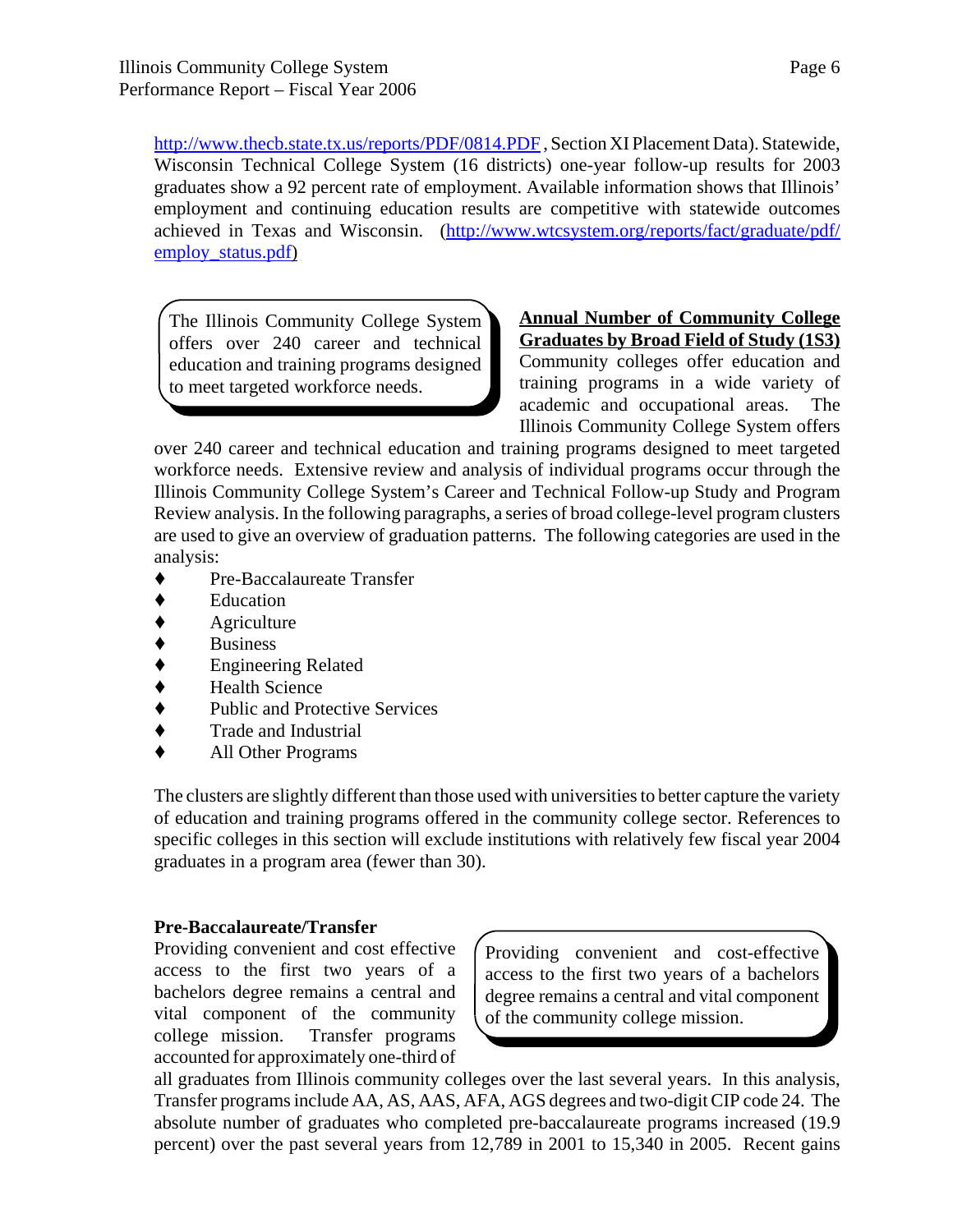http://www.thecb.state.tx.us/reports/PDF/0814.PDF, Section XI Placement Data). Statewide, Wisconsin Technical College System (16 districts) one-year follow-up results for 2003 graduates show a 92 percent rate of employment. Available information shows that Illinois' employment and continuing education results are competitive with statewide outcomes achieved in Texas and Wisconsin. (http://www.wtcsystem.org/reports/fact/graduate/pdf/employ_status.pdf)

> The Illinois Community College System offers over 240 career and technical education and training programs designed to meet targeted workforce needs.

**Annual Number of Community College Graduates by Broad Field of Study (1S3)**

Community colleges offer education and training programs in a wide variety of academic and occupational areas. The Illinois Community College System offers over 240 career and technical education and training programs designed to meet targeted workforce needs. Extensive review and analysis of individual programs occur through the Illinois Community College System's Career and Technical Follow-up Study and Program Review analysis. In the following paragraphs, a series of broad college-level program clusters are used to give an overview of graduation patterns. The following categories are used in the analysis:

- Pre-Baccalaureate Transfer
- Education
- Agriculture
- Business
- Engineering Related
- Health Science
- Public and Protective Services
- Trade and Industrial
- All Other Programs

The clusters are slightly different than those used with universities to better capture the variety of education and training programs offered in the community college sector. References to specific colleges in this section will exclude institutions with relatively few fiscal year 2004 graduates in a program area (fewer than 30).

**Pre-Baccalaureate/Transfer**

> Providing convenient and cost-effective access to the first two years of a bachelors degree remains a central and vital component of the community college mission.

Providing convenient and cost effective access to the first two years of a bachelors degree remains a central and vital component of the community college mission. Transfer programs accounted for approximately one-third of all graduates from Illinois community colleges over the last several years. In this analysis, Transfer programs include AA, AS, AAS, AFA, AGS degrees and two-digit CIP code 24. The absolute number of graduates who completed pre-baccalaureate programs increased (19.9 percent) over the past several years from 12,789 in 2001 to 15,340 in 2005. Recent gains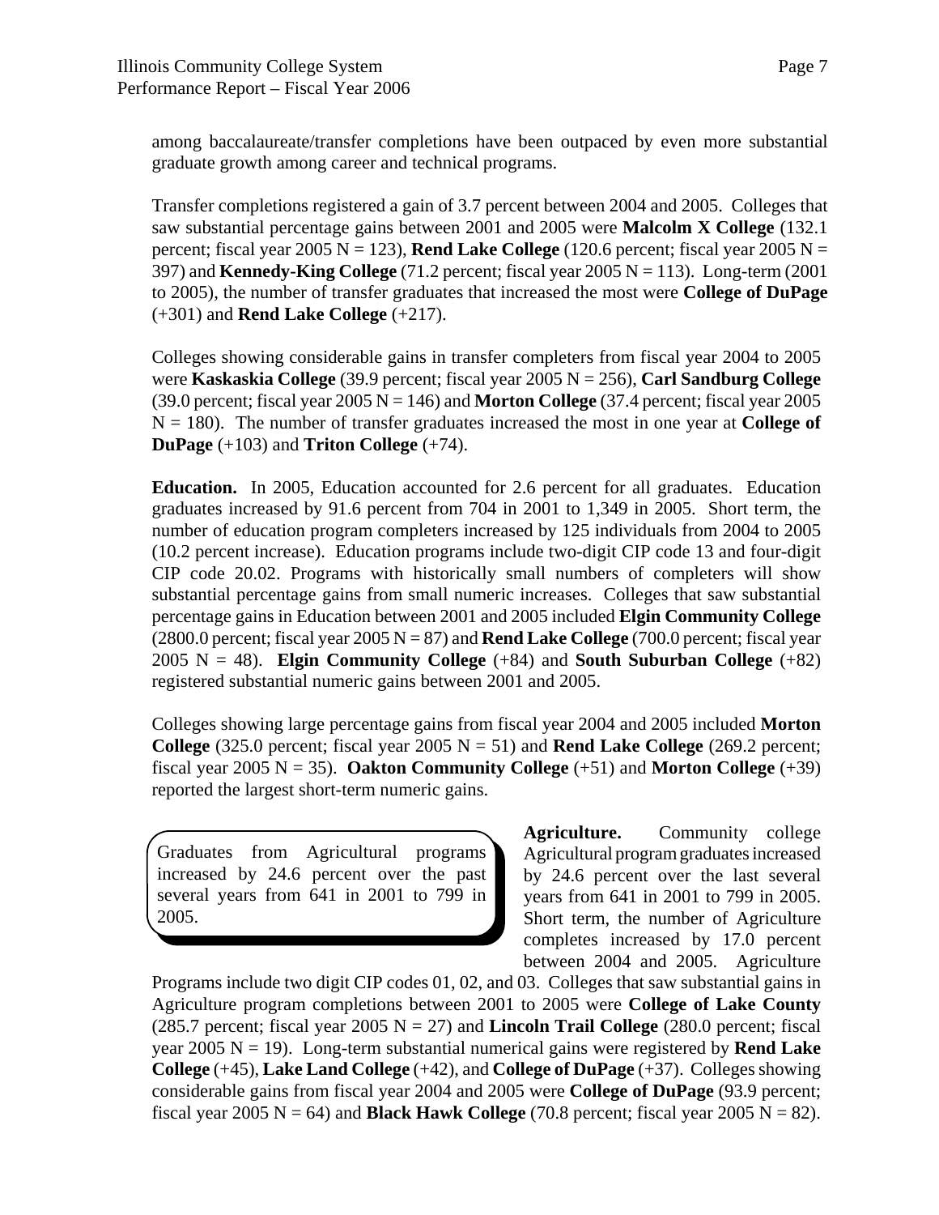among baccalaureate/transfer completions have been outpaced by even more substantial graduate growth among career and technical programs.

Transfer completions registered a gain of 3.7 percent between 2004 and 2005. Colleges that saw substantial percentage gains between 2001 and 2005 were **Malcolm X College** (132.1 percent; fiscal year 2005 N = 123), **Rend Lake College** (120.6 percent; fiscal year 2005 N = 397) and **Kennedy-King College** (71.2 percent; fiscal year 2005 N = 113). Long-term (2001 to 2005), the number of transfer graduates that increased the most were **College of DuPage** (+301) and **Rend Lake College** (+217).

Colleges showing considerable gains in transfer completers from fiscal year 2004 to 2005 were **Kaskaskia College** (39.9 percent; fiscal year 2005 N = 256), **Carl Sandburg College** (39.0 percent; fiscal year 2005 N = 146) and **Morton College** (37.4 percent; fiscal year 2005 N = 180). The number of transfer graduates increased the most in one year at **College of DuPage** (+103) and **Triton College** (+74).

**Education.** In 2005, Education accounted for 2.6 percent for all graduates. Education graduates increased by 91.6 percent from 704 in 2001 to 1,349 in 2005. Short term, the number of education program completers increased by 125 individuals from 2004 to 2005 (10.2 percent increase). Education programs include two-digit CIP code 13 and four-digit CIP code 20.02. Programs with historically small numbers of completers will show substantial percentage gains from small numeric increases. Colleges that saw substantial percentage gains in Education between 2001 and 2005 included **Elgin Community College** (2800.0 percent; fiscal year 2005 N = 87) and **Rend Lake College** (700.0 percent; fiscal year 2005 N = 48). **Elgin Community College** (+84) and **South Suburban College** (+82) registered substantial numeric gains between 2001 and 2005.

Colleges showing large percentage gains from fiscal year 2004 and 2005 included **Morton College** (325.0 percent; fiscal year 2005 N = 51) and **Rend Lake College** (269.2 percent; fiscal year 2005 N = 35). **Oakton Community College** (+51) and **Morton College** (+39) reported the largest short-term numeric gains.

> Graduates from Agricultural programs increased by 24.6 percent over the past several years from 641 in 2001 to 799 in 2005.

**Agriculture.** Community college Agricultural program graduates increased by 24.6 percent over the last several years from 641 in 2001 to 799 in 2005. Short term, the number of Agriculture completes increased by 17.0 percent between 2004 and 2005. Agriculture Programs include two digit CIP codes 01, 02, and 03. Colleges that saw substantial gains in Agriculture program completions between 2001 to 2005 were **College of Lake County** (285.7 percent; fiscal year 2005 N = 27) and **Lincoln Trail College** (280.0 percent; fiscal year 2005 N = 19). Long-term substantial numerical gains were registered by **Rend Lake College** (+45), **Lake Land College** (+42), and **College of DuPage** (+37). Colleges showing considerable gains from fiscal year 2004 and 2005 were **College of DuPage** (93.9 percent; fiscal year 2005 N = 64) and **Black Hawk College** (70.8 percent; fiscal year 2005 N = 82).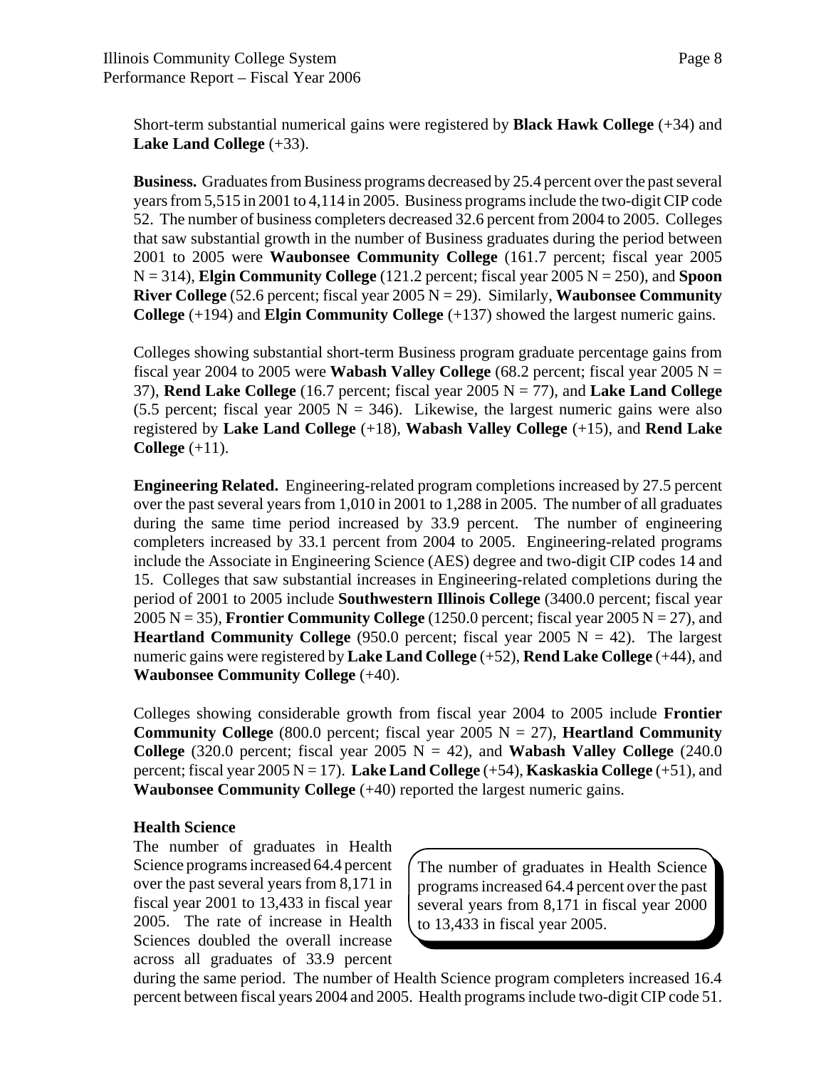Short-term substantial numerical gains were registered by **Black Hawk College** (+34) and **Lake Land College** (+33).

**Business.** Graduates from Business programs decreased by 25.4 percent over the past several years from 5,515 in 2001 to 4,114 in 2005. Business programs include the two-digit CIP code 52. The number of business completers decreased 32.6 percent from 2004 to 2005. Colleges that saw substantial growth in the number of Business graduates during the period between 2001 to 2005 were **Waubonsee Community College** (161.7 percent; fiscal year 2005 N = 314), **Elgin Community College** (121.2 percent; fiscal year 2005 N = 250), and **Spoon River College** (52.6 percent; fiscal year 2005 N = 29). Similarly, **Waubonsee Community College** (+194) and **Elgin Community College** (+137) showed the largest numeric gains.

Colleges showing substantial short-term Business program graduate percentage gains from fiscal year 2004 to 2005 were **Wabash Valley College** (68.2 percent; fiscal year 2005 N = 37), **Rend Lake College** (16.7 percent; fiscal year 2005 N = 77), and **Lake Land College** (5.5 percent; fiscal year 2005 N = 346). Likewise, the largest numeric gains were also registered by **Lake Land College** (+18), **Wabash Valley College** (+15), and **Rend Lake College** (+11).

**Engineering Related.** Engineering-related program completions increased by 27.5 percent over the past several years from 1,010 in 2001 to 1,288 in 2005. The number of all graduates during the same time period increased by 33.9 percent. The number of engineering completers increased by 33.1 percent from 2004 to 2005. Engineering-related programs include the Associate in Engineering Science (AES) degree and two-digit CIP codes 14 and 15. Colleges that saw substantial increases in Engineering-related completions during the period of 2001 to 2005 include **Southwestern Illinois College** (3400.0 percent; fiscal year 2005 N = 35), **Frontier Community College** (1250.0 percent; fiscal year 2005 N = 27), and **Heartland Community College** (950.0 percent; fiscal year 2005 N = 42). The largest numeric gains were registered by **Lake Land College** (+52), **Rend Lake College** (+44), and **Waubonsee Community College** (+40).

Colleges showing considerable growth from fiscal year 2004 to 2005 include **Frontier Community College** (800.0 percent; fiscal year 2005 N = 27), **Heartland Community College** (320.0 percent; fiscal year 2005 N = 42), and **Wabash Valley College** (240.0 percent; fiscal year 2005 N = 17). **Lake Land College** (+54), **Kaskaskia College** (+51), and **Waubonsee Community College** (+40) reported the largest numeric gains.

**Health Science**

The number of graduates in Health Science programs increased 64.4 percent over the past several years from 8,171 in fiscal year 2001 to 13,433 in fiscal year 2005. The rate of increase in Health Sciences doubled the overall increase across all graduates of 33.9 percent during the same period. The number of Health Science program completers increased 16.4 percent between fiscal years 2004 and 2005. Health programs include two-digit CIP code 51.

> The number of graduates in Health Science programs increased 64.4 percent over the past several years from 8,171 in fiscal year 2000 to 13,433 in fiscal year 2005.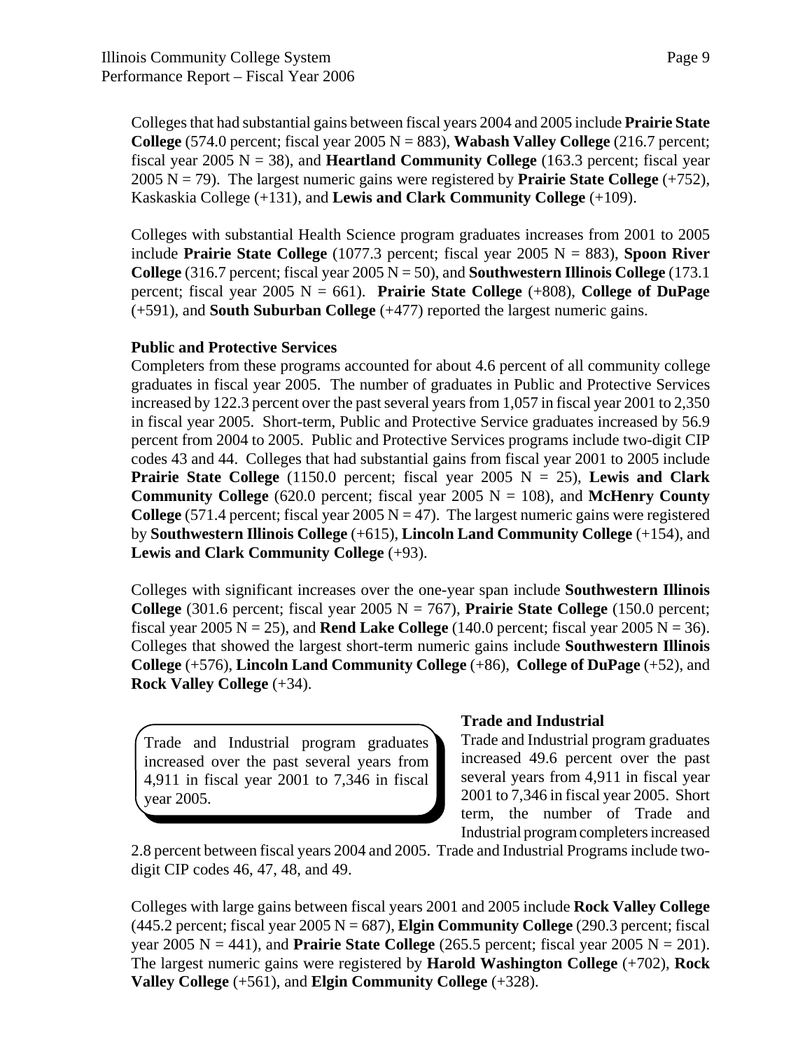Colleges that had substantial gains between fiscal years 2004 and 2005 include **Prairie State College** (574.0 percent; fiscal year 2005 N = 883), **Wabash Valley College** (216.7 percent; fiscal year 2005 N = 38), and **Heartland Community College** (163.3 percent; fiscal year 2005 N = 79). The largest numeric gains were registered by **Prairie State College** (+752), Kaskaskia College (+131), and **Lewis and Clark Community College** (+109).

Colleges with substantial Health Science program graduates increases from 2001 to 2005 include **Prairie State College** (1077.3 percent; fiscal year 2005 N = 883), **Spoon River College** (316.7 percent; fiscal year 2005 N = 50), and **Southwestern Illinois College** (173.1 percent; fiscal year 2005 N = 661). **Prairie State College** (+808), **College of DuPage** (+591), and **South Suburban College** (+477) reported the largest numeric gains.

**Public and Protective Services**

Completers from these programs accounted for about 4.6 percent of all community college graduates in fiscal year 2005. The number of graduates in Public and Protective Services increased by 122.3 percent over the past several years from 1,057 in fiscal year 2001 to 2,350 in fiscal year 2005. Short-term, Public and Protective Service graduates increased by 56.9 percent from 2004 to 2005. Public and Protective Services programs include two-digit CIP codes 43 and 44. Colleges that had substantial gains from fiscal year 2001 to 2005 include **Prairie State College** (1150.0 percent; fiscal year 2005 N = 25), **Lewis and Clark Community College** (620.0 percent; fiscal year 2005 N = 108), and **McHenry County College** (571.4 percent; fiscal year 2005 N = 47). The largest numeric gains were registered by **Southwestern Illinois College** (+615), **Lincoln Land Community College** (+154), and **Lewis and Clark Community College** (+93).

Colleges with significant increases over the one-year span include **Southwestern Illinois College** (301.6 percent; fiscal year 2005 N = 767), **Prairie State College** (150.0 percent; fiscal year 2005 N = 25), and **Rend Lake College** (140.0 percent; fiscal year 2005 N = 36). Colleges that showed the largest short-term numeric gains include **Southwestern Illinois College** (+576), **Lincoln Land Community College** (+86), **College of DuPage** (+52), and **Rock Valley College** (+34).

**Trade and Industrial**

Trade and Industrial program graduates increased over the past several years from 4,911 in fiscal year 2001 to 7,346 in fiscal year 2005.

Trade and Industrial program graduates increased 49.6 percent over the past several years from 4,911 in fiscal year 2001 to 7,346 in fiscal year 2005. Short term, the number of Trade and Industrial program completers increased 2.8 percent between fiscal years 2004 and 2005. Trade and Industrial Programs include two-digit CIP codes 46, 47, 48, and 49.

Colleges with large gains between fiscal years 2001 and 2005 include **Rock Valley College** (445.2 percent; fiscal year 2005 N = 687), **Elgin Community College** (290.3 percent; fiscal year 2005 N = 441), and **Prairie State College** (265.5 percent; fiscal year 2005 N = 201). The largest numeric gains were registered by **Harold Washington College** (+702), **Rock Valley College** (+561), and **Elgin Community College** (+328).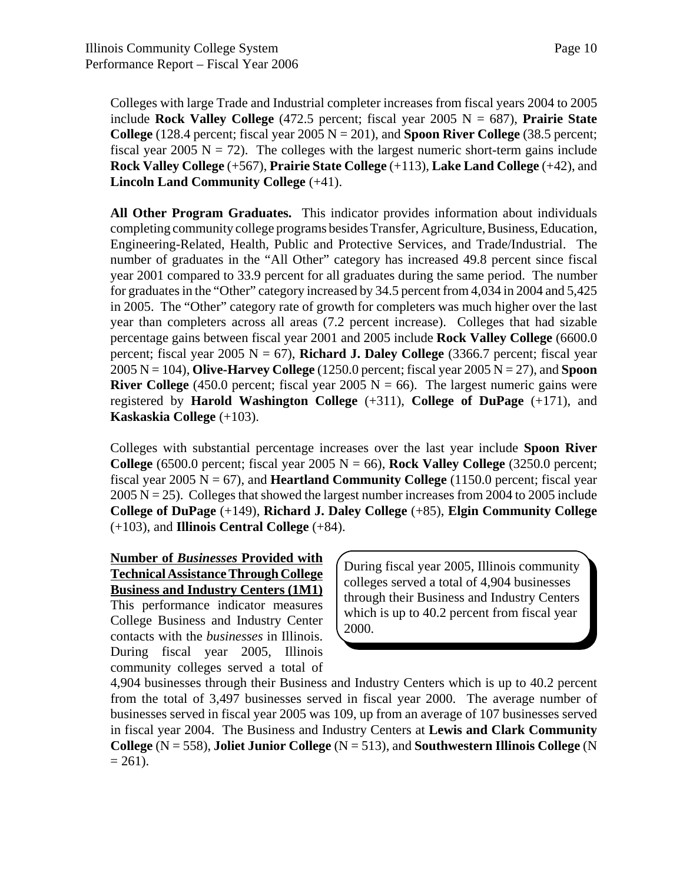Colleges with large Trade and Industrial completer increases from fiscal years 2004 to 2005 include **Rock Valley College** (472.5 percent; fiscal year 2005 N = 687), **Prairie State College** (128.4 percent; fiscal year 2005 N = 201), and **Spoon River College** (38.5 percent; fiscal year 2005 N = 72). The colleges with the largest numeric short-term gains include **Rock Valley College** (+567), **Prairie State College** (+113), **Lake Land College** (+42), and **Lincoln Land Community College** (+41).

**All Other Program Graduates.** This indicator provides information about individuals completing community college programs besides Transfer, Agriculture, Business, Education, Engineering-Related, Health, Public and Protective Services, and Trade/Industrial. The number of graduates in the "All Other" category has increased 49.8 percent since fiscal year 2001 compared to 33.9 percent for all graduates during the same period. The number for graduates in the "Other" category increased by 34.5 percent from 4,034 in 2004 and 5,425 in 2005. The "Other" category rate of growth for completers was much higher over the last year than completers across all areas (7.2 percent increase). Colleges that had sizable percentage gains between fiscal year 2001 and 2005 include **Rock Valley College** (6600.0 percent; fiscal year 2005 N = 67), **Richard J. Daley College** (3366.7 percent; fiscal year 2005 N = 104), **Olive-Harvey College** (1250.0 percent; fiscal year 2005 N = 27), and **Spoon River College** (450.0 percent; fiscal year 2005 N = 66). The largest numeric gains were registered by **Harold Washington College** (+311), **College of DuPage** (+171), and **Kaskaskia College** (+103).

Colleges with substantial percentage increases over the last year include **Spoon River College** (6500.0 percent; fiscal year 2005 N = 66), **Rock Valley College** (3250.0 percent; fiscal year 2005 N = 67), and **Heartland Community College** (1150.0 percent; fiscal year 2005 N = 25). Colleges that showed the largest number increases from 2004 to 2005 include **College of DuPage** (+149), **Richard J. Daley College** (+85), **Elgin Community College** (+103), and **Illinois Central College** (+84).

**Number of *Businesses* Provided with Technical Assistance Through College Business and Industry Centers (1M1)**

> During fiscal year 2005, Illinois community colleges served a total of 4,904 businesses through their Business and Industry Centers which is up to 40.2 percent from fiscal year 2000.

This performance indicator measures College Business and Industry Center contacts with the *businesses* in Illinois. During fiscal year 2005, Illinois community colleges served a total of 4,904 businesses through their Business and Industry Centers which is up to 40.2 percent from the total of 3,497 businesses served in fiscal year 2000. The average number of businesses served in fiscal year 2005 was 109, up from an average of 107 businesses served in fiscal year 2004. The Business and Industry Centers at **Lewis and Clark Community College** (N = 558), **Joliet Junior College** (N = 513), and **Southwestern Illinois College** (N = 261).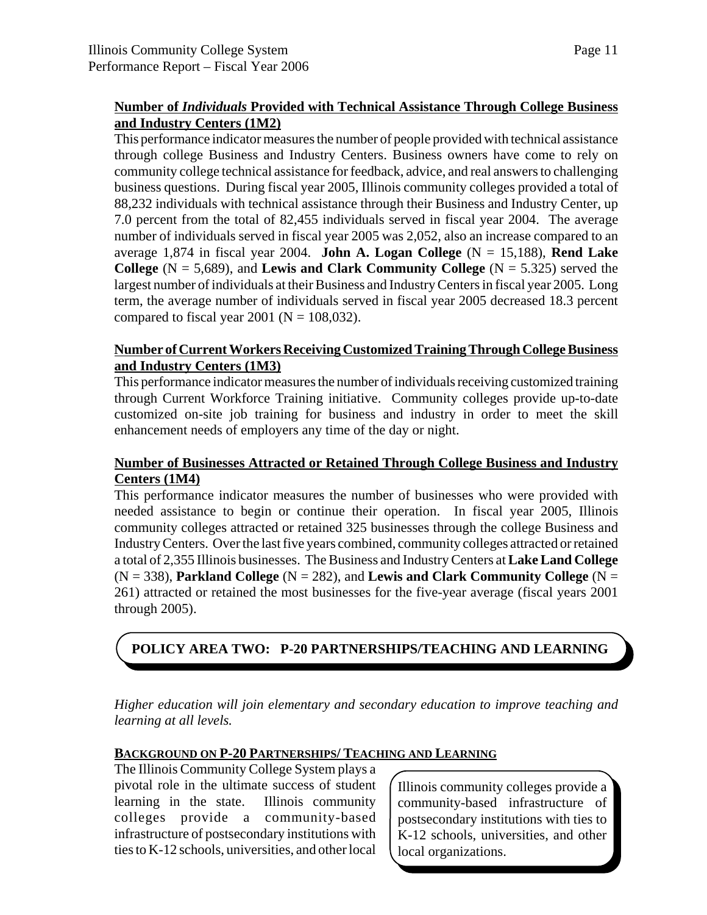**Number of *Individuals* Provided with Technical Assistance Through College Business and Industry Centers (1M2)**

This performance indicator measures the number of people provided with technical assistance through college Business and Industry Centers. Business owners have come to rely on community college technical assistance for feedback, advice, and real answers to challenging business questions. During fiscal year 2005, Illinois community colleges provided a total of 88,232 individuals with technical assistance through their Business and Industry Center, up 7.0 percent from the total of 82,455 individuals served in fiscal year 2004. The average number of individuals served in fiscal year 2005 was 2,052, also an increase compared to an average 1,874 in fiscal year 2004. **John A. Logan College** (N = 15,188), **Rend Lake College** (N = 5,689), and **Lewis and Clark Community College** (N = 5.325) served the largest number of individuals at their Business and Industry Centers in fiscal year 2005. Long term, the average number of individuals served in fiscal year 2005 decreased 18.3 percent compared to fiscal year 2001 (N = 108,032).

**Number of Current Workers Receiving Customized Training Through College Business and Industry Centers (1M3)**

This performance indicator measures the number of individuals receiving customized training through Current Workforce Training initiative. Community colleges provide up-to-date customized on-site job training for business and industry in order to meet the skill enhancement needs of employers any time of the day or night.

**Number of Businesses Attracted or Retained Through College Business and Industry Centers (1M4)**

This performance indicator measures the number of businesses who were provided with needed assistance to begin or continue their operation. In fiscal year 2005, Illinois community colleges attracted or retained 325 businesses through the college Business and Industry Centers. Over the last five years combined, community colleges attracted or retained a total of 2,355 Illinois businesses. The Business and Industry Centers at **Lake Land College** (N = 338), **Parkland College** (N = 282), and **Lewis and Clark Community College** (N = 261) attracted or retained the most businesses for the five-year average (fiscal years 2001 through 2005).

## POLICY AREA TWO: P-20 PARTNERSHIPS/TEACHING AND LEARNING

*Higher education will join elementary and secondary education to improve teaching and learning at all levels.*

**BACKGROUND ON P-20 PARTNERSHIPS/ TEACHING AND LEARNING**

The Illinois Community College System plays a pivotal role in the ultimate success of student learning in the state. Illinois community colleges provide a community-based infrastructure of postsecondary institutions with ties to K-12 schools, universities, and other local

> Illinois community colleges provide a community-based infrastructure of postsecondary institutions with ties to K-12 schools, universities, and other local organizations.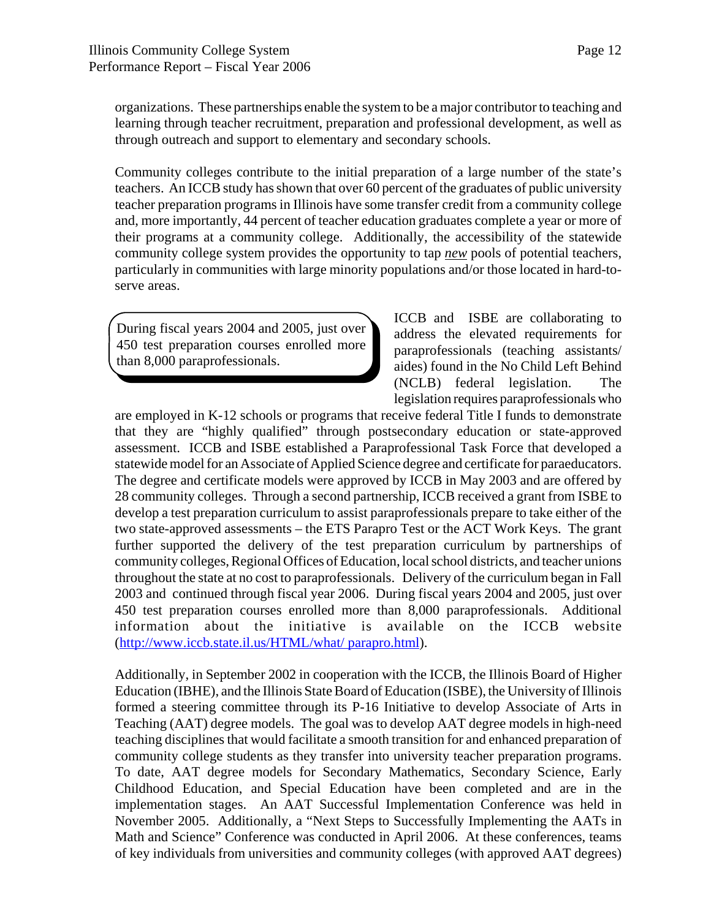organizations. These partnerships enable the system to be a major contributor to teaching and learning through teacher recruitment, preparation and professional development, as well as through outreach and support to elementary and secondary schools.

Community colleges contribute to the initial preparation of a large number of the state's teachers. An ICCB study has shown that over 60 percent of the graduates of public university teacher preparation programs in Illinois have some transfer credit from a community college and, more importantly, 44 percent of teacher education graduates complete a year or more of their programs at a community college. Additionally, the accessibility of the statewide community college system provides the opportunity to tap *new* pools of potential teachers, particularly in communities with large minority populations and/or those located in hard-to-serve areas.

> During fiscal years 2004 and 2005, just over 450 test preparation courses enrolled more than 8,000 paraprofessionals.

ICCB and ISBE are collaborating to address the elevated requirements for paraprofessionals (teaching assistants/ aides) found in the No Child Left Behind (NCLB) federal legislation. The legislation requires paraprofessionals who are employed in K-12 schools or programs that receive federal Title I funds to demonstrate that they are "highly qualified" through postsecondary education or state-approved assessment. ICCB and ISBE established a Paraprofessional Task Force that developed a statewide model for an Associate of Applied Science degree and certificate for paraeducators. The degree and certificate models were approved by ICCB in May 2003 and are offered by 28 community colleges. Through a second partnership, ICCB received a grant from ISBE to develop a test preparation curriculum to assist paraprofessionals prepare to take either of the two state-approved assessments – the ETS Parapro Test or the ACT Work Keys. The grant further supported the delivery of the test preparation curriculum by partnerships of community colleges, Regional Offices of Education, local school districts, and teacher unions throughout the state at no cost to paraprofessionals. Delivery of the curriculum began in Fall 2003 and continued through fiscal year 2006. During fiscal years 2004 and 2005, just over 450 test preparation courses enrolled more than 8,000 paraprofessionals. Additional information about the initiative is available on the ICCB website (http://www.iccb.state.il.us/HTML/what/ parapro.html).

Additionally, in September 2002 in cooperation with the ICCB, the Illinois Board of Higher Education (IBHE), and the Illinois State Board of Education (ISBE), the University of Illinois formed a steering committee through its P-16 Initiative to develop Associate of Arts in Teaching (AAT) degree models. The goal was to develop AAT degree models in high-need teaching disciplines that would facilitate a smooth transition for and enhanced preparation of community college students as they transfer into university teacher preparation programs. To date, AAT degree models for Secondary Mathematics, Secondary Science, Early Childhood Education, and Special Education have been completed and are in the implementation stages. An AAT Successful Implementation Conference was held in November 2005. Additionally, a "Next Steps to Successfully Implementing the AATs in Math and Science" Conference was conducted in April 2006. At these conferences, teams of key individuals from universities and community colleges (with approved AAT degrees)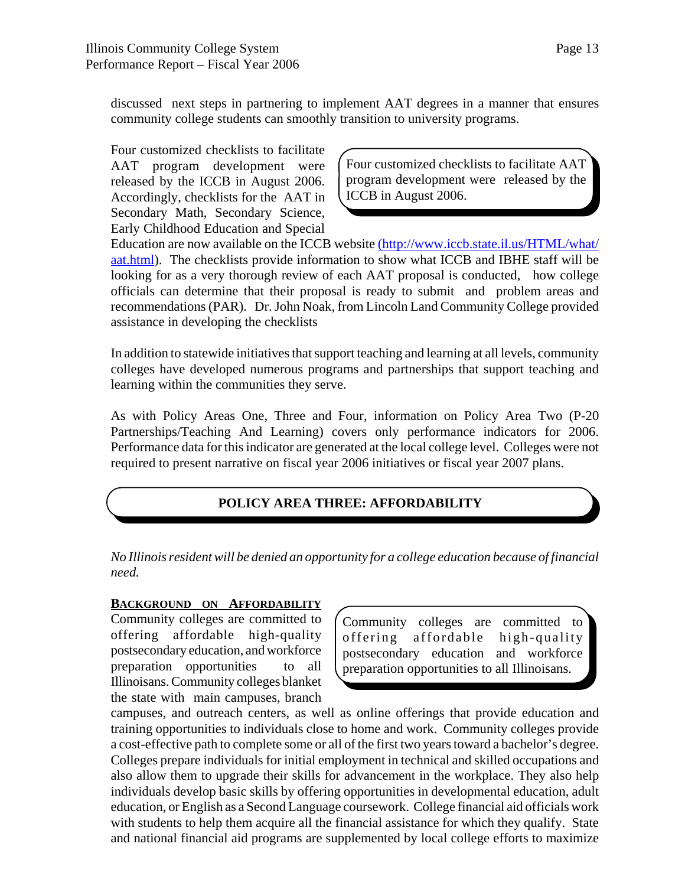discussed next steps in partnering to implement AAT degrees in a manner that ensures community college students can smoothly transition to university programs.

> Four customized checklists to facilitate AAT program development were released by the ICCB in August 2006.

Four customized checklists to facilitate AAT program development were released by the ICCB in August 2006. Accordingly, checklists for the AAT in Secondary Math, Secondary Science, Early Childhood Education and Special Education are now available on the ICCB website [(http://www.iccb.state.il.us/HTML/what/aat.html](http://www.iccb.state.il.us/HTML/what/aat.html)). The checklists provide information to show what ICCB and IBHE staff will be looking for as a very thorough review of each AAT proposal is conducted, how college officials can determine that their proposal is ready to submit and problem areas and recommendations (PAR). Dr. John Noak, from Lincoln Land Community College provided assistance in developing the checklists

In addition to statewide initiatives that support teaching and learning at all levels, community colleges have developed numerous programs and partnerships that support teaching and learning within the communities they serve.

As with Policy Areas One, Three and Four, information on Policy Area Two (P-20 Partnerships/Teaching And Learning) covers only performance indicators for 2006. Performance data for this indicator are generated at the local college level. Colleges were not required to present narrative on fiscal year 2006 initiatives or fiscal year 2007 plans.

## POLICY AREA THREE: AFFORDABILITY

*No Illinois resident will be denied an opportunity for a college education because of financial need.*

**Background on Affordability**

> Community colleges are committed to offering affordable high-quality postsecondary education and workforce preparation opportunities to all Illinoisans.

Community colleges are committed to offering affordable high-quality postsecondary education, and workforce preparation opportunities to all Illinoisans. Community colleges blanket the state with main campuses, branch campuses, and outreach centers, as well as online offerings that provide education and training opportunities to individuals close to home and work. Community colleges provide a cost-effective path to complete some or all of the first two years toward a bachelor's degree. Colleges prepare individuals for initial employment in technical and skilled occupations and also allow them to upgrade their skills for advancement in the workplace. They also help individuals develop basic skills by offering opportunities in developmental education, adult education, or English as a Second Language coursework. College financial aid officials work with students to help them acquire all the financial assistance for which they qualify. State and national financial aid programs are supplemented by local college efforts to maximize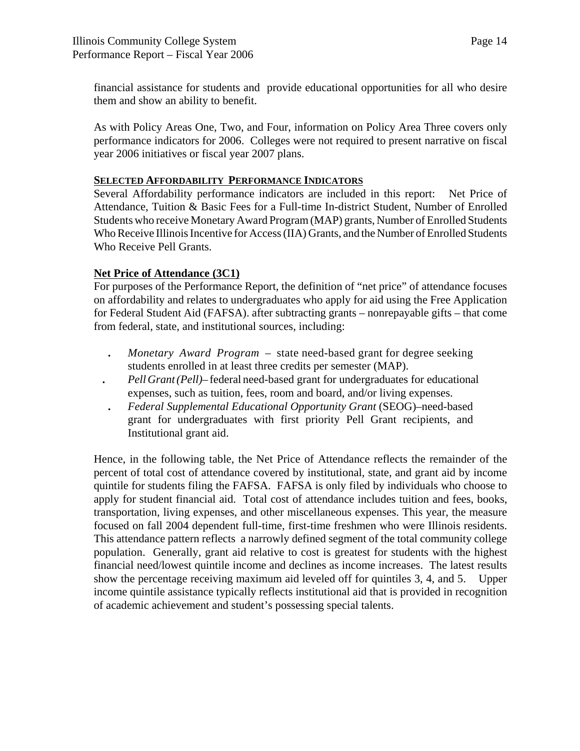financial assistance for students and provide educational opportunities for all who desire them and show an ability to benefit.

As with Policy Areas One, Two, and Four, information on Policy Area Three covers only performance indicators for 2006. Colleges were not required to present narrative on fiscal year 2006 initiatives or fiscal year 2007 plans.

**SELECTED AFFORDABILITY PERFORMANCE INDICATORS**

Several Affordability performance indicators are included in this report: Net Price of Attendance, Tuition & Basic Fees for a Full-time In-district Student, Number of Enrolled Students who receive Monetary Award Program (MAP) grants, Number of Enrolled Students Who Receive Illinois Incentive for Access (IIA) Grants, and the Number of Enrolled Students Who Receive Pell Grants.

**Net Price of Attendance (3C1)**

For purposes of the Performance Report, the definition of "net price" of attendance focuses on affordability and relates to undergraduates who apply for aid using the Free Application for Federal Student Aid (FAFSA). after subtracting grants – nonrepayable gifts – that come from federal, state, and institutional sources, including:

- *Monetary Award Program* – state need-based grant for degree seeking students enrolled in at least three credits per semester (MAP).
- *Pell Grant (Pell)*– federal need-based grant for undergraduates for educational expenses, such as tuition, fees, room and board, and/or living expenses.
- *Federal Supplemental Educational Opportunity Grant* (SEOG)–need-based grant for undergraduates with first priority Pell Grant recipients, and Institutional grant aid.

Hence, in the following table, the Net Price of Attendance reflects the remainder of the percent of total cost of attendance covered by institutional, state, and grant aid by income quintile for students filing the FAFSA. FAFSA is only filed by individuals who choose to apply for student financial aid. Total cost of attendance includes tuition and fees, books, transportation, living expenses, and other miscellaneous expenses. This year, the measure focused on fall 2004 dependent full-time, first-time freshmen who were Illinois residents. This attendance pattern reflects a narrowly defined segment of the total community college population. Generally, grant aid relative to cost is greatest for students with the highest financial need/lowest quintile income and declines as income increases. The latest results show the percentage receiving maximum aid leveled off for quintiles 3, 4, and 5. Upper income quintile assistance typically reflects institutional aid that is provided in recognition of academic achievement and student's possessing special talents.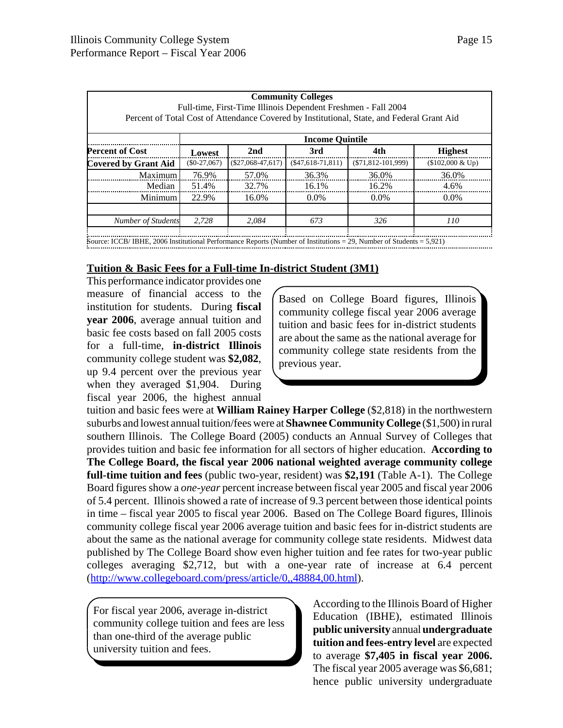| **Community Colleges**<br>Full-time, First-Time Illinois Dependent Freshmen - Fall 2004<br>Percent of Total Cost of Attendance Covered by Institutional, State, and Federal Grant Aid | | | | | |
|---|---|---|---|---|---|
| | **Income Quintile** | | | | |
| **Percent of Cost** | **Lowest** | **2nd** | **3rd** | **4th** | **Highest** |
| **Covered by Grant Aid** | ($0-27,067) | ($27,068-47,617) | ($47,618-71,811) | ($71,812-101,999) | ($102,000 & Up) |
| Maximum | 76.9% | 57.0% | 36.3% | 36.0% | 36.0% |
| Median | 51.4% | 32.7% | 16.1% | 16.2% | 4.6% |
| Minimum | 22.9% | 16.0% | 0.0% | 0.0% | 0.0% |
| | | | | | |
| *Number of Students* | *2,728* | *2,084* | *673* | *326* | *110* |

Source: ICCB/ IBHE, 2006 Institutional Performance Reports (Number of Institutions = 29, Number of Students = 5,921)

## Tuition & Basic Fees for a Full-time In-district Student (3M1)

> Based on College Board figures, Illinois community college fiscal year 2006 average tuition and basic fees for in-district students are about the same as the national average for community college state residents from the previous year.

This performance indicator provides one measure of financial access to the institution for students. During **fiscal year 2006**, average annual tuition and basic fee costs based on fall 2005 costs for a full-time, **in-district Illinois** community college student was **$2,082**, up 9.4 percent over the previous year when they averaged $1,904. During fiscal year 2006, the highest annual tuition and basic fees were at **William Rainey Harper College** ($2,818) in the northwestern suburbs and lowest annual tuition/fees were at **Shawnee Community College** ($1,500) in rural southern Illinois. The College Board (2005) conducts an Annual Survey of Colleges that provides tuition and basic fee information for all sectors of higher education. **According to The College Board, the fiscal year 2006 national weighted average community college full-time tuition and fees** (public two-year, resident) was **$2,191** (Table A-1). The College Board figures show a *one-year* percent increase between fiscal year 2005 and fiscal year 2006 of 5.4 percent. Illinois showed a rate of increase of 9.3 percent between those identical points in time – fiscal year 2005 to fiscal year 2006. Based on The College Board figures, Illinois community college fiscal year 2006 average tuition and basic fees for in-district students are about the same as the national average for community college state residents. Midwest data published by The College Board show even higher tuition and fee rates for two-year public colleges averaging $2,712, but with a one-year rate of increase at 6.4 percent (http://www.collegeboard.com/press/article/0,,48884,00.html).

> For fiscal year 2006, average in-district community college tuition and fees are less than one-third of the average public university tuition and fees.

According to the Illinois Board of Higher Education (IBHE), estimated Illinois **public university** annual **undergraduate tuition and fees-entry level** are expected to average **$7,405 in fiscal year 2006.** The fiscal year 2005 average was $6,681; hence public university undergraduate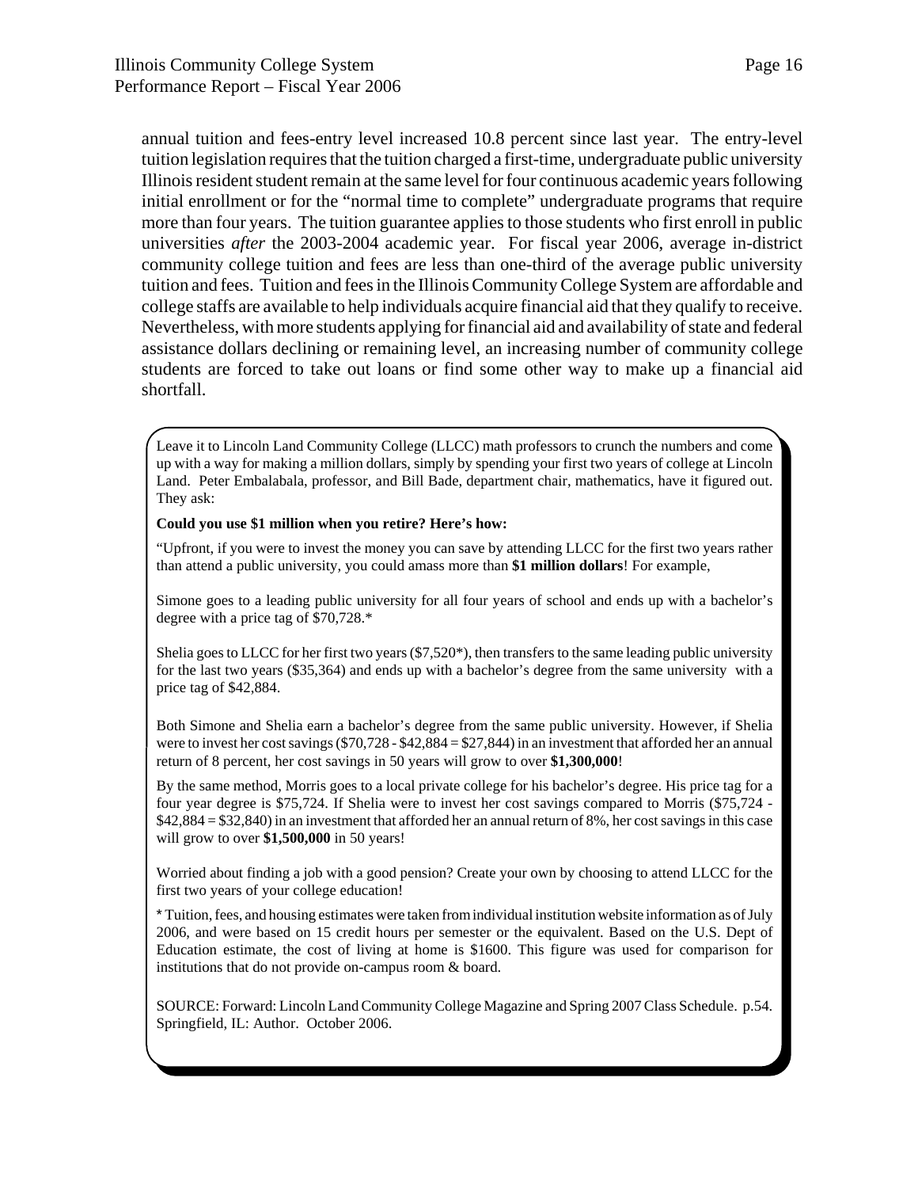annual tuition and fees-entry level increased 10.8 percent since last year. The entry-level tuition legislation requires that the tuition charged a first-time, undergraduate public university Illinois resident student remain at the same level for four continuous academic years following initial enrollment or for the "normal time to complete" undergraduate programs that require more than four years. The tuition guarantee applies to those students who first enroll in public universities *after* the 2003-2004 academic year. For fiscal year 2006, average in-district community college tuition and fees are less than one-third of the average public university tuition and fees. Tuition and fees in the Illinois Community College System are affordable and college staffs are available to help individuals acquire financial aid that they qualify to receive. Nevertheless, with more students applying for financial aid and availability of state and federal assistance dollars declining or remaining level, an increasing number of community college students are forced to take out loans or find some other way to make up a financial aid shortfall.

Leave it to Lincoln Land Community College (LLCC) math professors to crunch the numbers and come up with a way for making a million dollars, simply by spending your first two years of college at Lincoln Land. Peter Embalabala, professor, and Bill Bade, department chair, mathematics, have it figured out. They ask:

**Could you use $1 million when you retire? Here's how:**

"Upfront, if you were to invest the money you can save by attending LLCC for the first two years rather than attend a public university, you could amass more than **$1 million dollars**! For example,

Simone goes to a leading public university for all four years of school and ends up with a bachelor's degree with a price tag of $70,728.*

Shelia goes to LLCC for her first two years ($7,520*), then transfers to the same leading public university for the last two years ($35,364) and ends up with a bachelor's degree from the same university with a price tag of $42,884.

Both Simone and Shelia earn a bachelor's degree from the same public university. However, if Shelia were to invest her cost savings ($70,728 - $42,884 = $27,844) in an investment that afforded her an annual return of 8 percent, her cost savings in 50 years will grow to over **$1,300,000**!

By the same method, Morris goes to a local private college for his bachelor's degree. His price tag for a four year degree is $75,724. If Shelia were to invest her cost savings compared to Morris ($75,724 - $42,884 = $32,840) in an investment that afforded her an annual return of 8%, her cost savings in this case will grow to over **$1,500,000** in 50 years!

Worried about finding a job with a good pension? Create your own by choosing to attend LLCC for the first two years of your college education!

* Tuition, fees, and housing estimates were taken from individual institution website information as of July 2006, and were based on 15 credit hours per semester or the equivalent. Based on the U.S. Dept of Education estimate, the cost of living at home is $1600. This figure was used for comparison for institutions that do not provide on-campus room & board.

SOURCE: Forward: Lincoln Land Community College Magazine and Spring 2007 Class Schedule. p.54. Springfield, IL: Author. October 2006.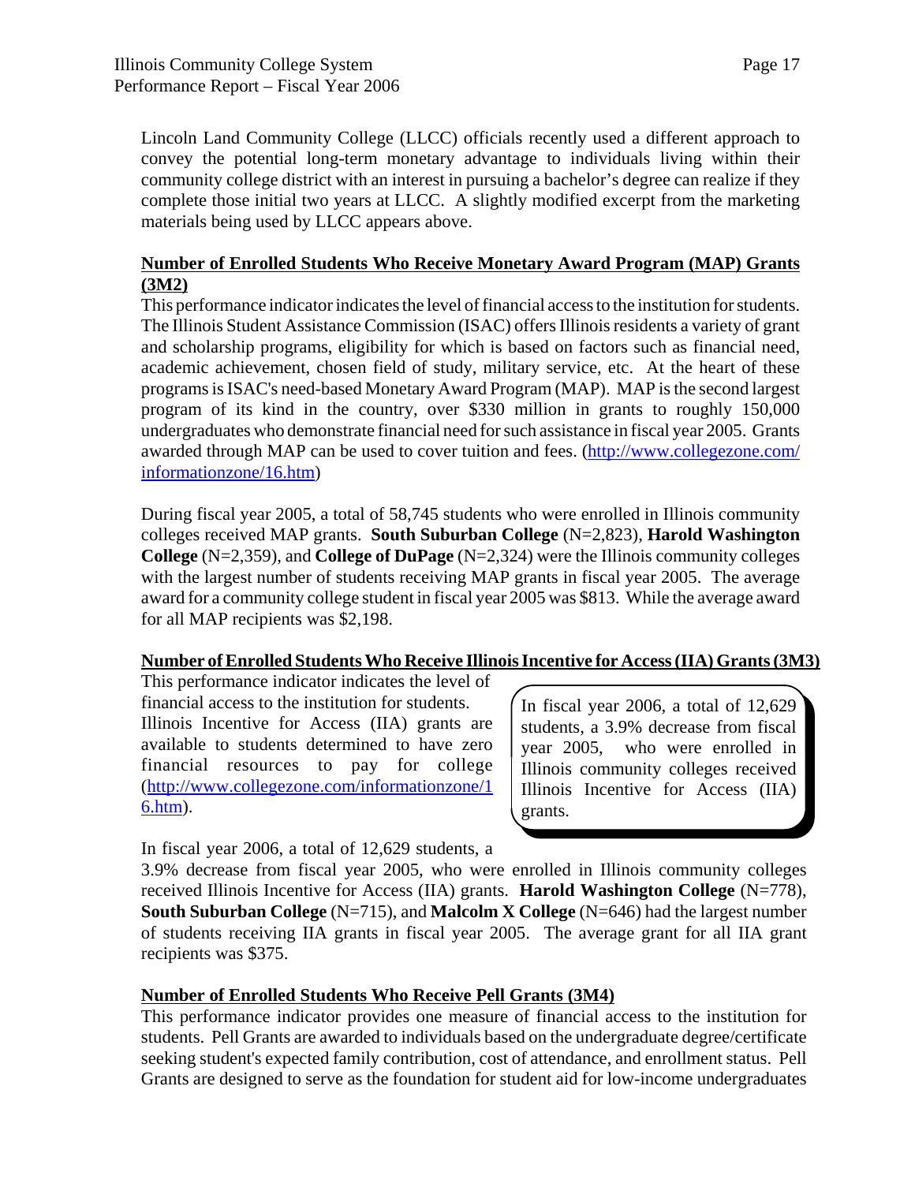Lincoln Land Community College (LLCC) officials recently used a different approach to convey the potential long-term monetary advantage to individuals living within their community college district with an interest in pursuing a bachelor's degree can realize if they complete those initial two years at LLCC. A slightly modified excerpt from the marketing materials being used by LLCC appears above.

**Number of Enrolled Students Who Receive Monetary Award Program (MAP) Grants (3M2)**

This performance indicator indicates the level of financial access to the institution for students. The Illinois Student Assistance Commission (ISAC) offers Illinois residents a variety of grant and scholarship programs, eligibility for which is based on factors such as financial need, academic achievement, chosen field of study, military service, etc. At the heart of these programs is ISAC's need-based Monetary Award Program (MAP). MAP is the second largest program of its kind in the country, over $330 million in grants to roughly 150,000 undergraduates who demonstrate financial need for such assistance in fiscal year 2005. Grants awarded through MAP can be used to cover tuition and fees. (http://www.collegezone.com/informationzone/16.htm)

During fiscal year 2005, a total of 58,745 students who were enrolled in Illinois community colleges received MAP grants. **South Suburban College** (N=2,823), **Harold Washington College** (N=2,359), and **College of DuPage** (N=2,324) were the Illinois community colleges with the largest number of students receiving MAP grants in fiscal year 2005. The average award for a community college student in fiscal year 2005 was $813. While the average award for all MAP recipients was $2,198.

**Number of Enrolled Students Who Receive Illinois Incentive for Access (IIA) Grants (3M3)**

This performance indicator indicates the level of financial access to the institution for students. Illinois Incentive for Access (IIA) grants are available to students determined to have zero financial resources to pay for college (http://www.collegezone.com/informationzone/16.htm).

> In fiscal year 2006, a total of 12,629 students, a 3.9% decrease from fiscal year 2005, who were enrolled in Illinois community colleges received Illinois Incentive for Access (IIA) grants.

In fiscal year 2006, a total of 12,629 students, a 3.9% decrease from fiscal year 2005, who were enrolled in Illinois community colleges received Illinois Incentive for Access (IIA) grants. **Harold Washington College** (N=778), **South Suburban College** (N=715), and **Malcolm X College** (N=646) had the largest number of students receiving IIA grants in fiscal year 2005. The average grant for all IIA grant recipients was $375.

**Number of Enrolled Students Who Receive Pell Grants (3M4)**

This performance indicator provides one measure of financial access to the institution for students. Pell Grants are awarded to individuals based on the undergraduate degree/certificate seeking student's expected family contribution, cost of attendance, and enrollment status. Pell Grants are designed to serve as the foundation for student aid for low-income undergraduates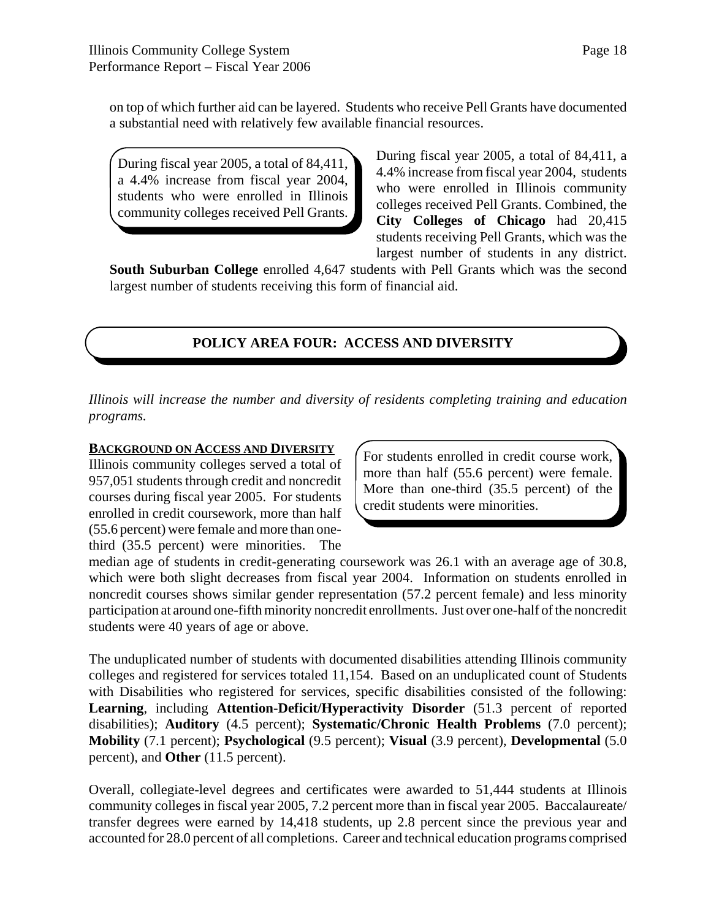on top of which further aid can be layered. Students who receive Pell Grants have documented a substantial need with relatively few available financial resources.

> During fiscal year 2005, a total of 84,411, a 4.4% increase from fiscal year 2004, students who were enrolled in Illinois community colleges received Pell Grants.

During fiscal year 2005, a total of 84,411, a 4.4% increase from fiscal year 2004, students who were enrolled in Illinois community colleges received Pell Grants. Combined, the **City Colleges of Chicago** had 20,415 students receiving Pell Grants, which was the largest number of students in any district. **South Suburban College** enrolled 4,647 students with Pell Grants which was the second largest number of students receiving this form of financial aid.

## POLICY AREA FOUR: ACCESS AND DIVERSITY

*Illinois will increase the number and diversity of residents completing training and education programs.*

### BACKGROUND ON ACCESS AND DIVERSITY

> For students enrolled in credit course work, more than half (55.6 percent) were female. More than one-third (35.5 percent) of the credit students were minorities.

Illinois community colleges served a total of 957,051 students through credit and noncredit courses during fiscal year 2005. For students enrolled in credit coursework, more than half (55.6 percent) were female and more than one-third (35.5 percent) were minorities. The median age of students in credit-generating coursework was 26.1 with an average age of 30.8, which were both slight decreases from fiscal year 2004. Information on students enrolled in noncredit courses shows similar gender representation (57.2 percent female) and less minority participation at around one-fifth minority noncredit enrollments. Just over one-half of the noncredit students were 40 years of age or above.

The unduplicated number of students with documented disabilities attending Illinois community colleges and registered for services totaled 11,154. Based on an unduplicated count of Students with Disabilities who registered for services, specific disabilities consisted of the following: **Learning**, including **Attention-Deficit/Hyperactivity Disorder** (51.3 percent of reported disabilities); **Auditory** (4.5 percent); **Systematic/Chronic Health Problems** (7.0 percent); **Mobility** (7.1 percent); **Psychological** (9.5 percent); **Visual** (3.9 percent), **Developmental** (5.0 percent), and **Other** (11.5 percent).

Overall, collegiate-level degrees and certificates were awarded to 51,444 students at Illinois community colleges in fiscal year 2005, 7.2 percent more than in fiscal year 2005. Baccalaureate/ transfer degrees were earned by 14,418 students, up 2.8 percent since the previous year and accounted for 28.0 percent of all completions. Career and technical education programs comprised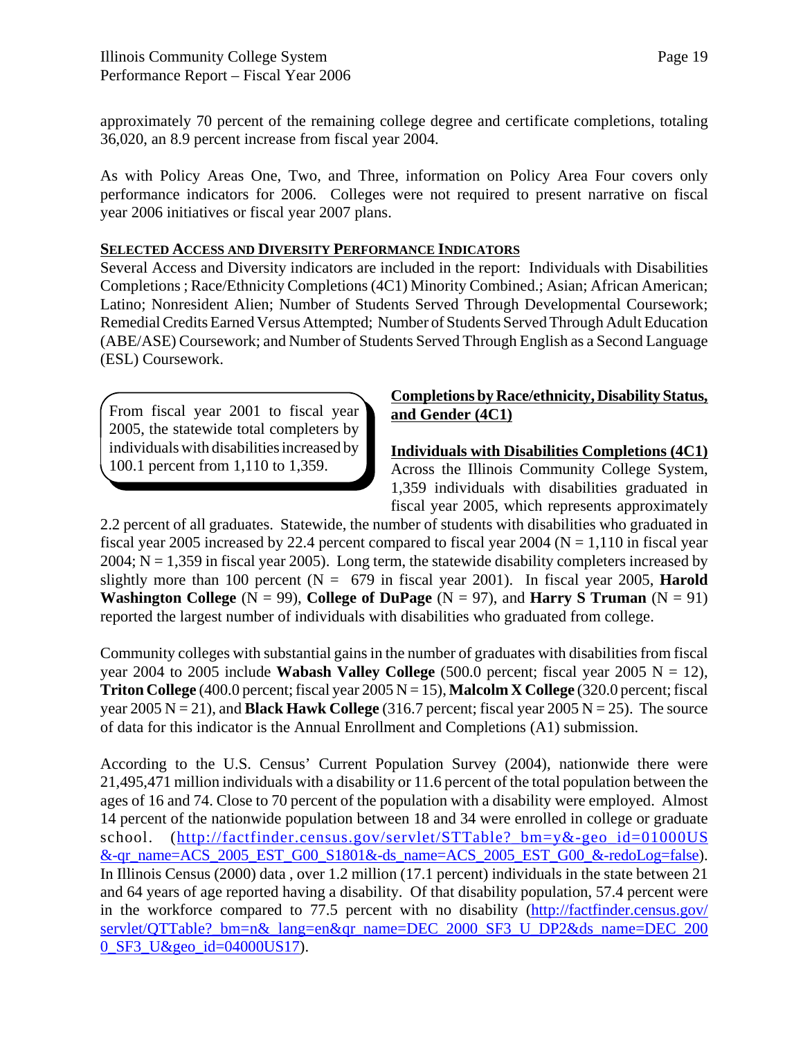approximately 70 percent of the remaining college degree and certificate completions, totaling 36,020, an 8.9 percent increase from fiscal year 2004.

As with Policy Areas One, Two, and Three, information on Policy Area Four covers only performance indicators for 2006. Colleges were not required to present narrative on fiscal year 2006 initiatives or fiscal year 2007 plans.

**SELECTED ACCESS AND DIVERSITY PERFORMANCE INDICATORS**

Several Access and Diversity indicators are included in the report: Individuals with Disabilities Completions ; Race/Ethnicity Completions (4C1) Minority Combined.; Asian; African American; Latino; Nonresident Alien; Number of Students Served Through Developmental Coursework; Remedial Credits Earned Versus Attempted; Number of Students Served Through Adult Education (ABE/ASE) Coursework; and Number of Students Served Through English as a Second Language (ESL) Coursework.

> From fiscal year 2001 to fiscal year 2005, the statewide total completers by individuals with disabilities increased by 100.1 percent from 1,110 to 1,359.

**Completions by Race/ethnicity, Disability Status, and Gender (4C1)**

**Individuals with Disabilities Completions (4C1)**

Across the Illinois Community College System, 1,359 individuals with disabilities graduated in fiscal year 2005, which represents approximately 2.2 percent of all graduates. Statewide, the number of students with disabilities who graduated in fiscal year 2005 increased by 22.4 percent compared to fiscal year 2004 (N = 1,110 in fiscal year 2004; N = 1,359 in fiscal year 2005). Long term, the statewide disability completers increased by slightly more than 100 percent (N = 679 in fiscal year 2001). In fiscal year 2005, **Harold Washington College** (N = 99), **College of DuPage** (N = 97), and **Harry S Truman** (N = 91) reported the largest number of individuals with disabilities who graduated from college.

Community colleges with substantial gains in the number of graduates with disabilities from fiscal year 2004 to 2005 include **Wabash Valley College** (500.0 percent; fiscal year 2005 N = 12), **Triton College** (400.0 percent; fiscal year 2005 N = 15), **Malcolm X College** (320.0 percent; fiscal year 2005 N = 21), and **Black Hawk College** (316.7 percent; fiscal year 2005 N = 25). The source of data for this indicator is the Annual Enrollment and Completions (A1) submission.

According to the U.S. Census' Current Population Survey (2004), nationwide there were 21,495,471 million individuals with a disability or 11.6 percent of the total population between the ages of 16 and 74. Close to 70 percent of the population with a disability were employed. Almost 14 percent of the nationwide population between 18 and 34 were enrolled in college or graduate school. (http://factfinder.census.gov/servlet/STTable?_bm=y&-geo_id=01000US&-qr_name=ACS_2005_EST_G00_S1801&-ds_name=ACS_2005_EST_G00_&-redoLog=false). In Illinois Census (2000) data , over 1.2 million (17.1 percent) individuals in the state between 21 and 64 years of age reported having a disability. Of that disability population, 57.4 percent were in the workforce compared to 77.5 percent with no disability (http://factfinder.census.gov/servlet/QTTable?_bm=n&_lang=en&qr_name=DEC_2000_SF3_U_DP2&ds_name=DEC_2000_SF3_U&geo_id=04000US17).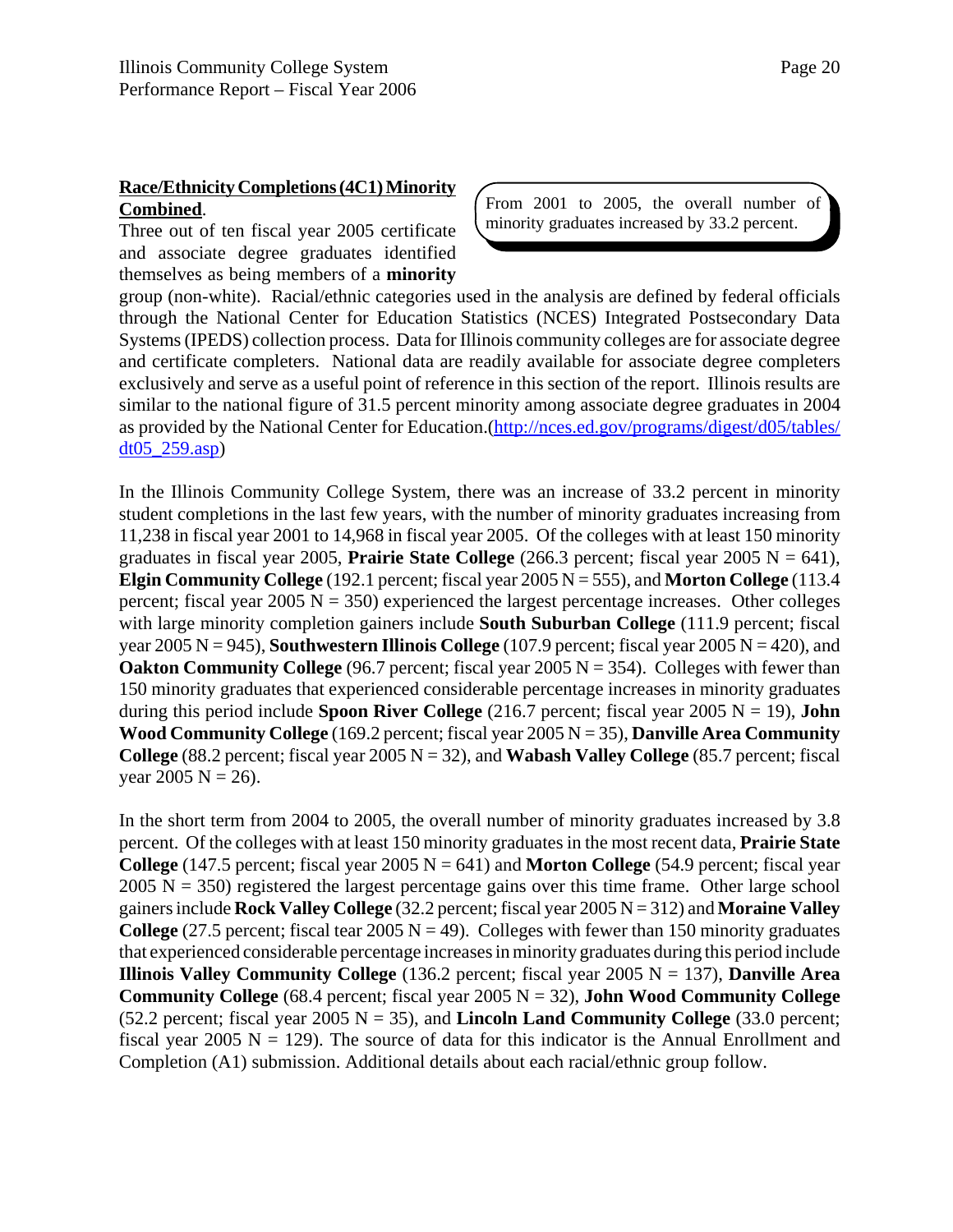**Race/Ethnicity Completions (4C1) Minority Combined**.

> From 2001 to 2005, the overall number of minority graduates increased by 33.2 percent.

Three out of ten fiscal year 2005 certificate and associate degree graduates identified themselves as being members of a **minority** group (non-white). Racial/ethnic categories used in the analysis are defined by federal officials through the National Center for Education Statistics (NCES) Integrated Postsecondary Data Systems (IPEDS) collection process. Data for Illinois community colleges are for associate degree and certificate completers. National data are readily available for associate degree completers exclusively and serve as a useful point of reference in this section of the report. Illinois results are similar to the national figure of 31.5 percent minority among associate degree graduates in 2004 as provided by the National Center for Education.(http://nces.ed.gov/programs/digest/d05/tables/dt05_259.asp)

In the Illinois Community College System, there was an increase of 33.2 percent in minority student completions in the last few years, with the number of minority graduates increasing from 11,238 in fiscal year 2001 to 14,968 in fiscal year 2005. Of the colleges with at least 150 minority graduates in fiscal year 2005, **Prairie State College** (266.3 percent; fiscal year 2005 N = 641), **Elgin Community College** (192.1 percent; fiscal year 2005 N = 555), and **Morton College** (113.4 percent; fiscal year 2005 N = 350) experienced the largest percentage increases. Other colleges with large minority completion gainers include **South Suburban College** (111.9 percent; fiscal year 2005 N = 945), **Southwestern Illinois College** (107.9 percent; fiscal year 2005 N = 420), and **Oakton Community College** (96.7 percent; fiscal year 2005 N = 354). Colleges with fewer than 150 minority graduates that experienced considerable percentage increases in minority graduates during this period include **Spoon River College** (216.7 percent; fiscal year 2005 N = 19), **John Wood Community College** (169.2 percent; fiscal year 2005 N = 35), **Danville Area Community College** (88.2 percent; fiscal year 2005 N = 32), and **Wabash Valley College** (85.7 percent; fiscal year 2005 N = 26).

In the short term from 2004 to 2005, the overall number of minority graduates increased by 3.8 percent. Of the colleges with at least 150 minority graduates in the most recent data, **Prairie State College** (147.5 percent; fiscal year 2005 N = 641) and **Morton College** (54.9 percent; fiscal year 2005 N = 350) registered the largest percentage gains over this time frame. Other large school gainers include **Rock Valley College** (32.2 percent; fiscal year 2005 N = 312) and **Moraine Valley College** (27.5 percent; fiscal tear 2005 N = 49). Colleges with fewer than 150 minority graduates that experienced considerable percentage increases in minority graduates during this period include **Illinois Valley Community College** (136.2 percent; fiscal year 2005 N = 137), **Danville Area Community College** (68.4 percent; fiscal year 2005 N = 32), **John Wood Community College** (52.2 percent; fiscal year 2005 N = 35), and **Lincoln Land Community College** (33.0 percent; fiscal year 2005 N = 129). The source of data for this indicator is the Annual Enrollment and Completion (A1) submission. Additional details about each racial/ethnic group follow.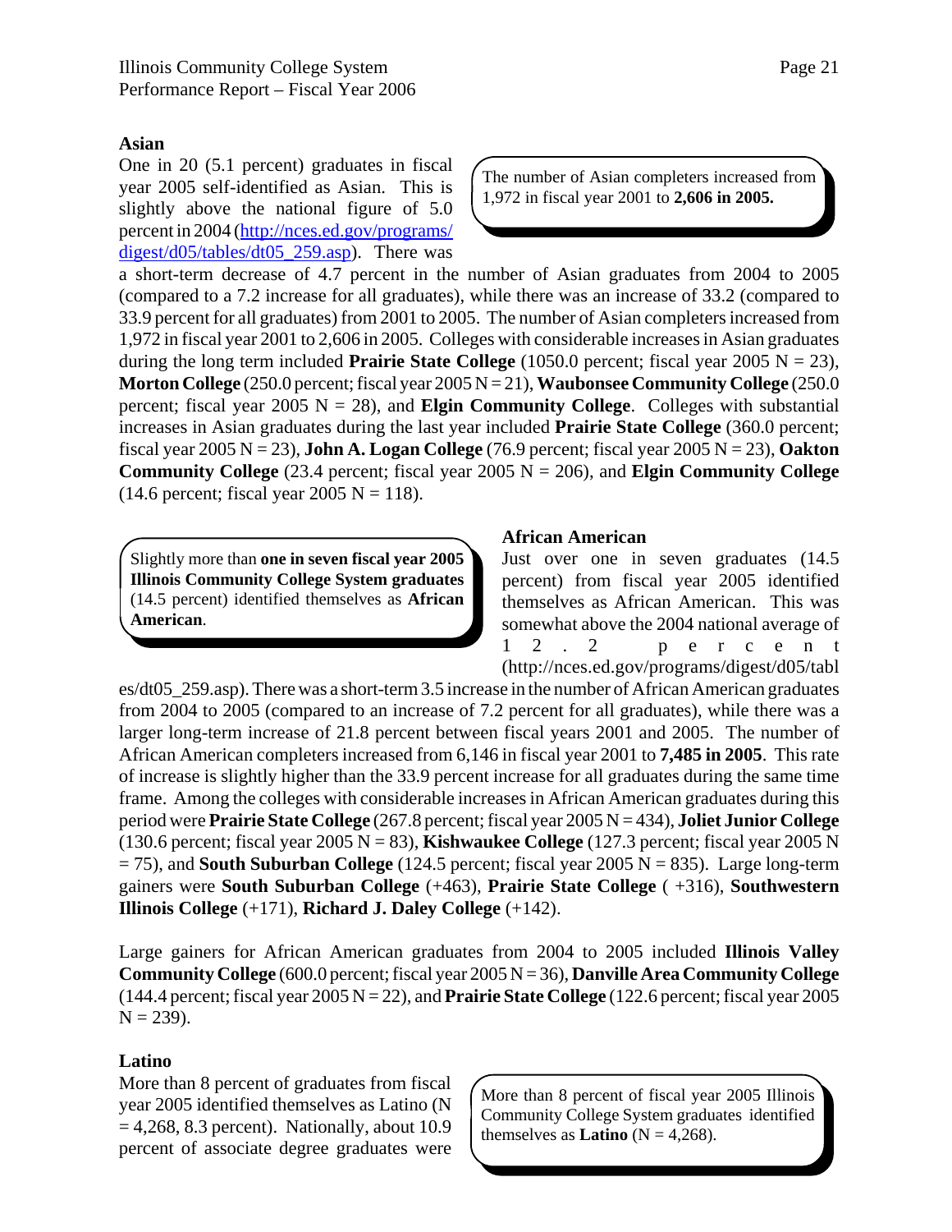### Asian

One in 20 (5.1 percent) graduates in fiscal year 2005 self-identified as Asian. This is slightly above the national figure of 5.0 percent in 2004 (http://nces.ed.gov/programs/digest/d05/tables/dt05_259.asp). There was a short-term decrease of 4.7 percent in the number of Asian graduates from 2004 to 2005 (compared to a 7.2 increase for all graduates), while there was an increase of 33.2 (compared to 33.9 percent for all graduates) from 2001 to 2005. The number of Asian completers increased from 1,972 in fiscal year 2001 to 2,606 in 2005. Colleges with considerable increases in Asian graduates during the long term included **Prairie State College** (1050.0 percent; fiscal year 2005 N = 23), **Morton College** (250.0 percent; fiscal year 2005 N = 21), **Waubonsee Community College** (250.0 percent; fiscal year 2005 N = 28), and **Elgin Community College**. Colleges with substantial increases in Asian graduates during the last year included **Prairie State College** (360.0 percent; fiscal year 2005 N = 23), **John A. Logan College** (76.9 percent; fiscal year 2005 N = 23), **Oakton Community College** (23.4 percent; fiscal year 2005 N = 206), and **Elgin Community College** (14.6 percent; fiscal year 2005 N = 118).

> The number of Asian completers increased from 1,972 in fiscal year 2001 to **2,606 in 2005.**

### African American

Just over one in seven graduates (14.5 percent) from fiscal year 2005 identified themselves as African American. This was somewhat above the 2004 national average of 12.2 percent (http://nces.ed.gov/programs/digest/d05/tables/dt05_259.asp). There was a short-term 3.5 increase in the number of African American graduates from 2004 to 2005 (compared to an increase of 7.2 percent for all graduates), while there was a larger long-term increase of 21.8 percent between fiscal years 2001 and 2005. The number of African American completers increased from 6,146 in fiscal year 2001 to **7,485 in 2005**. This rate of increase is slightly higher than the 33.9 percent increase for all graduates during the same time frame. Among the colleges with considerable increases in African American graduates during this period were **Prairie State College** (267.8 percent; fiscal year 2005 N = 434), **Joliet Junior College** (130.6 percent; fiscal year 2005 N = 83), **Kishwaukee College** (127.3 percent; fiscal year 2005 N = 75), and **South Suburban College** (124.5 percent; fiscal year 2005 N = 835). Large long-term gainers were **South Suburban College** (+463), **Prairie State College** ( +316), **Southwestern Illinois College** (+171), **Richard J. Daley College** (+142).

> Slightly more than **one in seven fiscal year 2005 Illinois Community College System graduates** (14.5 percent) identified themselves as **African American**.

Large gainers for African American graduates from 2004 to 2005 included **Illinois Valley Community College** (600.0 percent; fiscal year 2005 N = 36), **Danville Area Community College** (144.4 percent; fiscal year 2005 N = 22), and **Prairie State College** (122.6 percent; fiscal year 2005 N = 239).

### Latino

More than 8 percent of graduates from fiscal year 2005 identified themselves as Latino (N = 4,268, 8.3 percent). Nationally, about 10.9 percent of associate degree graduates were

> More than 8 percent of fiscal year 2005 Illinois Community College System graduates identified themselves as **Latino** (N = 4,268).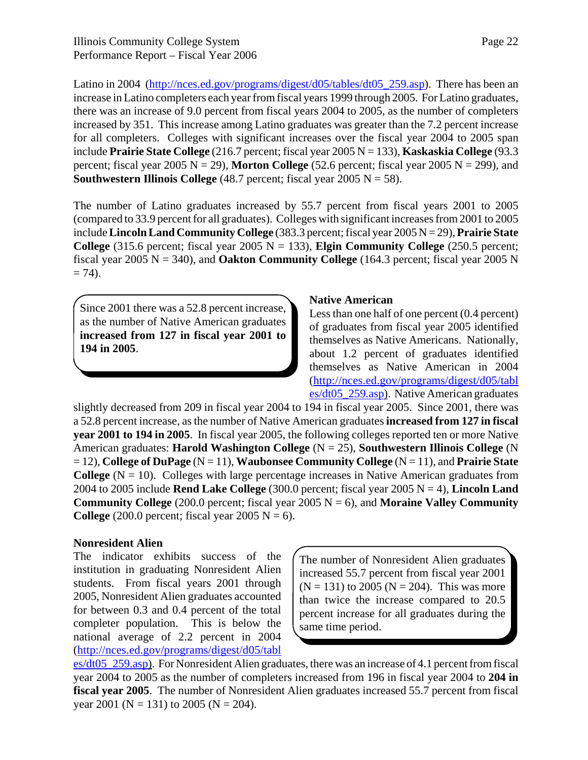Latino in 2004 (http://nces.ed.gov/programs/digest/d05/tables/dt05_259.asp). There has been an increase in Latino completers each year from fiscal years 1999 through 2005. For Latino graduates, there was an increase of 9.0 percent from fiscal years 2004 to 2005, as the number of completers increased by 351. This increase among Latino graduates was greater than the 7.2 percent increase for all completers. Colleges with significant increases over the fiscal year 2004 to 2005 span include **Prairie State College** (216.7 percent; fiscal year 2005 N = 133), **Kaskaskia College** (93.3 percent; fiscal year 2005 N = 29), **Morton College** (52.6 percent; fiscal year 2005 N = 299), and **Southwestern Illinois College** (48.7 percent; fiscal year 2005 N = 58).

The number of Latino graduates increased by 55.7 percent from fiscal years 2001 to 2005 (compared to 33.9 percent for all graduates). Colleges with significant increases from 2001 to 2005 include **Lincoln Land Community College** (383.3 percent; fiscal year 2005 N = 29), **Prairie State College** (315.6 percent; fiscal year 2005 N = 133), **Elgin Community College** (250.5 percent; fiscal year 2005 N = 340), and **Oakton Community College** (164.3 percent; fiscal year 2005 N = 74).

> Since 2001 there was a 52.8 percent increase, as the number of Native American graduates **increased from 127 in fiscal year 2001 to 194 in 2005**.

**Native American**

Less than one half of one percent (0.4 percent) of graduates from fiscal year 2005 identified themselves as Native Americans. Nationally, about 1.2 percent of graduates identified themselves as Native American in 2004 (http://nces.ed.gov/programs/digest/d05/tables/dt05_259.asp). Native American graduates slightly decreased from 209 in fiscal year 2004 to 194 in fiscal year 2005. Since 2001, there was a 52.8 percent increase, as the number of Native American graduates **increased from 127 in fiscal year 2001 to 194 in 2005**. In fiscal year 2005, the following colleges reported ten or more Native American graduates: **Harold Washington College** (N = 25), **Southwestern Illinois College** (N = 12), **College of DuPage** (N = 11), **Waubonsee Community College** (N = 11), and **Prairie State College** (N = 10). Colleges with large percentage increases in Native American graduates from 2004 to 2005 include **Rend Lake College** (300.0 percent; fiscal year 2005 N = 4), **Lincoln Land Community College** (200.0 percent; fiscal year 2005 N = 6), and **Moraine Valley Community College** (200.0 percent; fiscal year 2005 N = 6).

**Nonresident Alien**

> The number of Nonresident Alien graduates increased 55.7 percent from fiscal year 2001 (N = 131) to 2005 (N = 204). This was more than twice the increase compared to 20.5 percent increase for all graduates during the same time period.

The indicator exhibits success of the institution in graduating Nonresident Alien students. From fiscal years 2001 through 2005, Nonresident Alien graduates accounted for between 0.3 and 0.4 percent of the total completer population. This is below the national average of 2.2 percent in 2004 (http://nces.ed.gov/programs/digest/d05/tables/dt05_259.asp). For Nonresident Alien graduates, there was an increase of 4.1 percent from fiscal year 2004 to 2005 as the number of completers increased from 196 in fiscal year 2004 to **204 in fiscal year 2005**. The number of Nonresident Alien graduates increased 55.7 percent from fiscal year 2001 (N = 131) to 2005 (N = 204).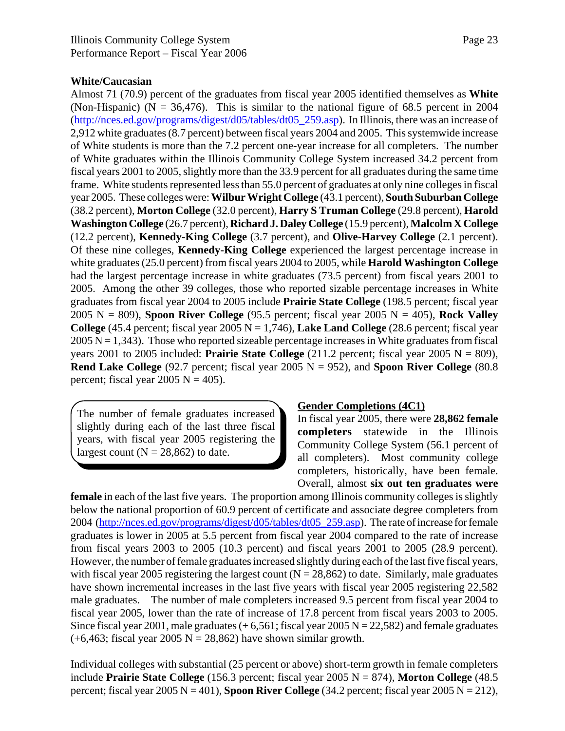**White/Caucasian**

Almost 71 (70.9) percent of the graduates from fiscal year 2005 identified themselves as **White** (Non-Hispanic) (N = 36,476). This is similar to the national figure of 68.5 percent in 2004 (http://nces.ed.gov/programs/digest/d05/tables/dt05_259.asp). In Illinois, there was an increase of 2,912 white graduates (8.7 percent) between fiscal years 2004 and 2005. This systemwide increase of White students is more than the 7.2 percent one-year increase for all completers. The number of White graduates within the Illinois Community College System increased 34.2 percent from fiscal years 2001 to 2005, slightly more than the 33.9 percent for all graduates during the same time frame. White students represented less than 55.0 percent of graduates at only nine colleges in fiscal year 2005. These colleges were: **Wilbur Wright College** (43.1 percent), **South Suburban College** (38.2 percent), **Morton College** (32.0 percent), **Harry S Truman College** (29.8 percent), **Harold Washington College** (26.7 percent), **Richard J. Daley College** (15.9 percent), **Malcolm X College** (12.2 percent), **Kennedy-King College** (3.7 percent), and **Olive-Harvey College** (2.1 percent). Of these nine colleges, **Kennedy-King College** experienced the largest percentage increase in white graduates (25.0 percent) from fiscal years 2004 to 2005, while **Harold Washington College** had the largest percentage increase in white graduates (73.5 percent) from fiscal years 2001 to 2005. Among the other 39 colleges, those who reported sizable percentage increases in White graduates from fiscal year 2004 to 2005 include **Prairie State College** (198.5 percent; fiscal year 2005 N = 809), **Spoon River College** (95.5 percent; fiscal year 2005 N = 405), **Rock Valley College** (45.4 percent; fiscal year 2005 N = 1,746), **Lake Land College** (28.6 percent; fiscal year 2005 N = 1,343). Those who reported sizeable percentage increases in White graduates from fiscal years 2001 to 2005 included: **Prairie State College** (211.2 percent; fiscal year 2005 N = 809), **Rend Lake College** (92.7 percent; fiscal year 2005 N = 952), and **Spoon River College** (80.8 percent; fiscal year 2005 N = 405).

> The number of female graduates increased slightly during each of the last three fiscal years, with fiscal year 2005 registering the largest count (N = 28,862) to date.

**Gender Completions (4C1)**

In fiscal year 2005, there were **28,862 female completers** statewide in the Illinois Community College System (56.1 percent of all completers). Most community college completers, historically, have been female. Overall, almost **six out ten graduates were female** in each of the last five years. The proportion among Illinois community colleges is slightly below the national proportion of 60.9 percent of certificate and associate degree completers from 2004 (http://nces.ed.gov/programs/digest/d05/tables/dt05_259.asp). The rate of increase for female graduates is lower in 2005 at 5.5 percent from fiscal year 2004 compared to the rate of increase from fiscal years 2003 to 2005 (10.3 percent) and fiscal years 2001 to 2005 (28.9 percent). However, the number of female graduates increased slightly during each of the last five fiscal years, with fiscal year 2005 registering the largest count (N = 28,862) to date. Similarly, male graduates have shown incremental increases in the last five years with fiscal year 2005 registering 22,582 male graduates. The number of male completers increased 9.5 percent from fiscal year 2004 to fiscal year 2005, lower than the rate of increase of 17.8 percent from fiscal years 2003 to 2005. Since fiscal year 2001, male graduates (+ 6,561; fiscal year 2005 N = 22,582) and female graduates (+6,463; fiscal year 2005 N = 28,862) have shown similar growth.

Individual colleges with substantial (25 percent or above) short-term growth in female completers include **Prairie State College** (156.3 percent; fiscal year 2005 N = 874), **Morton College** (48.5 percent; fiscal year 2005 N = 401), **Spoon River College** (34.2 percent; fiscal year 2005 N = 212),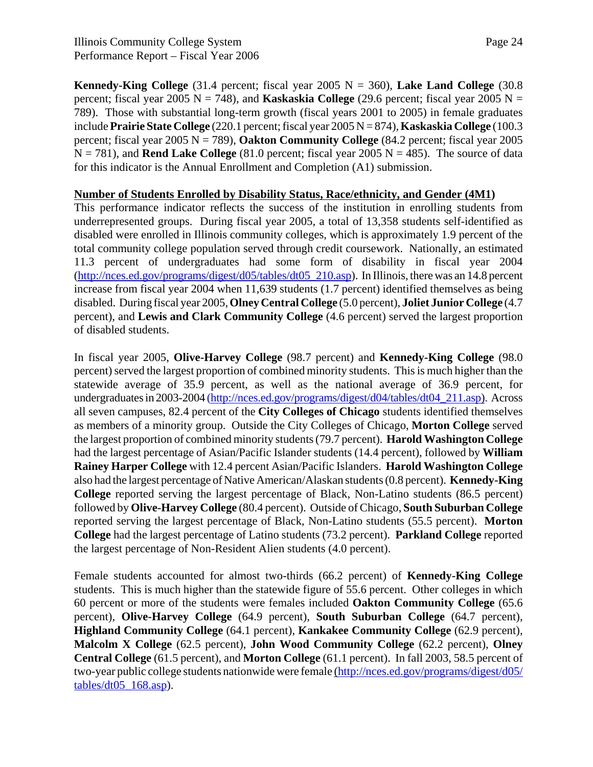**Kennedy-King College** (31.4 percent; fiscal year 2005 N = 360), **Lake Land College** (30.8 percent; fiscal year 2005 N = 748), and **Kaskaskia College** (29.6 percent; fiscal year 2005 N = 789). Those with substantial long-term growth (fiscal years 2001 to 2005) in female graduates include **Prairie State College** (220.1 percent; fiscal year 2005 N = 874), **Kaskaskia College** (100.3 percent; fiscal year 2005 N = 789), **Oakton Community College** (84.2 percent; fiscal year 2005 N = 781), and **Rend Lake College** (81.0 percent; fiscal year 2005 N = 485). The source of data for this indicator is the Annual Enrollment and Completion (A1) submission.

**Number of Students Enrolled by Disability Status, Race/ethnicity, and Gender (4M1)**

This performance indicator reflects the success of the institution in enrolling students from underrepresented groups. During fiscal year 2005, a total of 13,358 students self-identified as disabled were enrolled in Illinois community colleges, which is approximately 1.9 percent of the total community college population served through credit coursework. Nationally, an estimated 11.3 percent of undergraduates had some form of disability in fiscal year 2004 (http://nces.ed.gov/programs/digest/d05/tables/dt05_210.asp). In Illinois, there was an 14.8 percent increase from fiscal year 2004 when 11,639 students (1.7 percent) identified themselves as being disabled. During fiscal year 2005, **Olney Central College** (5.0 percent), **Joliet Junior College** (4.7 percent), and **Lewis and Clark Community College** (4.6 percent) served the largest proportion of disabled students.

In fiscal year 2005, **Olive-Harvey College** (98.7 percent) and **Kennedy-King College** (98.0 percent) served the largest proportion of combined minority students. This is much higher than the statewide average of 35.9 percent, as well as the national average of 36.9 percent, for undergraduates in 2003-2004 (http://nces.ed.gov/programs/digest/d04/tables/dt04_211.asp). Across all seven campuses, 82.4 percent of the **City Colleges of Chicago** students identified themselves as members of a minority group. Outside the City Colleges of Chicago, **Morton College** served the largest proportion of combined minority students (79.7 percent). **Harold Washington College** had the largest percentage of Asian/Pacific Islander students (14.4 percent), followed by **William Rainey Harper College** with 12.4 percent Asian/Pacific Islanders. **Harold Washington College** also had the largest percentage of Native American/Alaskan students (0.8 percent). **Kennedy-King College** reported serving the largest percentage of Black, Non-Latino students (86.5 percent) followed by **Olive-Harvey College** (80.4 percent). Outside of Chicago, **South Suburban College** reported serving the largest percentage of Black, Non-Latino students (55.5 percent). **Morton College** had the largest percentage of Latino students (73.2 percent). **Parkland College** reported the largest percentage of Non-Resident Alien students (4.0 percent).

Female students accounted for almost two-thirds (66.2 percent) of **Kennedy-King College** students. This is much higher than the statewide figure of 55.6 percent. Other colleges in which 60 percent or more of the students were females included **Oakton Community College** (65.6 percent), **Olive-Harvey College** (64.9 percent), **South Suburban College** (64.7 percent), **Highland Community College** (64.1 percent), **Kankakee Community College** (62.9 percent), **Malcolm X College** (62.5 percent), **John Wood Community College** (62.2 percent), **Olney Central College** (61.5 percent), and **Morton College** (61.1 percent). In fall 2003, 58.5 percent of two-year public college students nationwide were female (http://nces.ed.gov/programs/digest/d05/tables/dt05_168.asp).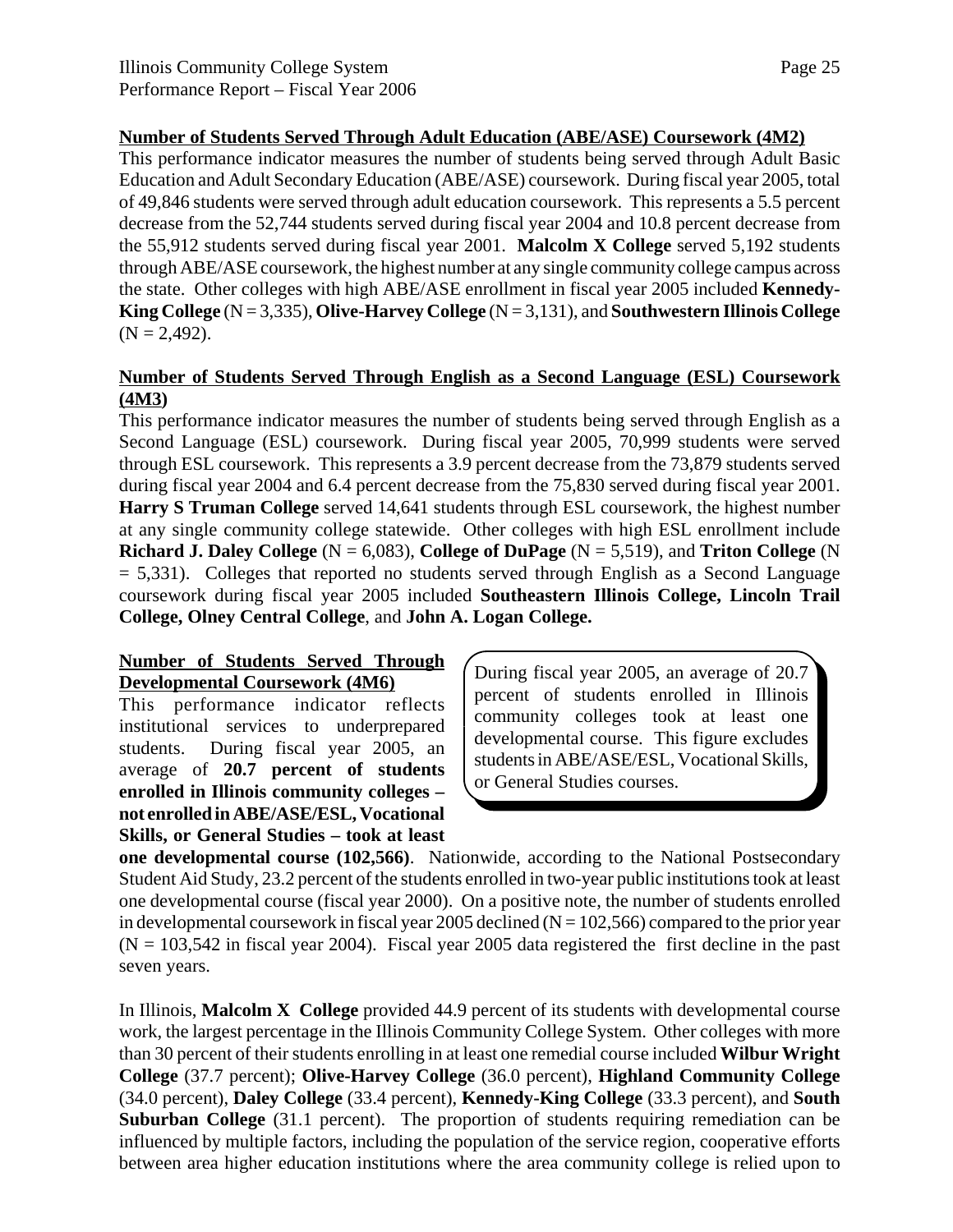**Number of Students Served Through Adult Education (ABE/ASE) Coursework (4M2)**

This performance indicator measures the number of students being served through Adult Basic Education and Adult Secondary Education (ABE/ASE) coursework. During fiscal year 2005, total of 49,846 students were served through adult education coursework. This represents a 5.5 percent decrease from the 52,744 students served during fiscal year 2004 and 10.8 percent decrease from the 55,912 students served during fiscal year 2001. **Malcolm X College** served 5,192 students through ABE/ASE coursework, the highest number at any single community college campus across the state. Other colleges with high ABE/ASE enrollment in fiscal year 2005 included **Kennedy-King College** (N = 3,335), **Olive-Harvey College** (N = 3,131), and **Southwestern Illinois College** (N = 2,492).

**Number of Students Served Through English as a Second Language (ESL) Coursework (4M3)**

This performance indicator measures the number of students being served through English as a Second Language (ESL) coursework. During fiscal year 2005, 70,999 students were served through ESL coursework. This represents a 3.9 percent decrease from the 73,879 students served during fiscal year 2004 and 6.4 percent decrease from the 75,830 served during fiscal year 2001. **Harry S Truman College** served 14,641 students through ESL coursework, the highest number at any single community college statewide. Other colleges with high ESL enrollment include **Richard J. Daley College** (N = 6,083), **College of DuPage** (N = 5,519), and **Triton College** (N = 5,331). Colleges that reported no students served through English as a Second Language coursework during fiscal year 2005 included **Southeastern Illinois College, Lincoln Trail College, Olney Central College**, and **John A. Logan College.**

**Number of Students Served Through Developmental Coursework (4M6)**

> During fiscal year 2005, an average of 20.7 percent of students enrolled in Illinois community colleges took at least one developmental course. This figure excludes students in ABE/ASE/ESL, Vocational Skills, or General Studies courses.

This performance indicator reflects institutional services to underprepared students. During fiscal year 2005, an average of **20.7 percent of students enrolled in Illinois community colleges – not enrolled in ABE/ASE/ESL, Vocational Skills, or General Studies – took at least one developmental course (102,566)**. Nationwide, according to the National Postsecondary Student Aid Study, 23.2 percent of the students enrolled in two-year public institutions took at least one developmental course (fiscal year 2000). On a positive note, the number of students enrolled in developmental coursework in fiscal year 2005 declined (N = 102,566) compared to the prior year (N = 103,542 in fiscal year 2004). Fiscal year 2005 data registered the first decline in the past seven years.

In Illinois, **Malcolm X College** provided 44.9 percent of its students with developmental course work, the largest percentage in the Illinois Community College System. Other colleges with more than 30 percent of their students enrolling in at least one remedial course included **Wilbur Wright College** (37.7 percent); **Olive-Harvey College** (36.0 percent), **Highland Community College** (34.0 percent), **Daley College** (33.4 percent), **Kennedy-King College** (33.3 percent), and **South Suburban College** (31.1 percent). The proportion of students requiring remediation can be influenced by multiple factors, including the population of the service region, cooperative efforts between area higher education institutions where the area community college is relied upon to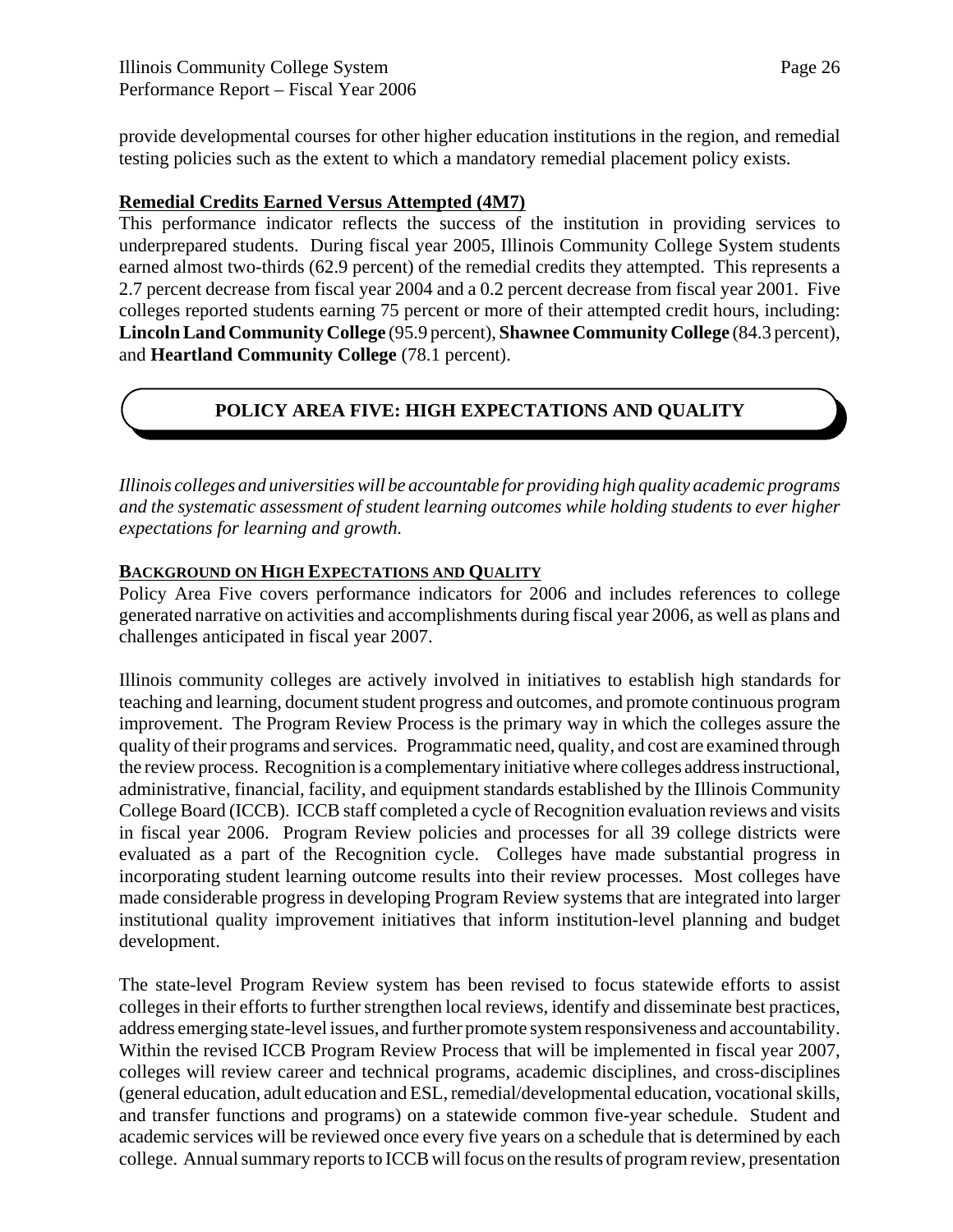provide developmental courses for other higher education institutions in the region, and remedial testing policies such as the extent to which a mandatory remedial placement policy exists.

**Remedial Credits Earned Versus Attempted (4M7)**

This performance indicator reflects the success of the institution in providing services to underprepared students. During fiscal year 2005, Illinois Community College System students earned almost two-thirds (62.9 percent) of the remedial credits they attempted. This represents a 2.7 percent decrease from fiscal year 2004 and a 0.2 percent decrease from fiscal year 2001. Five colleges reported students earning 75 percent or more of their attempted credit hours, including: **Lincoln Land Community College** (95.9 percent), **Shawnee Community College** (84.3 percent), and **Heartland Community College** (78.1 percent).

## POLICY AREA FIVE: HIGH EXPECTATIONS AND QUALITY

*Illinois colleges and universities will be accountable for providing high quality academic programs and the systematic assessment of student learning outcomes while holding students to ever higher expectations for learning and growth.*

**BACKGROUND ON HIGH EXPECTATIONS AND QUALITY**

Policy Area Five covers performance indicators for 2006 and includes references to college generated narrative on activities and accomplishments during fiscal year 2006, as well as plans and challenges anticipated in fiscal year 2007.

Illinois community colleges are actively involved in initiatives to establish high standards for teaching and learning, document student progress and outcomes, and promote continuous program improvement. The Program Review Process is the primary way in which the colleges assure the quality of their programs and services. Programmatic need, quality, and cost are examined through the review process. Recognition is a complementary initiative where colleges address instructional, administrative, financial, facility, and equipment standards established by the Illinois Community College Board (ICCB). ICCB staff completed a cycle of Recognition evaluation reviews and visits in fiscal year 2006. Program Review policies and processes for all 39 college districts were evaluated as a part of the Recognition cycle. Colleges have made substantial progress in incorporating student learning outcome results into their review processes. Most colleges have made considerable progress in developing Program Review systems that are integrated into larger institutional quality improvement initiatives that inform institution-level planning and budget development.

The state-level Program Review system has been revised to focus statewide efforts to assist colleges in their efforts to further strengthen local reviews, identify and disseminate best practices, address emerging state-level issues, and further promote system responsiveness and accountability. Within the revised ICCB Program Review Process that will be implemented in fiscal year 2007, colleges will review career and technical programs, academic disciplines, and cross-disciplines (general education, adult education and ESL, remedial/developmental education, vocational skills, and transfer functions and programs) on a statewide common five-year schedule. Student and academic services will be reviewed once every five years on a schedule that is determined by each college. Annual summary reports to ICCB will focus on the results of program review, presentation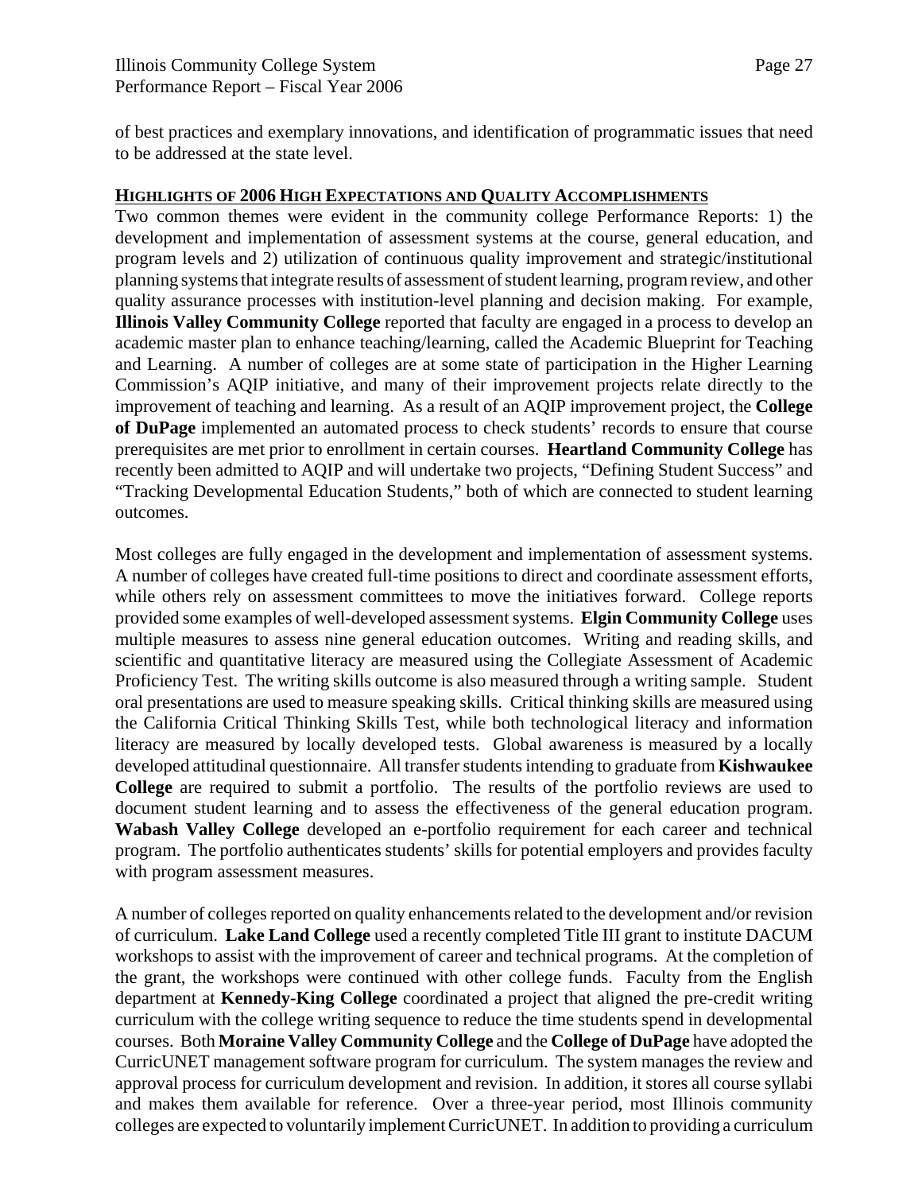of best practices and exemplary innovations, and identification of programmatic issues that need to be addressed at the state level.

## HIGHLIGHTS OF 2006 HIGH EXPECTATIONS AND QUALITY ACCOMPLISHMENTS

Two common themes were evident in the community college Performance Reports: 1) the development and implementation of assessment systems at the course, general education, and program levels and 2) utilization of continuous quality improvement and strategic/institutional planning systems that integrate results of assessment of student learning, program review, and other quality assurance processes with institution-level planning and decision making. For example, **Illinois Valley Community College** reported that faculty are engaged in a process to develop an academic master plan to enhance teaching/learning, called the Academic Blueprint for Teaching and Learning. A number of colleges are at some state of participation in the Higher Learning Commission's AQIP initiative, and many of their improvement projects relate directly to the improvement of teaching and learning. As a result of an AQIP improvement project, the **College of DuPage** implemented an automated process to check students' records to ensure that course prerequisites are met prior to enrollment in certain courses. **Heartland Community College** has recently been admitted to AQIP and will undertake two projects, "Defining Student Success" and "Tracking Developmental Education Students," both of which are connected to student learning outcomes.

Most colleges are fully engaged in the development and implementation of assessment systems. A number of colleges have created full-time positions to direct and coordinate assessment efforts, while others rely on assessment committees to move the initiatives forward. College reports provided some examples of well-developed assessment systems. **Elgin Community College** uses multiple measures to assess nine general education outcomes. Writing and reading skills, and scientific and quantitative literacy are measured using the Collegiate Assessment of Academic Proficiency Test. The writing skills outcome is also measured through a writing sample. Student oral presentations are used to measure speaking skills. Critical thinking skills are measured using the California Critical Thinking Skills Test, while both technological literacy and information literacy are measured by locally developed tests. Global awareness is measured by a locally developed attitudinal questionnaire. All transfer students intending to graduate from **Kishwaukee College** are required to submit a portfolio. The results of the portfolio reviews are used to document student learning and to assess the effectiveness of the general education program. **Wabash Valley College** developed an e-portfolio requirement for each career and technical program. The portfolio authenticates students' skills for potential employers and provides faculty with program assessment measures.

A number of colleges reported on quality enhancements related to the development and/or revision of curriculum. **Lake Land College** used a recently completed Title III grant to institute DACUM workshops to assist with the improvement of career and technical programs. At the completion of the grant, the workshops were continued with other college funds. Faculty from the English department at **Kennedy-King College** coordinated a project that aligned the pre-credit writing curriculum with the college writing sequence to reduce the time students spend in developmental courses. Both **Moraine Valley Community College** and the **College of DuPage** have adopted the CurricUNET management software program for curriculum. The system manages the review and approval process for curriculum development and revision. In addition, it stores all course syllabi and makes them available for reference. Over a three-year period, most Illinois community colleges are expected to voluntarily implement CurricUNET. In addition to providing a curriculum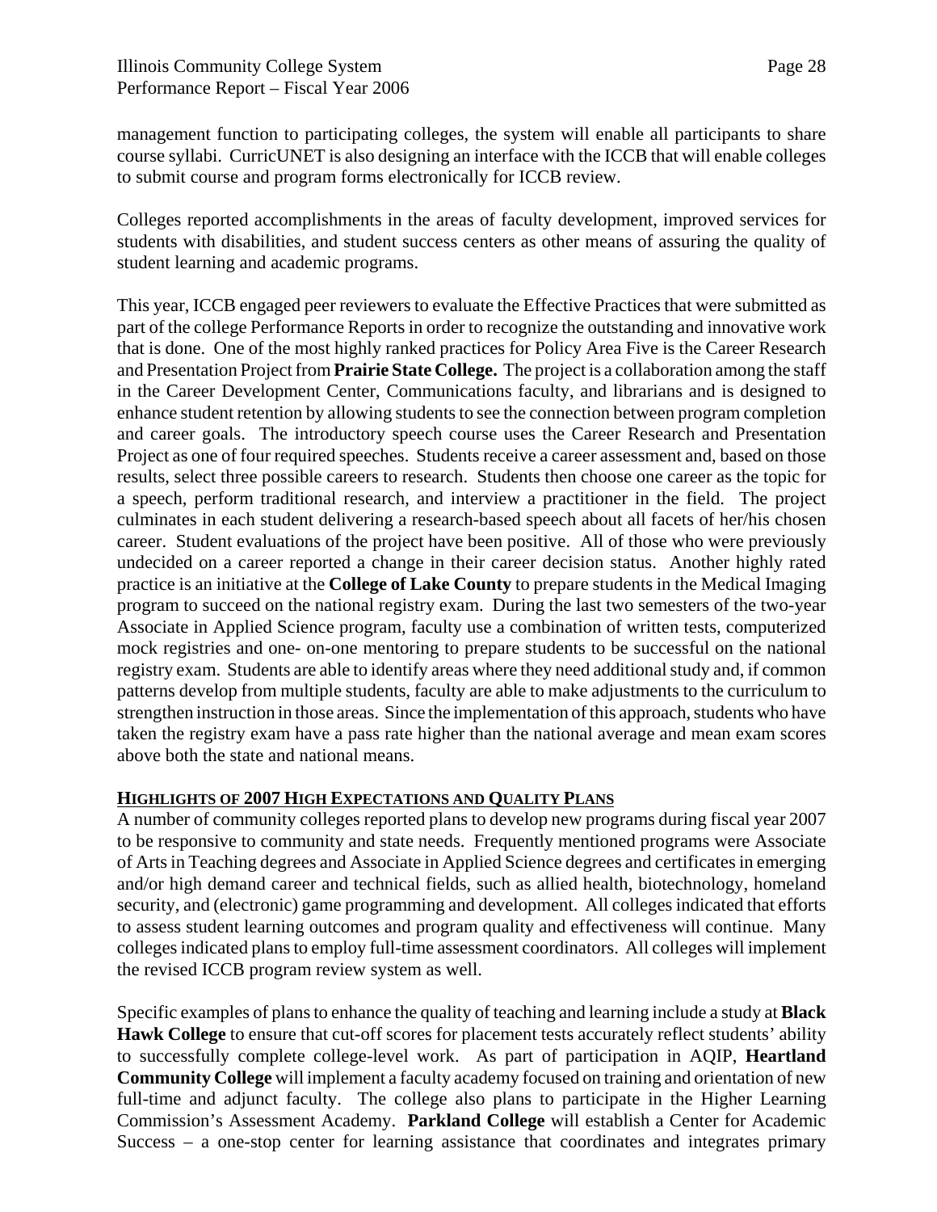management function to participating colleges, the system will enable all participants to share course syllabi. CurricUNET is also designing an interface with the ICCB that will enable colleges to submit course and program forms electronically for ICCB review.

Colleges reported accomplishments in the areas of faculty development, improved services for students with disabilities, and student success centers as other means of assuring the quality of student learning and academic programs.

This year, ICCB engaged peer reviewers to evaluate the Effective Practices that were submitted as part of the college Performance Reports in order to recognize the outstanding and innovative work that is done. One of the most highly ranked practices for Policy Area Five is the Career Research and Presentation Project from **Prairie State College.** The project is a collaboration among the staff in the Career Development Center, Communications faculty, and librarians and is designed to enhance student retention by allowing students to see the connection between program completion and career goals. The introductory speech course uses the Career Research and Presentation Project as one of four required speeches. Students receive a career assessment and, based on those results, select three possible careers to research. Students then choose one career as the topic for a speech, perform traditional research, and interview a practitioner in the field. The project culminates in each student delivering a research-based speech about all facets of her/his chosen career. Student evaluations of the project have been positive. All of those who were previously undecided on a career reported a change in their career decision status. Another highly rated practice is an initiative at the **College of Lake County** to prepare students in the Medical Imaging program to succeed on the national registry exam. During the last two semesters of the two-year Associate in Applied Science program, faculty use a combination of written tests, computerized mock registries and one- on-one mentoring to prepare students to be successful on the national registry exam. Students are able to identify areas where they need additional study and, if common patterns develop from multiple students, faculty are able to make adjustments to the curriculum to strengthen instruction in those areas. Since the implementation of this approach, students who have taken the registry exam have a pass rate higher than the national average and mean exam scores above both the state and national means.

## Highlights of 2007 High Expectations and Quality Plans

A number of community colleges reported plans to develop new programs during fiscal year 2007 to be responsive to community and state needs. Frequently mentioned programs were Associate of Arts in Teaching degrees and Associate in Applied Science degrees and certificates in emerging and/or high demand career and technical fields, such as allied health, biotechnology, homeland security, and (electronic) game programming and development. All colleges indicated that efforts to assess student learning outcomes and program quality and effectiveness will continue. Many colleges indicated plans to employ full-time assessment coordinators. All colleges will implement the revised ICCB program review system as well.

Specific examples of plans to enhance the quality of teaching and learning include a study at **Black Hawk College** to ensure that cut-off scores for placement tests accurately reflect students' ability to successfully complete college-level work. As part of participation in AQIP, **Heartland Community College** will implement a faculty academy focused on training and orientation of new full-time and adjunct faculty. The college also plans to participate in the Higher Learning Commission's Assessment Academy. **Parkland College** will establish a Center for Academic Success – a one-stop center for learning assistance that coordinates and integrates primary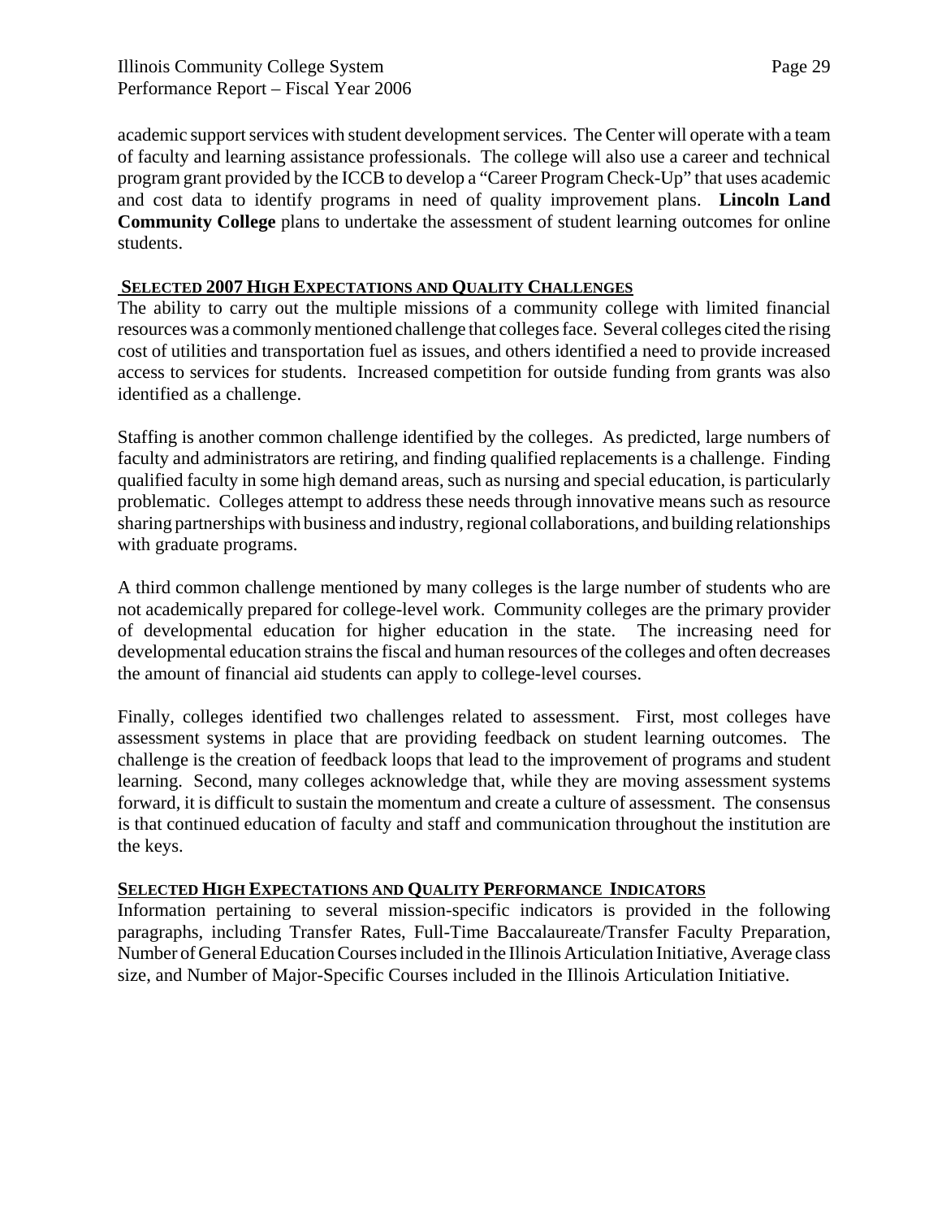academic support services with student development services. The Center will operate with a team of faculty and learning assistance professionals. The college will also use a career and technical program grant provided by the ICCB to develop a "Career Program Check-Up" that uses academic and cost data to identify programs in need of quality improvement plans. **Lincoln Land Community College** plans to undertake the assessment of student learning outcomes for online students.

## SELECTED 2007 HIGH EXPECTATIONS AND QUALITY CHALLENGES

The ability to carry out the multiple missions of a community college with limited financial resources was a commonly mentioned challenge that colleges face. Several colleges cited the rising cost of utilities and transportation fuel as issues, and others identified a need to provide increased access to services for students. Increased competition for outside funding from grants was also identified as a challenge.

Staffing is another common challenge identified by the colleges. As predicted, large numbers of faculty and administrators are retiring, and finding qualified replacements is a challenge. Finding qualified faculty in some high demand areas, such as nursing and special education, is particularly problematic. Colleges attempt to address these needs through innovative means such as resource sharing partnerships with business and industry, regional collaborations, and building relationships with graduate programs.

A third common challenge mentioned by many colleges is the large number of students who are not academically prepared for college-level work. Community colleges are the primary provider of developmental education for higher education in the state. The increasing need for developmental education strains the fiscal and human resources of the colleges and often decreases the amount of financial aid students can apply to college-level courses.

Finally, colleges identified two challenges related to assessment. First, most colleges have assessment systems in place that are providing feedback on student learning outcomes. The challenge is the creation of feedback loops that lead to the improvement of programs and student learning. Second, many colleges acknowledge that, while they are moving assessment systems forward, it is difficult to sustain the momentum and create a culture of assessment. The consensus is that continued education of faculty and staff and communication throughout the institution are the keys.

## SELECTED HIGH EXPECTATIONS AND QUALITY PERFORMANCE INDICATORS

Information pertaining to several mission-specific indicators is provided in the following paragraphs, including Transfer Rates, Full-Time Baccalaureate/Transfer Faculty Preparation, Number of General Education Courses included in the Illinois Articulation Initiative, Average class size, and Number of Major-Specific Courses included in the Illinois Articulation Initiative.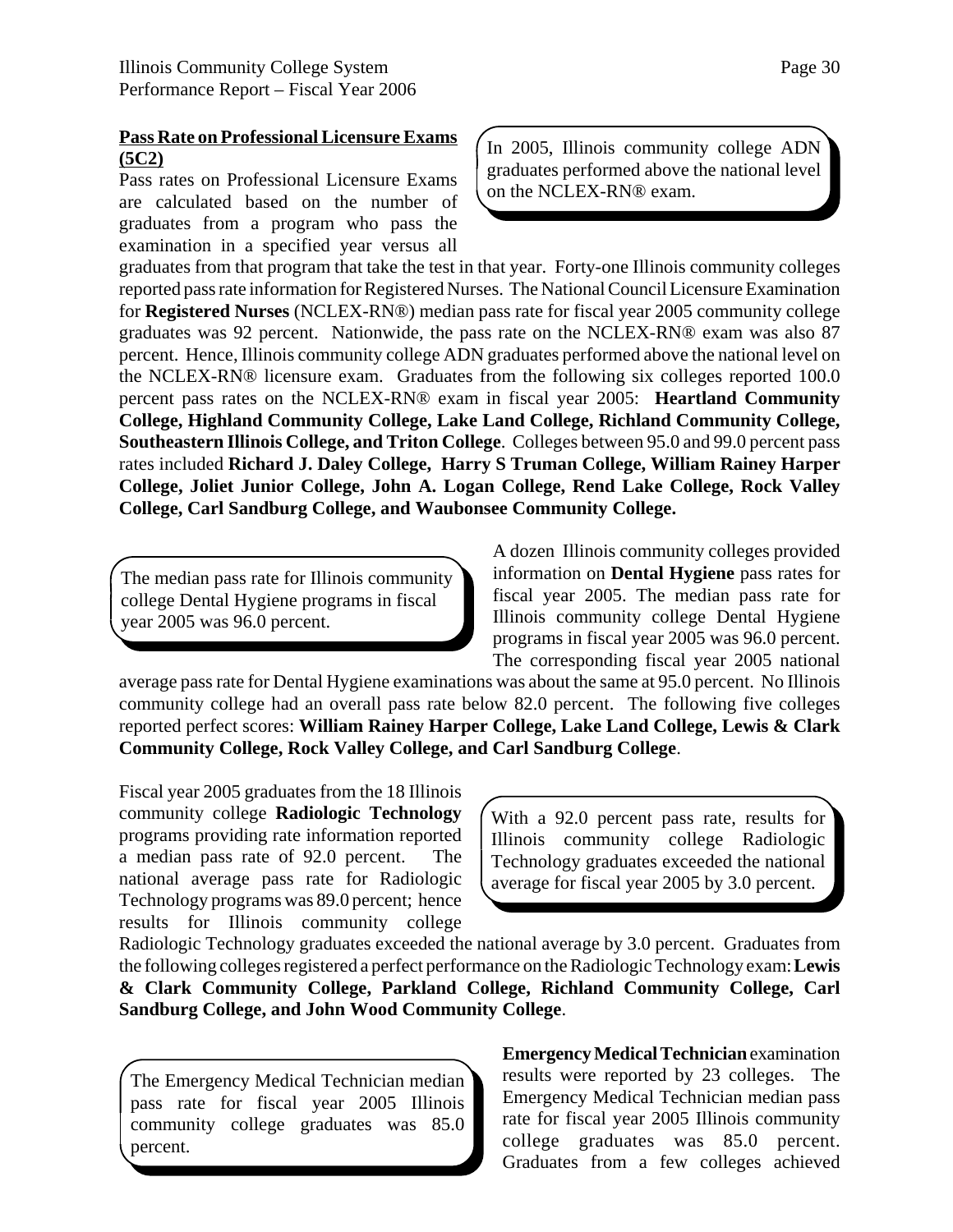**Pass Rate on Professional Licensure Exams (5C2)**

In 2005, Illinois community college ADN graduates performed above the national level on the NCLEX-RN® exam.

Pass rates on Professional Licensure Exams are calculated based on the number of graduates from a program who pass the examination in a specified year versus all graduates from that program that take the test in that year. Forty-one Illinois community colleges reported pass rate information for Registered Nurses. The National Council Licensure Examination for **Registered Nurses** (NCLEX-RN®) median pass rate for fiscal year 2005 community college graduates was 92 percent. Nationwide, the pass rate on the NCLEX-RN® exam was also 87 percent. Hence, Illinois community college ADN graduates performed above the national level on the NCLEX-RN® licensure exam. Graduates from the following six colleges reported 100.0 percent pass rates on the NCLEX-RN® exam in fiscal year 2005: **Heartland Community College, Highland Community College, Lake Land College, Richland Community College, Southeastern Illinois College, and Triton College**. Colleges between 95.0 and 99.0 percent pass rates included **Richard J. Daley College, Harry S Truman College, William Rainey Harper College, Joliet Junior College, John A. Logan College, Rend Lake College, Rock Valley College, Carl Sandburg College, and Waubonsee Community College.**

The median pass rate for Illinois community college Dental Hygiene programs in fiscal year 2005 was 96.0 percent.

A dozen Illinois community colleges provided information on **Dental Hygiene** pass rates for fiscal year 2005. The median pass rate for Illinois community college Dental Hygiene programs in fiscal year 2005 was 96.0 percent. The corresponding fiscal year 2005 national average pass rate for Dental Hygiene examinations was about the same at 95.0 percent. No Illinois community college had an overall pass rate below 82.0 percent. The following five colleges reported perfect scores: **William Rainey Harper College, Lake Land College, Lewis & Clark Community College, Rock Valley College, and Carl Sandburg College**.

With a 92.0 percent pass rate, results for Illinois community college Radiologic Technology graduates exceeded the national average for fiscal year 2005 by 3.0 percent.

Fiscal year 2005 graduates from the 18 Illinois community college **Radiologic Technology** programs providing rate information reported a median pass rate of 92.0 percent. The national average pass rate for Radiologic Technology programs was 89.0 percent; hence results for Illinois community college Radiologic Technology graduates exceeded the national average by 3.0 percent. Graduates from the following colleges registered a perfect performance on the Radiologic Technology exam: **Lewis & Clark Community College, Parkland College, Richland Community College, Carl Sandburg College, and John Wood Community College**.

The Emergency Medical Technician median pass rate for fiscal year 2005 Illinois community college graduates was 85.0 percent.

**Emergency Medical Technician** examination results were reported by 23 colleges. The Emergency Medical Technician median pass rate for fiscal year 2005 Illinois community college graduates was 85.0 percent. Graduates from a few colleges achieved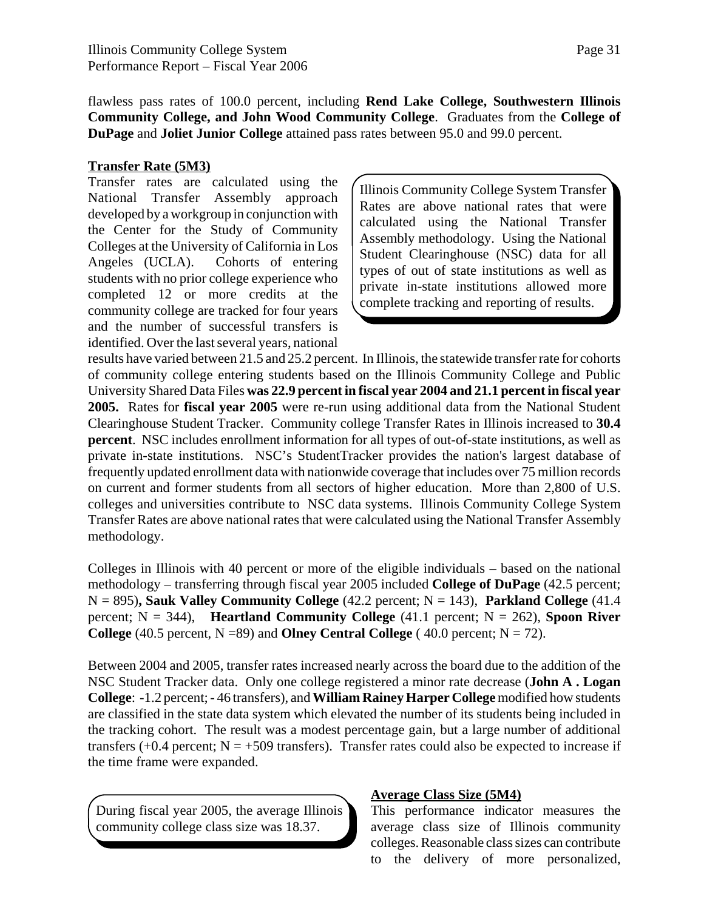flawless pass rates of 100.0 percent, including **Rend Lake College, Southwestern Illinois Community College, and John Wood Community College**. Graduates from the **College of DuPage** and **Joliet Junior College** attained pass rates between 95.0 and 99.0 percent.

**Transfer Rate (5M3)**

Transfer rates are calculated using the National Transfer Assembly approach developed by a workgroup in conjunction with the Center for the Study of Community Colleges at the University of California in Los Angeles (UCLA). Cohorts of entering students with no prior college experience who completed 12 or more credits at the community college are tracked for four years and the number of successful transfers is identified. Over the last several years, national results have varied between 21.5 and 25.2 percent. In Illinois, the statewide transfer rate for cohorts of community college entering students based on the Illinois Community College and Public University Shared Data Files **was 22.9 percent in fiscal year 2004 and 21.1 percent in fiscal year 2005.** Rates for **fiscal year 2005** were re-run using additional data from the National Student Clearinghouse Student Tracker. Community college Transfer Rates in Illinois increased to **30.4 percent**. NSC includes enrollment information for all types of out-of-state institutions, as well as private in-state institutions. NSC's StudentTracker provides the nation's largest database of frequently updated enrollment data with nationwide coverage that includes over 75 million records on current and former students from all sectors of higher education. More than 2,800 of U.S. colleges and universities contribute to NSC data systems. Illinois Community College System Transfer Rates are above national rates that were calculated using the National Transfer Assembly methodology.

> Illinois Community College System Transfer Rates are above national rates that were calculated using the National Transfer Assembly methodology. Using the National Student Clearinghouse (NSC) data for all types of out of state institutions as well as private in-state institutions allowed more complete tracking and reporting of results.

Colleges in Illinois with 40 percent or more of the eligible individuals – based on the national methodology – transferring through fiscal year 2005 included **College of DuPage** (42.5 percent; N = 895)**, Sauk Valley Community College** (42.2 percent; N = 143), **Parkland College** (41.4 percent; N = 344), **Heartland Community College** (41.1 percent; N = 262), **Spoon River College** (40.5 percent, N =89) and **Olney Central College** ( 40.0 percent; N = 72).

Between 2004 and 2005, transfer rates increased nearly across the board due to the addition of the NSC Student Tracker data. Only one college registered a minor rate decrease (**John A . Logan College**: -1.2 percent; - 46 transfers), and **William Rainey Harper College** modified how students are classified in the state data system which elevated the number of its students being included in the tracking cohort. The result was a modest percentage gain, but a large number of additional transfers (+0.4 percent; N = +509 transfers). Transfer rates could also be expected to increase if the time frame were expanded.

**Average Class Size (5M4)**

> During fiscal year 2005, the average Illinois community college class size was 18.37.

This performance indicator measures the average class size of Illinois community colleges. Reasonable class sizes can contribute to the delivery of more personalized,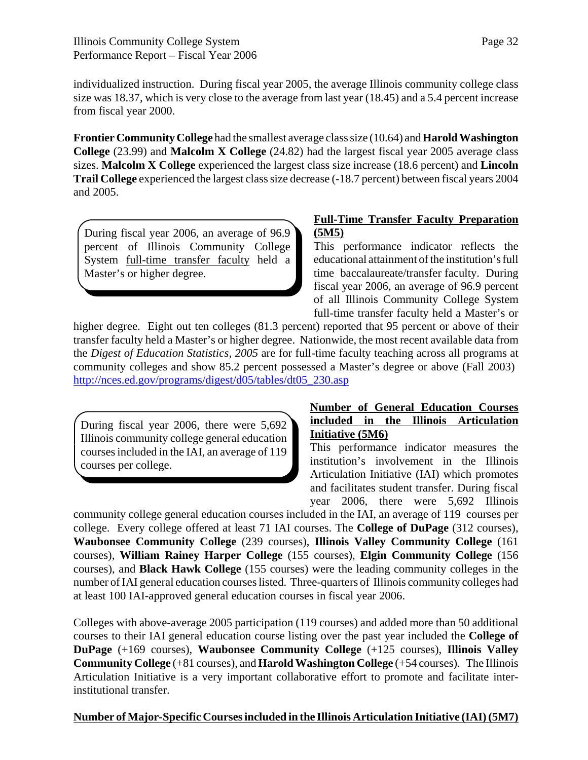individualized instruction. During fiscal year 2005, the average Illinois community college class size was 18.37, which is very close to the average from last year (18.45) and a 5.4 percent increase from fiscal year 2000.

**Frontier Community College** had the smallest average class size (10.64) and **Harold Washington College** (23.99) and **Malcolm X College** (24.82) had the largest fiscal year 2005 average class sizes. **Malcolm X College** experienced the largest class size increase (18.6 percent) and **Lincoln Trail College** experienced the largest class size decrease (-18.7 percent) between fiscal years 2004 and 2005.

> During fiscal year 2006, an average of 96.9 percent of Illinois Community College System full-time transfer faculty held a Master's or higher degree.

**Full-Time Transfer Faculty Preparation (5M5)**

This performance indicator reflects the educational attainment of the institution's full time baccalaureate/transfer faculty. During fiscal year 2006, an average of 96.9 percent of all Illinois Community College System full-time transfer faculty held a Master's or higher degree. Eight out ten colleges (81.3 percent) reported that 95 percent or above of their transfer faculty held a Master's or higher degree. Nationwide, the most recent available data from the *Digest of Education Statistics, 2005* are for full-time faculty teaching across all programs at community colleges and show 85.2 percent possessed a Master's degree or above (Fall 2003) http://nces.ed.gov/programs/digest/d05/tables/dt05_230.asp

> During fiscal year 2006, there were 5,692 Illinois community college general education courses included in the IAI, an average of 119 courses per college.

**Number of General Education Courses included in the Illinois Articulation Initiative (5M6)**

This performance indicator measures the institution's involvement in the Illinois Articulation Initiative (IAI) which promotes and facilitates student transfer. During fiscal year 2006, there were 5,692 Illinois community college general education courses included in the IAI, an average of 119 courses per college. Every college offered at least 71 IAI courses. The **College of DuPage** (312 courses), **Waubonsee Community College** (239 courses), **Illinois Valley Community College** (161 courses), **William Rainey Harper College** (155 courses), **Elgin Community College** (156 courses), and **Black Hawk College** (155 courses) were the leading community colleges in the number of IAI general education courses listed. Three-quarters of Illinois community colleges had at least 100 IAI-approved general education courses in fiscal year 2006.

Colleges with above-average 2005 participation (119 courses) and added more than 50 additional courses to their IAI general education course listing over the past year included the **College of DuPage** (+169 courses), **Waubonsee Community College** (+125 courses), **Illinois Valley Community College** (+81 courses), and **Harold Washington College** (+54 courses). The Illinois Articulation Initiative is a very important collaborative effort to promote and facilitate inter-institutional transfer.

**Number of Major-Specific Courses included in the Illinois Articulation Initiative (IAI) (5M7)**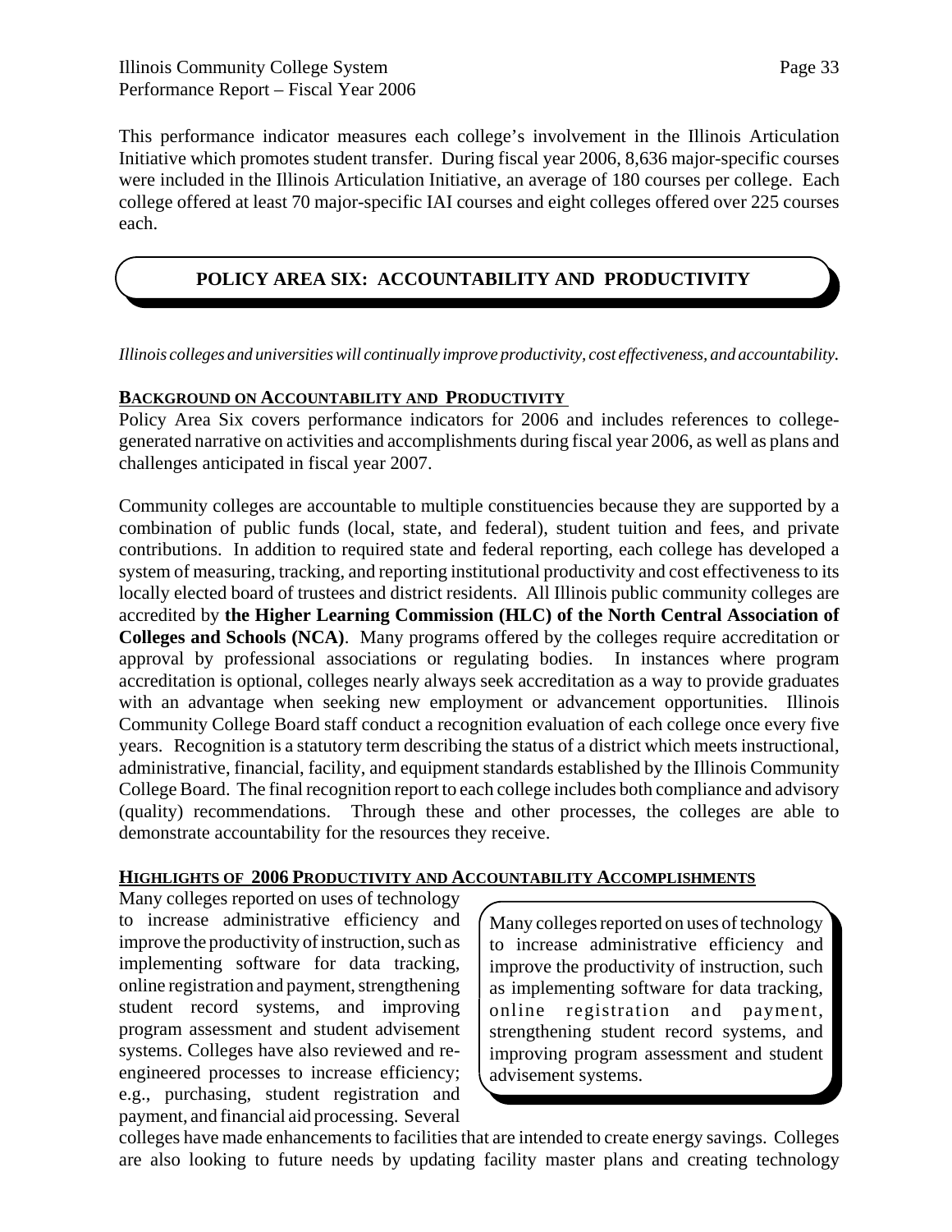This performance indicator measures each college's involvement in the Illinois Articulation Initiative which promotes student transfer. During fiscal year 2006, 8,636 major-specific courses were included in the Illinois Articulation Initiative, an average of 180 courses per college. Each college offered at least 70 major-specific IAI courses and eight colleges offered over 225 courses each.

## POLICY AREA SIX: ACCOUNTABILITY AND PRODUCTIVITY

*Illinois colleges and universities will continually improve productivity, cost effectiveness, and accountability.*

### BACKGROUND ON ACCOUNTABILITY AND PRODUCTIVITY

Policy Area Six covers performance indicators for 2006 and includes references to college-generated narrative on activities and accomplishments during fiscal year 2006, as well as plans and challenges anticipated in fiscal year 2007.

Community colleges are accountable to multiple constituencies because they are supported by a combination of public funds (local, state, and federal), student tuition and fees, and private contributions. In addition to required state and federal reporting, each college has developed a system of measuring, tracking, and reporting institutional productivity and cost effectiveness to its locally elected board of trustees and district residents. All Illinois public community colleges are accredited by **the Higher Learning Commission (HLC) of the North Central Association of Colleges and Schools (NCA)**. Many programs offered by the colleges require accreditation or approval by professional associations or regulating bodies. In instances where program accreditation is optional, colleges nearly always seek accreditation as a way to provide graduates with an advantage when seeking new employment or advancement opportunities. Illinois Community College Board staff conduct a recognition evaluation of each college once every five years. Recognition is a statutory term describing the status of a district which meets instructional, administrative, financial, facility, and equipment standards established by the Illinois Community College Board. The final recognition report to each college includes both compliance and advisory (quality) recommendations. Through these and other processes, the colleges are able to demonstrate accountability for the resources they receive.

### HIGHLIGHTS OF 2006 PRODUCTIVITY AND ACCOUNTABILITY ACCOMPLISHMENTS

Many colleges reported on uses of technology to increase administrative efficiency and improve the productivity of instruction, such as implementing software for data tracking, online registration and payment, strengthening student record systems, and improving program assessment and student advisement systems. Colleges have also reviewed and re-engineered processes to increase efficiency; e.g., purchasing, student registration and payment, and financial aid processing. Several colleges have made enhancements to facilities that are intended to create energy savings. Colleges are also looking to future needs by updating facility master plans and creating technology

> Many colleges reported on uses of technology to increase administrative efficiency and improve the productivity of instruction, such as implementing software for data tracking, online registration and payment, strengthening student record systems, and improving program assessment and student advisement systems.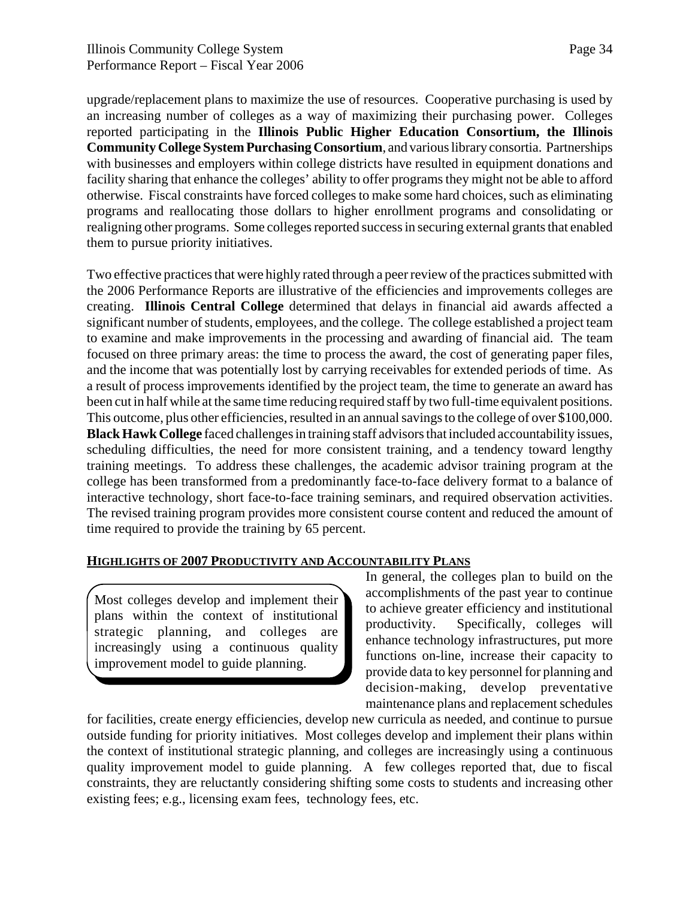upgrade/replacement plans to maximize the use of resources. Cooperative purchasing is used by an increasing number of colleges as a way of maximizing their purchasing power. Colleges reported participating in the **Illinois Public Higher Education Consortium, the Illinois Community College System Purchasing Consortium**, and various library consortia. Partnerships with businesses and employers within college districts have resulted in equipment donations and facility sharing that enhance the colleges' ability to offer programs they might not be able to afford otherwise. Fiscal constraints have forced colleges to make some hard choices, such as eliminating programs and reallocating those dollars to higher enrollment programs and consolidating or realigning other programs. Some colleges reported success in securing external grants that enabled them to pursue priority initiatives.

Two effective practices that were highly rated through a peer review of the practices submitted with the 2006 Performance Reports are illustrative of the efficiencies and improvements colleges are creating. **Illinois Central College** determined that delays in financial aid awards affected a significant number of students, employees, and the college. The college established a project team to examine and make improvements in the processing and awarding of financial aid. The team focused on three primary areas: the time to process the award, the cost of generating paper files, and the income that was potentially lost by carrying receivables for extended periods of time. As a result of process improvements identified by the project team, the time to generate an award has been cut in half while at the same time reducing required staff by two full-time equivalent positions. This outcome, plus other efficiencies, resulted in an annual savings to the college of over $100,000. **Black Hawk College** faced challenges in training staff advisors that included accountability issues, scheduling difficulties, the need for more consistent training, and a tendency toward lengthy training meetings. To address these challenges, the academic advisor training program at the college has been transformed from a predominantly face-to-face delivery format to a balance of interactive technology, short face-to-face training seminars, and required observation activities. The revised training program provides more consistent course content and reduced the amount of time required to provide the training by 65 percent.

## HIGHLIGHTS OF 2007 PRODUCTIVITY AND ACCOUNTABILITY PLANS

> Most colleges develop and implement their plans within the context of institutional strategic planning, and colleges are increasingly using a continuous quality improvement model to guide planning.

In general, the colleges plan to build on the accomplishments of the past year to continue to achieve greater efficiency and institutional productivity. Specifically, colleges will enhance technology infrastructures, put more functions on-line, increase their capacity to provide data to key personnel for planning and decision-making, develop preventative maintenance plans and replacement schedules for facilities, create energy efficiencies, develop new curricula as needed, and continue to pursue outside funding for priority initiatives. Most colleges develop and implement their plans within the context of institutional strategic planning, and colleges are increasingly using a continuous quality improvement model to guide planning. A few colleges reported that, due to fiscal constraints, they are reluctantly considering shifting some costs to students and increasing other existing fees; e.g., licensing exam fees, technology fees, etc.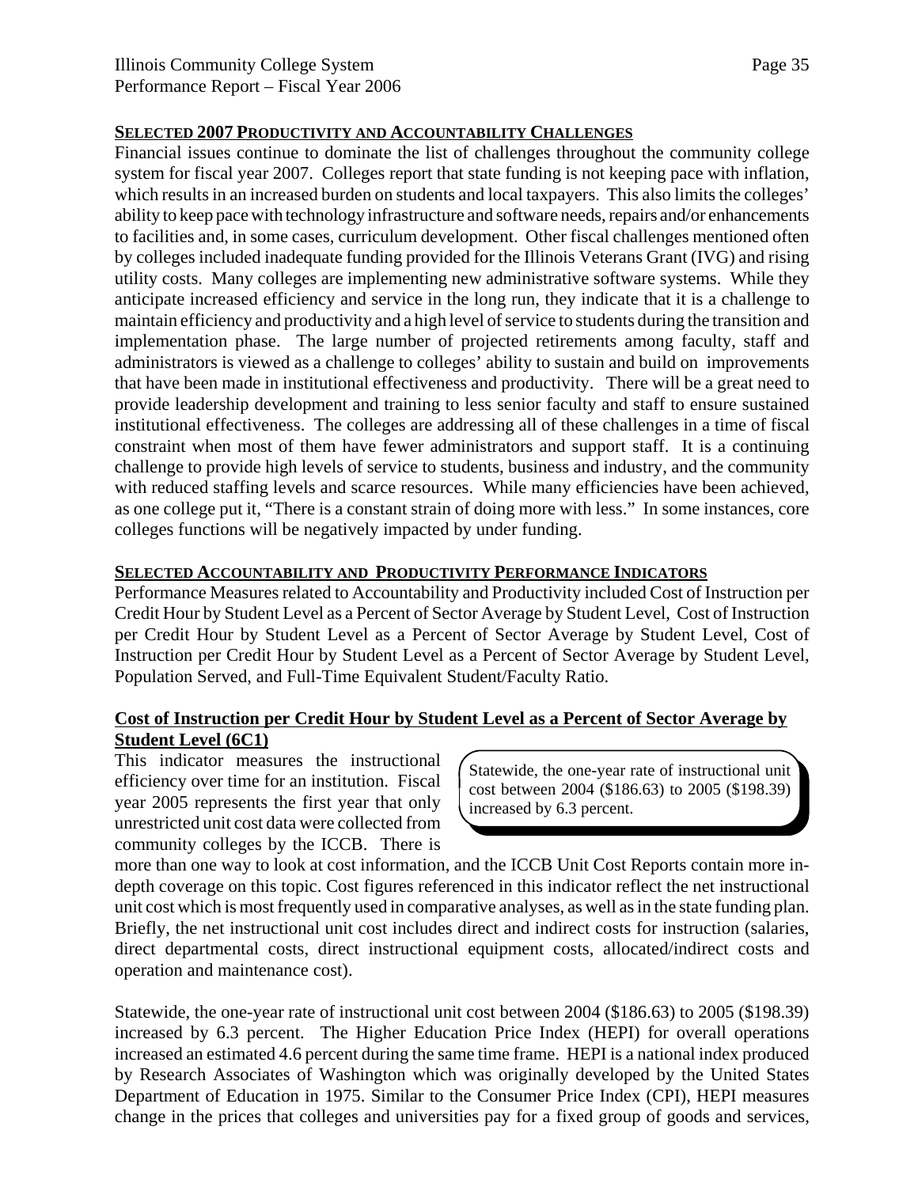## SELECTED 2007 PRODUCTIVITY AND ACCOUNTABILITY CHALLENGES

Financial issues continue to dominate the list of challenges throughout the community college system for fiscal year 2007. Colleges report that state funding is not keeping pace with inflation, which results in an increased burden on students and local taxpayers. This also limits the colleges' ability to keep pace with technology infrastructure and software needs, repairs and/or enhancements to facilities and, in some cases, curriculum development. Other fiscal challenges mentioned often by colleges included inadequate funding provided for the Illinois Veterans Grant (IVG) and rising utility costs. Many colleges are implementing new administrative software systems. While they anticipate increased efficiency and service in the long run, they indicate that it is a challenge to maintain efficiency and productivity and a high level of service to students during the transition and implementation phase. The large number of projected retirements among faculty, staff and administrators is viewed as a challenge to colleges' ability to sustain and build on improvements that have been made in institutional effectiveness and productivity. There will be a great need to provide leadership development and training to less senior faculty and staff to ensure sustained institutional effectiveness. The colleges are addressing all of these challenges in a time of fiscal constraint when most of them have fewer administrators and support staff. It is a continuing challenge to provide high levels of service to students, business and industry, and the community with reduced staffing levels and scarce resources. While many efficiencies have been achieved, as one college put it, "There is a constant strain of doing more with less." In some instances, core colleges functions will be negatively impacted by under funding.

## SELECTED ACCOUNTABILITY AND PRODUCTIVITY PERFORMANCE INDICATORS

Performance Measures related to Accountability and Productivity included Cost of Instruction per Credit Hour by Student Level as a Percent of Sector Average by Student Level, Cost of Instruction per Credit Hour by Student Level as a Percent of Sector Average by Student Level, Cost of Instruction per Credit Hour by Student Level as a Percent of Sector Average by Student Level, Population Served, and Full-Time Equivalent Student/Faculty Ratio.

### Cost of Instruction per Credit Hour by Student Level as a Percent of Sector Average by Student Level (6C1)

This indicator measures the instructional efficiency over time for an institution. Fiscal year 2005 represents the first year that only unrestricted unit cost data were collected from community colleges by the ICCB. There is more than one way to look at cost information, and the ICCB Unit Cost Reports contain more in-depth coverage on this topic. Cost figures referenced in this indicator reflect the net instructional unit cost which is most frequently used in comparative analyses, as well as in the state funding plan. Briefly, the net instructional unit cost includes direct and indirect costs for instruction (salaries, direct departmental costs, direct instructional equipment costs, allocated/indirect costs and operation and maintenance cost).

> Statewide, the one-year rate of instructional unit cost between 2004 ($186.63) to 2005 ($198.39) increased by 6.3 percent.

Statewide, the one-year rate of instructional unit cost between 2004 ($186.63) to 2005 ($198.39) increased by 6.3 percent. The Higher Education Price Index (HEPI) for overall operations increased an estimated 4.6 percent during the same time frame. HEPI is a national index produced by Research Associates of Washington which was originally developed by the United States Department of Education in 1975. Similar to the Consumer Price Index (CPI), HEPI measures change in the prices that colleges and universities pay for a fixed group of goods and services,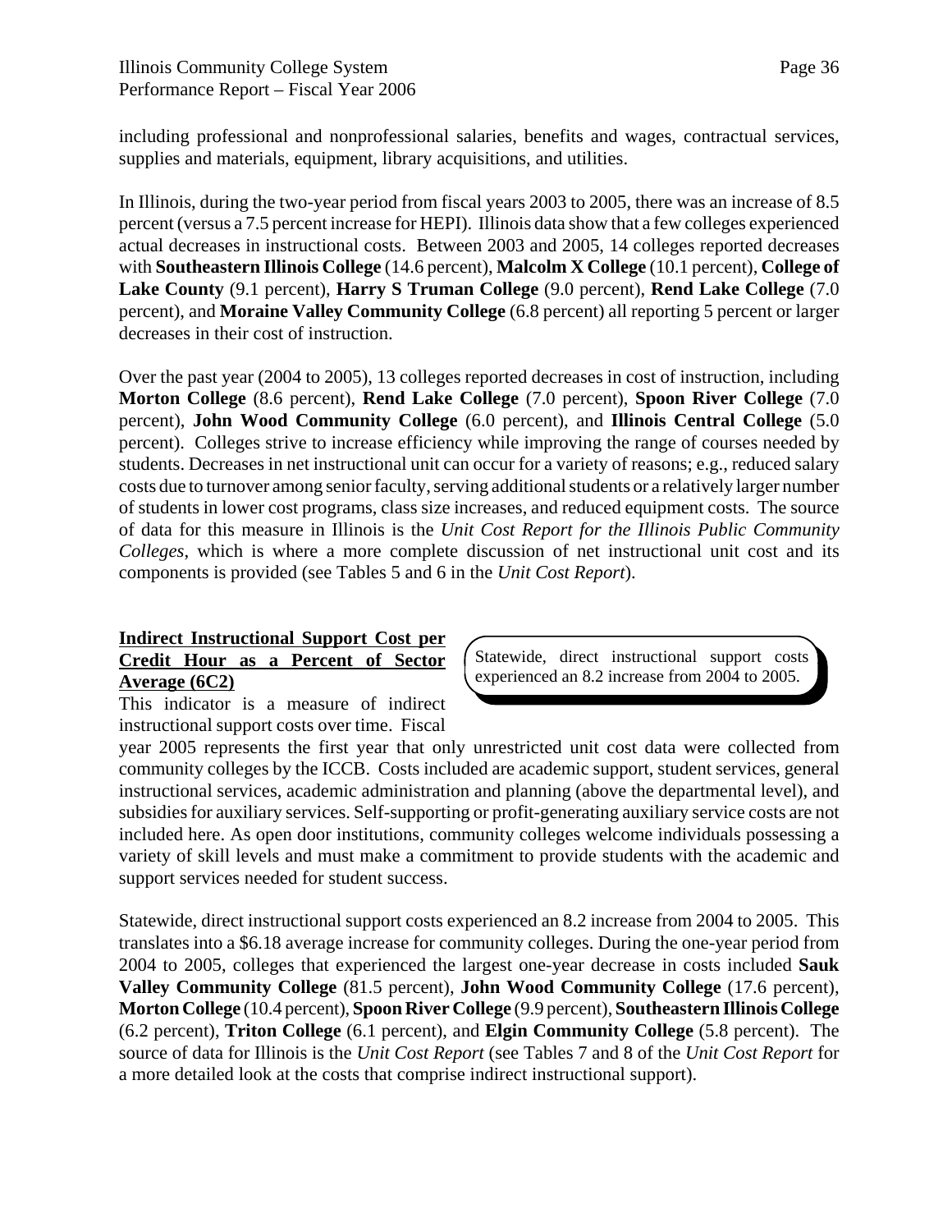including professional and nonprofessional salaries, benefits and wages, contractual services, supplies and materials, equipment, library acquisitions, and utilities.

In Illinois, during the two-year period from fiscal years 2003 to 2005, there was an increase of 8.5 percent (versus a 7.5 percent increase for HEPI). Illinois data show that a few colleges experienced actual decreases in instructional costs. Between 2003 and 2005, 14 colleges reported decreases with **Southeastern Illinois College** (14.6 percent), **Malcolm X College** (10.1 percent), **College of Lake County** (9.1 percent), **Harry S Truman College** (9.0 percent), **Rend Lake College** (7.0 percent), and **Moraine Valley Community College** (6.8 percent) all reporting 5 percent or larger decreases in their cost of instruction.

Over the past year (2004 to 2005), 13 colleges reported decreases in cost of instruction, including **Morton College** (8.6 percent), **Rend Lake College** (7.0 percent), **Spoon River College** (7.0 percent), **John Wood Community College** (6.0 percent), and **Illinois Central College** (5.0 percent). Colleges strive to increase efficiency while improving the range of courses needed by students. Decreases in net instructional unit can occur for a variety of reasons; e.g., reduced salary costs due to turnover among senior faculty, serving additional students or a relatively larger number of students in lower cost programs, class size increases, and reduced equipment costs. The source of data for this measure in Illinois is the *Unit Cost Report for the Illinois Public Community Colleges*, which is where a more complete discussion of net instructional unit cost and its components is provided (see Tables 5 and 6 in the *Unit Cost Report*).

**Indirect Instructional Support Cost per Credit Hour as a Percent of Sector Average (6C2)**

> Statewide, direct instructional support costs experienced an 8.2 increase from 2004 to 2005.

This indicator is a measure of indirect instructional support costs over time. Fiscal year 2005 represents the first year that only unrestricted unit cost data were collected from community colleges by the ICCB. Costs included are academic support, student services, general instructional services, academic administration and planning (above the departmental level), and subsidies for auxiliary services. Self-supporting or profit-generating auxiliary service costs are not included here. As open door institutions, community colleges welcome individuals possessing a variety of skill levels and must make a commitment to provide students with the academic and support services needed for student success.

Statewide, direct instructional support costs experienced an 8.2 increase from 2004 to 2005. This translates into a $6.18 average increase for community colleges. During the one-year period from 2004 to 2005, colleges that experienced the largest one-year decrease in costs included **Sauk Valley Community College** (81.5 percent), **John Wood Community College** (17.6 percent), **Morton College** (10.4 percent), **Spoon River College** (9.9 percent), **Southeastern Illinois College** (6.2 percent), **Triton College** (6.1 percent), and **Elgin Community College** (5.8 percent). The source of data for Illinois is the *Unit Cost Report* (see Tables 7 and 8 of the *Unit Cost Report* for a more detailed look at the costs that comprise indirect instructional support).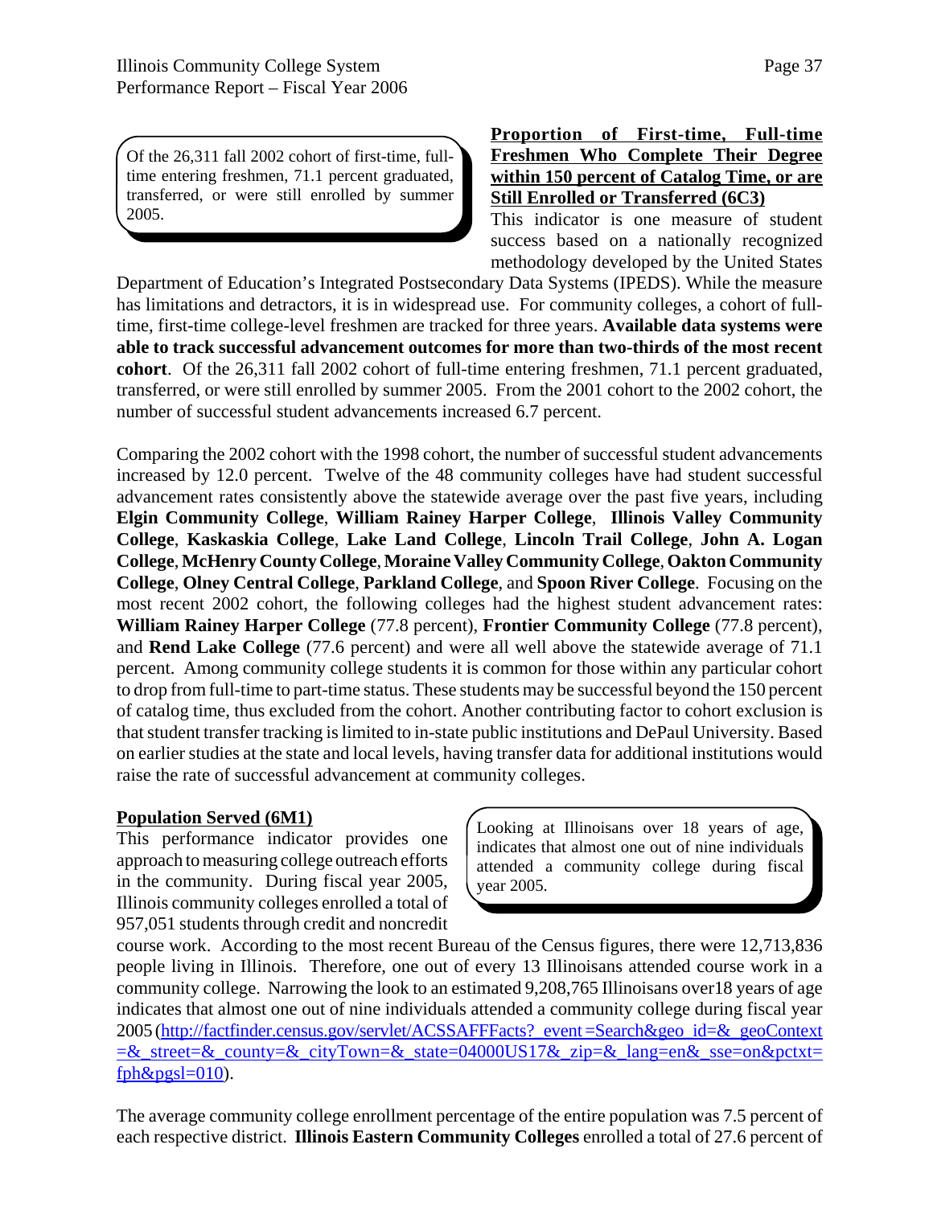> Of the 26,311 fall 2002 cohort of first-time, full-time entering freshmen, 71.1 percent graduated, transferred, or were still enrolled by summer 2005.

**Proportion of First-time, Full-time Freshmen Who Complete Their Degree within 150 percent of Catalog Time, or are Still Enrolled or Transferred (6C3)**

This indicator is one measure of student success based on a nationally recognized methodology developed by the United States Department of Education's Integrated Postsecondary Data Systems (IPEDS). While the measure has limitations and detractors, it is in widespread use. For community colleges, a cohort of full-time, first-time college-level freshmen are tracked for three years. **Available data systems were able to track successful advancement outcomes for more than two-thirds of the most recent cohort**. Of the 26,311 fall 2002 cohort of full-time entering freshmen, 71.1 percent graduated, transferred, or were still enrolled by summer 2005. From the 2001 cohort to the 2002 cohort, the number of successful student advancements increased 6.7 percent.

Comparing the 2002 cohort with the 1998 cohort, the number of successful student advancements increased by 12.0 percent. Twelve of the 48 community colleges have had student successful advancement rates consistently above the statewide average over the past five years, including **Elgin Community College**, **William Rainey Harper College**, **Illinois Valley Community College**, **Kaskaskia College**, **Lake Land College**, **Lincoln Trail College**, **John A. Logan College**, **McHenry County College**, **Moraine Valley Community College**, **Oakton Community College**, **Olney Central College**, **Parkland College**, and **Spoon River College**. Focusing on the most recent 2002 cohort, the following colleges had the highest student advancement rates: **William Rainey Harper College** (77.8 percent), **Frontier Community College** (77.8 percent), and **Rend Lake College** (77.6 percent) and were all well above the statewide average of 71.1 percent. Among community college students it is common for those within any particular cohort to drop from full-time to part-time status. These students may be successful beyond the 150 percent of catalog time, thus excluded from the cohort. Another contributing factor to cohort exclusion is that student transfer tracking is limited to in-state public institutions and DePaul University. Based on earlier studies at the state and local levels, having transfer data for additional institutions would raise the rate of successful advancement at community colleges.

**Population Served (6M1)**

> Looking at Illinoisans over 18 years of age, indicates that almost one out of nine individuals attended a community college during fiscal year 2005.

This performance indicator provides one approach to measuring college outreach efforts in the community. During fiscal year 2005, Illinois community colleges enrolled a total of 957,051 students through credit and noncredit course work. According to the most recent Bureau of the Census figures, there were 12,713,836 people living in Illinois. Therefore, one out of every 13 Illinoisans attended course work in a community college. Narrowing the look to an estimated 9,208,765 Illinoisans over18 years of age indicates that almost one out of nine individuals attended a community college during fiscal year 2005 (http://factfinder.census.gov/servlet/ACSSAFFFacts?_event=Search&geo_id=&_geoContext=&_street=&_county=&_cityTown=&_state=04000US17&_zip=&_lang=en&_sse=on&pctxt=fph&pgsl=010).

The average community college enrollment percentage of the entire population was 7.5 percent of each respective district. **Illinois Eastern Community Colleges** enrolled a total of 27.6 percent of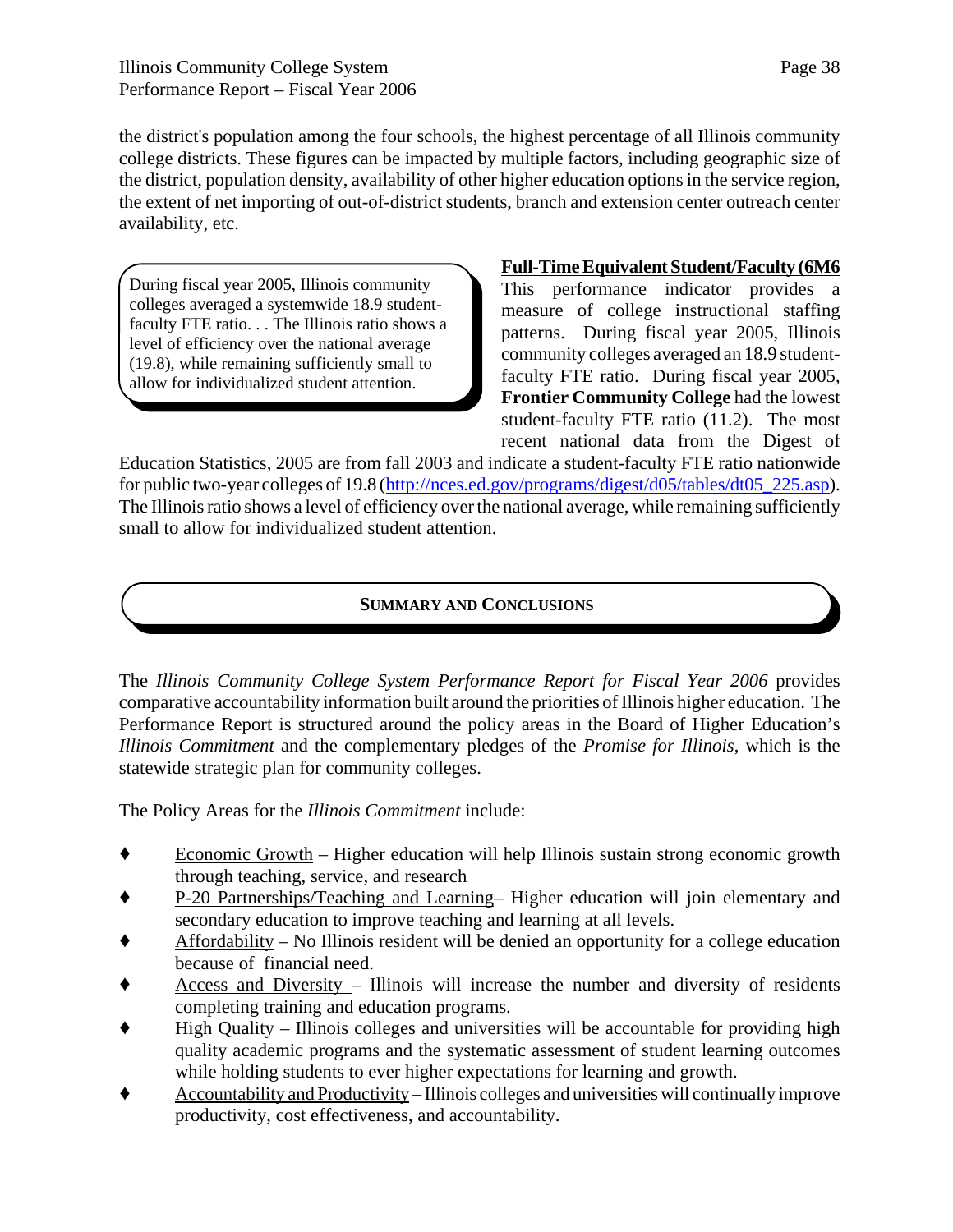the district's population among the four schools, the highest percentage of all Illinois community college districts. These figures can be impacted by multiple factors, including geographic size of the district, population density, availability of other higher education options in the service region, the extent of net importing of out-of-district students, branch and extension center outreach center availability, etc.

> During fiscal year 2005, Illinois community colleges averaged a systemwide 18.9 student-faculty FTE ratio. . . The Illinois ratio shows a level of efficiency over the national average (19.8), while remaining sufficiently small to allow for individualized student attention.

**Full-Time Equivalent Student/Faculty (6M6**

This performance indicator provides a measure of college instructional staffing patterns. During fiscal year 2005, Illinois community colleges averaged an 18.9 student-faculty FTE ratio. During fiscal year 2005, **Frontier Community College** had the lowest student-faculty FTE ratio (11.2). The most recent national data from the Digest of Education Statistics, 2005 are from fall 2003 and indicate a student-faculty FTE ratio nationwide for public two-year colleges of 19.8 (http://nces.ed.gov/programs/digest/d05/tables/dt05_225.asp). The Illinois ratio shows a level of efficiency over the national average, while remaining sufficiently small to allow for individualized student attention.

## SUMMARY AND CONCLUSIONS

The *Illinois Community College System Performance Report for Fiscal Year 2006* provides comparative accountability information built around the priorities of Illinois higher education. The Performance Report is structured around the policy areas in the Board of Higher Education's *Illinois Commitment* and the complementary pledges of the *Promise for Illinois*, which is the statewide strategic plan for community colleges.

The Policy Areas for the *Illinois Commitment* include:

- Economic Growth – Higher education will help Illinois sustain strong economic growth through teaching, service, and research
- P-20 Partnerships/Teaching and Learning– Higher education will join elementary and secondary education to improve teaching and learning at all levels.
- Affordability – No Illinois resident will be denied an opportunity for a college education because of financial need.
- Access and Diversity – Illinois will increase the number and diversity of residents completing training and education programs.
- High Quality – Illinois colleges and universities will be accountable for providing high quality academic programs and the systematic assessment of student learning outcomes while holding students to ever higher expectations for learning and growth.
- Accountability and Productivity – Illinois colleges and universities will continually improve productivity, cost effectiveness, and accountability.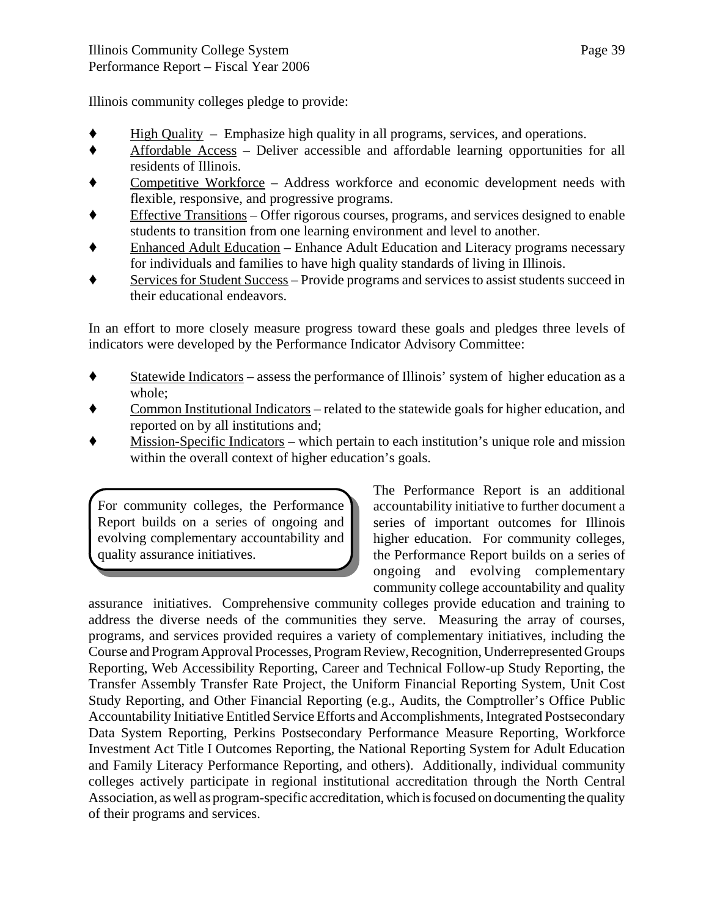Illinois community colleges pledge to provide:

- High Quality – Emphasize high quality in all programs, services, and operations.
- Affordable Access – Deliver accessible and affordable learning opportunities for all residents of Illinois.
- Competitive Workforce – Address workforce and economic development needs with flexible, responsive, and progressive programs.
- Effective Transitions – Offer rigorous courses, programs, and services designed to enable students to transition from one learning environment and level to another.
- Enhanced Adult Education – Enhance Adult Education and Literacy programs necessary for individuals and families to have high quality standards of living in Illinois.
- Services for Student Success – Provide programs and services to assist students succeed in their educational endeavors.

In an effort to more closely measure progress toward these goals and pledges three levels of indicators were developed by the Performance Indicator Advisory Committee:

- Statewide Indicators – assess the performance of Illinois' system of higher education as a whole;
- Common Institutional Indicators – related to the statewide goals for higher education, and reported on by all institutions and;
- Mission-Specific Indicators – which pertain to each institution's unique role and mission within the overall context of higher education's goals.

> For community colleges, the Performance Report builds on a series of ongoing and evolving complementary accountability and quality assurance initiatives.

The Performance Report is an additional accountability initiative to further document a series of important outcomes for Illinois higher education. For community colleges, the Performance Report builds on a series of ongoing and evolving complementary community college accountability and quality assurance initiatives. Comprehensive community colleges provide education and training to address the diverse needs of the communities they serve. Measuring the array of courses, programs, and services provided requires a variety of complementary initiatives, including the Course and Program Approval Processes, Program Review, Recognition, Underrepresented Groups Reporting, Web Accessibility Reporting, Career and Technical Follow-up Study Reporting, the Transfer Assembly Transfer Rate Project, the Uniform Financial Reporting System, Unit Cost Study Reporting, and Other Financial Reporting (e.g., Audits, the Comptroller's Office Public Accountability Initiative Entitled Service Efforts and Accomplishments, Integrated Postsecondary Data System Reporting, Perkins Postsecondary Performance Measure Reporting, Workforce Investment Act Title I Outcomes Reporting, the National Reporting System for Adult Education and Family Literacy Performance Reporting, and others). Additionally, individual community colleges actively participate in regional institutional accreditation through the North Central Association, as well as program-specific accreditation, which is focused on documenting the quality of their programs and services.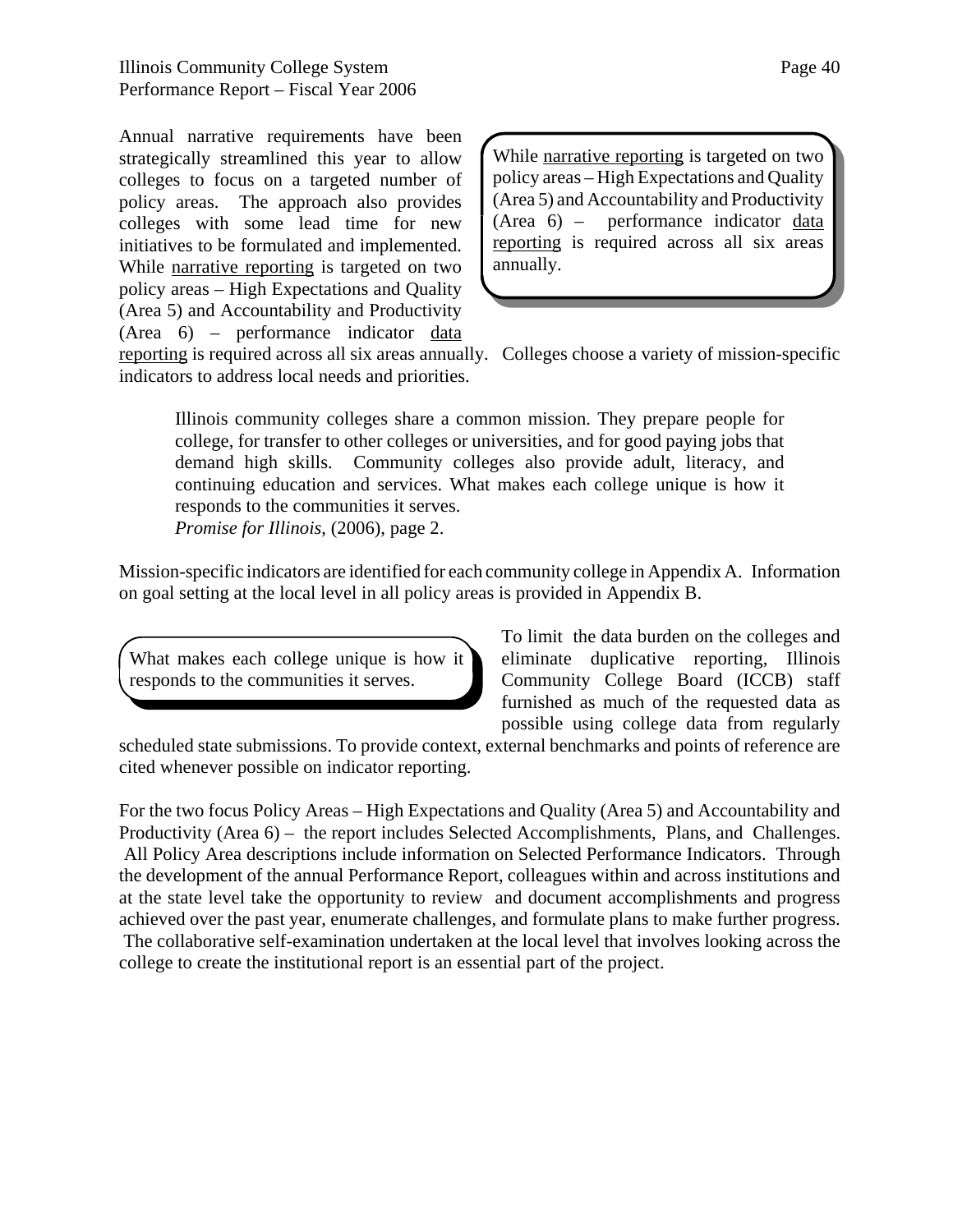Annual narrative requirements have been strategically streamlined this year to allow colleges to focus on a targeted number of policy areas. The approach also provides colleges with some lead time for new initiatives to be formulated and implemented. While narrative reporting is targeted on two policy areas – High Expectations and Quality (Area 5) and Accountability and Productivity (Area 6) – performance indicator data reporting is required across all six areas annually. Colleges choose a variety of mission-specific indicators to address local needs and priorities.

> While narrative reporting is targeted on two policy areas – High Expectations and Quality (Area 5) and Accountability and Productivity (Area 6) – performance indicator data reporting is required across all six areas annually.

> Illinois community colleges share a common mission. They prepare people for college, for transfer to other colleges or universities, and for good paying jobs that demand high skills. Community colleges also provide adult, literacy, and continuing education and services. What makes each college unique is how it responds to the communities it serves.
> *Promise for Illinois*, (2006), page 2.

Mission-specific indicators are identified for each community college in Appendix A. Information on goal setting at the local level in all policy areas is provided in Appendix B.

> What makes each college unique is how it responds to the communities it serves.

To limit the data burden on the colleges and eliminate duplicative reporting, Illinois Community College Board (ICCB) staff furnished as much of the requested data as possible using college data from regularly scheduled state submissions. To provide context, external benchmarks and points of reference are cited whenever possible on indicator reporting.

For the two focus Policy Areas – High Expectations and Quality (Area 5) and Accountability and Productivity (Area 6) – the report includes Selected Accomplishments, Plans, and Challenges. All Policy Area descriptions include information on Selected Performance Indicators. Through the development of the annual Performance Report, colleagues within and across institutions and at the state level take the opportunity to review and document accomplishments and progress achieved over the past year, enumerate challenges, and formulate plans to make further progress. The collaborative self-examination undertaken at the local level that involves looking across the college to create the institutional report is an essential part of the project.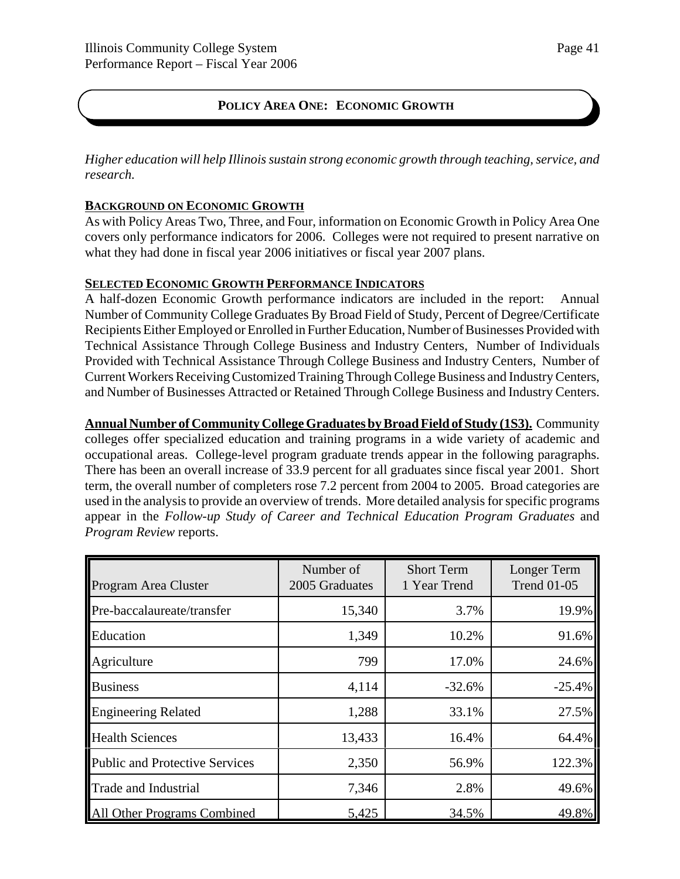## POLICY AREA ONE: ECONOMIC GROWTH

*Higher education will help Illinois sustain strong economic growth through teaching, service, and research.*

### BACKGROUND ON ECONOMIC GROWTH

As with Policy Areas Two, Three, and Four, information on Economic Growth in Policy Area One covers only performance indicators for 2006. Colleges were not required to present narrative on what they had done in fiscal year 2006 initiatives or fiscal year 2007 plans.

### SELECTED ECONOMIC GROWTH PERFORMANCE INDICATORS

A half-dozen Economic Growth performance indicators are included in the report: Annual Number of Community College Graduates By Broad Field of Study, Percent of Degree/Certificate Recipients Either Employed or Enrolled in Further Education, Number of Businesses Provided with Technical Assistance Through College Business and Industry Centers, Number of Individuals Provided with Technical Assistance Through College Business and Industry Centers, Number of Current Workers Receiving Customized Training Through College Business and Industry Centers, and Number of Businesses Attracted or Retained Through College Business and Industry Centers.

**Annual Number of Community College Graduates by Broad Field of Study (1S3).** Community colleges offer specialized education and training programs in a wide variety of academic and occupational areas. College-level program graduate trends appear in the following paragraphs. There has been an overall increase of 33.9 percent for all graduates since fiscal year 2001. Short term, the overall number of completers rose 7.2 percent from 2004 to 2005. Broad categories are used in the analysis to provide an overview of trends. More detailed analysis for specific programs appear in the *Follow-up Study of Career and Technical Education Program Graduates* and *Program Review* reports.

| Program Area Cluster | Number of 2005 Graduates | Short Term 1 Year Trend | Longer Term Trend 01-05 |
|---|---|---|---|
| Pre-baccalaureate/transfer | 15,340 | 3.7% | 19.9% |
| Education | 1,349 | 10.2% | 91.6% |
| Agriculture | 799 | 17.0% | 24.6% |
| Business | 4,114 | -32.6% | -25.4% |
| Engineering Related | 1,288 | 33.1% | 27.5% |
| Health Sciences | 13,433 | 16.4% | 64.4% |
| Public and Protective Services | 2,350 | 56.9% | 122.3% |
| Trade and Industrial | 7,346 | 2.8% | 49.6% |
| All Other Programs Combined | 5,425 | 34.5% | 49.8% |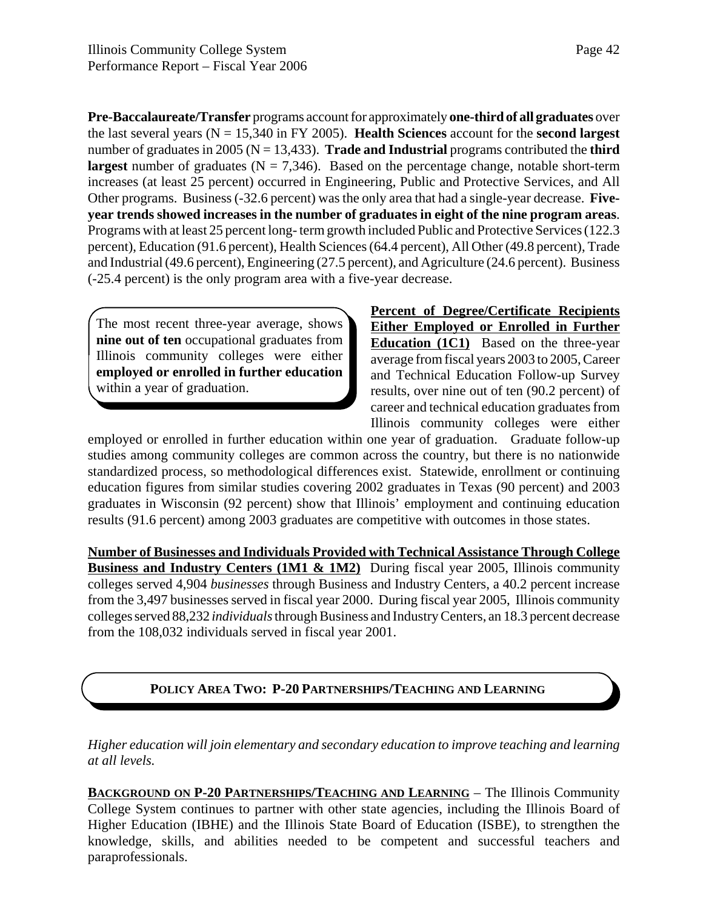**Pre-Baccalaureate/Transfer** programs account for approximately **one-third of all graduates** over the last several years (N = 15,340 in FY 2005). **Health Sciences** account for the **second largest** number of graduates in 2005 (N = 13,433). **Trade and Industrial** programs contributed the **third largest** number of graduates (N = 7,346). Based on the percentage change, notable short-term increases (at least 25 percent) occurred in Engineering, Public and Protective Services, and All Other programs. Business (-32.6 percent) was the only area that had a single-year decrease. **Five-year trends showed increases in the number of graduates in eight of the nine program areas**. Programs with at least 25 percent long- term growth included Public and Protective Services (122.3 percent), Education (91.6 percent), Health Sciences (64.4 percent), All Other (49.8 percent), Trade and Industrial (49.6 percent), Engineering (27.5 percent), and Agriculture (24.6 percent). Business (-25.4 percent) is the only program area with a five-year decrease.

> The most recent three-year average, shows **nine out of ten** occupational graduates from Illinois community colleges were either **employed or enrolled in further education** within a year of graduation.

**Percent of Degree/Certificate Recipients Either Employed or Enrolled in Further Education (1C1)** Based on the three-year average from fiscal years 2003 to 2005, Career and Technical Education Follow-up Survey results, over nine out of ten (90.2 percent) of career and technical education graduates from Illinois community colleges were either employed or enrolled in further education within one year of graduation. Graduate follow-up studies among community colleges are common across the country, but there is no nationwide standardized process, so methodological differences exist. Statewide, enrollment or continuing education figures from similar studies covering 2002 graduates in Texas (90 percent) and 2003 graduates in Wisconsin (92 percent) show that Illinois' employment and continuing education results (91.6 percent) among 2003 graduates are competitive with outcomes in those states.

**Number of Businesses and Individuals Provided with Technical Assistance Through College Business and Industry Centers (1M1 & 1M2)** During fiscal year 2005, Illinois community colleges served 4,904 *businesses* through Business and Industry Centers, a 40.2 percent increase from the 3,497 businesses served in fiscal year 2000. During fiscal year 2005, Illinois community colleges served 88,232 *individuals* through Business and Industry Centers, an 18.3 percent decrease from the 108,032 individuals served in fiscal year 2001.

## POLICY AREA TWO: P-20 PARTNERSHIPS/TEACHING AND LEARNING

*Higher education will join elementary and secondary education to improve teaching and learning at all levels.*

**BACKGROUND ON P-20 PARTNERSHIPS/TEACHING AND LEARNING** – The Illinois Community College System continues to partner with other state agencies, including the Illinois Board of Higher Education (IBHE) and the Illinois State Board of Education (ISBE), to strengthen the knowledge, skills, and abilities needed to be competent and successful teachers and paraprofessionals.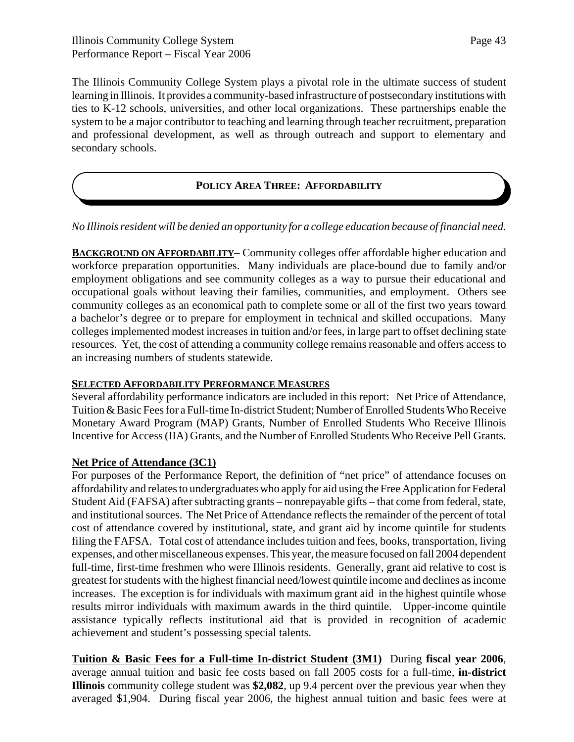The Illinois Community College System plays a pivotal role in the ultimate success of student learning in Illinois. It provides a community-based infrastructure of postsecondary institutions with ties to K-12 schools, universities, and other local organizations. These partnerships enable the system to be a major contributor to teaching and learning through teacher recruitment, preparation and professional development, as well as through outreach and support to elementary and secondary schools.

## POLICY AREA THREE: AFFORDABILITY

*No Illinois resident will be denied an opportunity for a college education because of financial need.*

**BACKGROUND ON AFFORDABILITY**– Community colleges offer affordable higher education and workforce preparation opportunities. Many individuals are place-bound due to family and/or employment obligations and see community colleges as a way to pursue their educational and occupational goals without leaving their families, communities, and employment. Others see community colleges as an economical path to complete some or all of the first two years toward a bachelor's degree or to prepare for employment in technical and skilled occupations. Many colleges implemented modest increases in tuition and/or fees, in large part to offset declining state resources. Yet, the cost of attending a community college remains reasonable and offers access to an increasing numbers of students statewide.

**SELECTED AFFORDABILITY PERFORMANCE MEASURES**

Several affordability performance indicators are included in this report: Net Price of Attendance, Tuition & Basic Fees for a Full-time In-district Student; Number of Enrolled Students Who Receive Monetary Award Program (MAP) Grants, Number of Enrolled Students Who Receive Illinois Incentive for Access (IIA) Grants, and the Number of Enrolled Students Who Receive Pell Grants.

**Net Price of Attendance (3C1)**

For purposes of the Performance Report, the definition of "net price" of attendance focuses on affordability and relates to undergraduates who apply for aid using the Free Application for Federal Student Aid (FAFSA) after subtracting grants – nonrepayable gifts – that come from federal, state, and institutional sources. The Net Price of Attendance reflects the remainder of the percent of total cost of attendance covered by institutional, state, and grant aid by income quintile for students filing the FAFSA. Total cost of attendance includes tuition and fees, books, transportation, living expenses, and other miscellaneous expenses. This year, the measure focused on fall 2004 dependent full-time, first-time freshmen who were Illinois residents. Generally, grant aid relative to cost is greatest for students with the highest financial need/lowest quintile income and declines as income increases. The exception is for individuals with maximum grant aid in the highest quintile whose results mirror individuals with maximum awards in the third quintile. Upper-income quintile assistance typically reflects institutional aid that is provided in recognition of academic achievement and student's possessing special talents.

**Tuition & Basic Fees for a Full-time In-district Student (3M1)** During **fiscal year 2006**, average annual tuition and basic fee costs based on fall 2005 costs for a full-time, **in-district Illinois** community college student was **$2,082**, up 9.4 percent over the previous year when they averaged $1,904. During fiscal year 2006, the highest annual tuition and basic fees were at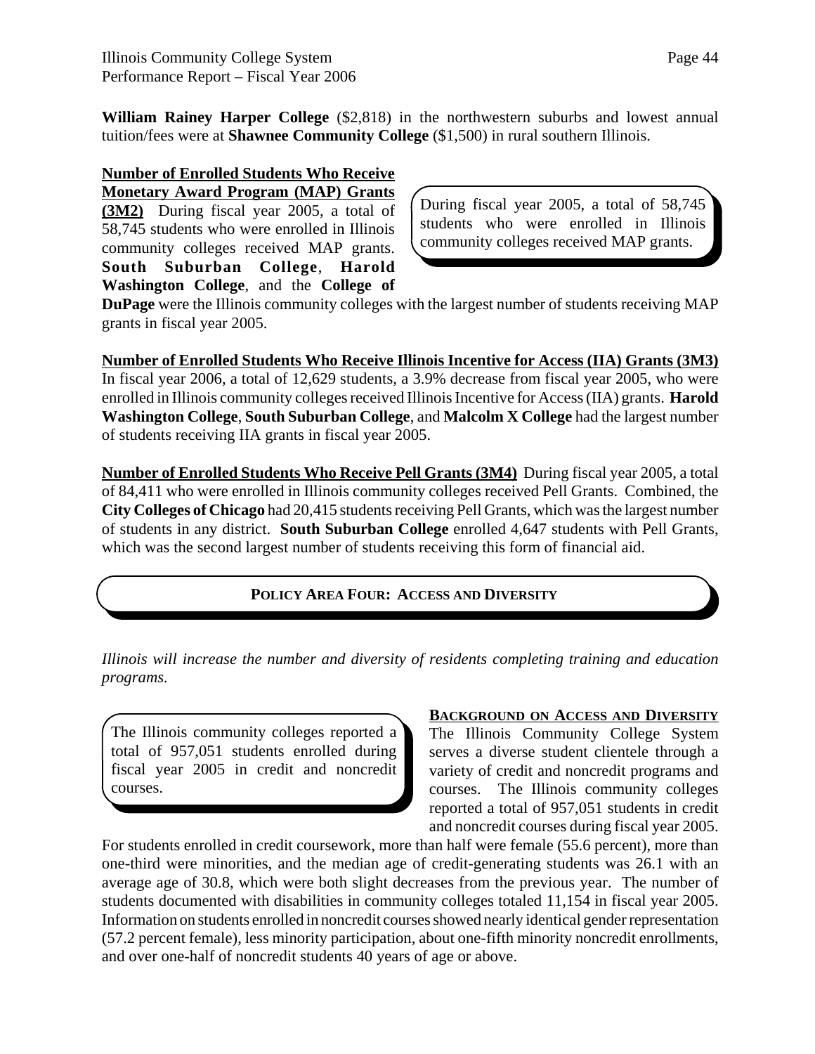**William Rainey Harper College** ($2,818) in the northwestern suburbs and lowest annual tuition/fees were at **Shawnee Community College** ($1,500) in rural southern Illinois.

**Number of Enrolled Students Who Receive Monetary Award Program (MAP) Grants (3M2)** During fiscal year 2005, a total of 58,745 students who were enrolled in Illinois community colleges received MAP grants. **South Suburban College**, **Harold Washington College**, and the **College of DuPage** were the Illinois community colleges with the largest number of students receiving MAP grants in fiscal year 2005.

> During fiscal year 2005, a total of 58,745 students who were enrolled in Illinois community colleges received MAP grants.

**Number of Enrolled Students Who Receive Illinois Incentive for Access (IIA) Grants (3M3)** In fiscal year 2006, a total of 12,629 students, a 3.9% decrease from fiscal year 2005, who were enrolled in Illinois community colleges received Illinois Incentive for Access (IIA) grants. **Harold Washington College**, **South Suburban College**, and **Malcolm X College** had the largest number of students receiving IIA grants in fiscal year 2005.

**Number of Enrolled Students Who Receive Pell Grants (3M4)** During fiscal year 2005, a total of 84,411 who were enrolled in Illinois community colleges received Pell Grants. Combined, the **City Colleges of Chicago** had 20,415 students receiving Pell Grants, which was the largest number of students in any district. **South Suburban College** enrolled 4,647 students with Pell Grants, which was the second largest number of students receiving this form of financial aid.

## POLICY AREA FOUR: ACCESS AND DIVERSITY

*Illinois will increase the number and diversity of residents completing training and education programs.*

> The Illinois community colleges reported a total of 957,051 students enrolled during fiscal year 2005 in credit and noncredit courses.

**BACKGROUND ON ACCESS AND DIVERSITY**
The Illinois Community College System serves a diverse student clientele through a variety of credit and noncredit programs and courses. The Illinois community colleges reported a total of 957,051 students in credit and noncredit courses during fiscal year 2005. For students enrolled in credit coursework, more than half were female (55.6 percent), more than one-third were minorities, and the median age of credit-generating students was 26.1 with an average age of 30.8, which were both slight decreases from the previous year. The number of students documented with disabilities in community colleges totaled 11,154 in fiscal year 2005. Information on students enrolled in noncredit courses showed nearly identical gender representation (57.2 percent female), less minority participation, about one-fifth minority noncredit enrollments, and over one-half of noncredit students 40 years of age or above.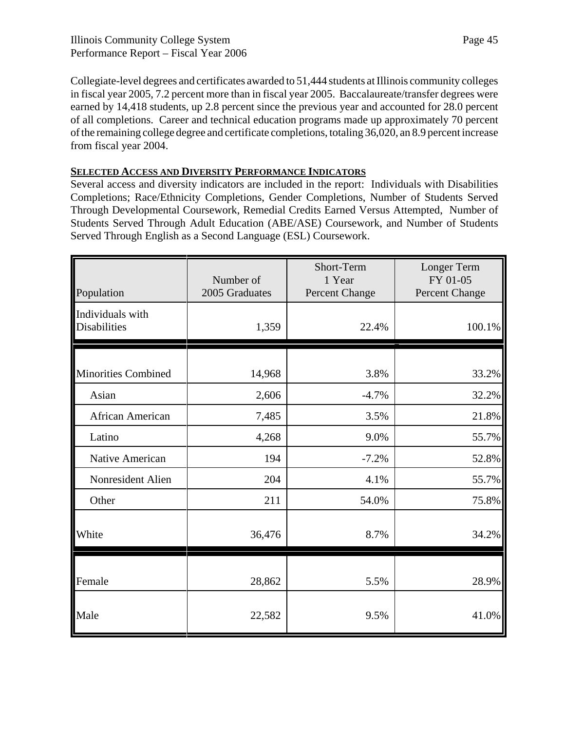Collegiate-level degrees and certificates awarded to 51,444 students at Illinois community colleges in fiscal year 2005, 7.2 percent more than in fiscal year 2005. Baccalaureate/transfer degrees were earned by 14,418 students, up 2.8 percent since the previous year and accounted for 28.0 percent of all completions. Career and technical education programs made up approximately 70 percent of the remaining college degree and certificate completions, totaling 36,020, an 8.9 percent increase from fiscal year 2004.

## SELECTED ACCESS AND DIVERSITY PERFORMANCE INDICATORS

Several access and diversity indicators are included in the report: Individuals with Disabilities Completions; Race/Ethnicity Completions, Gender Completions, Number of Students Served Through Developmental Coursework, Remedial Credits Earned Versus Attempted, Number of Students Served Through Adult Education (ABE/ASE) Coursework, and Number of Students Served Through English as a Second Language (ESL) Coursework.

| Population | Number of 2005 Graduates | Short-Term 1 Year Percent Change | Longer Term FY 01-05 Percent Change |
|---|---|---|---|
| Individuals with Disabilities | 1,359 | 22.4% | 100.1% |
| Minorities Combined | 14,968 | 3.8% | 33.2% |
| Asian | 2,606 | -4.7% | 32.2% |
| African American | 7,485 | 3.5% | 21.8% |
| Latino | 4,268 | 9.0% | 55.7% |
| Native American | 194 | -7.2% | 52.8% |
| Nonresident Alien | 204 | 4.1% | 55.7% |
| Other | 211 | 54.0% | 75.8% |
| White | 36,476 | 8.7% | 34.2% |
| Female | 28,862 | 5.5% | 28.9% |
| Male | 22,582 | 9.5% | 41.0% |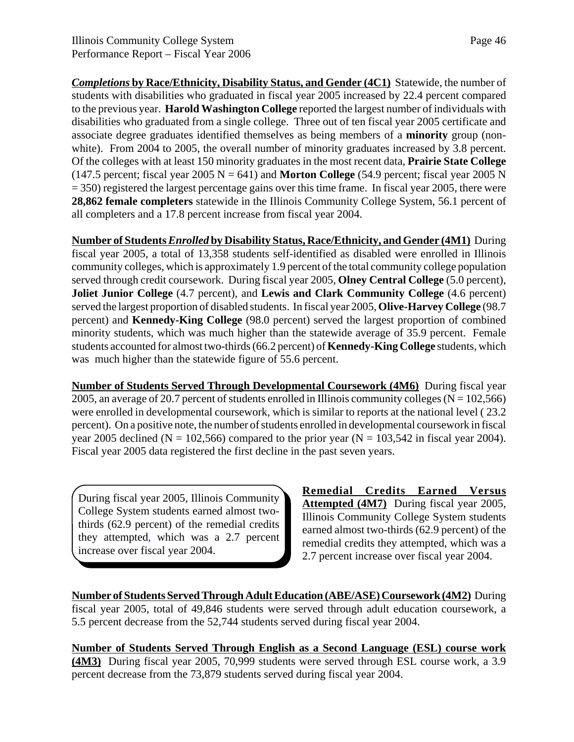***Completions* by Race/Ethnicity, Disability Status, and Gender (4C1)** Statewide, the number of students with disabilities who graduated in fiscal year 2005 increased by 22.4 percent compared to the previous year. **Harold Washington College** reported the largest number of individuals with disabilities who graduated from a single college. Three out of ten fiscal year 2005 certificate and associate degree graduates identified themselves as being members of a **minority** group (non-white). From 2004 to 2005, the overall number of minority graduates increased by 3.8 percent. Of the colleges with at least 150 minority graduates in the most recent data, **Prairie State College** (147.5 percent; fiscal year 2005 N = 641) and **Morton College** (54.9 percent; fiscal year 2005 N = 350) registered the largest percentage gains over this time frame. In fiscal year 2005, there were **28,862 female completers** statewide in the Illinois Community College System, 56.1 percent of all completers and a 17.8 percent increase from fiscal year 2004.

**Number of Students *Enrolled* by Disability Status, Race/Ethnicity, and Gender (4M1)** During fiscal year 2005, a total of 13,358 students self-identified as disabled were enrolled in Illinois community colleges, which is approximately 1.9 percent of the total community college population served through credit coursework. During fiscal year 2005, **Olney Central College** (5.0 percent), **Joliet Junior College** (4.7 percent), and **Lewis and Clark Community College** (4.6 percent) served the largest proportion of disabled students. In fiscal year 2005, **Olive-Harvey College** (98.7 percent) and **Kennedy-King College** (98.0 percent) served the largest proportion of combined minority students, which was much higher than the statewide average of 35.9 percent. Female students accounted for almost two-thirds (66.2 percent) of **Kennedy-King College** students, which was much higher than the statewide figure of 55.6 percent.

**Number of Students Served Through Developmental Coursework (4M6)** During fiscal year 2005, an average of 20.7 percent of students enrolled in Illinois community colleges (N = 102,566) were enrolled in developmental coursework, which is similar to reports at the national level ( 23.2 percent). On a positive note, the number of students enrolled in developmental coursework in fiscal year 2005 declined (N = 102,566) compared to the prior year (N = 103,542 in fiscal year 2004). Fiscal year 2005 data registered the first decline in the past seven years.

> During fiscal year 2005, Illinois Community College System students earned almost two-thirds (62.9 percent) of the remedial credits they attempted, which was a 2.7 percent increase over fiscal year 2004.

**Remedial Credits Earned Versus Attempted (4M7)** During fiscal year 2005, Illinois Community College System students earned almost two-thirds (62.9 percent) of the remedial credits they attempted, which was a 2.7 percent increase over fiscal year 2004.

**Number of Students Served Through Adult Education (ABE/ASE) Coursework (4M2)** During fiscal year 2005, total of 49,846 students were served through adult education coursework, a 5.5 percent decrease from the 52,744 students served during fiscal year 2004.

**Number of Students Served Through English as a Second Language (ESL) course work (4M3)** During fiscal year 2005, 70,999 students were served through ESL course work, a 3.9 percent decrease from the 73,879 students served during fiscal year 2004.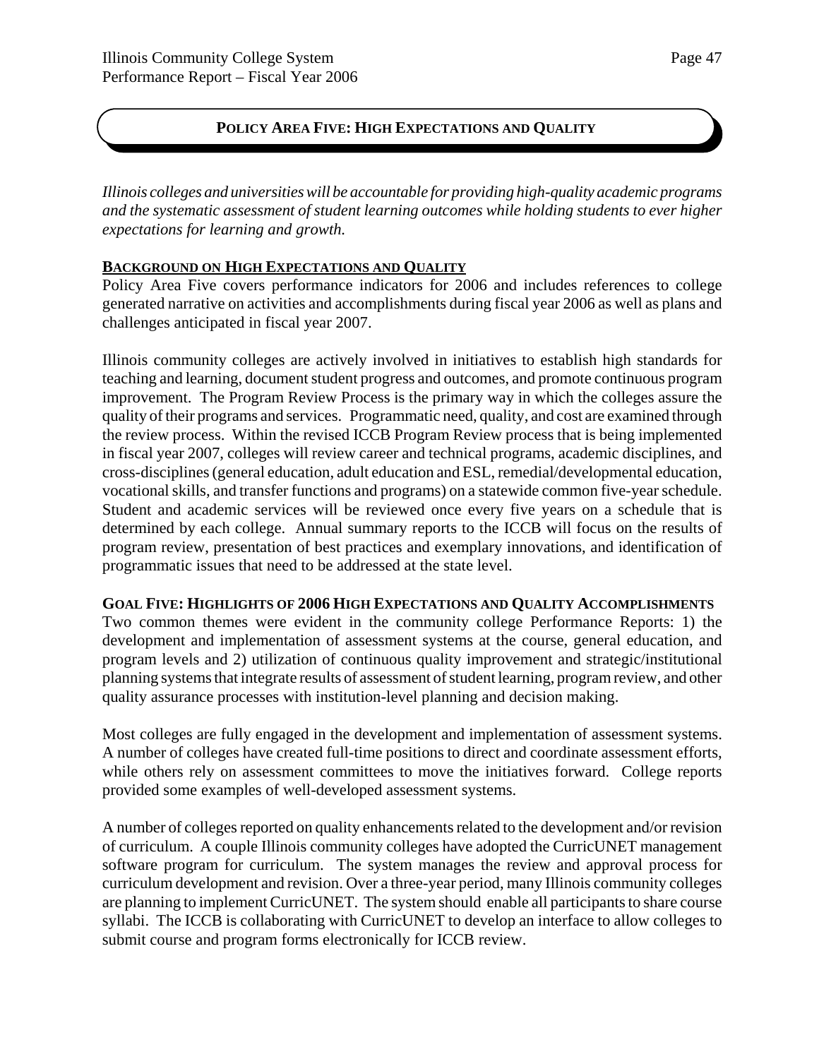## POLICY AREA FIVE: HIGH EXPECTATIONS AND QUALITY

*Illinois colleges and universities will be accountable for providing high-quality academic programs and the systematic assessment of student learning outcomes while holding students to ever higher expectations for learning and growth.*

### BACKGROUND ON HIGH EXPECTATIONS AND QUALITY

Policy Area Five covers performance indicators for 2006 and includes references to college generated narrative on activities and accomplishments during fiscal year 2006 as well as plans and challenges anticipated in fiscal year 2007.

Illinois community colleges are actively involved in initiatives to establish high standards for teaching and learning, document student progress and outcomes, and promote continuous program improvement. The Program Review Process is the primary way in which the colleges assure the quality of their programs and services. Programmatic need, quality, and cost are examined through the review process. Within the revised ICCB Program Review process that is being implemented in fiscal year 2007, colleges will review career and technical programs, academic disciplines, and cross-disciplines (general education, adult education and ESL, remedial/developmental education, vocational skills, and transfer functions and programs) on a statewide common five-year schedule. Student and academic services will be reviewed once every five years on a schedule that is determined by each college. Annual summary reports to the ICCB will focus on the results of program review, presentation of best practices and exemplary innovations, and identification of programmatic issues that need to be addressed at the state level.

### GOAL FIVE: HIGHLIGHTS OF 2006 HIGH EXPECTATIONS AND QUALITY ACCOMPLISHMENTS

Two common themes were evident in the community college Performance Reports: 1) the development and implementation of assessment systems at the course, general education, and program levels and 2) utilization of continuous quality improvement and strategic/institutional planning systems that integrate results of assessment of student learning, program review, and other quality assurance processes with institution-level planning and decision making.

Most colleges are fully engaged in the development and implementation of assessment systems. A number of colleges have created full-time positions to direct and coordinate assessment efforts, while others rely on assessment committees to move the initiatives forward. College reports provided some examples of well-developed assessment systems.

A number of colleges reported on quality enhancements related to the development and/or revision of curriculum. A couple Illinois community colleges have adopted the CurricUNET management software program for curriculum. The system manages the review and approval process for curriculum development and revision. Over a three-year period, many Illinois community colleges are planning to implement CurricUNET. The system should enable all participants to share course syllabi. The ICCB is collaborating with CurricUNET to develop an interface to allow colleges to submit course and program forms electronically for ICCB review.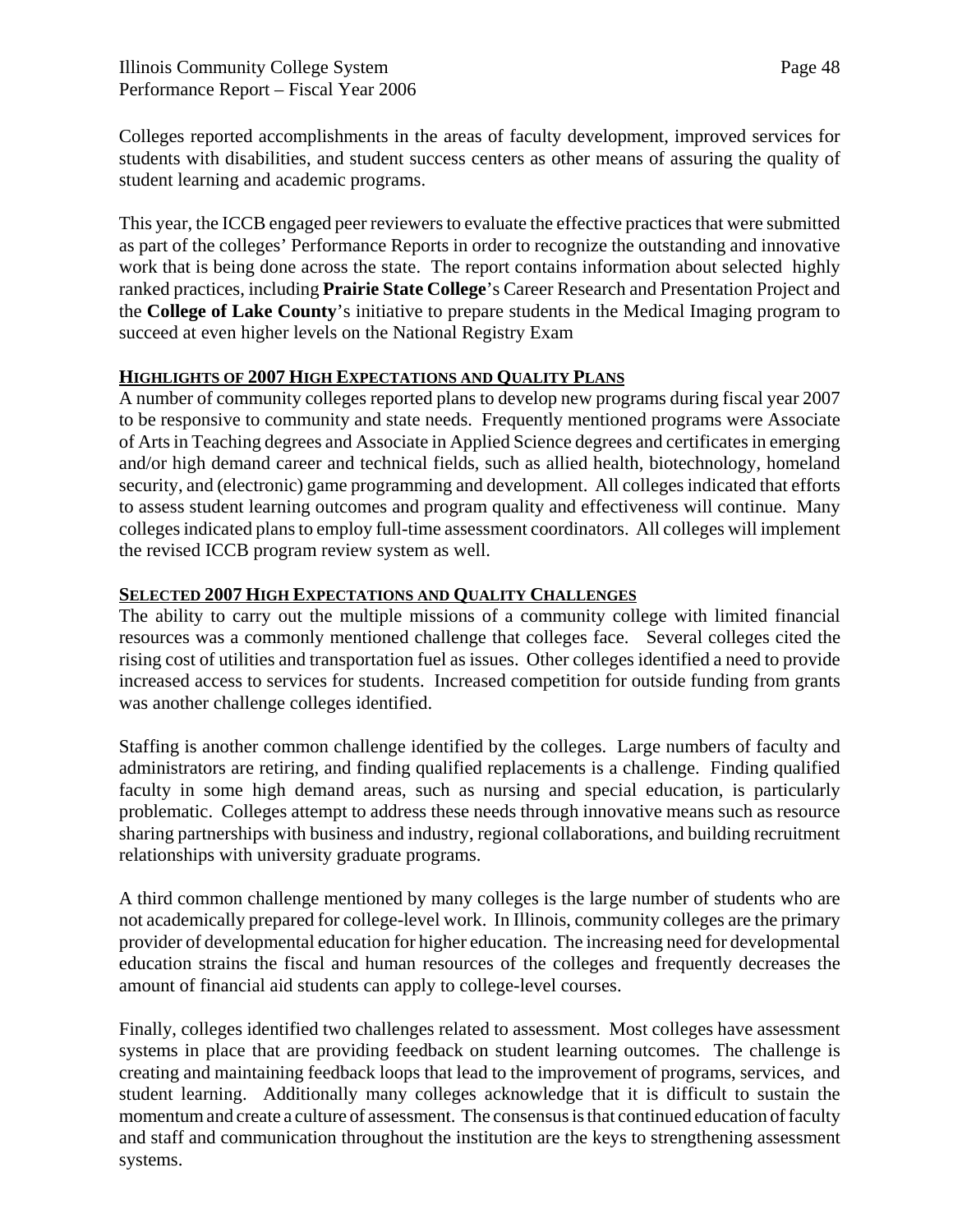Colleges reported accomplishments in the areas of faculty development, improved services for students with disabilities, and student success centers as other means of assuring the quality of student learning and academic programs.

This year, the ICCB engaged peer reviewers to evaluate the effective practices that were submitted as part of the colleges' Performance Reports in order to recognize the outstanding and innovative work that is being done across the state. The report contains information about selected highly ranked practices, including **Prairie State College**'s Career Research and Presentation Project and the **College of Lake County**'s initiative to prepare students in the Medical Imaging program to succeed at even higher levels on the National Registry Exam

## HIGHLIGHTS OF 2007 HIGH EXPECTATIONS AND QUALITY PLANS

A number of community colleges reported plans to develop new programs during fiscal year 2007 to be responsive to community and state needs. Frequently mentioned programs were Associate of Arts in Teaching degrees and Associate in Applied Science degrees and certificates in emerging and/or high demand career and technical fields, such as allied health, biotechnology, homeland security, and (electronic) game programming and development. All colleges indicated that efforts to assess student learning outcomes and program quality and effectiveness will continue. Many colleges indicated plans to employ full-time assessment coordinators. All colleges will implement the revised ICCB program review system as well.

## SELECTED 2007 HIGH EXPECTATIONS AND QUALITY CHALLENGES

The ability to carry out the multiple missions of a community college with limited financial resources was a commonly mentioned challenge that colleges face. Several colleges cited the rising cost of utilities and transportation fuel as issues. Other colleges identified a need to provide increased access to services for students. Increased competition for outside funding from grants was another challenge colleges identified.

Staffing is another common challenge identified by the colleges. Large numbers of faculty and administrators are retiring, and finding qualified replacements is a challenge. Finding qualified faculty in some high demand areas, such as nursing and special education, is particularly problematic. Colleges attempt to address these needs through innovative means such as resource sharing partnerships with business and industry, regional collaborations, and building recruitment relationships with university graduate programs.

A third common challenge mentioned by many colleges is the large number of students who are not academically prepared for college-level work. In Illinois, community colleges are the primary provider of developmental education for higher education. The increasing need for developmental education strains the fiscal and human resources of the colleges and frequently decreases the amount of financial aid students can apply to college-level courses.

Finally, colleges identified two challenges related to assessment. Most colleges have assessment systems in place that are providing feedback on student learning outcomes. The challenge is creating and maintaining feedback loops that lead to the improvement of programs, services, and student learning. Additionally many colleges acknowledge that it is difficult to sustain the momentum and create a culture of assessment. The consensus is that continued education of faculty and staff and communication throughout the institution are the keys to strengthening assessment systems.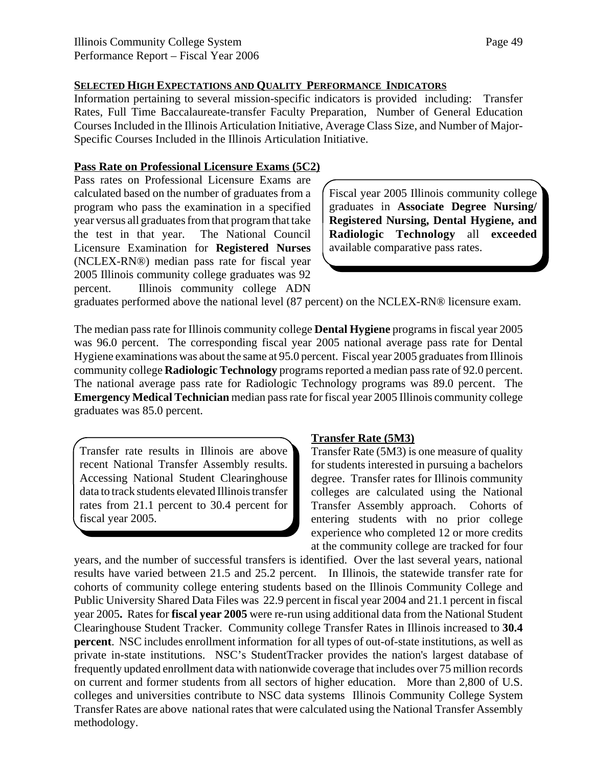## Selected High Expectations and Quality Performance Indicators

Information pertaining to several mission-specific indicators is provided including: Transfer Rates, Full Time Baccalaureate-transfer Faculty Preparation, Number of General Education Courses Included in the Illinois Articulation Initiative, Average Class Size, and Number of Major-Specific Courses Included in the Illinois Articulation Initiative.

### Pass Rate on Professional Licensure Exams (5C2)

> Fiscal year 2005 Illinois community college graduates in **Associate Degree Nursing/ Registered Nursing, Dental Hygiene, and Radiologic Technology** all **exceeded** available comparative pass rates.

Pass rates on Professional Licensure Exams are calculated based on the number of graduates from a program who pass the examination in a specified year versus all graduates from that program that take the test in that year. The National Council Licensure Examination for **Registered Nurses** (NCLEX-RN®) median pass rate for fiscal year 2005 Illinois community college graduates was 92 percent. Illinois community college ADN graduates performed above the national level (87 percent) on the NCLEX-RN® licensure exam.

The median pass rate for Illinois community college **Dental Hygiene** programs in fiscal year 2005 was 96.0 percent. The corresponding fiscal year 2005 national average pass rate for Dental Hygiene examinations was about the same at 95.0 percent. Fiscal year 2005 graduates from Illinois community college **Radiologic Technology** programs reported a median pass rate of 92.0 percent. The national average pass rate for Radiologic Technology programs was 89.0 percent. The **Emergency Medical Technician** median pass rate for fiscal year 2005 Illinois community college graduates was 85.0 percent.

### Transfer Rate (5M3)

> Transfer rate results in Illinois are above recent National Transfer Assembly results. Accessing National Student Clearinghouse data to track students elevated Illinois transfer rates from 21.1 percent to 30.4 percent for fiscal year 2005.

Transfer Rate (5M3) is one measure of quality for students interested in pursuing a bachelors degree. Transfer rates for Illinois community colleges are calculated using the National Transfer Assembly approach. Cohorts of entering students with no prior college experience who completed 12 or more credits at the community college are tracked for four years, and the number of successful transfers is identified. Over the last several years, national results have varied between 21.5 and 25.2 percent. In Illinois, the statewide transfer rate for cohorts of community college entering students based on the Illinois Community College and Public University Shared Data Files was 22.9 percent in fiscal year 2004 and 21.1 percent in fiscal year 2005**.** Rates for **fiscal year 2005** were re-run using additional data from the National Student Clearinghouse Student Tracker. Community college Transfer Rates in Illinois increased to **30.4 percent**. NSC includes enrollment information for all types of out-of-state institutions, as well as private in-state institutions. NSC's StudentTracker provides the nation's largest database of frequently updated enrollment data with nationwide coverage that includes over 75 million records on current and former students from all sectors of higher education. More than 2,800 of U.S. colleges and universities contribute to NSC data systems Illinois Community College System Transfer Rates are above national rates that were calculated using the National Transfer Assembly methodology.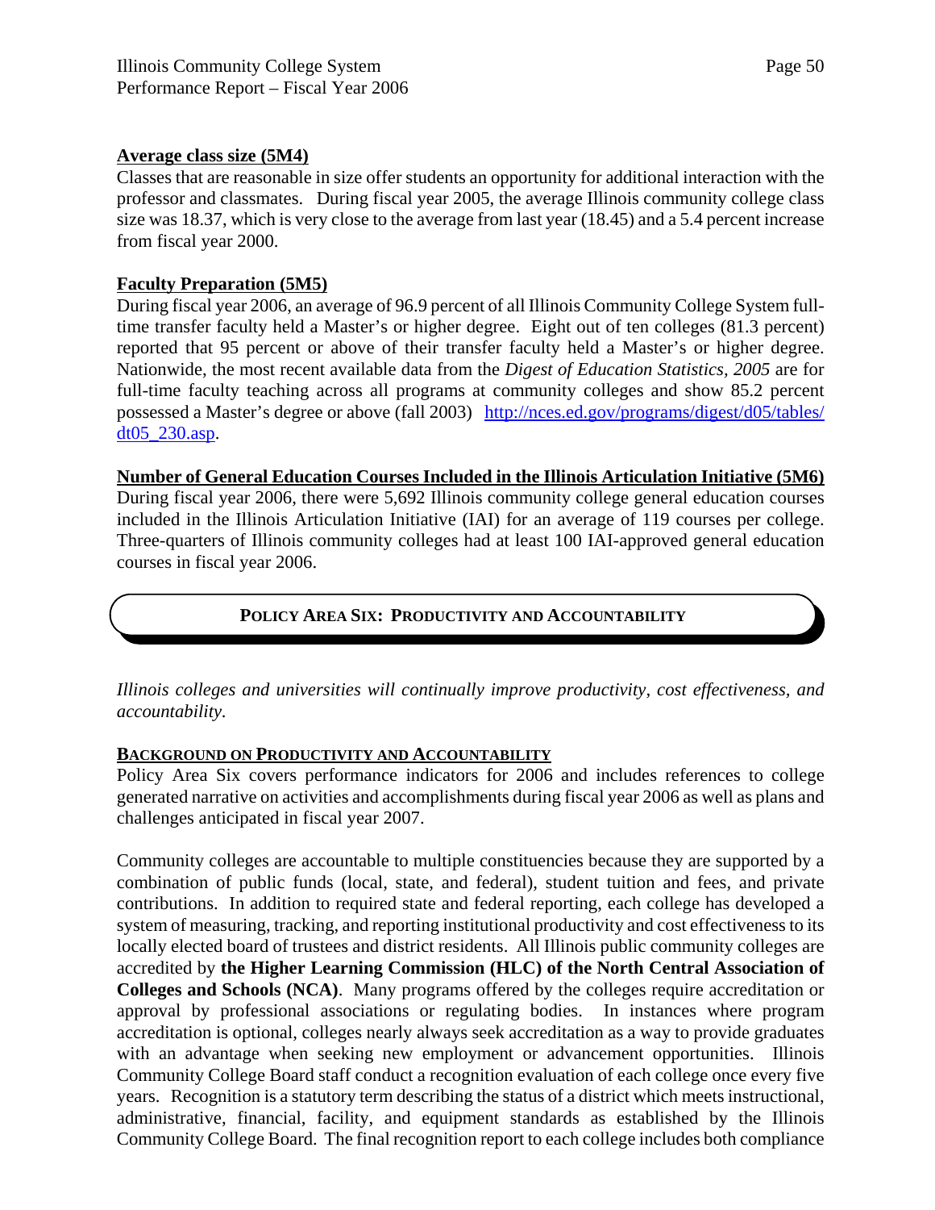**Average class size (5M4)**

Classes that are reasonable in size offer students an opportunity for additional interaction with the professor and classmates. During fiscal year 2005, the average Illinois community college class size was 18.37, which is very close to the average from last year (18.45) and a 5.4 percent increase from fiscal year 2000.

**Faculty Preparation (5M5)**

During fiscal year 2006, an average of 96.9 percent of all Illinois Community College System full-time transfer faculty held a Master's or higher degree. Eight out of ten colleges (81.3 percent) reported that 95 percent or above of their transfer faculty held a Master's or higher degree. Nationwide, the most recent available data from the *Digest of Education Statistics, 2005* are for full-time faculty teaching across all programs at community colleges and show 85.2 percent possessed a Master's degree or above (fall 2003) [http://nces.ed.gov/programs/digest/d05/tables/dt05_230.asp](http://nces.ed.gov/programs/digest/d05/tables/dt05_230.asp).

**Number of General Education Courses Included in the Illinois Articulation Initiative (5M6)**

During fiscal year 2006, there were 5,692 Illinois community college general education courses included in the Illinois Articulation Initiative (IAI) for an average of 119 courses per college. Three-quarters of Illinois community colleges had at least 100 IAI-approved general education courses in fiscal year 2006.

## POLICY AREA SIX: PRODUCTIVITY AND ACCOUNTABILITY

*Illinois colleges and universities will continually improve productivity, cost effectiveness, and accountability.*

**BACKGROUND ON PRODUCTIVITY AND ACCOUNTABILITY**

Policy Area Six covers performance indicators for 2006 and includes references to college generated narrative on activities and accomplishments during fiscal year 2006 as well as plans and challenges anticipated in fiscal year 2007.

Community colleges are accountable to multiple constituencies because they are supported by a combination of public funds (local, state, and federal), student tuition and fees, and private contributions. In addition to required state and federal reporting, each college has developed a system of measuring, tracking, and reporting institutional productivity and cost effectiveness to its locally elected board of trustees and district residents. All Illinois public community colleges are accredited by **the Higher Learning Commission (HLC) of the North Central Association of Colleges and Schools (NCA)**. Many programs offered by the colleges require accreditation or approval by professional associations or regulating bodies. In instances where program accreditation is optional, colleges nearly always seek accreditation as a way to provide graduates with an advantage when seeking new employment or advancement opportunities. Illinois Community College Board staff conduct a recognition evaluation of each college once every five years. Recognition is a statutory term describing the status of a district which meets instructional, administrative, financial, facility, and equipment standards as established by the Illinois Community College Board. The final recognition report to each college includes both compliance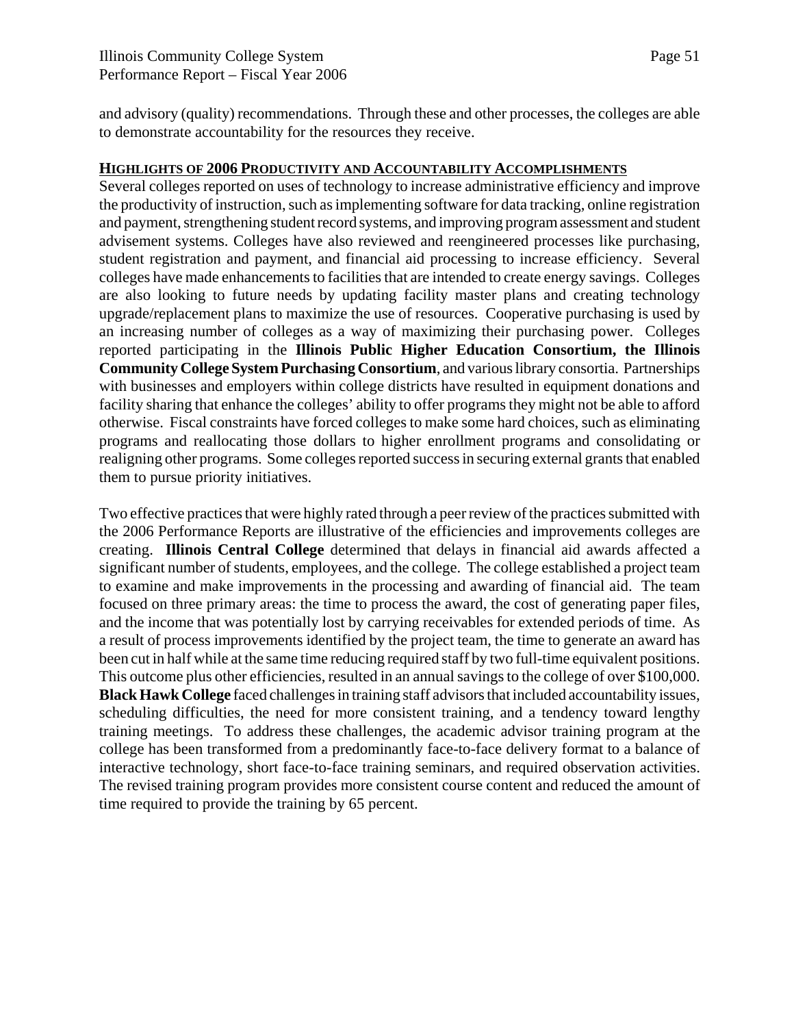and advisory (quality) recommendations. Through these and other processes, the colleges are able to demonstrate accountability for the resources they receive.

## HIGHLIGHTS OF 2006 PRODUCTIVITY AND ACCOUNTABILITY ACCOMPLISHMENTS

Several colleges reported on uses of technology to increase administrative efficiency and improve the productivity of instruction, such as implementing software for data tracking, online registration and payment, strengthening student record systems, and improving program assessment and student advisement systems. Colleges have also reviewed and reengineered processes like purchasing, student registration and payment, and financial aid processing to increase efficiency. Several colleges have made enhancements to facilities that are intended to create energy savings. Colleges are also looking to future needs by updating facility master plans and creating technology upgrade/replacement plans to maximize the use of resources. Cooperative purchasing is used by an increasing number of colleges as a way of maximizing their purchasing power. Colleges reported participating in the **Illinois Public Higher Education Consortium, the Illinois Community College System Purchasing Consortium**, and various library consortia. Partnerships with businesses and employers within college districts have resulted in equipment donations and facility sharing that enhance the colleges' ability to offer programs they might not be able to afford otherwise. Fiscal constraints have forced colleges to make some hard choices, such as eliminating programs and reallocating those dollars to higher enrollment programs and consolidating or realigning other programs. Some colleges reported success in securing external grants that enabled them to pursue priority initiatives.

Two effective practices that were highly rated through a peer review of the practices submitted with the 2006 Performance Reports are illustrative of the efficiencies and improvements colleges are creating. **Illinois Central College** determined that delays in financial aid awards affected a significant number of students, employees, and the college. The college established a project team to examine and make improvements in the processing and awarding of financial aid. The team focused on three primary areas: the time to process the award, the cost of generating paper files, and the income that was potentially lost by carrying receivables for extended periods of time. As a result of process improvements identified by the project team, the time to generate an award has been cut in half while at the same time reducing required staff by two full-time equivalent positions. This outcome plus other efficiencies, resulted in an annual savings to the college of over $100,000. **Black Hawk College** faced challenges in training staff advisors that included accountability issues, scheduling difficulties, the need for more consistent training, and a tendency toward lengthy training meetings. To address these challenges, the academic advisor training program at the college has been transformed from a predominantly face-to-face delivery format to a balance of interactive technology, short face-to-face training seminars, and required observation activities. The revised training program provides more consistent course content and reduced the amount of time required to provide the training by 65 percent.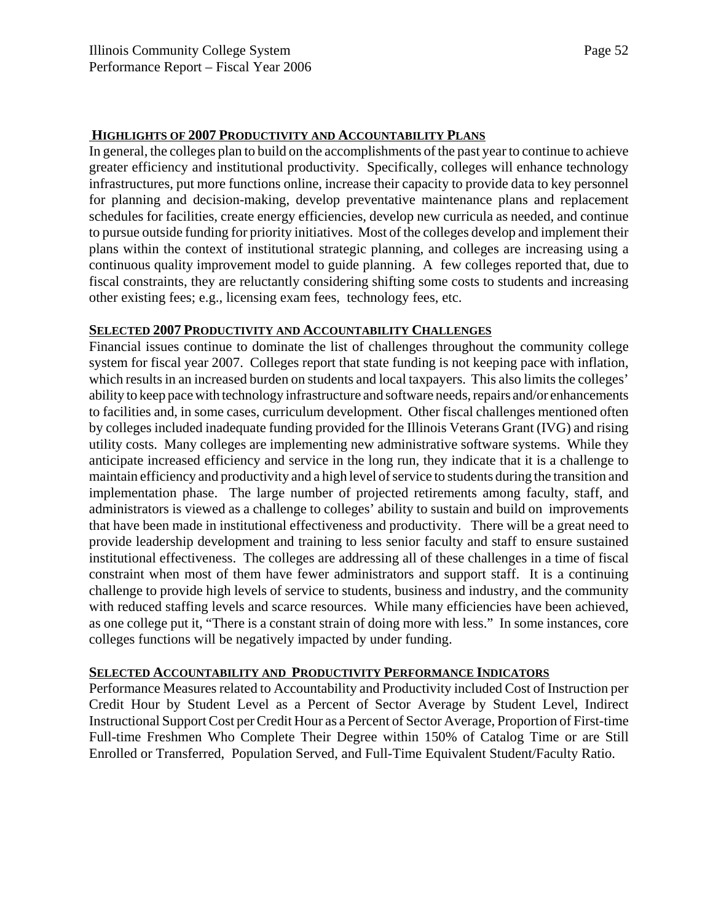## HIGHLIGHTS OF 2007 PRODUCTIVITY AND ACCOUNTABILITY PLANS

In general, the colleges plan to build on the accomplishments of the past year to continue to achieve greater efficiency and institutional productivity. Specifically, colleges will enhance technology infrastructures, put more functions online, increase their capacity to provide data to key personnel for planning and decision-making, develop preventative maintenance plans and replacement schedules for facilities, create energy efficiencies, develop new curricula as needed, and continue to pursue outside funding for priority initiatives. Most of the colleges develop and implement their plans within the context of institutional strategic planning, and colleges are increasing using a continuous quality improvement model to guide planning. A few colleges reported that, due to fiscal constraints, they are reluctantly considering shifting some costs to students and increasing other existing fees; e.g., licensing exam fees, technology fees, etc.

## SELECTED 2007 PRODUCTIVITY AND ACCOUNTABILITY CHALLENGES

Financial issues continue to dominate the list of challenges throughout the community college system for fiscal year 2007. Colleges report that state funding is not keeping pace with inflation, which results in an increased burden on students and local taxpayers. This also limits the colleges' ability to keep pace with technology infrastructure and software needs, repairs and/or enhancements to facilities and, in some cases, curriculum development. Other fiscal challenges mentioned often by colleges included inadequate funding provided for the Illinois Veterans Grant (IVG) and rising utility costs. Many colleges are implementing new administrative software systems. While they anticipate increased efficiency and service in the long run, they indicate that it is a challenge to maintain efficiency and productivity and a high level of service to students during the transition and implementation phase. The large number of projected retirements among faculty, staff, and administrators is viewed as a challenge to colleges' ability to sustain and build on improvements that have been made in institutional effectiveness and productivity. There will be a great need to provide leadership development and training to less senior faculty and staff to ensure sustained institutional effectiveness. The colleges are addressing all of these challenges in a time of fiscal constraint when most of them have fewer administrators and support staff. It is a continuing challenge to provide high levels of service to students, business and industry, and the community with reduced staffing levels and scarce resources. While many efficiencies have been achieved, as one college put it, "There is a constant strain of doing more with less." In some instances, core colleges functions will be negatively impacted by under funding.

## SELECTED ACCOUNTABILITY AND PRODUCTIVITY PERFORMANCE INDICATORS

Performance Measures related to Accountability and Productivity included Cost of Instruction per Credit Hour by Student Level as a Percent of Sector Average by Student Level, Indirect Instructional Support Cost per Credit Hour as a Percent of Sector Average, Proportion of First-time Full-time Freshmen Who Complete Their Degree within 150% of Catalog Time or are Still Enrolled or Transferred, Population Served, and Full-Time Equivalent Student/Faculty Ratio.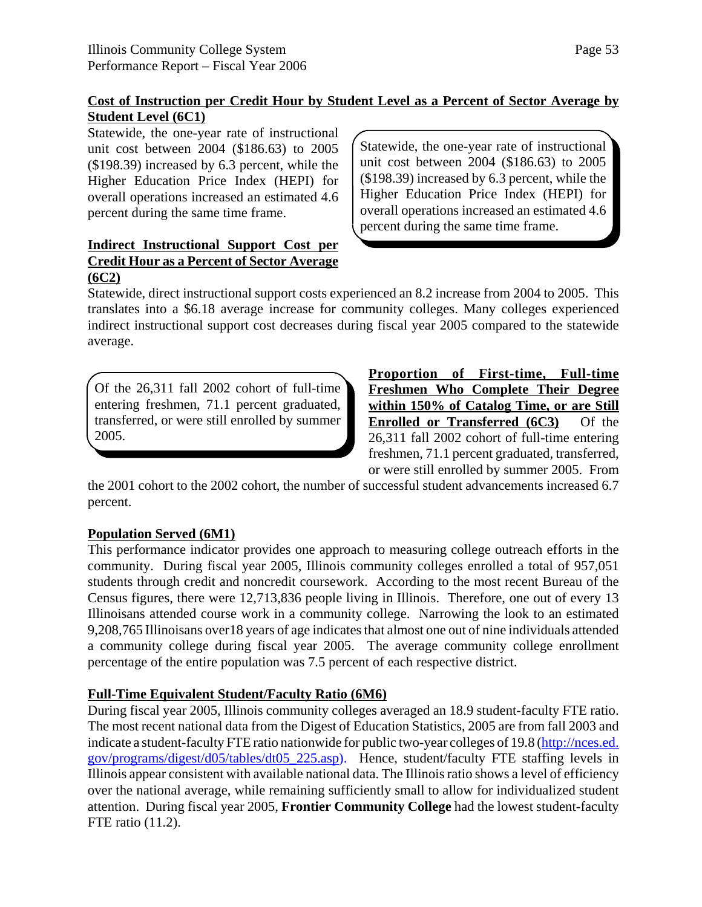**Cost of Instruction per Credit Hour by Student Level as a Percent of Sector Average by Student Level (6C1)**

Statewide, the one-year rate of instructional unit cost between 2004 ($186.63) to 2005 ($198.39) increased by 6.3 percent, while the Higher Education Price Index (HEPI) for overall operations increased an estimated 4.6 percent during the same time frame.

> Statewide, the one-year rate of instructional unit cost between 2004 ($186.63) to 2005 ($198.39) increased by 6.3 percent, while the Higher Education Price Index (HEPI) for overall operations increased an estimated 4.6 percent during the same time frame.

**Indirect Instructional Support Cost per Credit Hour as a Percent of Sector Average (6C2)**

Statewide, direct instructional support costs experienced an 8.2 increase from 2004 to 2005. This translates into a $6.18 average increase for community colleges. Many colleges experienced indirect instructional support cost decreases during fiscal year 2005 compared to the statewide average.

> Of the 26,311 fall 2002 cohort of full-time entering freshmen, 71.1 percent graduated, transferred, or were still enrolled by summer 2005.

**Proportion of First-time, Full-time Freshmen Who Complete Their Degree within 150% of Catalog Time, or are Still Enrolled or Transferred (6C3)** Of the 26,311 fall 2002 cohort of full-time entering freshmen, 71.1 percent graduated, transferred, or were still enrolled by summer 2005. From the 2001 cohort to the 2002 cohort, the number of successful student advancements increased 6.7 percent.

**Population Served (6M1)**

This performance indicator provides one approach to measuring college outreach efforts in the community. During fiscal year 2005, Illinois community colleges enrolled a total of 957,051 students through credit and noncredit coursework. According to the most recent Bureau of the Census figures, there were 12,713,836 people living in Illinois. Therefore, one out of every 13 Illinoisans attended course work in a community college. Narrowing the look to an estimated 9,208,765 Illinoisans over18 years of age indicates that almost one out of nine individuals attended a community college during fiscal year 2005. The average community college enrollment percentage of the entire population was 7.5 percent of each respective district.

**Full-Time Equivalent Student/Faculty Ratio (6M6)**

During fiscal year 2005, Illinois community colleges averaged an 18.9 student-faculty FTE ratio. The most recent national data from the Digest of Education Statistics, 2005 are from fall 2003 and indicate a student-faculty FTE ratio nationwide for public two-year colleges of 19.8 (http://nces.ed.gov/programs/digest/d05/tables/dt05_225.asp). Hence, student/faculty FTE staffing levels in Illinois appear consistent with available national data. The Illinois ratio shows a level of efficiency over the national average, while remaining sufficiently small to allow for individualized student attention. During fiscal year 2005, **Frontier Community College** had the lowest student-faculty FTE ratio (11.2).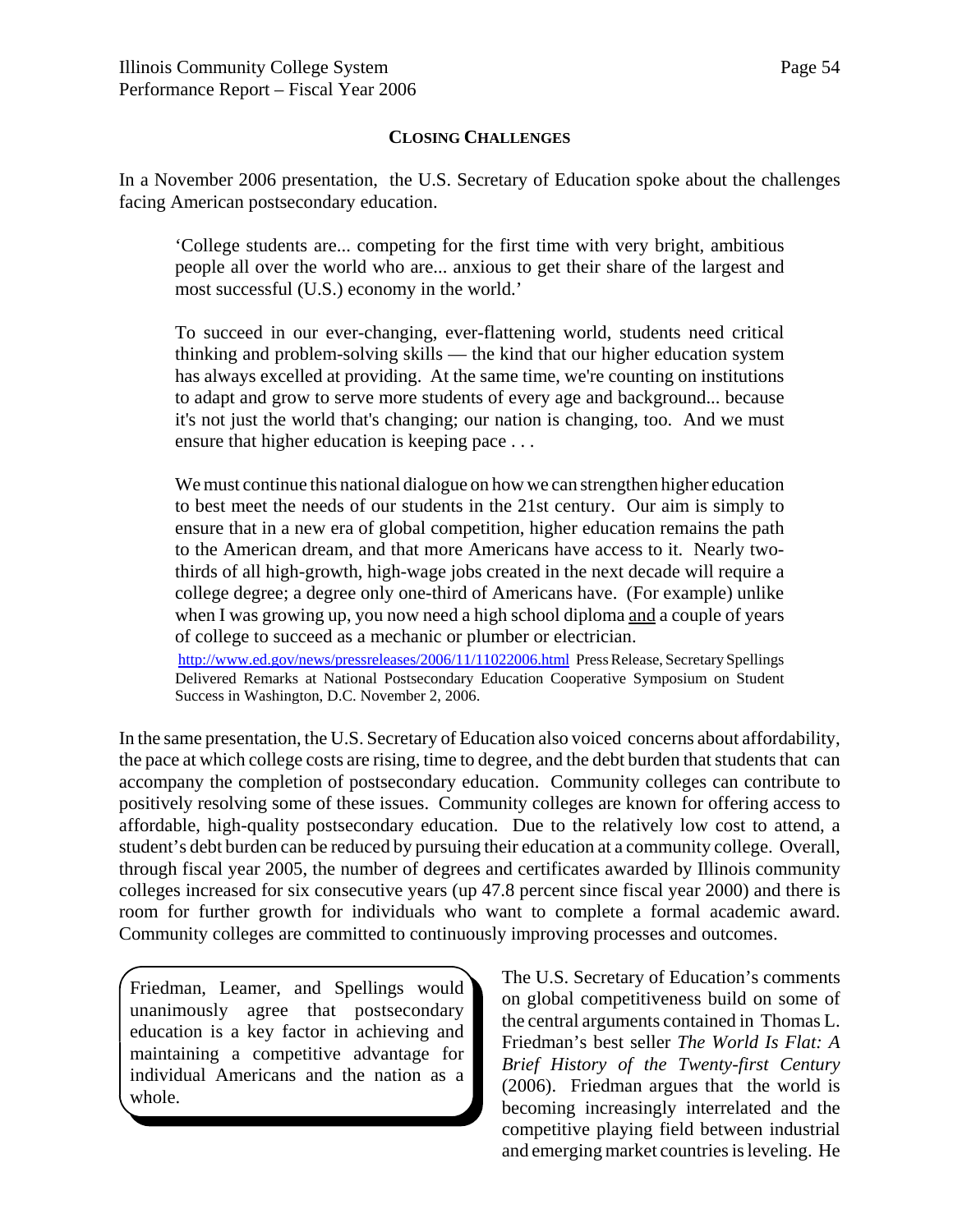## CLOSING CHALLENGES

In a November 2006 presentation, the U.S. Secretary of Education spoke about the challenges facing American postsecondary education.

> 'College students are... competing for the first time with very bright, ambitious people all over the world who are... anxious to get their share of the largest and most successful (U.S.) economy in the world.'
>
> To succeed in our ever-changing, ever-flattening world, students need critical thinking and problem-solving skills — the kind that our higher education system has always excelled at providing. At the same time, we're counting on institutions to adapt and grow to serve more students of every age and background... because it's not just the world that's changing; our nation is changing, too. And we must ensure that higher education is keeping pace . . .
>
> We must continue this national dialogue on how we can strengthen higher education to best meet the needs of our students in the 21st century. Our aim is simply to ensure that in a new era of global competition, higher education remains the path to the American dream, and that more Americans have access to it. Nearly two-thirds of all high-growth, high-wage jobs created in the next decade will require a college degree; a degree only one-third of Americans have. (For example) unlike when I was growing up, you now need a high school diploma <u>and</u> a couple of years of college to succeed as a mechanic or plumber or electrician.
>
> http://www.ed.gov/news/pressreleases/2006/11/11022006.html Press Release, Secretary Spellings Delivered Remarks at National Postsecondary Education Cooperative Symposium on Student Success in Washington, D.C. November 2, 2006.

In the same presentation, the U.S. Secretary of Education also voiced concerns about affordability, the pace at which college costs are rising, time to degree, and the debt burden that students that can accompany the completion of postsecondary education. Community colleges can contribute to positively resolving some of these issues. Community colleges are known for offering access to affordable, high-quality postsecondary education. Due to the relatively low cost to attend, a student's debt burden can be reduced by pursuing their education at a community college. Overall, through fiscal year 2005, the number of degrees and certificates awarded by Illinois community colleges increased for six consecutive years (up 47.8 percent since fiscal year 2000) and there is room for further growth for individuals who want to complete a formal academic award. Community colleges are committed to continuously improving processes and outcomes.

> Friedman, Leamer, and Spellings would unanimously agree that postsecondary education is a key factor in achieving and maintaining a competitive advantage for individual Americans and the nation as a whole.

The U.S. Secretary of Education's comments on global competitiveness build on some of the central arguments contained in Thomas L. Friedman's best seller *The World Is Flat: A Brief History of the Twenty-first Century* (2006). Friedman argues that the world is becoming increasingly interrelated and the competitive playing field between industrial and emerging market countries is leveling. He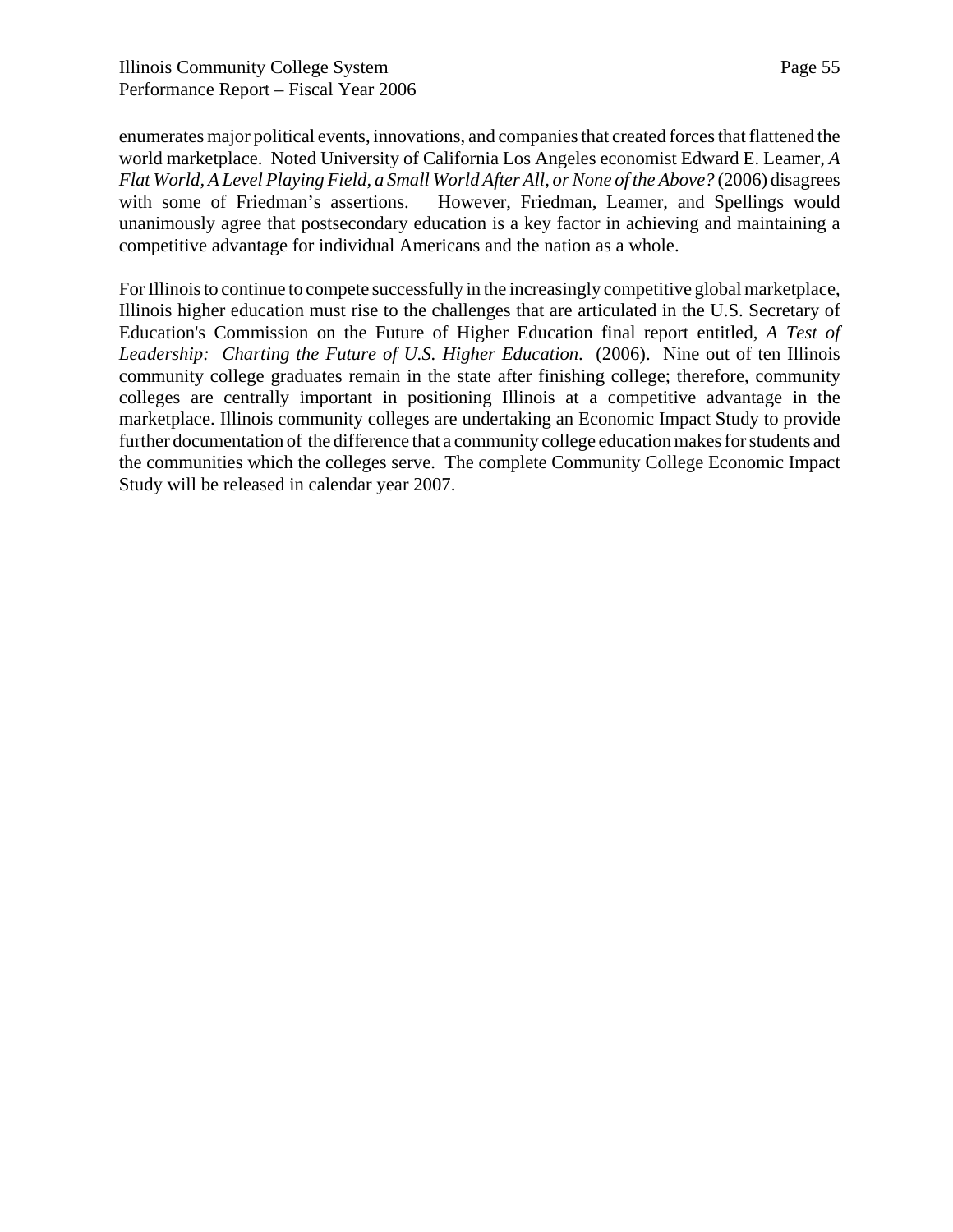enumerates major political events, innovations, and companies that created forces that flattened the world marketplace. Noted University of California Los Angeles economist Edward E. Leamer, *A Flat World, A Level Playing Field, a Small World After All, or None of the Above?* (2006) disagrees with some of Friedman's assertions. However, Friedman, Leamer, and Spellings would unanimously agree that postsecondary education is a key factor in achieving and maintaining a competitive advantage for individual Americans and the nation as a whole.

For Illinois to continue to compete successfully in the increasingly competitive global marketplace, Illinois higher education must rise to the challenges that are articulated in the U.S. Secretary of Education's Commission on the Future of Higher Education final report entitled, *A Test of Leadership: Charting the Future of U.S. Higher Education.* (2006). Nine out of ten Illinois community college graduates remain in the state after finishing college; therefore, community colleges are centrally important in positioning Illinois at a competitive advantage in the marketplace. Illinois community colleges are undertaking an Economic Impact Study to provide further documentation of the difference that a community college education makes for students and the communities which the colleges serve. The complete Community College Economic Impact Study will be released in calendar year 2007.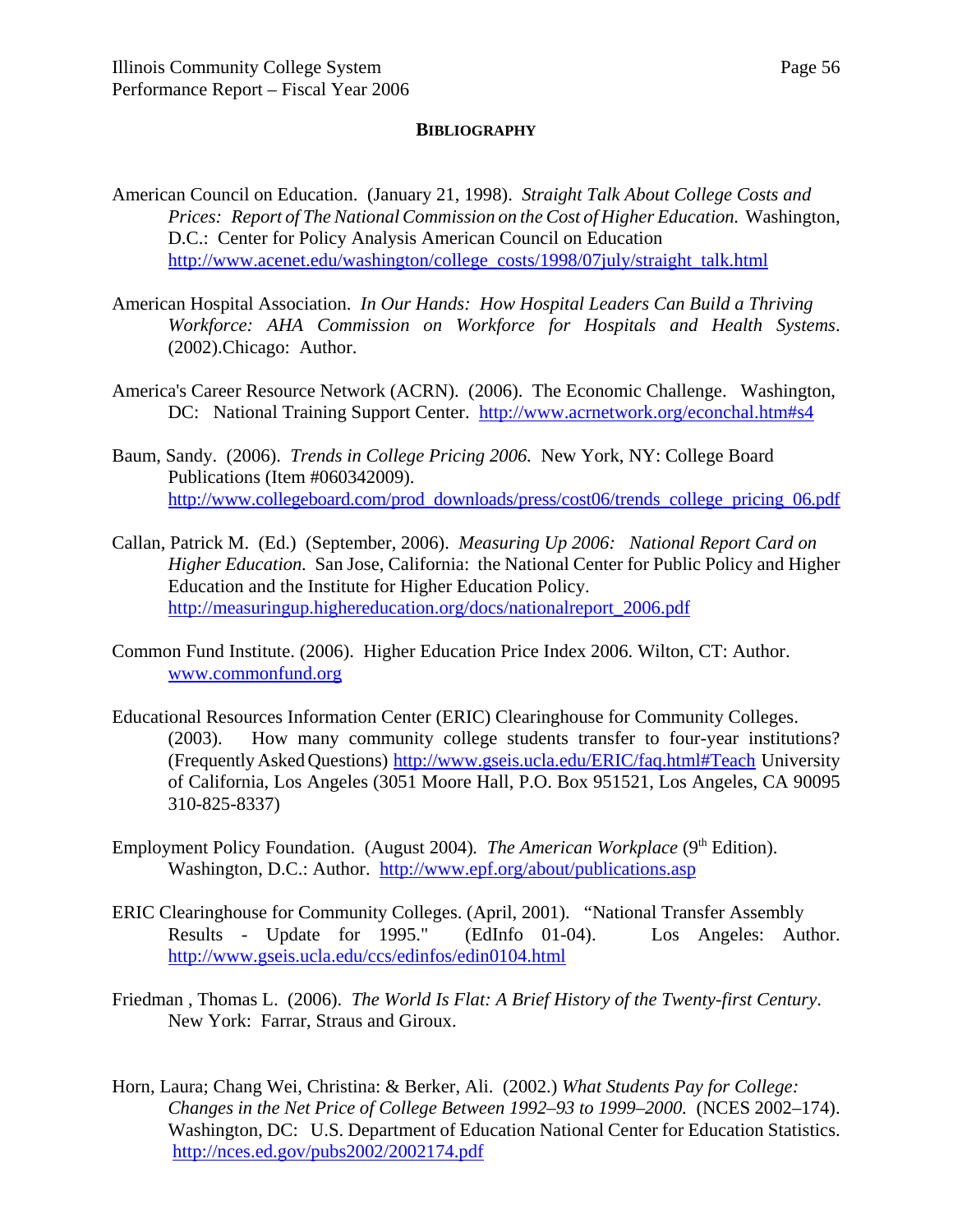**BIBLIOGRAPHY**

American Council on Education. (January 21, 1998). *Straight Talk About College Costs and Prices: Report of The National Commission on the Cost of Higher Education.* Washington, D.C.: Center for Policy Analysis American Council on Education http://www.acenet.edu/washington/college_costs/1998/07july/straight_talk.html

American Hospital Association. *In Our Hands: How Hospital Leaders Can Build a Thriving Workforce: AHA Commission on Workforce for Hospitals and Health Systems*. (2002).Chicago: Author.

America's Career Resource Network (ACRN). (2006). The Economic Challenge. Washington, DC: National Training Support Center. http://www.acrnetwork.org/econchal.htm#s4

Baum, Sandy. (2006). *Trends in College Pricing 2006.* New York, NY: College Board Publications (Item #060342009). http://www.collegeboard.com/prod_downloads/press/cost06/trends_college_pricing_06.pdf

Callan, Patrick M. (Ed.) (September, 2006). *Measuring Up 2006: National Report Card on Higher Education.* San Jose, California: the National Center for Public Policy and Higher Education and the Institute for Higher Education Policy. http://measuringup.highereducation.org/docs/nationalreport_2006.pdf

Common Fund Institute. (2006). Higher Education Price Index 2006. Wilton, CT: Author. www.commonfund.org

Educational Resources Information Center (ERIC) Clearinghouse for Community Colleges. (2003). How many community college students transfer to four-year institutions? (Frequently Asked Questions) http://www.gseis.ucla.edu/ERIC/faq.html#Teach University of California, Los Angeles (3051 Moore Hall, P.O. Box 951521, Los Angeles, CA 90095 310-825-8337)

Employment Policy Foundation. (August 2004). *The American Workplace* (9th Edition). Washington, D.C.: Author. http://www.epf.org/about/publications.asp

ERIC Clearinghouse for Community Colleges. (April, 2001). "National Transfer Assembly Results - Update for 1995." (EdInfo 01-04). Los Angeles: Author. http://www.gseis.ucla.edu/ccs/edinfos/edin0104.html

Friedman , Thomas L. (2006). *The World Is Flat: A Brief History of the Twenty-first Century*. New York: Farrar, Straus and Giroux.

Horn, Laura; Chang Wei, Christina: & Berker, Ali. (2002.) *What Students Pay for College: Changes in the Net Price of College Between 1992–93 to 1999–2000.* (NCES 2002–174). Washington, DC: U.S. Department of Education National Center for Education Statistics. http://nces.ed.gov/pubs2002/2002174.pdf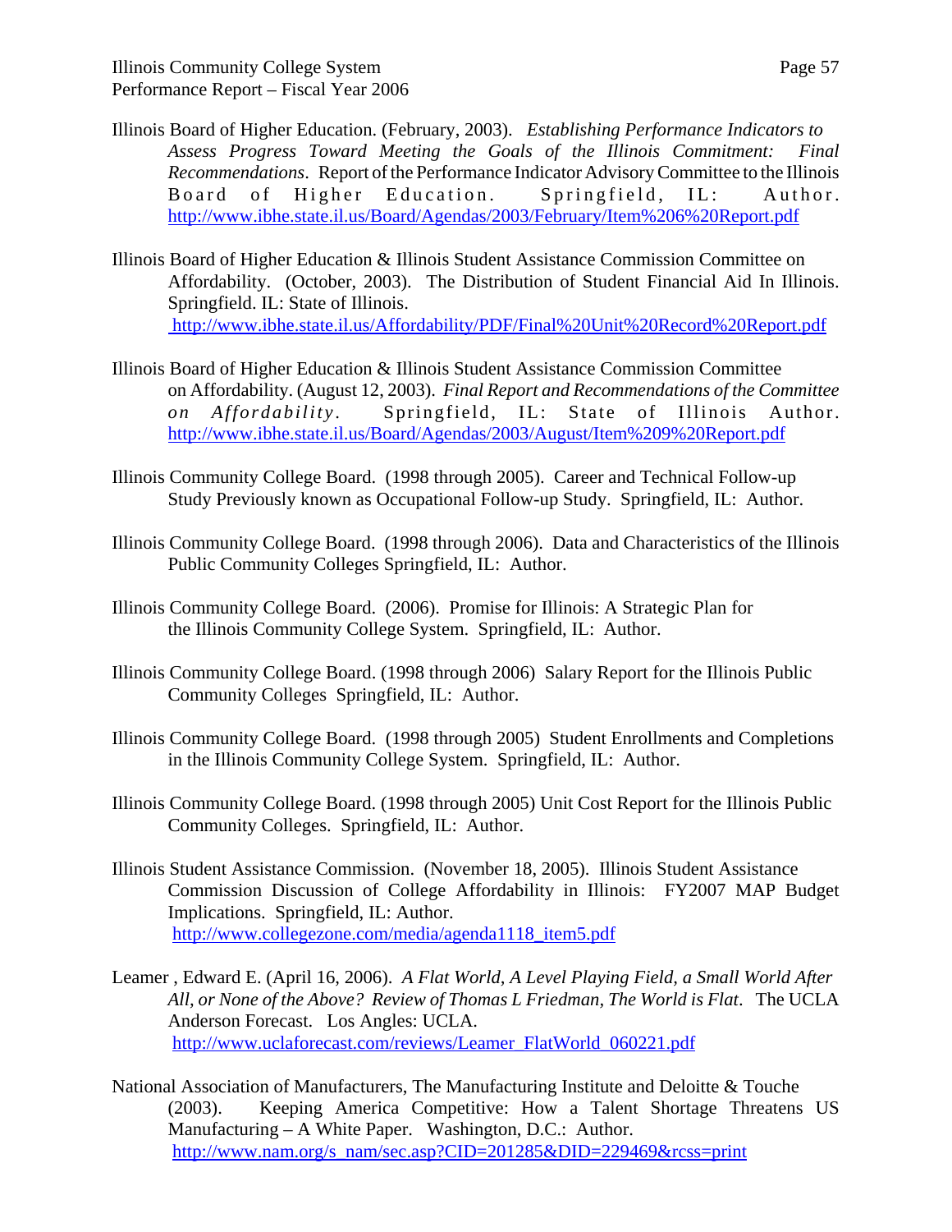Illinois Board of Higher Education. (February, 2003). *Establishing Performance Indicators to Assess Progress Toward Meeting the Goals of the Illinois Commitment: Final Recommendations*. Report of the Performance Indicator Advisory Committee to the Illinois Board of Higher Education. Springfield, IL: Author. http://www.ibhe.state.il.us/Board/Agendas/2003/February/Item%206%20Report.pdf

Illinois Board of Higher Education & Illinois Student Assistance Commission Committee on Affordability. (October, 2003). The Distribution of Student Financial Aid In Illinois. Springfield. IL: State of Illinois. http://www.ibhe.state.il.us/Affordability/PDF/Final%20Unit%20Record%20Report.pdf

Illinois Board of Higher Education & Illinois Student Assistance Commission Committee on Affordability. (August 12, 2003). *Final Report and Recommendations of the Committee on Affordability*. Springfield, IL: State of Illinois Author. http://www.ibhe.state.il.us/Board/Agendas/2003/August/Item%209%20Report.pdf

Illinois Community College Board. (1998 through 2005). Career and Technical Follow-up Study Previously known as Occupational Follow-up Study. Springfield, IL: Author.

Illinois Community College Board. (1998 through 2006). Data and Characteristics of the Illinois Public Community Colleges Springfield, IL: Author.

Illinois Community College Board. (2006). Promise for Illinois: A Strategic Plan for the Illinois Community College System. Springfield, IL: Author.

Illinois Community College Board. (1998 through 2006) Salary Report for the Illinois Public Community Colleges Springfield, IL: Author.

Illinois Community College Board. (1998 through 2005) Student Enrollments and Completions in the Illinois Community College System. Springfield, IL: Author.

Illinois Community College Board. (1998 through 2005) Unit Cost Report for the Illinois Public Community Colleges. Springfield, IL: Author.

Illinois Student Assistance Commission. (November 18, 2005). Illinois Student Assistance Commission Discussion of College Affordability in Illinois: FY2007 MAP Budget Implications. Springfield, IL: Author. http://www.collegezone.com/media/agenda1118_item5.pdf

Leamer , Edward E. (April 16, 2006). *A Flat World, A Level Playing Field, a Small World After All, or None of the Above? Review of Thomas L Friedman, The World is Flat*. The UCLA Anderson Forecast. Los Angles: UCLA. http://www.uclaforecast.com/reviews/Leamer_FlatWorld_060221.pdf

National Association of Manufacturers, The Manufacturing Institute and Deloitte & Touche (2003). Keeping America Competitive: How a Talent Shortage Threatens US Manufacturing – A White Paper. Washington, D.C.: Author. http://www.nam.org/s_nam/sec.asp?CID=201285&DID=229469&rcss=print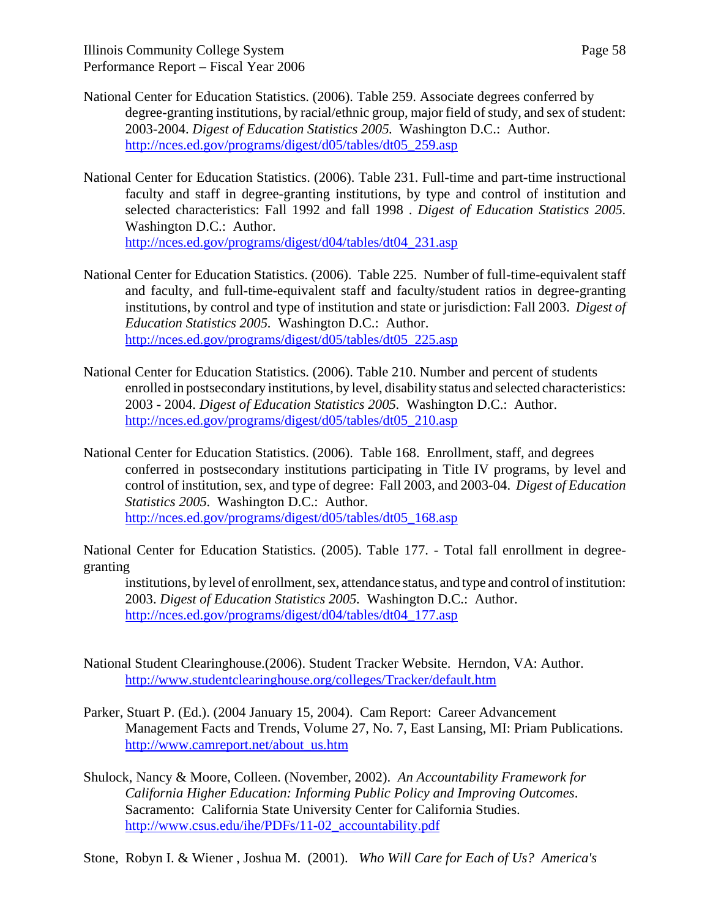National Center for Education Statistics. (2006). Table 259. Associate degrees conferred by degree-granting institutions, by racial/ethnic group, major field of study, and sex of student: 2003-2004. *Digest of Education Statistics 2005.* Washington D.C.: Author. http://nces.ed.gov/programs/digest/d05/tables/dt05_259.asp

National Center for Education Statistics. (2006). Table 231. Full-time and part-time instructional faculty and staff in degree-granting institutions, by type and control of institution and selected characteristics: Fall 1992 and fall 1998 . *Digest of Education Statistics 2005.* Washington D.C.: Author. http://nces.ed.gov/programs/digest/d04/tables/dt04_231.asp

National Center for Education Statistics. (2006). Table 225. Number of full-time-equivalent staff and faculty, and full-time-equivalent staff and faculty/student ratios in degree-granting institutions, by control and type of institution and state or jurisdiction: Fall 2003. *Digest of Education Statistics 2005.* Washington D.C.: Author. http://nces.ed.gov/programs/digest/d05/tables/dt05_225.asp

National Center for Education Statistics. (2006). Table 210. Number and percent of students enrolled in postsecondary institutions, by level, disability status and selected characteristics: 2003 - 2004. *Digest of Education Statistics 2005.* Washington D.C.: Author. http://nces.ed.gov/programs/digest/d05/tables/dt05_210.asp

National Center for Education Statistics. (2006). Table 168. Enrollment, staff, and degrees conferred in postsecondary institutions participating in Title IV programs, by level and control of institution, sex, and type of degree: Fall 2003, and 2003-04. *Digest of Education Statistics 2005.* Washington D.C.: Author. http://nces.ed.gov/programs/digest/d05/tables/dt05_168.asp

National Center for Education Statistics. (2005). Table 177. - Total fall enrollment in degree-granting institutions, by level of enrollment, sex, attendance status, and type and control of institution: 2003. *Digest of Education Statistics 2005.* Washington D.C.: Author. http://nces.ed.gov/programs/digest/d04/tables/dt04_177.asp

National Student Clearinghouse.(2006). Student Tracker Website. Herndon, VA: Author. http://www.studentclearinghouse.org/colleges/Tracker/default.htm

Parker, Stuart P. (Ed.). (2004 January 15, 2004). Cam Report: Career Advancement Management Facts and Trends, Volume 27, No. 7, East Lansing, MI: Priam Publications. http://www.camreport.net/about_us.htm

Shulock, Nancy & Moore, Colleen. (November, 2002). *An Accountability Framework for California Higher Education: Informing Public Policy and Improving Outcomes*. Sacramento: California State University Center for California Studies. http://www.csus.edu/ihe/PDFs/11-02_accountability.pdf

Stone, Robyn I. & Wiener , Joshua M. (2001). *Who Will Care for Each of Us? America's*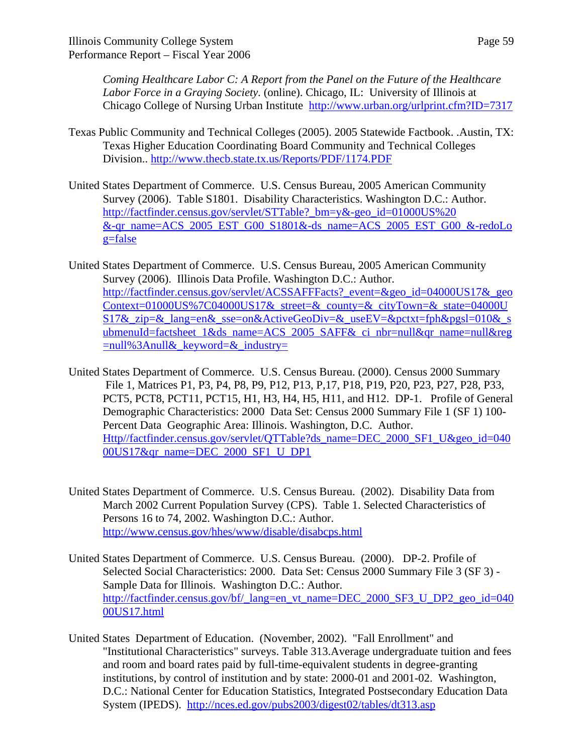*Coming Healthcare Labor C: A Report from the Panel on the Future of the Healthcare Labor Force in a Graying Society.* (online). Chicago, IL: University of Illinois at Chicago College of Nursing Urban Institute http://www.urban.org/urlprint.cfm?ID=7317

Texas Public Community and Technical Colleges (2005). 2005 Statewide Factbook. .Austin, TX: Texas Higher Education Coordinating Board Community and Technical Colleges Division.. http://www.thecb.state.tx.us/Reports/PDF/1174.PDF

United States Department of Commerce. U.S. Census Bureau, 2005 American Community Survey (2006). Table S1801. Disability Characteristics. Washington D.C.: Author. http://factfinder.census.gov/servlet/STTable?_bm=y&-geo_id=01000US%20&-qr_name=ACS_2005_EST_G00_S1801&-ds_name=ACS_2005_EST_G00_&-redoLog=false

United States Department of Commerce. U.S. Census Bureau, 2005 American Community Survey (2006). Illinois Data Profile. Washington D.C.: Author. http://factfinder.census.gov/servlet/ACSSAFFFacts?_event=&geo_id=04000US17&_geoContext=01000US%7C04000US17&_street=&_county=&_cityTown=&_state=04000US17&_zip=&_lang=en&_sse=on&ActiveGeoDiv=&_useEV=&pctxt=fph&pgsl=010&_submenuId=factsheet_1&ds_name=ACS_2005_SAFF&_ci_nbr=null&qr_name=null&reg=null%3Anull&_keyword=&_industry=

United States Department of Commerce. U.S. Census Bureau. (2000). Census 2000 Summary File 1, Matrices P1, P3, P4, P8, P9, P12, P13, P,17, P18, P19, P20, P23, P27, P28, P33, PCT5, PCT8, PCT11, PCT15, H1, H3, H4, H5, H11, and H12. DP-1. Profile of General Demographic Characteristics: 2000 Data Set: Census 2000 Summary File 1 (SF 1) 100-Percent Data Geographic Area: Illinois. Washington, D.C. Author. Http//factfinder.census.gov/servlet/QTTable?ds_name=DEC_2000_SF1_U&geo_id=04000US17&qr_name=DEC_2000_SF1_U_DP1

United States Department of Commerce. U.S. Census Bureau. (2002). Disability Data from March 2002 Current Population Survey (CPS). Table 1. Selected Characteristics of Persons 16 to 74, 2002. Washington D.C.: Author. http://www.census.gov/hhes/www/disable/disabcps.html

United States Department of Commerce. U.S. Census Bureau. (2000). DP-2. Profile of Selected Social Characteristics: 2000. Data Set: Census 2000 Summary File 3 (SF 3) - Sample Data for Illinois. Washington D.C.: Author. http://factfinder.census.gov/bf/_lang=en_vt_name=DEC_2000_SF3_U_DP2_geo_id=04000US17.html

United States Department of Education. (November, 2002). "Fall Enrollment" and "Institutional Characteristics" surveys. Table 313.Average undergraduate tuition and fees and room and board rates paid by full-time-equivalent students in degree-granting institutions, by control of institution and by state: 2000-01 and 2001-02. Washington, D.C.: National Center for Education Statistics, Integrated Postsecondary Education Data System (IPEDS). http://nces.ed.gov/pubs2003/digest02/tables/dt313.asp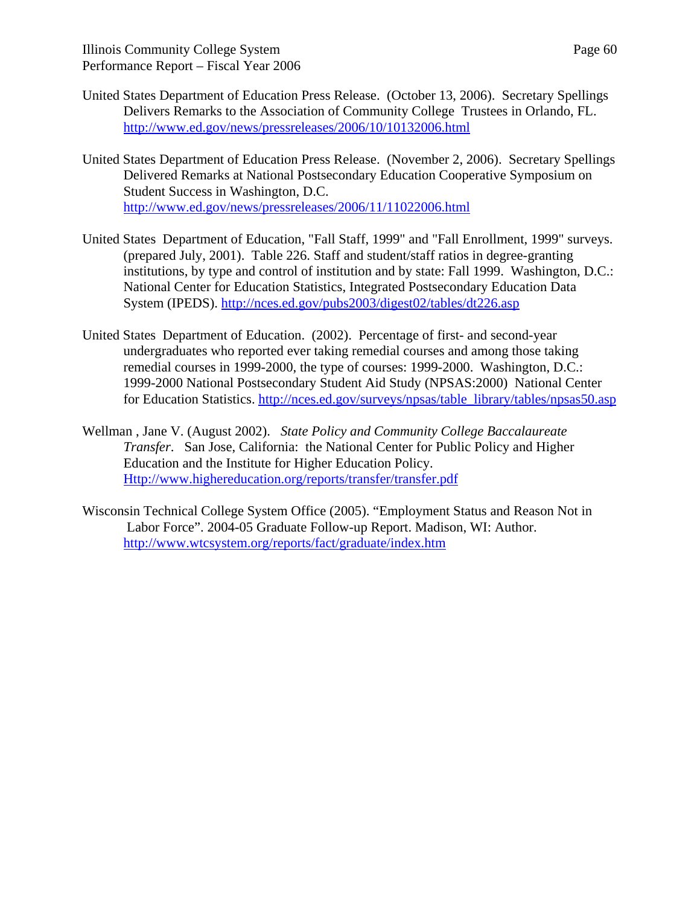United States Department of Education Press Release. (October 13, 2006). Secretary Spellings Delivers Remarks to the Association of Community College Trustees in Orlando, FL. http://www.ed.gov/news/pressreleases/2006/10/10132006.html

United States Department of Education Press Release. (November 2, 2006). Secretary Spellings Delivered Remarks at National Postsecondary Education Cooperative Symposium on Student Success in Washington, D.C. http://www.ed.gov/news/pressreleases/2006/11/11022006.html

United States Department of Education, "Fall Staff, 1999" and "Fall Enrollment, 1999" surveys. (prepared July, 2001). Table 226. Staff and student/staff ratios in degree-granting institutions, by type and control of institution and by state: Fall 1999. Washington, D.C.: National Center for Education Statistics, Integrated Postsecondary Education Data System (IPEDS). http://nces.ed.gov/pubs2003/digest02/tables/dt226.asp

United States Department of Education. (2002). Percentage of first- and second-year undergraduates who reported ever taking remedial courses and among those taking remedial courses in 1999-2000, the type of courses: 1999-2000. Washington, D.C.: 1999-2000 National Postsecondary Student Aid Study (NPSAS:2000) National Center for Education Statistics. http://nces.ed.gov/surveys/npsas/table_library/tables/npsas50.asp

Wellman , Jane V. (August 2002). *State Policy and Community College Baccalaureate Transfer.* San Jose, California: the National Center for Public Policy and Higher Education and the Institute for Higher Education Policy. Http://www.highereducation.org/reports/transfer/transfer.pdf

Wisconsin Technical College System Office (2005). "Employment Status and Reason Not in Labor Force". 2004-05 Graduate Follow-up Report. Madison, WI: Author. http://www.wtcsystem.org/reports/fact/graduate/index.htm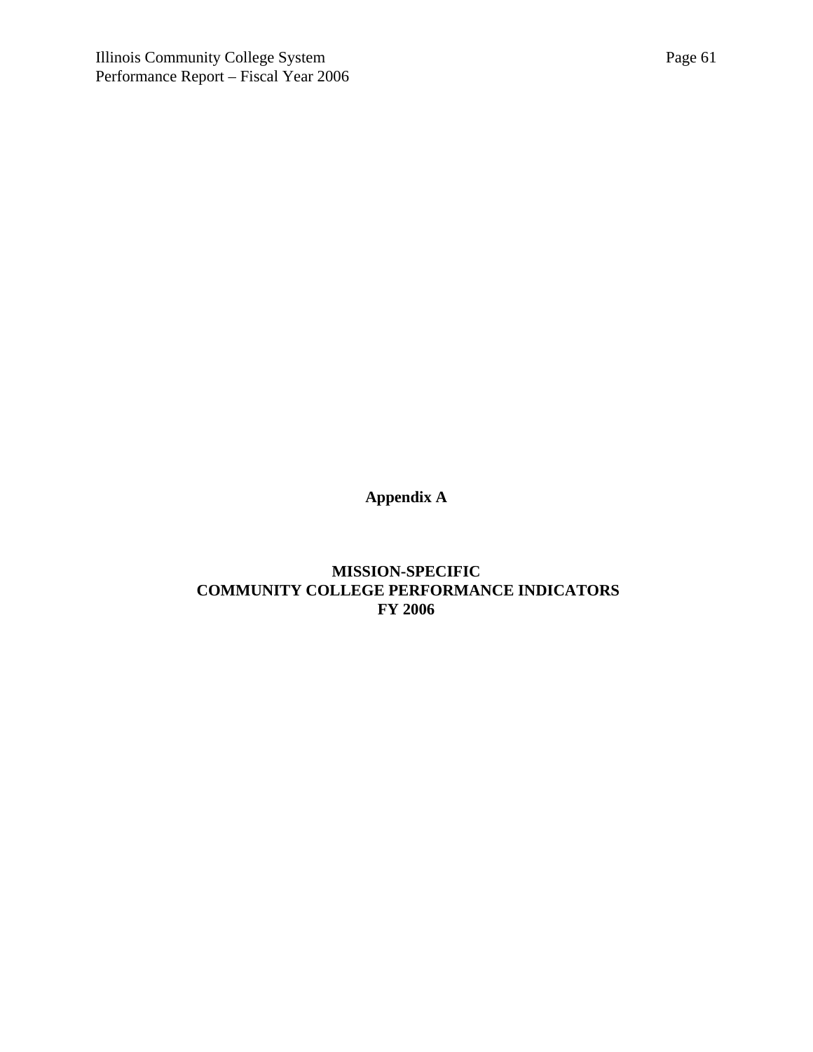# Appendix A

## MISSION-SPECIFIC
## COMMUNITY COLLEGE PERFORMANCE INDICATORS
## FY 2006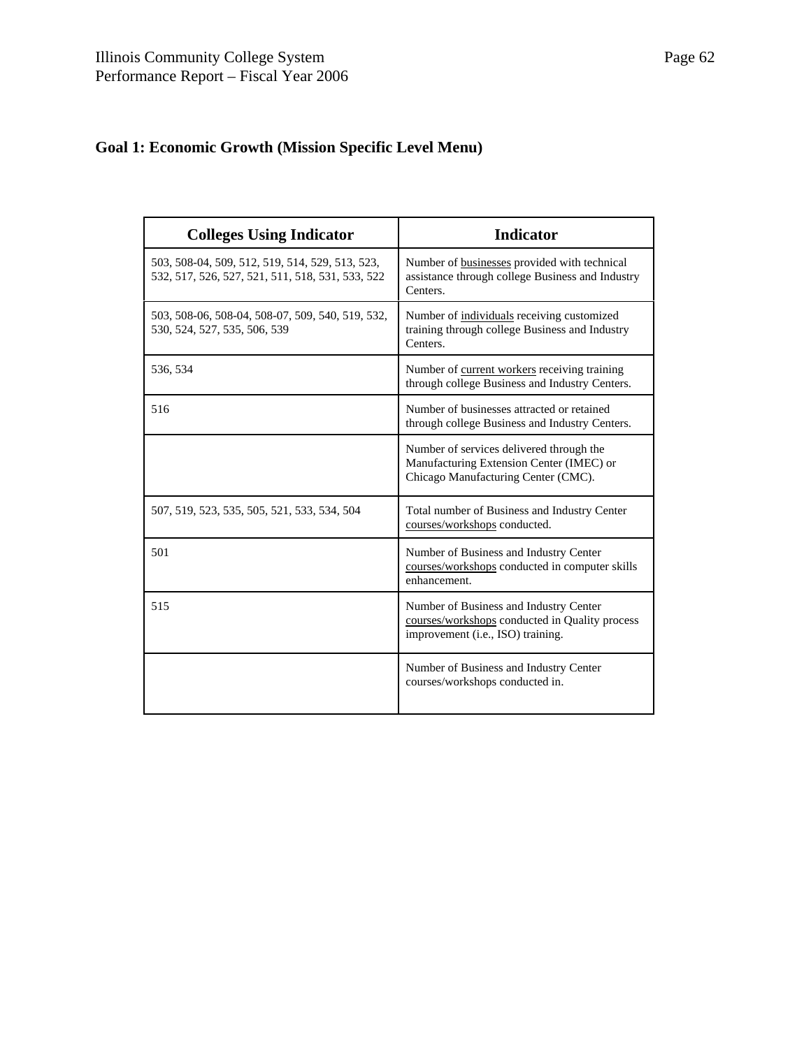## Goal 1: Economic Growth (Mission Specific Level Menu)

| Colleges Using Indicator | Indicator |
|---|---|
| 503, 508-04, 509, 512, 519, 514, 529, 513, 523, 532, 517, 526, 527, 521, 511, 518, 531, 533, 522 | Number of businesses provided with technical assistance through college Business and Industry Centers. |
| 503, 508-06, 508-04, 508-07, 509, 540, 519, 532, 530, 524, 527, 535, 506, 539 | Number of individuals receiving customized training through college Business and Industry Centers. |
| 536, 534 | Number of current workers receiving training through college Business and Industry Centers. |
| 516 | Number of businesses attracted or retained through college Business and Industry Centers. |
| | Number of services delivered through the Manufacturing Extension Center (IMEC) or Chicago Manufacturing Center (CMC). |
| 507, 519, 523, 535, 505, 521, 533, 534, 504 | Total number of Business and Industry Center courses/workshops conducted. |
| 501 | Number of Business and Industry Center courses/workshops conducted in computer skills enhancement. |
| 515 | Number of Business and Industry Center courses/workshops conducted in Quality process improvement (i.e., ISO) training. |
| | Number of Business and Industry Center courses/workshops conducted in. |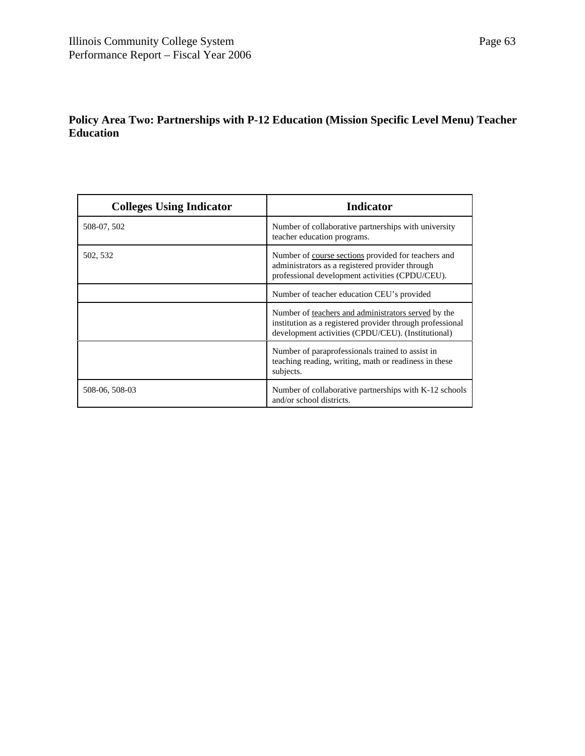**Policy Area Two: Partnerships with P-12 Education (Mission Specific Level Menu) Teacher Education**

| Colleges Using Indicator | Indicator |
|---|---|
| 508-07, 502 | Number of collaborative partnerships with university teacher education programs. |
| 502, 532 | Number of <u>course sections</u> provided for teachers and administrators as a registered provider through professional development activities (CPDU/CEU). |
| | Number of teacher education CEU's provided |
| | Number of <u>teachers and administrators served</u> by the institution as a registered provider through professional development activities (CPDU/CEU). (Institutional) |
| | Number of paraprofessionals trained to assist in teaching reading, writing, math or readiness in these subjects. |
| 508-06, 508-03 | Number of collaborative partnerships with K-12 schools and/or school districts. |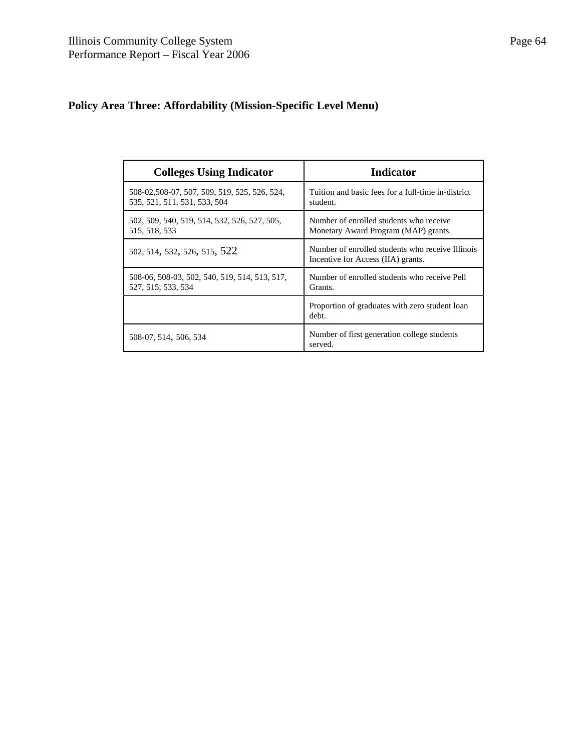**Policy Area Three: Affordability (Mission-Specific Level Menu)**

| Colleges Using Indicator | Indicator |
|---|---|
| 508-02,508-07, 507, 509, 519, 525, 526, 524, 535, 521, 511, 531, 533, 504 | Tuition and basic fees for a full-time in-district student. |
| 502, 509, 540, 519, 514, 532, 526, 527, 505, 515, 518, 533 | Number of enrolled students who receive Monetary Award Program (MAP) grants. |
| 502, 514, 532, 526, 515, 522 | Number of enrolled students who receive Illinois Incentive for Access (IIA) grants. |
| 508-06, 508-03, 502, 540, 519, 514, 513, 517, 527, 515, 533, 534 | Number of enrolled students who receive Pell Grants. |
| | Proportion of graduates with zero student loan debt. |
| 508-07, 514, 506, 534 | Number of first generation college students served. |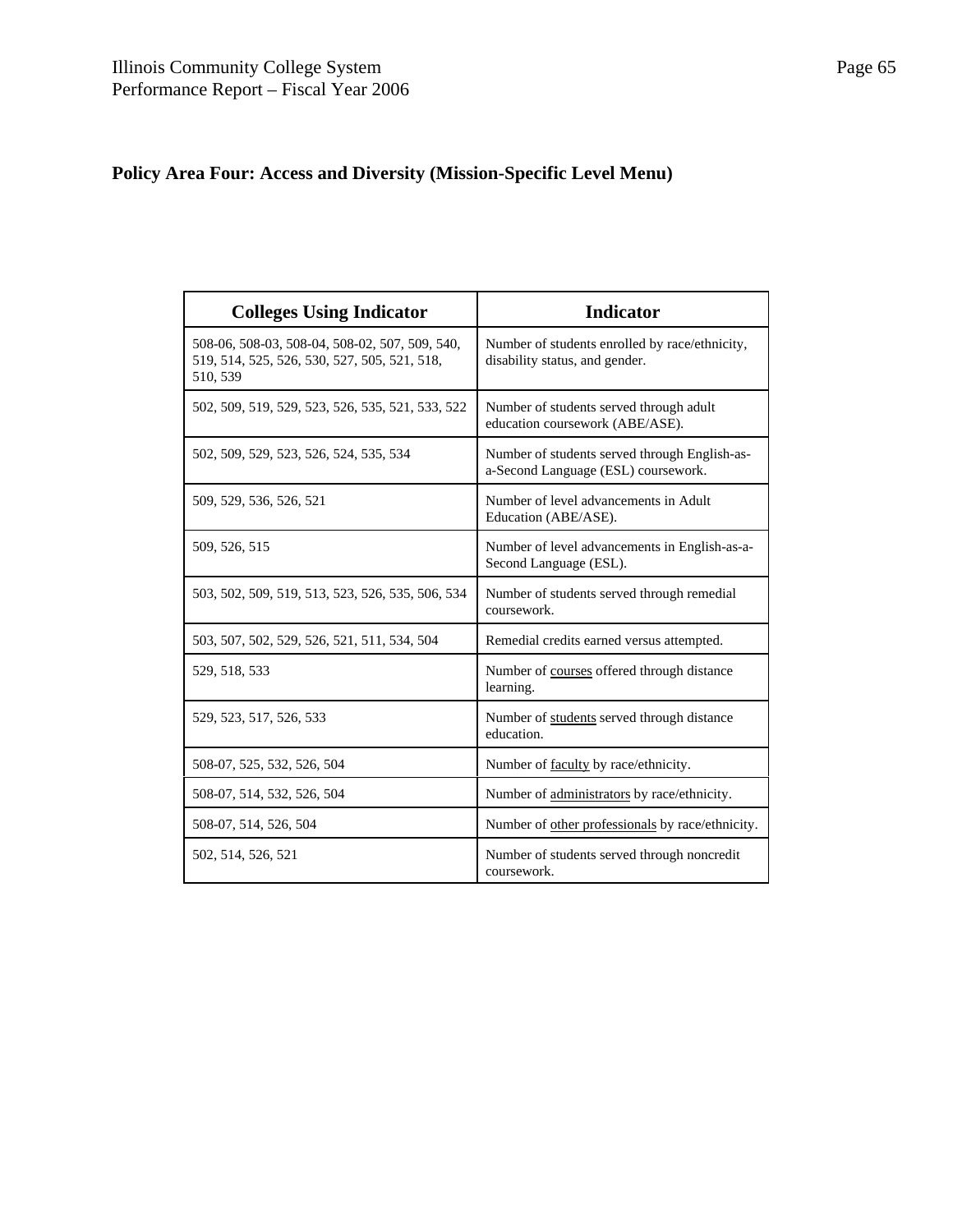## Policy Area Four: Access and Diversity (Mission-Specific Level Menu)

| Colleges Using Indicator | Indicator |
|---|---|
| 508-06, 508-03, 508-04, 508-02, 507, 509, 540, 519, 514, 525, 526, 530, 527, 505, 521, 518, 510, 539 | Number of students enrolled by race/ethnicity, disability status, and gender. |
| 502, 509, 519, 529, 523, 526, 535, 521, 533, 522 | Number of students served through adult education coursework (ABE/ASE). |
| 502, 509, 529, 523, 526, 524, 535, 534 | Number of students served through English-as-a-Second Language (ESL) coursework. |
| 509, 529, 536, 526, 521 | Number of level advancements in Adult Education (ABE/ASE). |
| 509, 526, 515 | Number of level advancements in English-as-a-Second Language (ESL). |
| 503, 502, 509, 519, 513, 523, 526, 535, 506, 534 | Number of students served through remedial coursework. |
| 503, 507, 502, 529, 526, 521, 511, 534, 504 | Remedial credits earned versus attempted. |
| 529, 518, 533 | Number of courses offered through distance learning. |
| 529, 523, 517, 526, 533 | Number of students served through distance education. |
| 508-07, 525, 532, 526, 504 | Number of faculty by race/ethnicity. |
| 508-07, 514, 532, 526, 504 | Number of administrators by race/ethnicity. |
| 508-07, 514, 526, 504 | Number of other professionals by race/ethnicity. |
| 502, 514, 526, 521 | Number of students served through noncredit coursework. |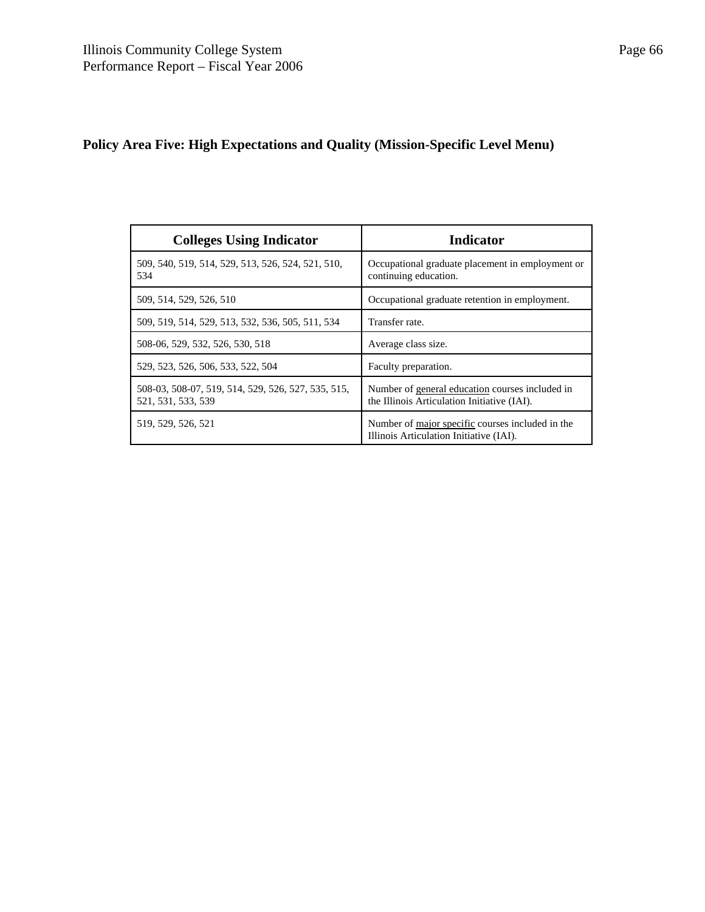**Policy Area Five: High Expectations and Quality (Mission-Specific Level Menu)**

| Colleges Using Indicator | Indicator |
|---|---|
| 509, 540, 519, 514, 529, 513, 526, 524, 521, 510, 534 | Occupational graduate placement in employment or continuing education. |
| 509, 514, 529, 526, 510 | Occupational graduate retention in employment. |
| 509, 519, 514, 529, 513, 532, 536, 505, 511, 534 | Transfer rate. |
| 508-06, 529, 532, 526, 530, 518 | Average class size. |
| 529, 523, 526, 506, 533, 522, 504 | Faculty preparation. |
| 508-03, 508-07, 519, 514, 529, 526, 527, 535, 515, 521, 531, 533, 539 | Number of general education courses included in the Illinois Articulation Initiative (IAI). |
| 519, 529, 526, 521 | Number of major specific courses included in the Illinois Articulation Initiative (IAI). |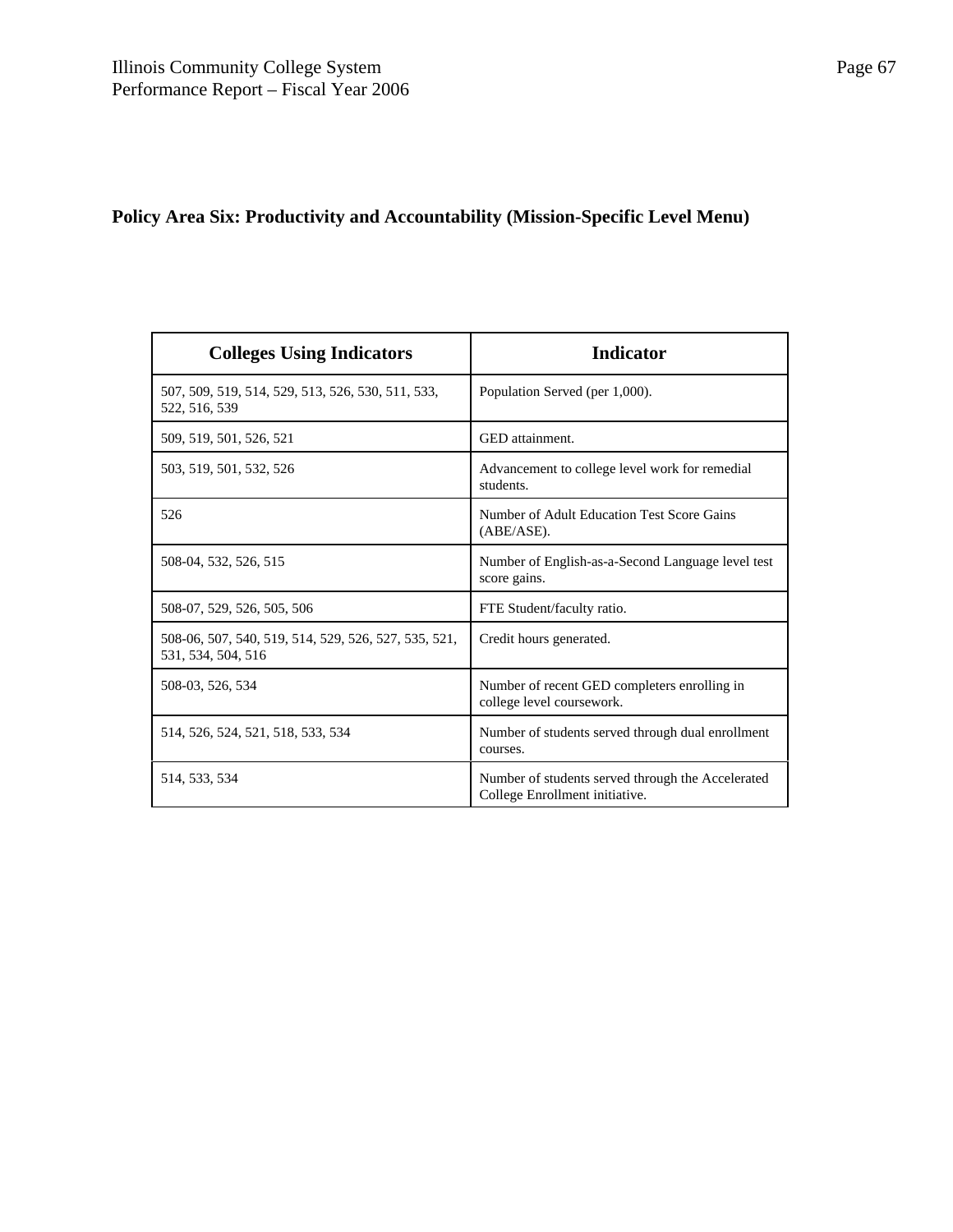## Policy Area Six: Productivity and Accountability (Mission-Specific Level Menu)

| Colleges Using Indicators | Indicator |
|---|---|
| 507, 509, 519, 514, 529, 513, 526, 530, 511, 533, 522, 516, 539 | Population Served (per 1,000). |
| 509, 519, 501, 526, 521 | GED attainment. |
| 503, 519, 501, 532, 526 | Advancement to college level work for remedial students. |
| 526 | Number of Adult Education Test Score Gains (ABE/ASE). |
| 508-04, 532, 526, 515 | Number of English-as-a-Second Language level test score gains. |
| 508-07, 529, 526, 505, 506 | FTE Student/faculty ratio. |
| 508-06, 507, 540, 519, 514, 529, 526, 527, 535, 521, 531, 534, 504, 516 | Credit hours generated. |
| 508-03, 526, 534 | Number of recent GED completers enrolling in college level coursework. |
| 514, 526, 524, 521, 518, 533, 534 | Number of students served through dual enrollment courses. |
| 514, 533, 534 | Number of students served through the Accelerated College Enrollment initiative. |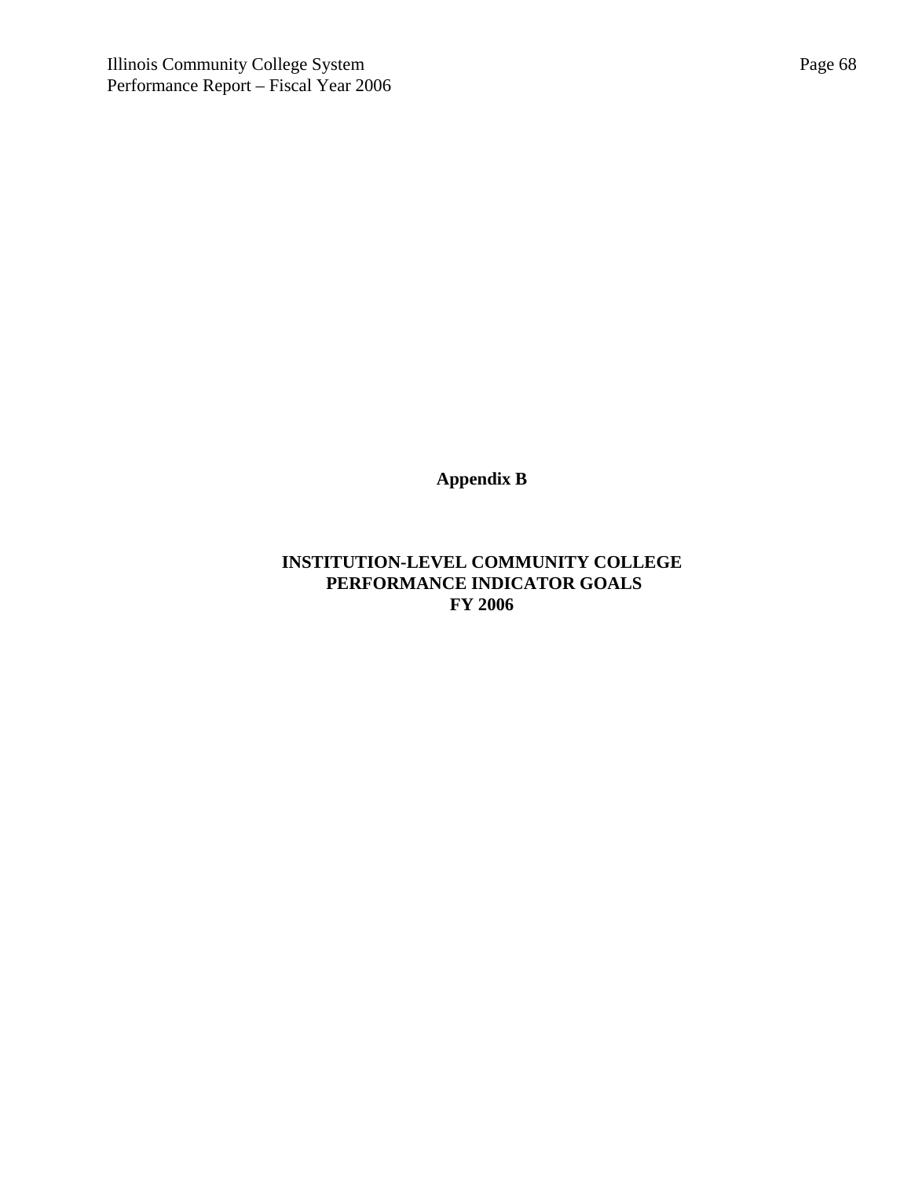# Appendix B

## INSTITUTION-LEVEL COMMUNITY COLLEGE PERFORMANCE INDICATOR GOALS FY 2006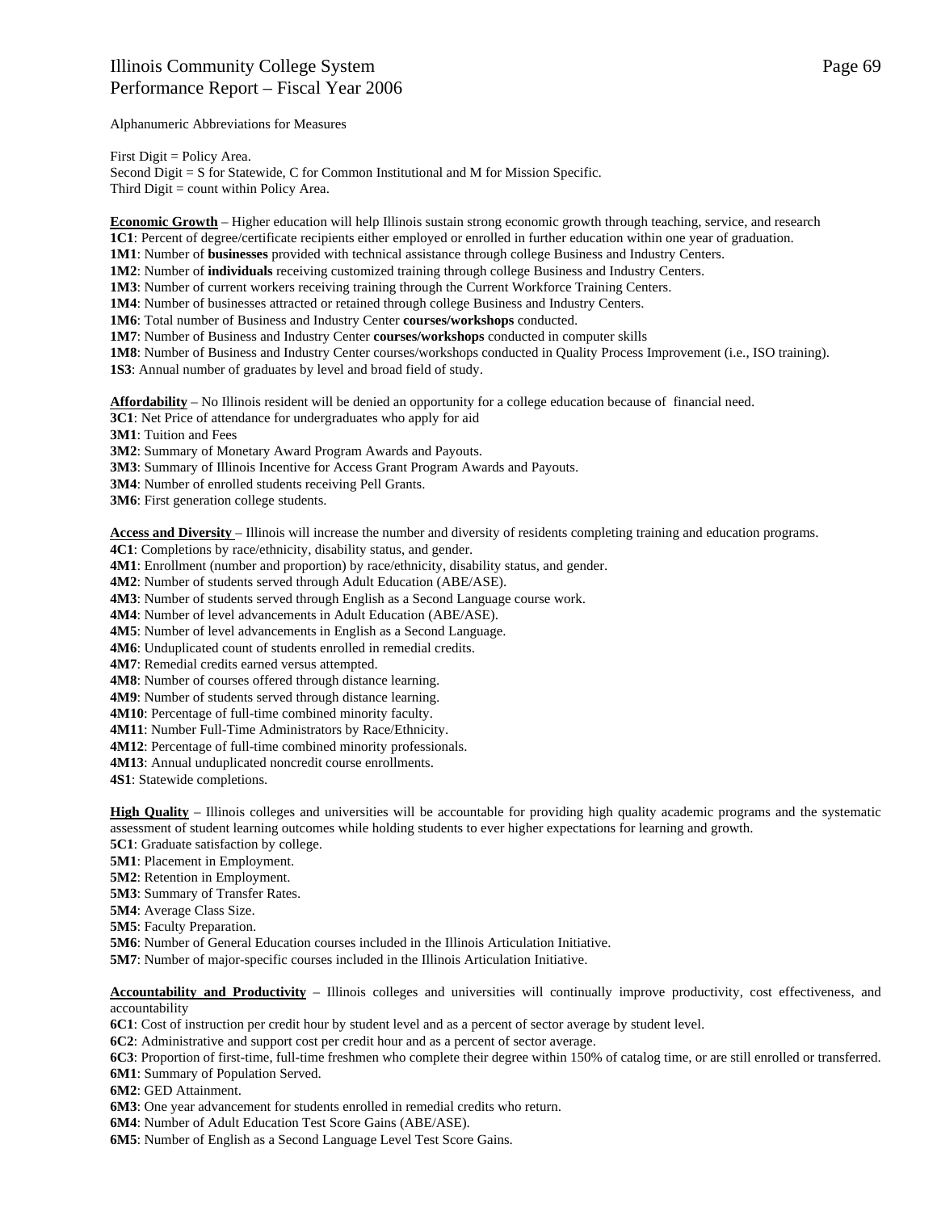Alphanumeric Abbreviations for Measures

First Digit = Policy Area.
Second Digit = S for Statewide, C for Common Institutional and M for Mission Specific.
Third Digit = count within Policy Area.

**Economic Growth** – Higher education will help Illinois sustain strong economic growth through teaching, service, and research
**1C1**: Percent of degree/certificate recipients either employed or enrolled in further education within one year of graduation.
**1M1**: Number of **businesses** provided with technical assistance through college Business and Industry Centers.
**1M2**: Number of **individuals** receiving customized training through college Business and Industry Centers.
**1M3**: Number of current workers receiving training through the Current Workforce Training Centers.
**1M4**: Number of businesses attracted or retained through college Business and Industry Centers.
**1M6**: Total number of Business and Industry Center **courses/workshops** conducted.
**1M7**: Number of Business and Industry Center **courses/workshops** conducted in computer skills
**1M8**: Number of Business and Industry Center courses/workshops conducted in Quality Process Improvement (i.e., ISO training).
**1S3**: Annual number of graduates by level and broad field of study.

**Affordability** – No Illinois resident will be denied an opportunity for a college education because of financial need.
**3C1**: Net Price of attendance for undergraduates who apply for aid
**3M1**: Tuition and Fees
**3M2**: Summary of Monetary Award Program Awards and Payouts.
**3M3**: Summary of Illinois Incentive for Access Grant Program Awards and Payouts.
**3M4**: Number of enrolled students receiving Pell Grants.
**3M6**: First generation college students.

**Access and Diversity** – Illinois will increase the number and diversity of residents completing training and education programs.
**4C1**: Completions by race/ethnicity, disability status, and gender.
**4M1**: Enrollment (number and proportion) by race/ethnicity, disability status, and gender.
**4M2**: Number of students served through Adult Education (ABE/ASE).
**4M3**: Number of students served through English as a Second Language course work.
**4M4**: Number of level advancements in Adult Education (ABE/ASE).
**4M5**: Number of level advancements in English as a Second Language.
**4M6**: Unduplicated count of students enrolled in remedial credits.
**4M7**: Remedial credits earned versus attempted.
**4M8**: Number of courses offered through distance learning.
**4M9**: Number of students served through distance learning.
**4M10**: Percentage of full-time combined minority faculty.
**4M11**: Number Full-Time Administrators by Race/Ethnicity.
**4M12**: Percentage of full-time combined minority professionals.
**4M13**: Annual unduplicated noncredit course enrollments.
**4S1**: Statewide completions.

**High Quality** – Illinois colleges and universities will be accountable for providing high quality academic programs and the systematic assessment of student learning outcomes while holding students to ever higher expectations for learning and growth.
**5C1**: Graduate satisfaction by college.
**5M1**: Placement in Employment.
**5M2**: Retention in Employment.
**5M3**: Summary of Transfer Rates.
**5M4**: Average Class Size.
**5M5**: Faculty Preparation.
**5M6**: Number of General Education courses included in the Illinois Articulation Initiative.
**5M7**: Number of major-specific courses included in the Illinois Articulation Initiative.

**Accountability and Productivity** – Illinois colleges and universities will continually improve productivity, cost effectiveness, and accountability
**6C1**: Cost of instruction per credit hour by student level and as a percent of sector average by student level.
**6C2**: Administrative and support cost per credit hour and as a percent of sector average.
**6C3**: Proportion of first-time, full-time freshmen who complete their degree within 150% of catalog time, or are still enrolled or transferred.
**6M1**: Summary of Population Served.
**6M2**: GED Attainment.
**6M3**: One year advancement for students enrolled in remedial credits who return.
**6M4**: Number of Adult Education Test Score Gains (ABE/ASE).
**6M5**: Number of English as a Second Language Level Test Score Gains.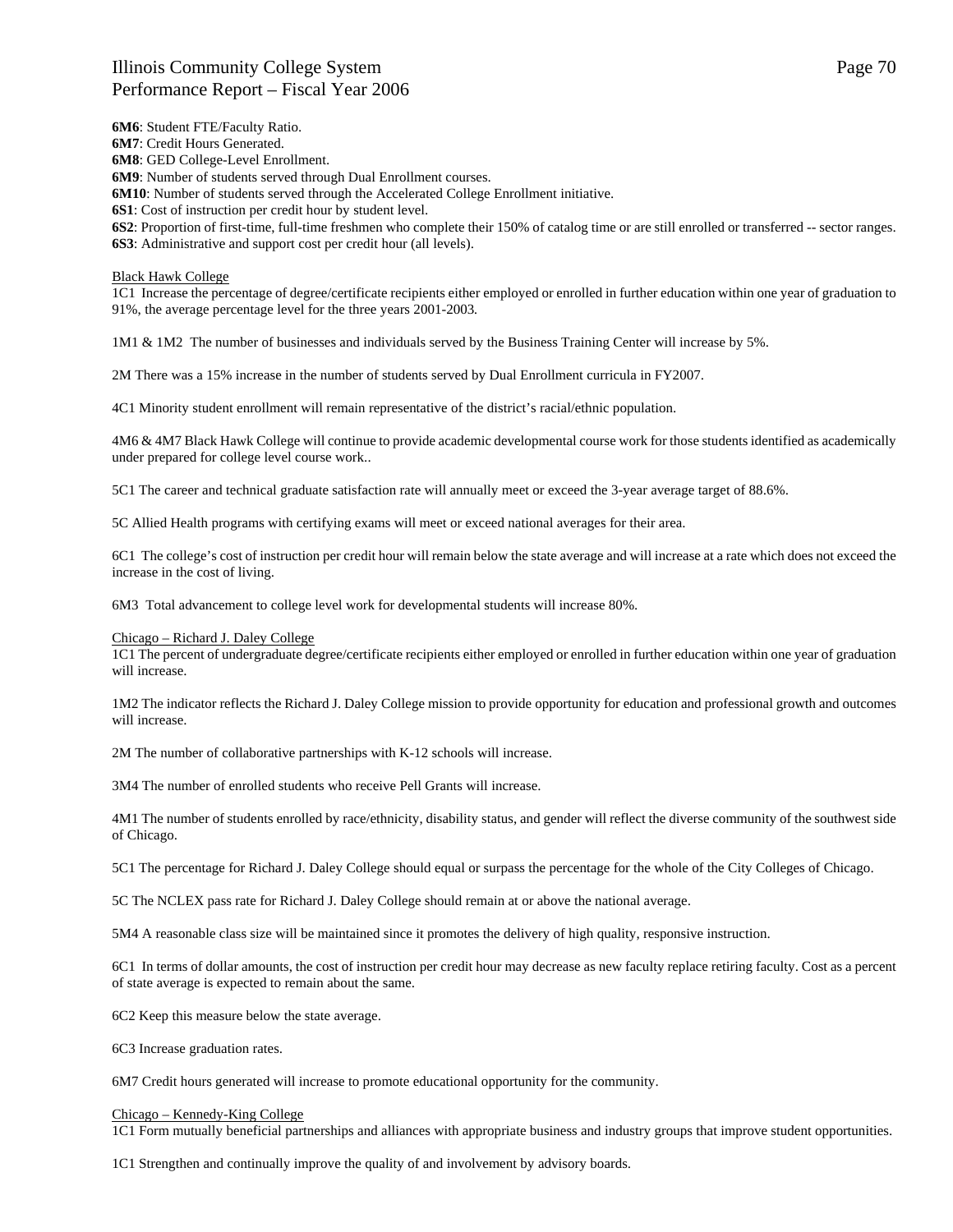**6M6**: Student FTE/Faculty Ratio.
**6M7**: Credit Hours Generated.
**6M8**: GED College-Level Enrollment.
**6M9**: Number of students served through Dual Enrollment courses.
**6M10**: Number of students served through the Accelerated College Enrollment initiative.
**6S1**: Cost of instruction per credit hour by student level.
**6S2**: Proportion of first-time, full-time freshmen who complete their 150% of catalog time or are still enrolled or transferred -- sector ranges.
**6S3**: Administrative and support cost per credit hour (all levels).

<u>Black Hawk College</u>
1C1 Increase the percentage of degree/certificate recipients either employed or enrolled in further education within one year of graduation to 91%, the average percentage level for the three years 2001-2003.

1M1 & 1M2 The number of businesses and individuals served by the Business Training Center will increase by 5%.

2M There was a 15% increase in the number of students served by Dual Enrollment curricula in FY2007.

4C1 Minority student enrollment will remain representative of the district's racial/ethnic population.

4M6 & 4M7 Black Hawk College will continue to provide academic developmental course work for those students identified as academically under prepared for college level course work..

5C1 The career and technical graduate satisfaction rate will annually meet or exceed the 3-year average target of 88.6%.

5C Allied Health programs with certifying exams will meet or exceed national averages for their area.

6C1 The college's cost of instruction per credit hour will remain below the state average and will increase at a rate which does not exceed the increase in the cost of living.

6M3 Total advancement to college level work for developmental students will increase 80%.

<u>Chicago – Richard J. Daley College</u>
1C1 The percent of undergraduate degree/certificate recipients either employed or enrolled in further education within one year of graduation will increase.

1M2 The indicator reflects the Richard J. Daley College mission to provide opportunity for education and professional growth and outcomes will increase.

2M The number of collaborative partnerships with K-12 schools will increase.

3M4 The number of enrolled students who receive Pell Grants will increase.

4M1 The number of students enrolled by race/ethnicity, disability status, and gender will reflect the diverse community of the southwest side of Chicago.

5C1 The percentage for Richard J. Daley College should equal or surpass the percentage for the whole of the City Colleges of Chicago.

5C The NCLEX pass rate for Richard J. Daley College should remain at or above the national average.

5M4 A reasonable class size will be maintained since it promotes the delivery of high quality, responsive instruction.

6C1 In terms of dollar amounts, the cost of instruction per credit hour may decrease as new faculty replace retiring faculty. Cost as a percent of state average is expected to remain about the same.

6C2 Keep this measure below the state average.

6C3 Increase graduation rates.

6M7 Credit hours generated will increase to promote educational opportunity for the community.

<u>Chicago – Kennedy-King College</u>
1C1 Form mutually beneficial partnerships and alliances with appropriate business and industry groups that improve student opportunities.

1C1 Strengthen and continually improve the quality of and involvement by advisory boards.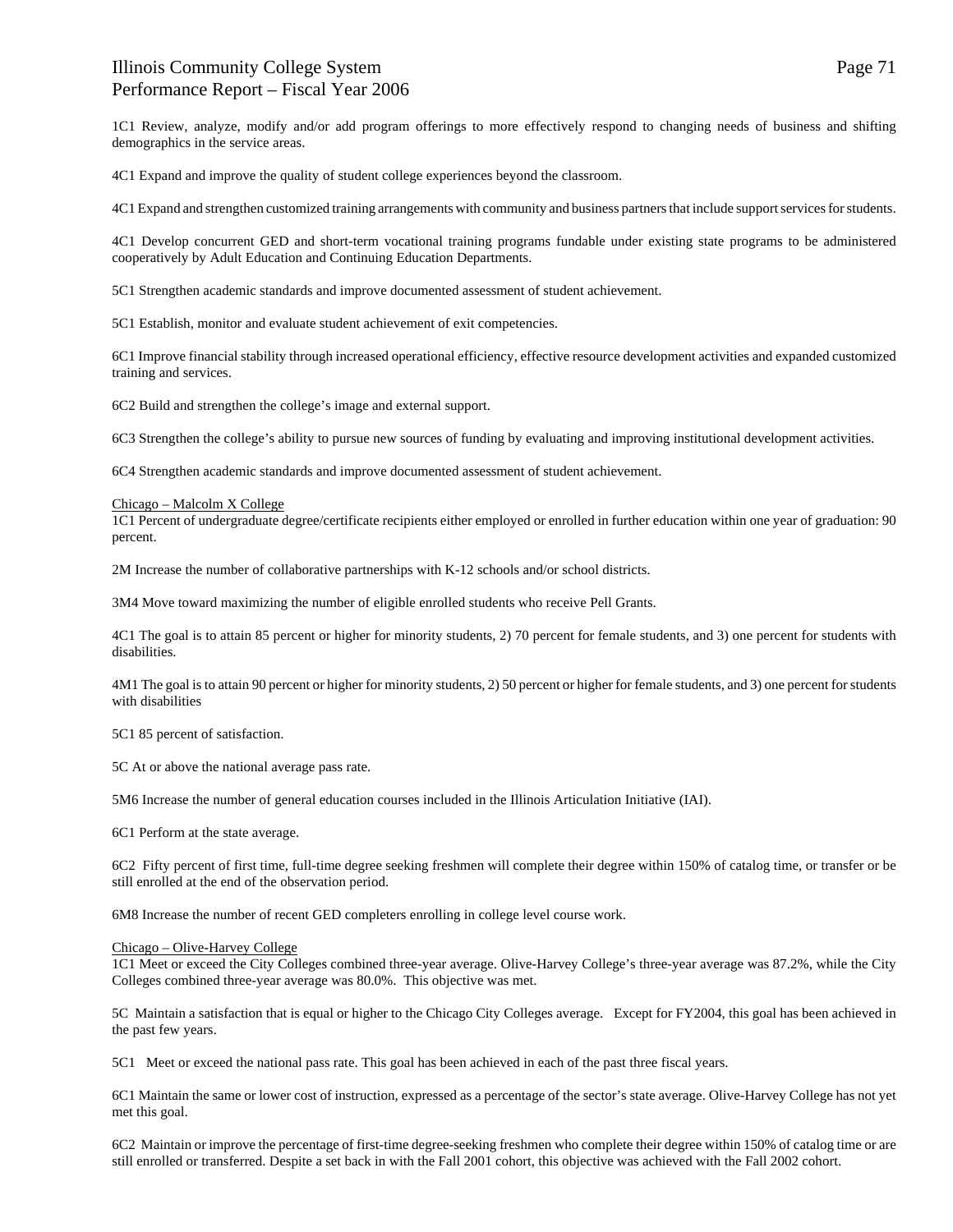1C1 Review, analyze, modify and/or add program offerings to more effectively respond to changing needs of business and shifting demographics in the service areas.

4C1 Expand and improve the quality of student college experiences beyond the classroom.

4C1 Expand and strengthen customized training arrangements with community and business partners that include support services for students.

4C1 Develop concurrent GED and short-term vocational training programs fundable under existing state programs to be administered cooperatively by Adult Education and Continuing Education Departments.

5C1 Strengthen academic standards and improve documented assessment of student achievement.

5C1 Establish, monitor and evaluate student achievement of exit competencies.

6C1 Improve financial stability through increased operational efficiency, effective resource development activities and expanded customized training and services.

6C2 Build and strengthen the college's image and external support.

6C3 Strengthen the college's ability to pursue new sources of funding by evaluating and improving institutional development activities.

6C4 Strengthen academic standards and improve documented assessment of student achievement.

<u>Chicago – Malcolm X College</u>

1C1 Percent of undergraduate degree/certificate recipients either employed or enrolled in further education within one year of graduation: 90 percent.

2M Increase the number of collaborative partnerships with K-12 schools and/or school districts.

3M4 Move toward maximizing the number of eligible enrolled students who receive Pell Grants.

4C1 The goal is to attain 85 percent or higher for minority students, 2) 70 percent for female students, and 3) one percent for students with disabilities.

4M1 The goal is to attain 90 percent or higher for minority students, 2) 50 percent or higher for female students, and 3) one percent for students with disabilities

5C1 85 percent of satisfaction.

5C At or above the national average pass rate.

5M6 Increase the number of general education courses included in the Illinois Articulation Initiative (IAI).

6C1 Perform at the state average.

6C2 Fifty percent of first time, full-time degree seeking freshmen will complete their degree within 150% of catalog time, or transfer or be still enrolled at the end of the observation period.

6M8 Increase the number of recent GED completers enrolling in college level course work.

<u>Chicago – Olive-Harvey College</u>

1C1 Meet or exceed the City Colleges combined three-year average. Olive-Harvey College's three-year average was 87.2%, while the City Colleges combined three-year average was 80.0%. This objective was met.

5C Maintain a satisfaction that is equal or higher to the Chicago City Colleges average. Except for FY2004, this goal has been achieved in the past few years.

5C1 Meet or exceed the national pass rate. This goal has been achieved in each of the past three fiscal years.

6C1 Maintain the same or lower cost of instruction, expressed as a percentage of the sector's state average. Olive-Harvey College has not yet met this goal.

6C2 Maintain or improve the percentage of first-time degree-seeking freshmen who complete their degree within 150% of catalog time or are still enrolled or transferred. Despite a set back in with the Fall 2001 cohort, this objective was achieved with the Fall 2002 cohort.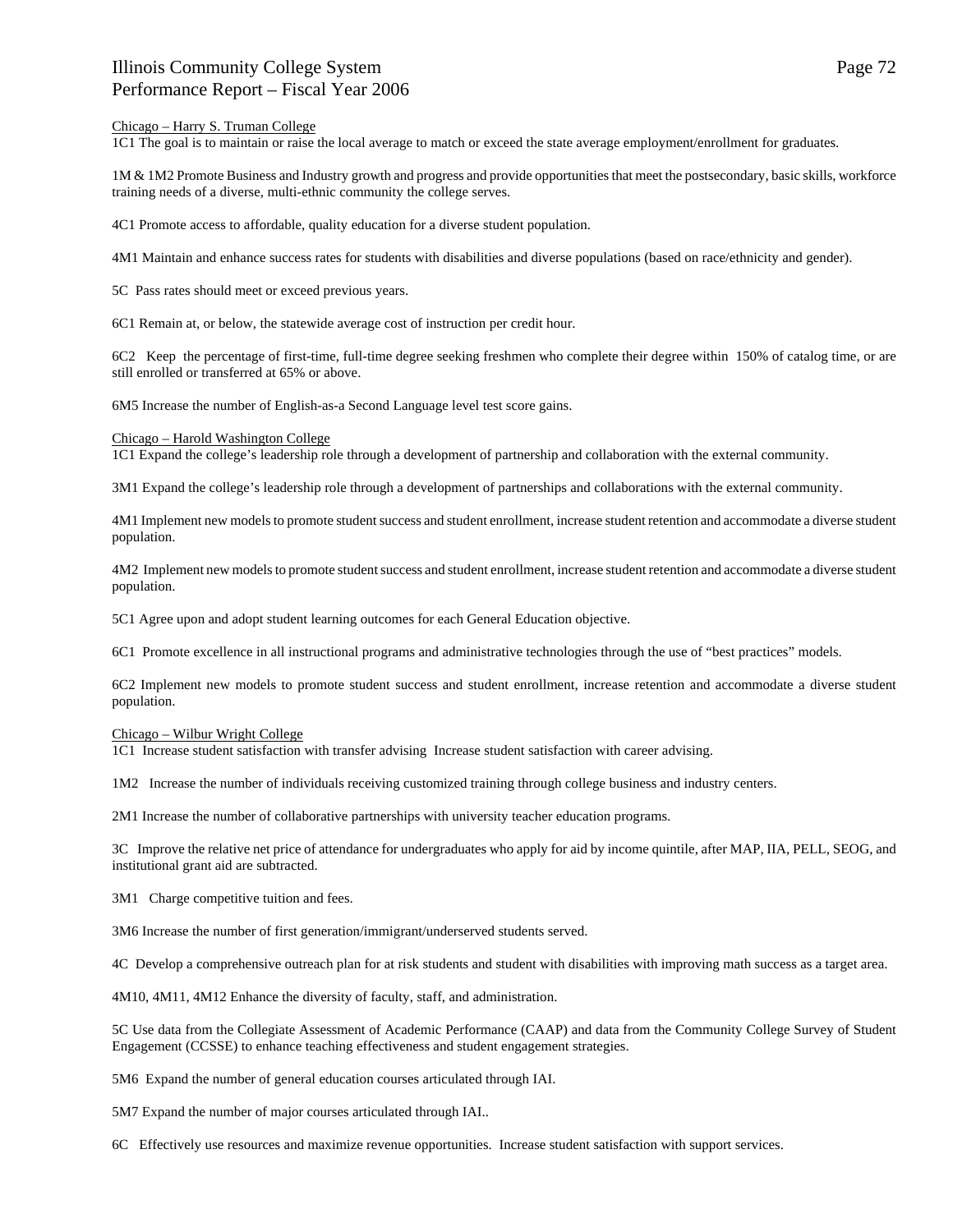Chicago – Harry S. Truman College

1C1 The goal is to maintain or raise the local average to match or exceed the state average employment/enrollment for graduates.

1M & 1M2 Promote Business and Industry growth and progress and provide opportunities that meet the postsecondary, basic skills, workforce training needs of a diverse, multi-ethnic community the college serves.

4C1 Promote access to affordable, quality education for a diverse student population.

4M1 Maintain and enhance success rates for students with disabilities and diverse populations (based on race/ethnicity and gender).

5C Pass rates should meet or exceed previous years.

6C1 Remain at, or below, the statewide average cost of instruction per credit hour.

6C2 Keep the percentage of first-time, full-time degree seeking freshmen who complete their degree within 150% of catalog time, or are still enrolled or transferred at 65% or above.

6M5 Increase the number of English-as-a Second Language level test score gains.

Chicago – Harold Washington College

1C1 Expand the college's leadership role through a development of partnership and collaboration with the external community.

3M1 Expand the college's leadership role through a development of partnerships and collaborations with the external community.

4M1 Implement new models to promote student success and student enrollment, increase student retention and accommodate a diverse student population.

4M2 Implement new models to promote student success and student enrollment, increase student retention and accommodate a diverse student population.

5C1 Agree upon and adopt student learning outcomes for each General Education objective.

6C1 Promote excellence in all instructional programs and administrative technologies through the use of "best practices" models.

6C2 Implement new models to promote student success and student enrollment, increase retention and accommodate a diverse student population.

Chicago – Wilbur Wright College

1C1 Increase student satisfaction with transfer advising Increase student satisfaction with career advising.

1M2 Increase the number of individuals receiving customized training through college business and industry centers.

2M1 Increase the number of collaborative partnerships with university teacher education programs.

3C Improve the relative net price of attendance for undergraduates who apply for aid by income quintile, after MAP, IIA, PELL, SEOG, and institutional grant aid are subtracted.

3M1 Charge competitive tuition and fees.

3M6 Increase the number of first generation/immigrant/underserved students served.

4C Develop a comprehensive outreach plan for at risk students and student with disabilities with improving math success as a target area.

4M10, 4M11, 4M12 Enhance the diversity of faculty, staff, and administration.

5C Use data from the Collegiate Assessment of Academic Performance (CAAP) and data from the Community College Survey of Student Engagement (CCSSE) to enhance teaching effectiveness and student engagement strategies.

5M6 Expand the number of general education courses articulated through IAI.

5M7 Expand the number of major courses articulated through IAI..

6C Effectively use resources and maximize revenue opportunities. Increase student satisfaction with support services.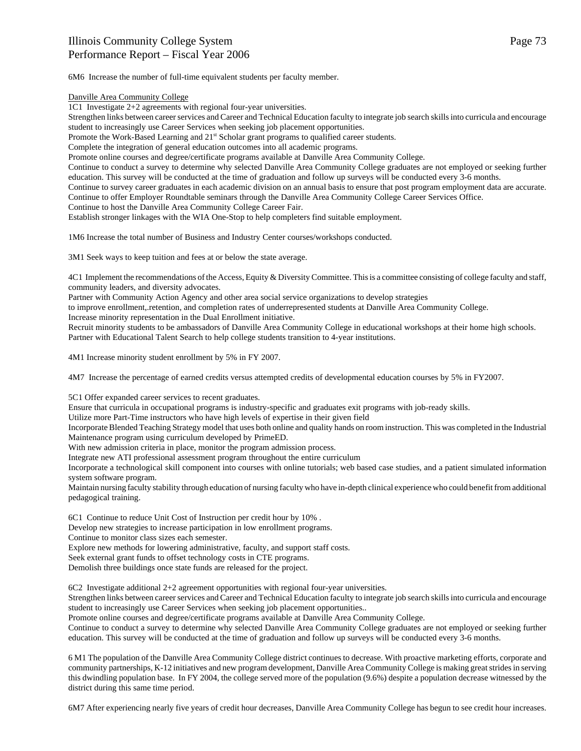6M6 Increase the number of full-time equivalent students per faculty member.

Danville Area Community College

1C1 Investigate 2+2 agreements with regional four-year universities.

Strengthen links between career services and Career and Technical Education faculty to integrate job search skills into curricula and encourage student to increasingly use Career Services when seeking job placement opportunities.

Promote the Work-Based Learning and 21st Scholar grant programs to qualified career students.

Complete the integration of general education outcomes into all academic programs.

Promote online courses and degree/certificate programs available at Danville Area Community College.

Continue to conduct a survey to determine why selected Danville Area Community College graduates are not employed or seeking further education. This survey will be conducted at the time of graduation and follow up surveys will be conducted every 3-6 months.

Continue to survey career graduates in each academic division on an annual basis to ensure that post program employment data are accurate.

Continue to offer Employer Roundtable seminars through the Danville Area Community College Career Services Office.

Continue to host the Danville Area Community College Career Fair.

Establish stronger linkages with the WIA One-Stop to help completers find suitable employment.

1M6 Increase the total number of Business and Industry Center courses/workshops conducted.

3M1 Seek ways to keep tuition and fees at or below the state average.

4C1 Implement the recommendations of the Access, Equity & Diversity Committee. This is a committee consisting of college faculty and staff, community leaders, and diversity advocates.

Partner with Community Action Agency and other area social service organizations to develop strategies to improve enrollment,.retention, and completion rates of underrepresented students at Danville Area Community College.

Increase minority representation in the Dual Enrollment initiative.

Recruit minority students to be ambassadors of Danville Area Community College in educational workshops at their home high schools.

Partner with Educational Talent Search to help college students transition to 4-year institutions.

4M1 Increase minority student enrollment by 5% in FY 2007.

4M7 Increase the percentage of earned credits versus attempted credits of developmental education courses by 5% in FY2007.

5C1 Offer expanded career services to recent graduates.

Ensure that curricula in occupational programs is industry-specific and graduates exit programs with job-ready skills.

Utilize more Part-Time instructors who have high levels of expertise in their given field

Incorporate Blended Teaching Strategy model that uses both online and quality hands on room instruction. This was completed in the Industrial Maintenance program using curriculum developed by PrimeED.

With new admission criteria in place, monitor the program admission process.

Integrate new ATI professional assessment program throughout the entire curriculum

Incorporate a technological skill component into courses with online tutorials; web based case studies, and a patient simulated information system software program.

Maintain nursing faculty stability through education of nursing faculty who have in-depth clinical experience who could benefit from additional pedagogical training.

6C1 Continue to reduce Unit Cost of Instruction per credit hour by 10% .

Develop new strategies to increase participation in low enrollment programs.

Continue to monitor class sizes each semester.

Explore new methods for lowering administrative, faculty, and support staff costs.

Seek external grant funds to offset technology costs in CTE programs.

Demolish three buildings once state funds are released for the project.

6C2 Investigate additional 2+2 agreement opportunities with regional four-year universities.

Strengthen links between career services and Career and Technical Education faculty to integrate job search skills into curricula and encourage student to increasingly use Career Services when seeking job placement opportunities..

Promote online courses and degree/certificate programs available at Danville Area Community College.

Continue to conduct a survey to determine why selected Danville Area Community College graduates are not employed or seeking further education. This survey will be conducted at the time of graduation and follow up surveys will be conducted every 3-6 months.

6 M1 The population of the Danville Area Community College district continues to decrease. With proactive marketing efforts, corporate and community partnerships, K-12 initiatives and new program development, Danville Area Community College is making great strides in serving this dwindling population base. In FY 2004, the college served more of the population (9.6%) despite a population decrease witnessed by the district during this same time period.

6M7 After experiencing nearly five years of credit hour decreases, Danville Area Community College has begun to see credit hour increases.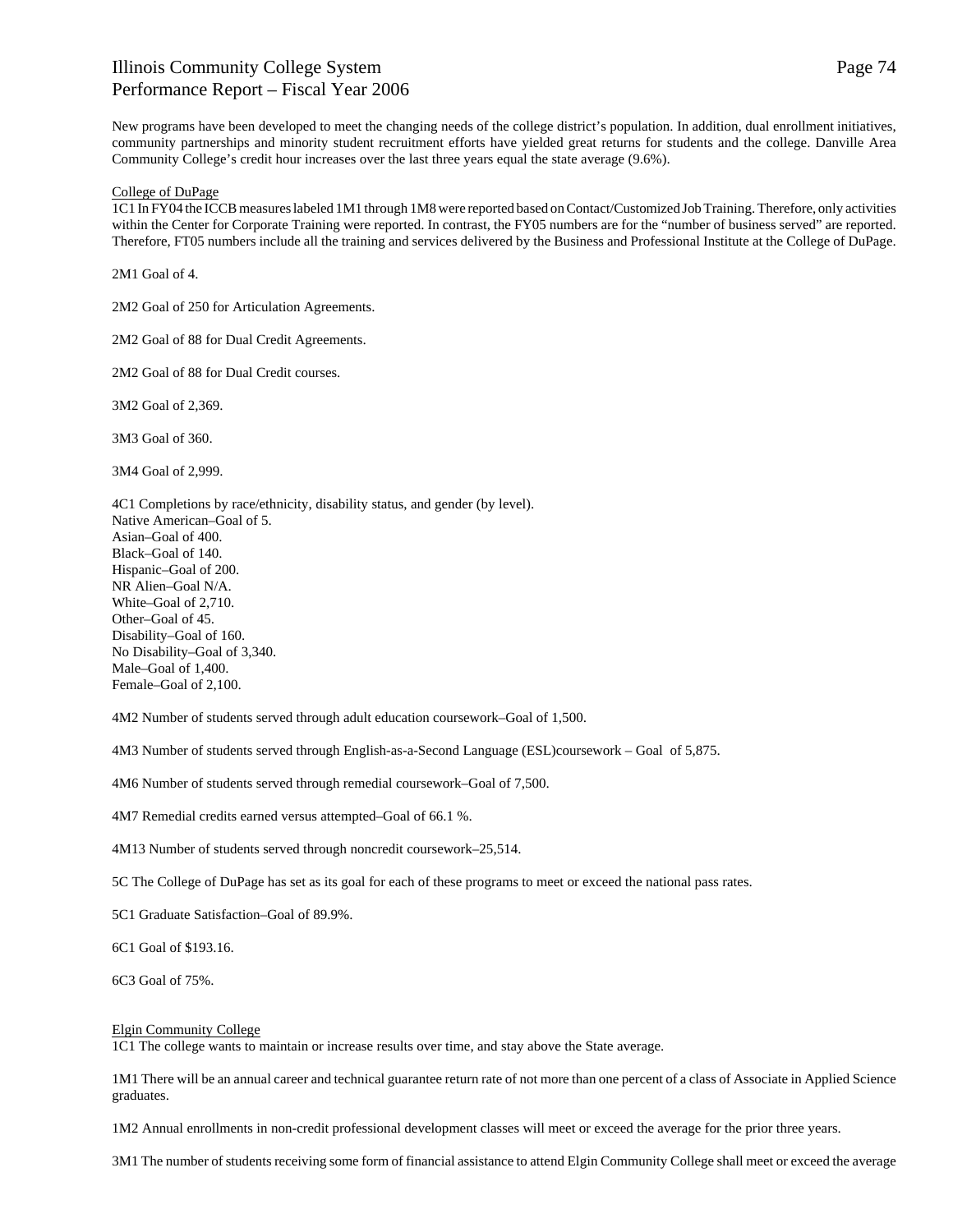New programs have been developed to meet the changing needs of the college district's population. In addition, dual enrollment initiatives, community partnerships and minority student recruitment efforts have yielded great returns for students and the college. Danville Area Community College's credit hour increases over the last three years equal the state average (9.6%).

College of DuPage

1C1 In FY04 the ICCB measures labeled 1M1 through 1M8 were reported based on Contact/Customized Job Training. Therefore, only activities within the Center for Corporate Training were reported. In contrast, the FY05 numbers are for the "number of business served" are reported. Therefore, FT05 numbers include all the training and services delivered by the Business and Professional Institute at the College of DuPage.

2M1 Goal of 4.

2M2 Goal of 250 for Articulation Agreements.

2M2 Goal of 88 for Dual Credit Agreements.

2M2 Goal of 88 for Dual Credit courses.

3M2 Goal of 2,369.

3M3 Goal of 360.

3M4 Goal of 2,999.

4C1 Completions by race/ethnicity, disability status, and gender (by level).
Native American–Goal of 5.
Asian–Goal of 400.
Black–Goal of 140.
Hispanic–Goal of 200.
NR Alien–Goal N/A.
White–Goal of 2,710.
Other–Goal of 45.
Disability–Goal of 160.
No Disability–Goal of 3,340.
Male–Goal of 1,400.
Female–Goal of 2,100.

4M2 Number of students served through adult education coursework–Goal of 1,500.

4M3 Number of students served through English-as-a-Second Language (ESL)coursework – Goal of 5,875.

4M6 Number of students served through remedial coursework–Goal of 7,500.

4M7 Remedial credits earned versus attempted–Goal of 66.1 %.

4M13 Number of students served through noncredit coursework–25,514.

5C The College of DuPage has set as its goal for each of these programs to meet or exceed the national pass rates.

5C1 Graduate Satisfaction–Goal of 89.9%.

6C1 Goal of $193.16.

6C3 Goal of 75%.

Elgin Community College

1C1 The college wants to maintain or increase results over time, and stay above the State average.

1M1 There will be an annual career and technical guarantee return rate of not more than one percent of a class of Associate in Applied Science graduates.

1M2 Annual enrollments in non-credit professional development classes will meet or exceed the average for the prior three years.

3M1 The number of students receiving some form of financial assistance to attend Elgin Community College shall meet or exceed the average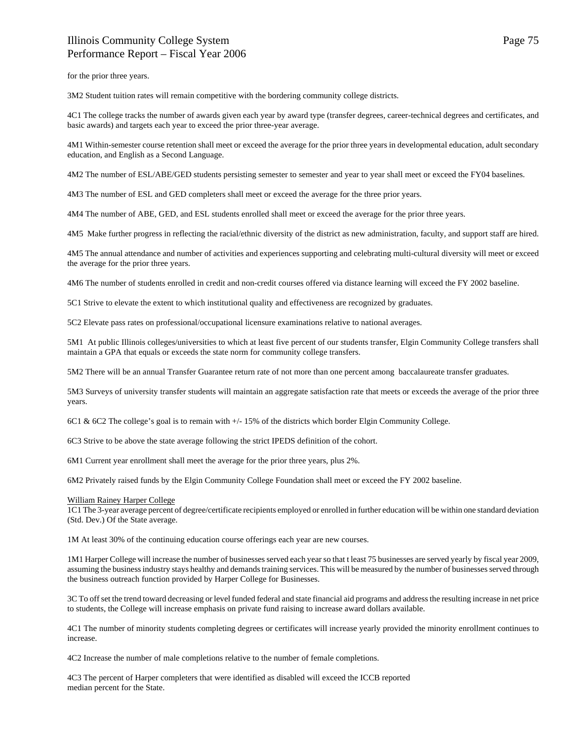for the prior three years.

3M2 Student tuition rates will remain competitive with the bordering community college districts.

4C1 The college tracks the number of awards given each year by award type (transfer degrees, career-technical degrees and certificates, and basic awards) and targets each year to exceed the prior three-year average.

4M1 Within-semester course retention shall meet or exceed the average for the prior three years in developmental education, adult secondary education, and English as a Second Language.

4M2 The number of ESL/ABE/GED students persisting semester to semester and year to year shall meet or exceed the FY04 baselines.

4M3 The number of ESL and GED completers shall meet or exceed the average for the three prior years.

4M4 The number of ABE, GED, and ESL students enrolled shall meet or exceed the average for the prior three years.

4M5 Make further progress in reflecting the racial/ethnic diversity of the district as new administration, faculty, and support staff are hired.

4M5 The annual attendance and number of activities and experiences supporting and celebrating multi-cultural diversity will meet or exceed the average for the prior three years.

4M6 The number of students enrolled in credit and non-credit courses offered via distance learning will exceed the FY 2002 baseline.

5C1 Strive to elevate the extent to which institutional quality and effectiveness are recognized by graduates.

5C2 Elevate pass rates on professional/occupational licensure examinations relative to national averages.

5M1 At public Illinois colleges/universities to which at least five percent of our students transfer, Elgin Community College transfers shall maintain a GPA that equals or exceeds the state norm for community college transfers.

5M2 There will be an annual Transfer Guarantee return rate of not more than one percent among baccalaureate transfer graduates.

5M3 Surveys of university transfer students will maintain an aggregate satisfaction rate that meets or exceeds the average of the prior three years.

6C1 & 6C2 The college's goal is to remain with +/- 15% of the districts which border Elgin Community College.

6C3 Strive to be above the state average following the strict IPEDS definition of the cohort.

6M1 Current year enrollment shall meet the average for the prior three years, plus 2%.

6M2 Privately raised funds by the Elgin Community College Foundation shall meet or exceed the FY 2002 baseline.

William Rainey Harper College

1C1 The 3-year average percent of degree/certificate recipients employed or enrolled in further education will be within one standard deviation (Std. Dev.) Of the State average.

1M At least 30% of the continuing education course offerings each year are new courses.

1M1 Harper College will increase the number of businesses served each year so that t least 75 businesses are served yearly by fiscal year 2009, assuming the business industry stays healthy and demands training services. This will be measured by the number of businesses served through the business outreach function provided by Harper College for Businesses.

3C To off set the trend toward decreasing or level funded federal and state financial aid programs and address the resulting increase in net price to students, the College will increase emphasis on private fund raising to increase award dollars available.

4C1 The number of minority students completing degrees or certificates will increase yearly provided the minority enrollment continues to increase.

4C2 Increase the number of male completions relative to the number of female completions.

4C3 The percent of Harper completers that were identified as disabled will exceed the ICCB reported median percent for the State.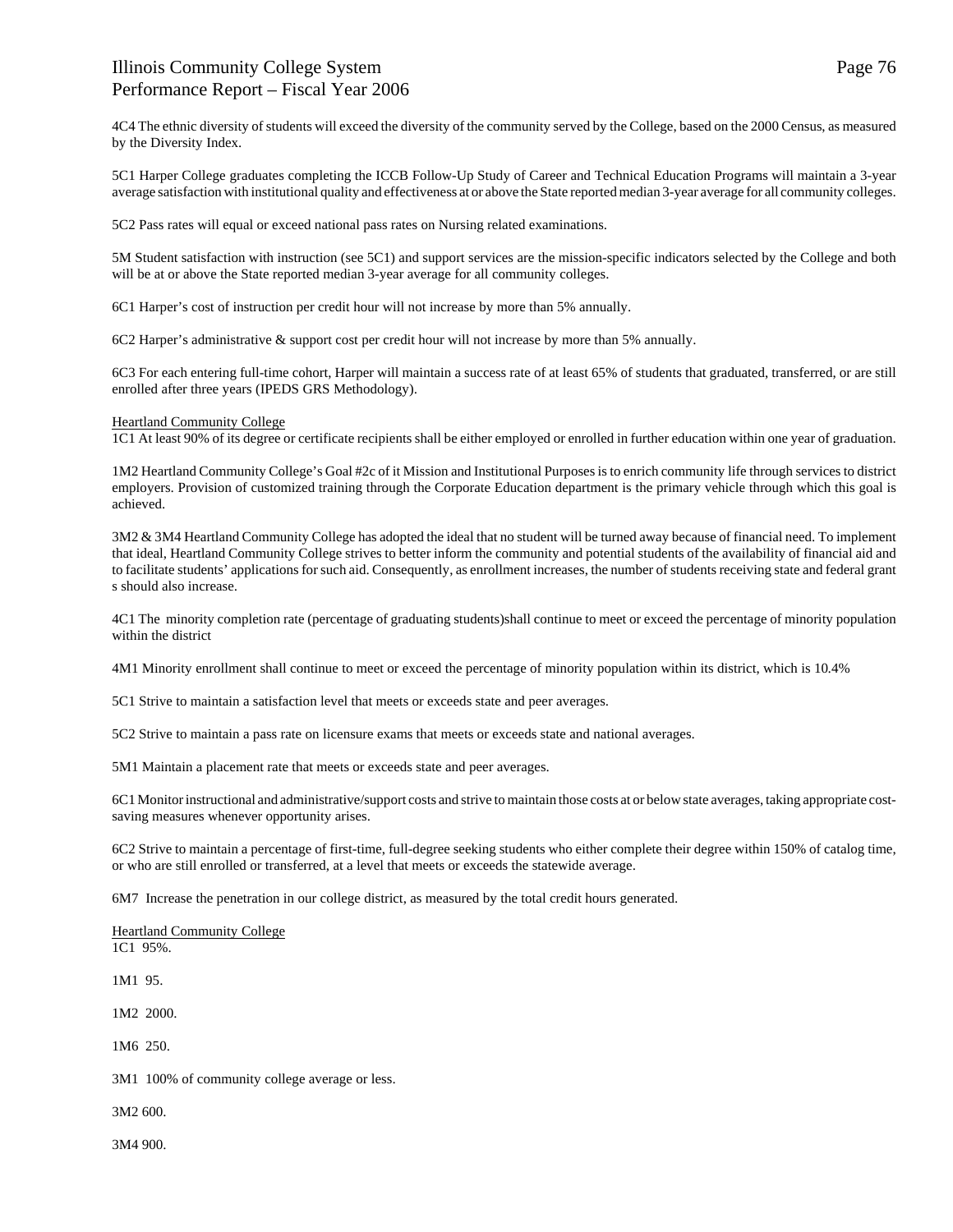4C4 The ethnic diversity of students will exceed the diversity of the community served by the College, based on the 2000 Census, as measured by the Diversity Index.

5C1 Harper College graduates completing the ICCB Follow-Up Study of Career and Technical Education Programs will maintain a 3-year average satisfaction with institutional quality and effectiveness at or above the State reported median 3-year average for all community colleges.

5C2 Pass rates will equal or exceed national pass rates on Nursing related examinations.

5M Student satisfaction with instruction (see 5C1) and support services are the mission-specific indicators selected by the College and both will be at or above the State reported median 3-year average for all community colleges.

6C1 Harper's cost of instruction per credit hour will not increase by more than 5% annually.

6C2 Harper's administrative & support cost per credit hour will not increase by more than 5% annually.

6C3 For each entering full-time cohort, Harper will maintain a success rate of at least 65% of students that graduated, transferred, or are still enrolled after three years (IPEDS GRS Methodology).

<u>Heartland Community College</u>

1C1 At least 90% of its degree or certificate recipients shall be either employed or enrolled in further education within one year of graduation.

1M2 Heartland Community College's Goal #2c of it Mission and Institutional Purposes is to enrich community life through services to district employers. Provision of customized training through the Corporate Education department is the primary vehicle through which this goal is achieved.

3M2 & 3M4 Heartland Community College has adopted the ideal that no student will be turned away because of financial need. To implement that ideal, Heartland Community College strives to better inform the community and potential students of the availability of financial aid and to facilitate students' applications for such aid. Consequently, as enrollment increases, the number of students receiving state and federal grant s should also increase.

4C1 The minority completion rate (percentage of graduating students)shall continue to meet or exceed the percentage of minority population within the district

4M1 Minority enrollment shall continue to meet or exceed the percentage of minority population within its district, which is 10.4%

5C1 Strive to maintain a satisfaction level that meets or exceeds state and peer averages.

5C2 Strive to maintain a pass rate on licensure exams that meets or exceeds state and national averages.

5M1 Maintain a placement rate that meets or exceeds state and peer averages.

6C1 Monitor instructional and administrative/support costs and strive to maintain those costs at or below state averages, taking appropriate cost-saving measures whenever opportunity arises.

6C2 Strive to maintain a percentage of first-time, full-degree seeking students who either complete their degree within 150% of catalog time, or who are still enrolled or transferred, at a level that meets or exceeds the statewide average.

6M7 Increase the penetration in our college district, as measured by the total credit hours generated.

<u>Heartland Community College</u>

1C1 95%.

1M1 95.

1M2 2000.

1M6 250.

3M1 100% of community college average or less.

3M2 600.

3M4 900.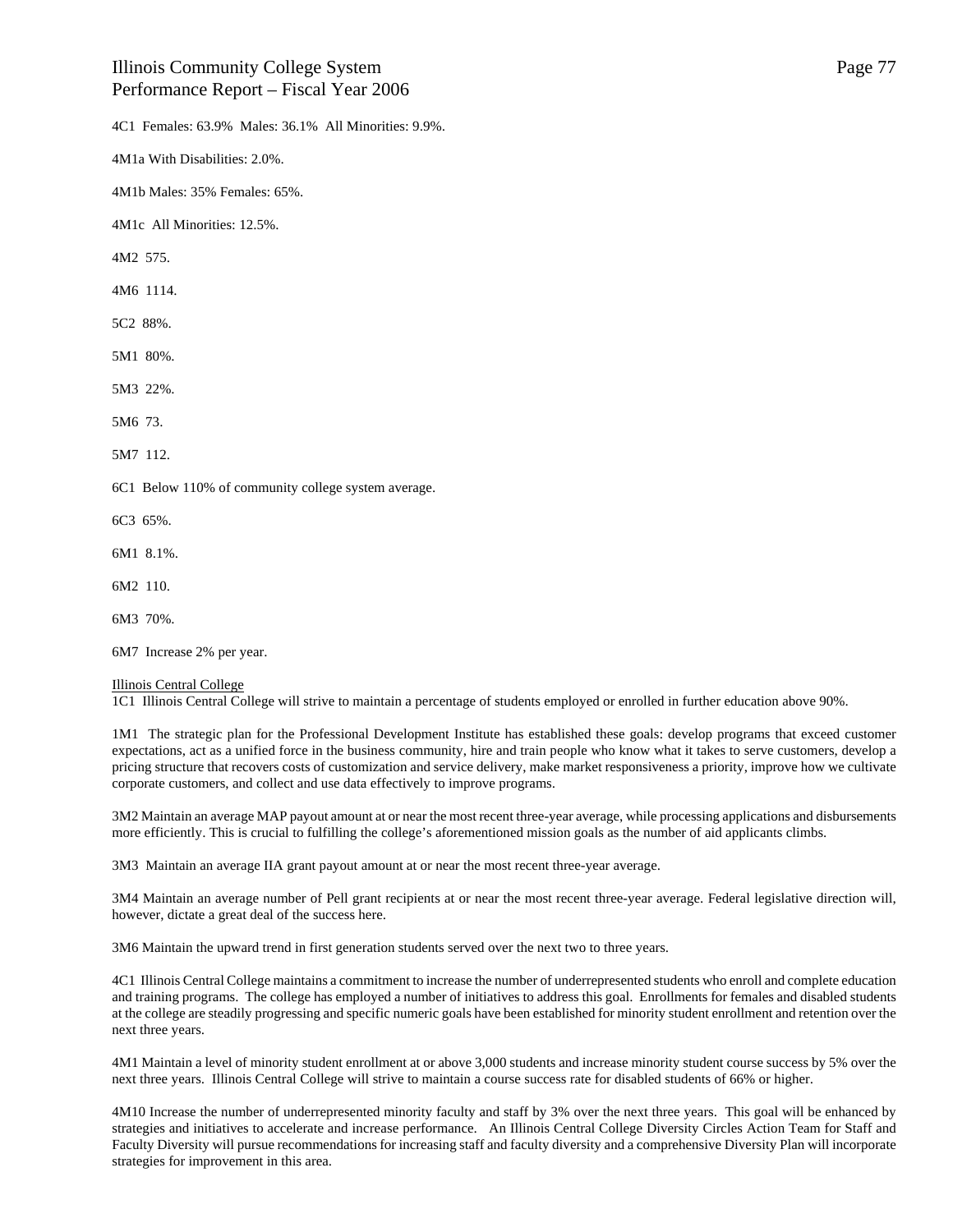4C1 Females: 63.9% Males: 36.1% All Minorities: 9.9%.

4M1a With Disabilities: 2.0%.

4M1b Males: 35% Females: 65%.

4M1c All Minorities: 12.5%.

4M2 575.

4M6 1114.

5C2 88%.

5M1 80%.

5M3 22%.

5M6 73.

5M7 112.

6C1 Below 110% of community college system average.

6C3 65%.

6M1 8.1%.

6M2 110.

6M3 70%.

6M7 Increase 2% per year.

Illinois Central College

1C1 Illinois Central College will strive to maintain a percentage of students employed or enrolled in further education above 90%.

1M1 The strategic plan for the Professional Development Institute has established these goals: develop programs that exceed customer expectations, act as a unified force in the business community, hire and train people who know what it takes to serve customers, develop a pricing structure that recovers costs of customization and service delivery, make market responsiveness a priority, improve how we cultivate corporate customers, and collect and use data effectively to improve programs.

3M2 Maintain an average MAP payout amount at or near the most recent three-year average, while processing applications and disbursements more efficiently. This is crucial to fulfilling the college's aforementioned mission goals as the number of aid applicants climbs.

3M3 Maintain an average IIA grant payout amount at or near the most recent three-year average.

3M4 Maintain an average number of Pell grant recipients at or near the most recent three-year average. Federal legislative direction will, however, dictate a great deal of the success here.

3M6 Maintain the upward trend in first generation students served over the next two to three years.

4C1 Illinois Central College maintains a commitment to increase the number of underrepresented students who enroll and complete education and training programs. The college has employed a number of initiatives to address this goal. Enrollments for females and disabled students at the college are steadily progressing and specific numeric goals have been established for minority student enrollment and retention over the next three years.

4M1 Maintain a level of minority student enrollment at or above 3,000 students and increase minority student course success by 5% over the next three years. Illinois Central College will strive to maintain a course success rate for disabled students of 66% or higher.

4M10 Increase the number of underrepresented minority faculty and staff by 3% over the next three years. This goal will be enhanced by strategies and initiatives to accelerate and increase performance. An Illinois Central College Diversity Circles Action Team for Staff and Faculty Diversity will pursue recommendations for increasing staff and faculty diversity and a comprehensive Diversity Plan will incorporate strategies for improvement in this area.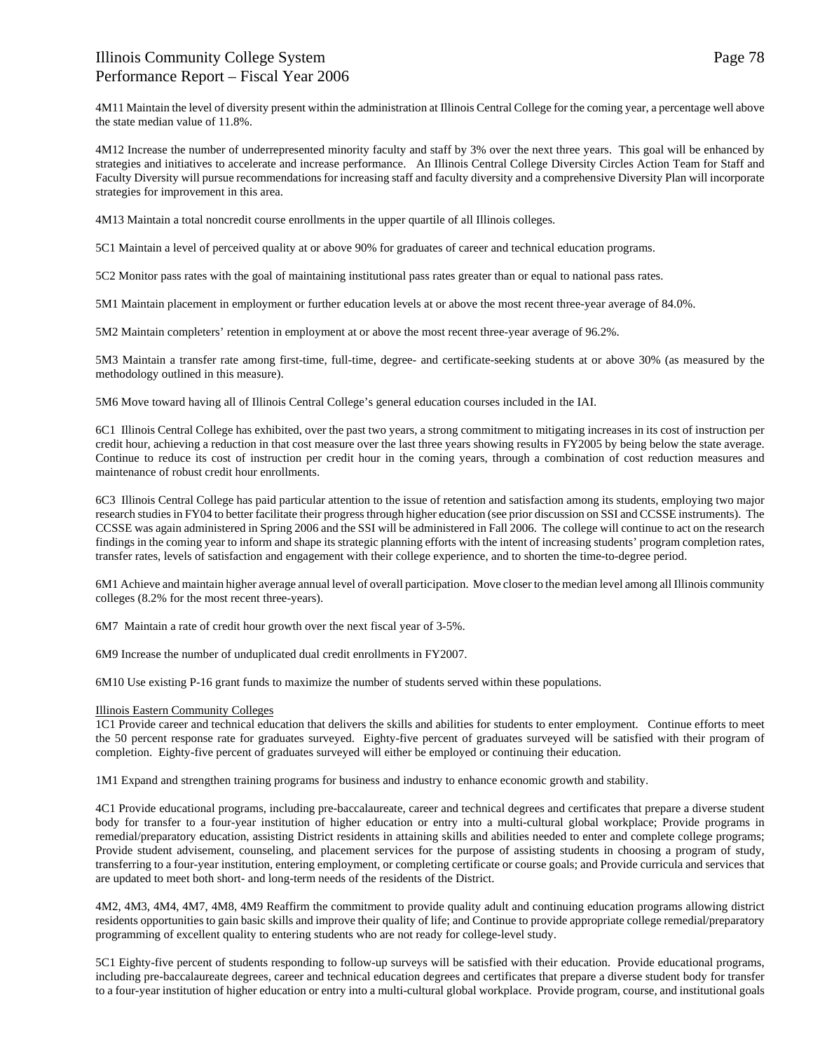4M11 Maintain the level of diversity present within the administration at Illinois Central College for the coming year, a percentage well above the state median value of 11.8%.

4M12 Increase the number of underrepresented minority faculty and staff by 3% over the next three years. This goal will be enhanced by strategies and initiatives to accelerate and increase performance. An Illinois Central College Diversity Circles Action Team for Staff and Faculty Diversity will pursue recommendations for increasing staff and faculty diversity and a comprehensive Diversity Plan will incorporate strategies for improvement in this area.

4M13 Maintain a total noncredit course enrollments in the upper quartile of all Illinois colleges.

5C1 Maintain a level of perceived quality at or above 90% for graduates of career and technical education programs.

5C2 Monitor pass rates with the goal of maintaining institutional pass rates greater than or equal to national pass rates.

5M1 Maintain placement in employment or further education levels at or above the most recent three-year average of 84.0%.

5M2 Maintain completers' retention in employment at or above the most recent three-year average of 96.2%.

5M3 Maintain a transfer rate among first-time, full-time, degree- and certificate-seeking students at or above 30% (as measured by the methodology outlined in this measure).

5M6 Move toward having all of Illinois Central College's general education courses included in the IAI.

6C1 Illinois Central College has exhibited, over the past two years, a strong commitment to mitigating increases in its cost of instruction per credit hour, achieving a reduction in that cost measure over the last three years showing results in FY2005 by being below the state average. Continue to reduce its cost of instruction per credit hour in the coming years, through a combination of cost reduction measures and maintenance of robust credit hour enrollments.

6C3 Illinois Central College has paid particular attention to the issue of retention and satisfaction among its students, employing two major research studies in FY04 to better facilitate their progress through higher education (see prior discussion on SSI and CCSSE instruments). The CCSSE was again administered in Spring 2006 and the SSI will be administered in Fall 2006. The college will continue to act on the research findings in the coming year to inform and shape its strategic planning efforts with the intent of increasing students' program completion rates, transfer rates, levels of satisfaction and engagement with their college experience, and to shorten the time-to-degree period.

6M1 Achieve and maintain higher average annual level of overall participation. Move closer to the median level among all Illinois community colleges (8.2% for the most recent three-years).

6M7 Maintain a rate of credit hour growth over the next fiscal year of 3-5%.

6M9 Increase the number of unduplicated dual credit enrollments in FY2007.

6M10 Use existing P-16 grant funds to maximize the number of students served within these populations.

Illinois Eastern Community Colleges

1C1 Provide career and technical education that delivers the skills and abilities for students to enter employment. Continue efforts to meet the 50 percent response rate for graduates surveyed. Eighty-five percent of graduates surveyed will be satisfied with their program of completion. Eighty-five percent of graduates surveyed will either be employed or continuing their education.

1M1 Expand and strengthen training programs for business and industry to enhance economic growth and stability.

4C1 Provide educational programs, including pre-baccalaureate, career and technical degrees and certificates that prepare a diverse student body for transfer to a four-year institution of higher education or entry into a multi-cultural global workplace; Provide programs in remedial/preparatory education, assisting District residents in attaining skills and abilities needed to enter and complete college programs; Provide student advisement, counseling, and placement services for the purpose of assisting students in choosing a program of study, transferring to a four-year institution, entering employment, or completing certificate or course goals; and Provide curricula and services that are updated to meet both short- and long-term needs of the residents of the District.

4M2, 4M3, 4M4, 4M7, 4M8, 4M9 Reaffirm the commitment to provide quality adult and continuing education programs allowing district residents opportunities to gain basic skills and improve their quality of life; and Continue to provide appropriate college remedial/preparatory programming of excellent quality to entering students who are not ready for college-level study.

5C1 Eighty-five percent of students responding to follow-up surveys will be satisfied with their education. Provide educational programs, including pre-baccalaureate degrees, career and technical education degrees and certificates that prepare a diverse student body for transfer to a four-year institution of higher education or entry into a multi-cultural global workplace. Provide program, course, and institutional goals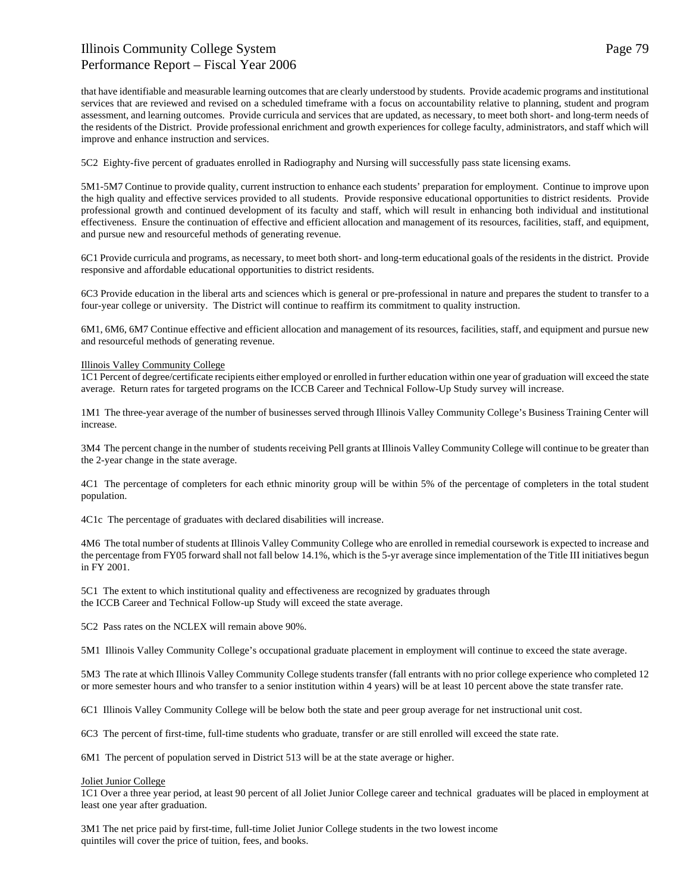that have identifiable and measurable learning outcomes that are clearly understood by students. Provide academic programs and institutional services that are reviewed and revised on a scheduled timeframe with a focus on accountability relative to planning, student and program assessment, and learning outcomes. Provide curricula and services that are updated, as necessary, to meet both short- and long-term needs of the residents of the District. Provide professional enrichment and growth experiences for college faculty, administrators, and staff which will improve and enhance instruction and services.

5C2 Eighty-five percent of graduates enrolled in Radiography and Nursing will successfully pass state licensing exams.

5M1-5M7 Continue to provide quality, current instruction to enhance each students' preparation for employment. Continue to improve upon the high quality and effective services provided to all students. Provide responsive educational opportunities to district residents. Provide professional growth and continued development of its faculty and staff, which will result in enhancing both individual and institutional effectiveness. Ensure the continuation of effective and efficient allocation and management of its resources, facilities, staff, and equipment, and pursue new and resourceful methods of generating revenue.

6C1 Provide curricula and programs, as necessary, to meet both short- and long-term educational goals of the residents in the district. Provide responsive and affordable educational opportunities to district residents.

6C3 Provide education in the liberal arts and sciences which is general or pre-professional in nature and prepares the student to transfer to a four-year college or university. The District will continue to reaffirm its commitment to quality instruction.

6M1, 6M6, 6M7 Continue effective and efficient allocation and management of its resources, facilities, staff, and equipment and pursue new and resourceful methods of generating revenue.

Illinois Valley Community College

1C1 Percent of degree/certificate recipients either employed or enrolled in further education within one year of graduation will exceed the state average. Return rates for targeted programs on the ICCB Career and Technical Follow-Up Study survey will increase.

1M1 The three-year average of the number of businesses served through Illinois Valley Community College's Business Training Center will increase.

3M4 The percent change in the number of students receiving Pell grants at Illinois Valley Community College will continue to be greater than the 2-year change in the state average.

4C1 The percentage of completers for each ethnic minority group will be within 5% of the percentage of completers in the total student population.

4C1c The percentage of graduates with declared disabilities will increase.

4M6 The total number of students at Illinois Valley Community College who are enrolled in remedial coursework is expected to increase and the percentage from FY05 forward shall not fall below 14.1%, which is the 5-yr average since implementation of the Title III initiatives begun in FY 2001.

5C1 The extent to which institutional quality and effectiveness are recognized by graduates through the ICCB Career and Technical Follow-up Study will exceed the state average.

5C2 Pass rates on the NCLEX will remain above 90%.

5M1 Illinois Valley Community College's occupational graduate placement in employment will continue to exceed the state average.

5M3 The rate at which Illinois Valley Community College students transfer (fall entrants with no prior college experience who completed 12 or more semester hours and who transfer to a senior institution within 4 years) will be at least 10 percent above the state transfer rate.

6C1 Illinois Valley Community College will be below both the state and peer group average for net instructional unit cost.

6C3 The percent of first-time, full-time students who graduate, transfer or are still enrolled will exceed the state rate.

6M1 The percent of population served in District 513 will be at the state average or higher.

Joliet Junior College

1C1 Over a three year period, at least 90 percent of all Joliet Junior College career and technical graduates will be placed in employment at least one year after graduation.

3M1 The net price paid by first-time, full-time Joliet Junior College students in the two lowest income quintiles will cover the price of tuition, fees, and books.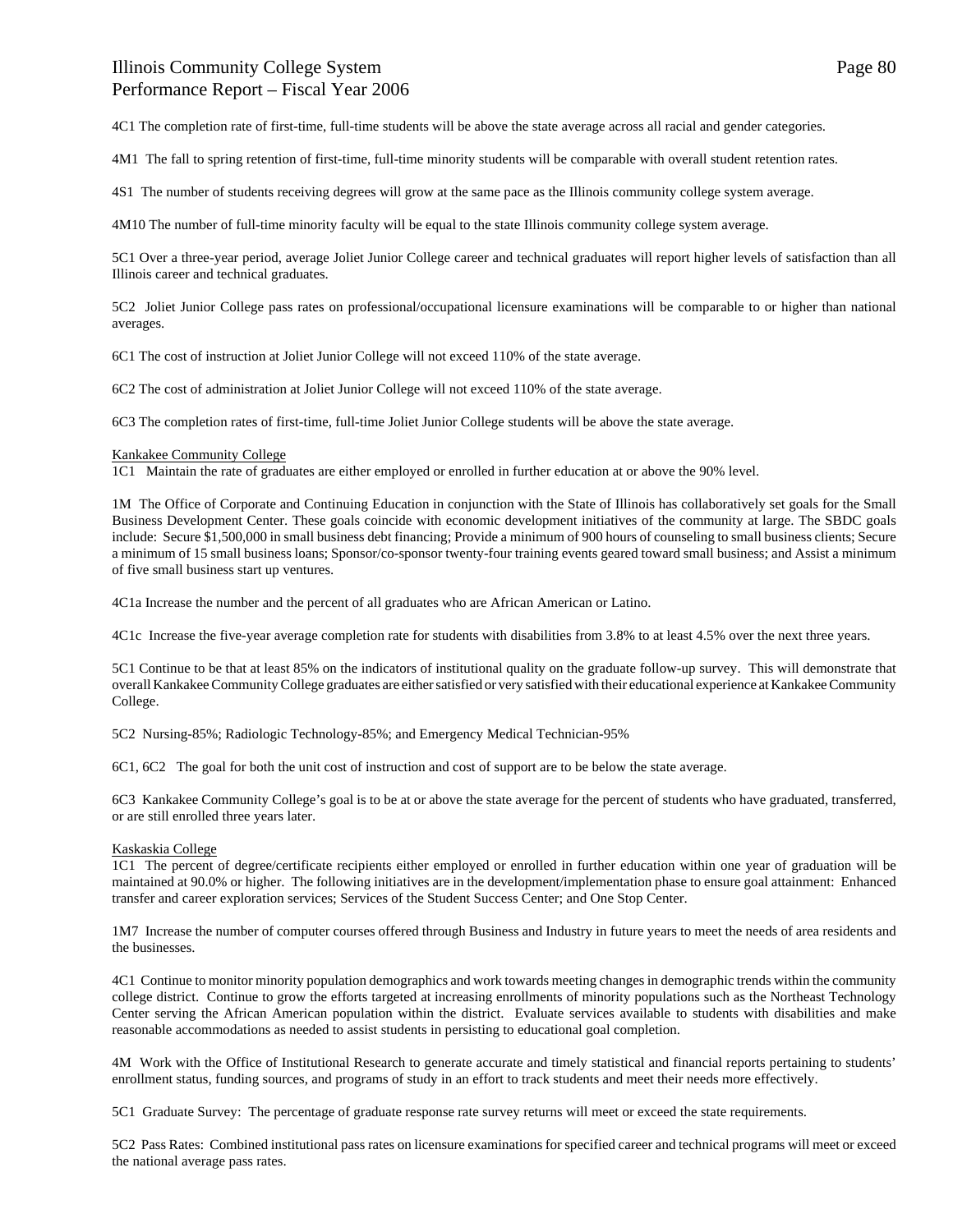4C1 The completion rate of first-time, full-time students will be above the state average across all racial and gender categories.

4M1 The fall to spring retention of first-time, full-time minority students will be comparable with overall student retention rates.

4S1 The number of students receiving degrees will grow at the same pace as the Illinois community college system average.

4M10 The number of full-time minority faculty will be equal to the state Illinois community college system average.

5C1 Over a three-year period, average Joliet Junior College career and technical graduates will report higher levels of satisfaction than all Illinois career and technical graduates.

5C2 Joliet Junior College pass rates on professional/occupational licensure examinations will be comparable to or higher than national averages.

6C1 The cost of instruction at Joliet Junior College will not exceed 110% of the state average.

6C2 The cost of administration at Joliet Junior College will not exceed 110% of the state average.

6C3 The completion rates of first-time, full-time Joliet Junior College students will be above the state average.

Kankakee Community College

1C1 Maintain the rate of graduates are either employed or enrolled in further education at or above the 90% level.

1M The Office of Corporate and Continuing Education in conjunction with the State of Illinois has collaboratively set goals for the Small Business Development Center. These goals coincide with economic development initiatives of the community at large. The SBDC goals include: Secure $1,500,000 in small business debt financing; Provide a minimum of 900 hours of counseling to small business clients; Secure a minimum of 15 small business loans; Sponsor/co-sponsor twenty-four training events geared toward small business; and Assist a minimum of five small business start up ventures.

4C1a Increase the number and the percent of all graduates who are African American or Latino.

4C1c Increase the five-year average completion rate for students with disabilities from 3.8% to at least 4.5% over the next three years.

5C1 Continue to be that at least 85% on the indicators of institutional quality on the graduate follow-up survey. This will demonstrate that overall Kankakee Community College graduates are either satisfied or very satisfied with their educational experience at Kankakee Community College.

5C2 Nursing-85%; Radiologic Technology-85%; and Emergency Medical Technician-95%

6C1, 6C2 The goal for both the unit cost of instruction and cost of support are to be below the state average.

6C3 Kankakee Community College's goal is to be at or above the state average for the percent of students who have graduated, transferred, or are still enrolled three years later.

Kaskaskia College

1C1 The percent of degree/certificate recipients either employed or enrolled in further education within one year of graduation will be maintained at 90.0% or higher. The following initiatives are in the development/implementation phase to ensure goal attainment: Enhanced transfer and career exploration services; Services of the Student Success Center; and One Stop Center.

1M7 Increase the number of computer courses offered through Business and Industry in future years to meet the needs of area residents and the businesses.

4C1 Continue to monitor minority population demographics and work towards meeting changes in demographic trends within the community college district. Continue to grow the efforts targeted at increasing enrollments of minority populations such as the Northeast Technology Center serving the African American population within the district. Evaluate services available to students with disabilities and make reasonable accommodations as needed to assist students in persisting to educational goal completion.

4M Work with the Office of Institutional Research to generate accurate and timely statistical and financial reports pertaining to students' enrollment status, funding sources, and programs of study in an effort to track students and meet their needs more effectively.

5C1 Graduate Survey: The percentage of graduate response rate survey returns will meet or exceed the state requirements.

5C2 Pass Rates: Combined institutional pass rates on licensure examinations for specified career and technical programs will meet or exceed the national average pass rates.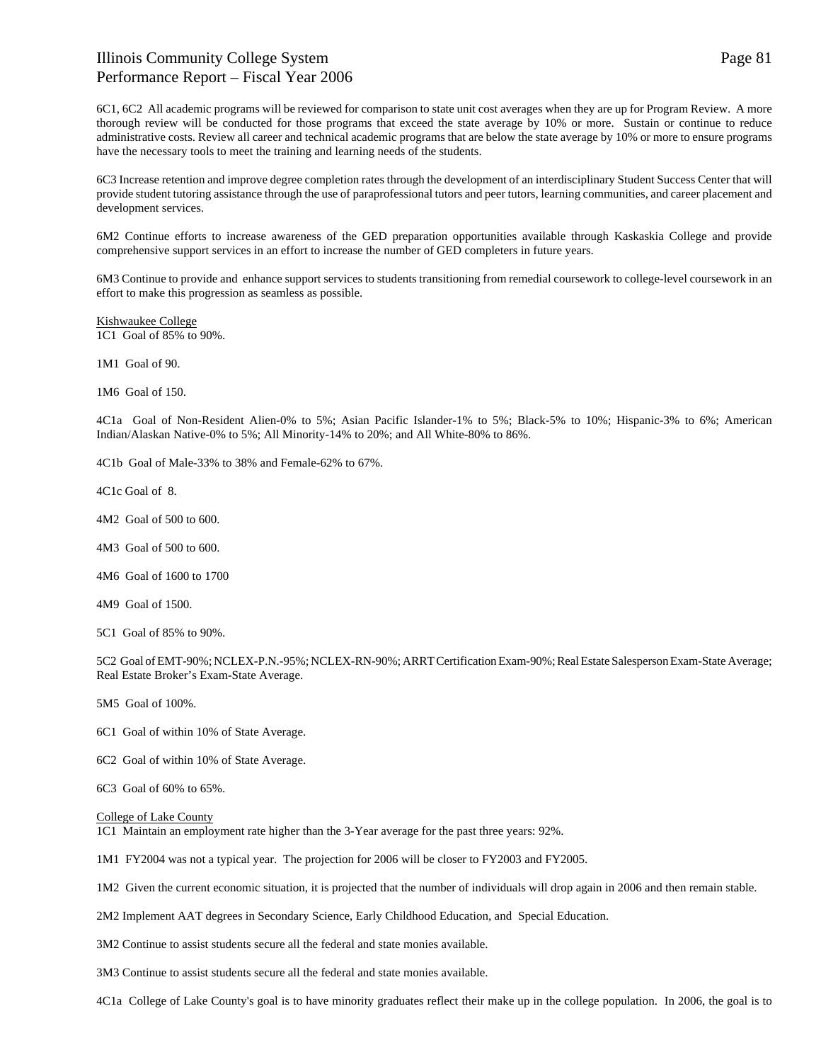6C1, 6C2 All academic programs will be reviewed for comparison to state unit cost averages when they are up for Program Review. A more thorough review will be conducted for those programs that exceed the state average by 10% or more. Sustain or continue to reduce administrative costs. Review all career and technical academic programs that are below the state average by 10% or more to ensure programs have the necessary tools to meet the training and learning needs of the students.

6C3 Increase retention and improve degree completion rates through the development of an interdisciplinary Student Success Center that will provide student tutoring assistance through the use of paraprofessional tutors and peer tutors, learning communities, and career placement and development services.

6M2 Continue efforts to increase awareness of the GED preparation opportunities available through Kaskaskia College and provide comprehensive support services in an effort to increase the number of GED completers in future years.

6M3 Continue to provide and enhance support services to students transitioning from remedial coursework to college-level coursework in an effort to make this progression as seamless as possible.

Kishwaukee College

1C1 Goal of 85% to 90%.

1M1 Goal of 90.

1M6 Goal of 150.

4C1a Goal of Non-Resident Alien-0% to 5%; Asian Pacific Islander-1% to 5%; Black-5% to 10%; Hispanic-3% to 6%; American Indian/Alaskan Native-0% to 5%; All Minority-14% to 20%; and All White-80% to 86%.

4C1b Goal of Male-33% to 38% and Female-62% to 67%.

4C1c Goal of 8.

4M2 Goal of 500 to 600.

4M3 Goal of 500 to 600.

4M6 Goal of 1600 to 1700

4M9 Goal of 1500.

5C1 Goal of 85% to 90%.

5C2 Goal of EMT-90%; NCLEX-P.N.-95%; NCLEX-RN-90%; ARRT Certification Exam-90%; Real Estate Salesperson Exam-State Average; Real Estate Broker's Exam-State Average.

5M5 Goal of 100%.

6C1 Goal of within 10% of State Average.

6C2 Goal of within 10% of State Average.

6C3 Goal of 60% to 65%.

College of Lake County

1C1 Maintain an employment rate higher than the 3-Year average for the past three years: 92%.

1M1 FY2004 was not a typical year. The projection for 2006 will be closer to FY2003 and FY2005.

1M2 Given the current economic situation, it is projected that the number of individuals will drop again in 2006 and then remain stable.

2M2 Implement AAT degrees in Secondary Science, Early Childhood Education, and Special Education.

3M2 Continue to assist students secure all the federal and state monies available.

3M3 Continue to assist students secure all the federal and state monies available.

4C1a College of Lake County's goal is to have minority graduates reflect their make up in the college population. In 2006, the goal is to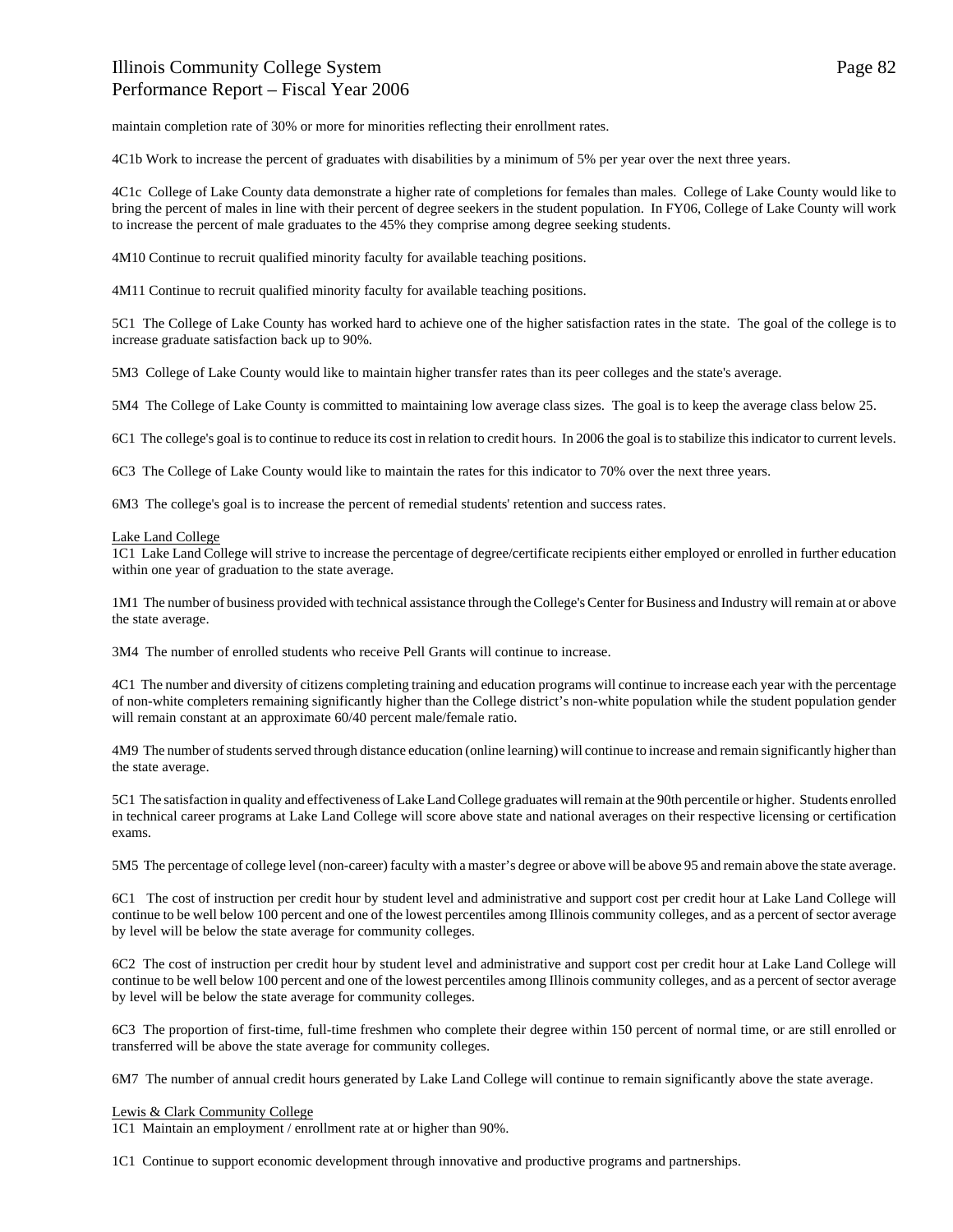maintain completion rate of 30% or more for minorities reflecting their enrollment rates.

4C1b Work to increase the percent of graduates with disabilities by a minimum of 5% per year over the next three years.

4C1c College of Lake County data demonstrate a higher rate of completions for females than males. College of Lake County would like to bring the percent of males in line with their percent of degree seekers in the student population. In FY06, College of Lake County will work to increase the percent of male graduates to the 45% they comprise among degree seeking students.

4M10 Continue to recruit qualified minority faculty for available teaching positions.

4M11 Continue to recruit qualified minority faculty for available teaching positions.

5C1 The College of Lake County has worked hard to achieve one of the higher satisfaction rates in the state. The goal of the college is to increase graduate satisfaction back up to 90%.

5M3 College of Lake County would like to maintain higher transfer rates than its peer colleges and the state's average.

5M4 The College of Lake County is committed to maintaining low average class sizes. The goal is to keep the average class below 25.

6C1 The college's goal is to continue to reduce its cost in relation to credit hours. In 2006 the goal is to stabilize this indicator to current levels.

6C3 The College of Lake County would like to maintain the rates for this indicator to 70% over the next three years.

6M3 The college's goal is to increase the percent of remedial students' retention and success rates.

Lake Land College

1C1 Lake Land College will strive to increase the percentage of degree/certificate recipients either employed or enrolled in further education within one year of graduation to the state average.

1M1 The number of business provided with technical assistance through the College's Center for Business and Industry will remain at or above the state average.

3M4 The number of enrolled students who receive Pell Grants will continue to increase.

4C1 The number and diversity of citizens completing training and education programs will continue to increase each year with the percentage of non-white completers remaining significantly higher than the College district's non-white population while the student population gender will remain constant at an approximate 60/40 percent male/female ratio.

4M9 The number of students served through distance education (online learning) will continue to increase and remain significantly higher than the state average.

5C1 The satisfaction in quality and effectiveness of Lake Land College graduates will remain at the 90th percentile or higher. Students enrolled in technical career programs at Lake Land College will score above state and national averages on their respective licensing or certification exams.

5M5 The percentage of college level (non-career) faculty with a master's degree or above will be above 95 and remain above the state average.

6C1 The cost of instruction per credit hour by student level and administrative and support cost per credit hour at Lake Land College will continue to be well below 100 percent and one of the lowest percentiles among Illinois community colleges, and as a percent of sector average by level will be below the state average for community colleges.

6C2 The cost of instruction per credit hour by student level and administrative and support cost per credit hour at Lake Land College will continue to be well below 100 percent and one of the lowest percentiles among Illinois community colleges, and as a percent of sector average by level will be below the state average for community colleges.

6C3 The proportion of first-time, full-time freshmen who complete their degree within 150 percent of normal time, or are still enrolled or transferred will be above the state average for community colleges.

6M7 The number of annual credit hours generated by Lake Land College will continue to remain significantly above the state average.

Lewis & Clark Community College

1C1 Maintain an employment / enrollment rate at or higher than 90%.

1C1 Continue to support economic development through innovative and productive programs and partnerships.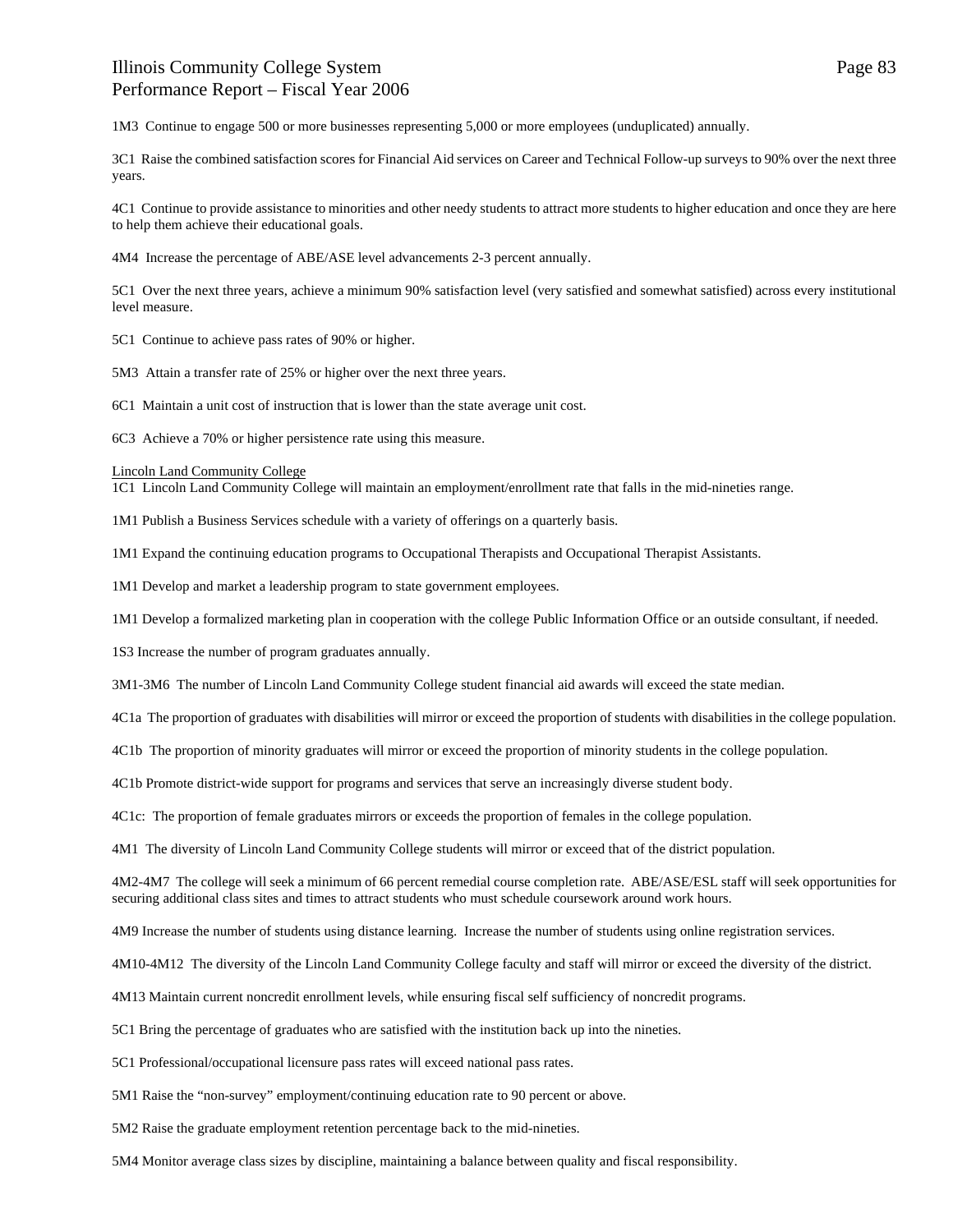1M3 Continue to engage 500 or more businesses representing 5,000 or more employees (unduplicated) annually.

3C1 Raise the combined satisfaction scores for Financial Aid services on Career and Technical Follow-up surveys to 90% over the next three years.

4C1 Continue to provide assistance to minorities and other needy students to attract more students to higher education and once they are here to help them achieve their educational goals.

4M4 Increase the percentage of ABE/ASE level advancements 2-3 percent annually.

5C1 Over the next three years, achieve a minimum 90% satisfaction level (very satisfied and somewhat satisfied) across every institutional level measure.

5C1 Continue to achieve pass rates of 90% or higher.

5M3 Attain a transfer rate of 25% or higher over the next three years.

6C1 Maintain a unit cost of instruction that is lower than the state average unit cost.

6C3 Achieve a 70% or higher persistence rate using this measure.

Lincoln Land Community College

1C1 Lincoln Land Community College will maintain an employment/enrollment rate that falls in the mid-nineties range.

1M1 Publish a Business Services schedule with a variety of offerings on a quarterly basis.

1M1 Expand the continuing education programs to Occupational Therapists and Occupational Therapist Assistants.

1M1 Develop and market a leadership program to state government employees.

1M1 Develop a formalized marketing plan in cooperation with the college Public Information Office or an outside consultant, if needed.

1S3 Increase the number of program graduates annually.

3M1-3M6 The number of Lincoln Land Community College student financial aid awards will exceed the state median.

4C1a The proportion of graduates with disabilities will mirror or exceed the proportion of students with disabilities in the college population.

4C1b The proportion of minority graduates will mirror or exceed the proportion of minority students in the college population.

4C1b Promote district-wide support for programs and services that serve an increasingly diverse student body.

4C1c: The proportion of female graduates mirrors or exceeds the proportion of females in the college population.

4M1 The diversity of Lincoln Land Community College students will mirror or exceed that of the district population.

4M2-4M7 The college will seek a minimum of 66 percent remedial course completion rate. ABE/ASE/ESL staff will seek opportunities for securing additional class sites and times to attract students who must schedule coursework around work hours.

4M9 Increase the number of students using distance learning. Increase the number of students using online registration services.

4M10-4M12 The diversity of the Lincoln Land Community College faculty and staff will mirror or exceed the diversity of the district.

4M13 Maintain current noncredit enrollment levels, while ensuring fiscal self sufficiency of noncredit programs.

5C1 Bring the percentage of graduates who are satisfied with the institution back up into the nineties.

5C1 Professional/occupational licensure pass rates will exceed national pass rates.

5M1 Raise the "non-survey" employment/continuing education rate to 90 percent or above.

5M2 Raise the graduate employment retention percentage back to the mid-nineties.

5M4 Monitor average class sizes by discipline, maintaining a balance between quality and fiscal responsibility.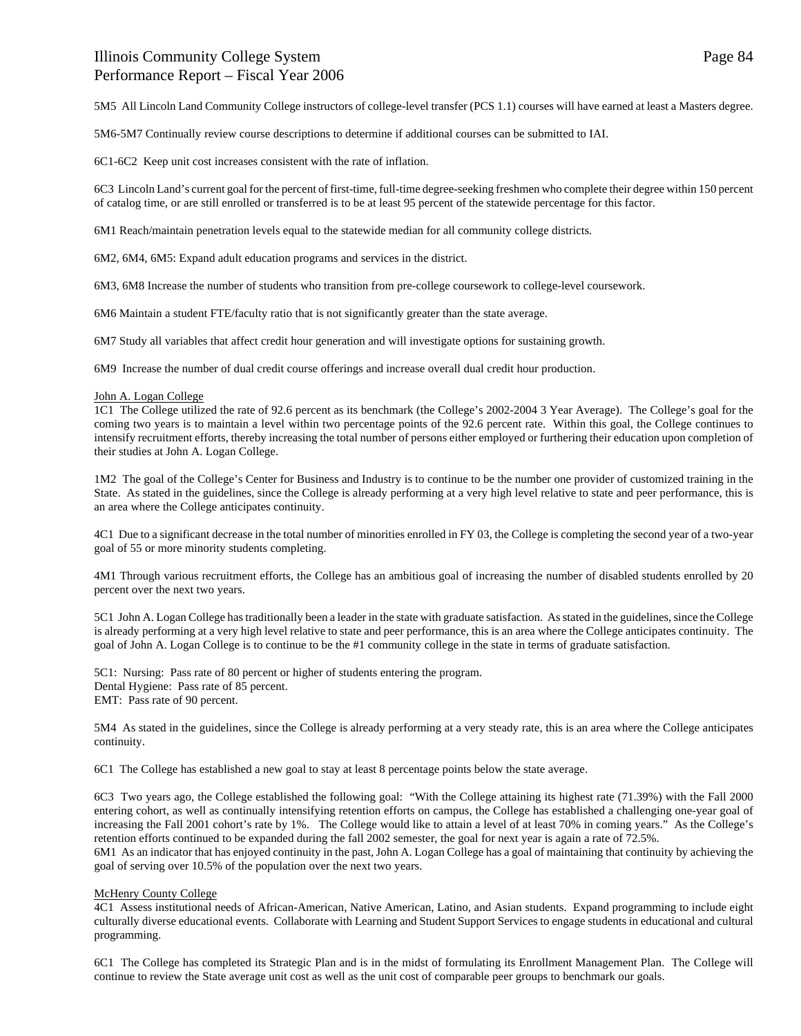5M5 All Lincoln Land Community College instructors of college-level transfer (PCS 1.1) courses will have earned at least a Masters degree.

5M6-5M7 Continually review course descriptions to determine if additional courses can be submitted to IAI.

6C1-6C2 Keep unit cost increases consistent with the rate of inflation.

6C3 Lincoln Land's current goal for the percent of first-time, full-time degree-seeking freshmen who complete their degree within 150 percent of catalog time, or are still enrolled or transferred is to be at least 95 percent of the statewide percentage for this factor.

6M1 Reach/maintain penetration levels equal to the statewide median for all community college districts.

6M2, 6M4, 6M5: Expand adult education programs and services in the district.

6M3, 6M8 Increase the number of students who transition from pre-college coursework to college-level coursework.

6M6 Maintain a student FTE/faculty ratio that is not significantly greater than the state average.

6M7 Study all variables that affect credit hour generation and will investigate options for sustaining growth.

6M9 Increase the number of dual credit course offerings and increase overall dual credit hour production.

John A. Logan College

1C1 The College utilized the rate of 92.6 percent as its benchmark (the College's 2002-2004 3 Year Average). The College's goal for the coming two years is to maintain a level within two percentage points of the 92.6 percent rate. Within this goal, the College continues to intensify recruitment efforts, thereby increasing the total number of persons either employed or furthering their education upon completion of their studies at John A. Logan College.

1M2 The goal of the College's Center for Business and Industry is to continue to be the number one provider of customized training in the State. As stated in the guidelines, since the College is already performing at a very high level relative to state and peer performance, this is an area where the College anticipates continuity.

4C1 Due to a significant decrease in the total number of minorities enrolled in FY 03, the College is completing the second year of a two-year goal of 55 or more minority students completing.

4M1 Through various recruitment efforts, the College has an ambitious goal of increasing the number of disabled students enrolled by 20 percent over the next two years.

5C1 John A. Logan College has traditionally been a leader in the state with graduate satisfaction. As stated in the guidelines, since the College is already performing at a very high level relative to state and peer performance, this is an area where the College anticipates continuity. The goal of John A. Logan College is to continue to be the #1 community college in the state in terms of graduate satisfaction.

5C1: Nursing: Pass rate of 80 percent or higher of students entering the program.
Dental Hygiene: Pass rate of 85 percent.
EMT: Pass rate of 90 percent.

5M4 As stated in the guidelines, since the College is already performing at a very steady rate, this is an area where the College anticipates continuity.

6C1 The College has established a new goal to stay at least 8 percentage points below the state average.

6C3 Two years ago, the College established the following goal: "With the College attaining its highest rate (71.39%) with the Fall 2000 entering cohort, as well as continually intensifying retention efforts on campus, the College has established a challenging one-year goal of increasing the Fall 2001 cohort's rate by 1%. The College would like to attain a level of at least 70% in coming years." As the College's retention efforts continued to be expanded during the fall 2002 semester, the goal for next year is again a rate of 72.5%.

6M1 As an indicator that has enjoyed continuity in the past, John A. Logan College has a goal of maintaining that continuity by achieving the goal of serving over 10.5% of the population over the next two years.

McHenry County College

4C1 Assess institutional needs of African-American, Native American, Latino, and Asian students. Expand programming to include eight culturally diverse educational events. Collaborate with Learning and Student Support Services to engage students in educational and cultural programming.

6C1 The College has completed its Strategic Plan and is in the midst of formulating its Enrollment Management Plan. The College will continue to review the State average unit cost as well as the unit cost of comparable peer groups to benchmark our goals.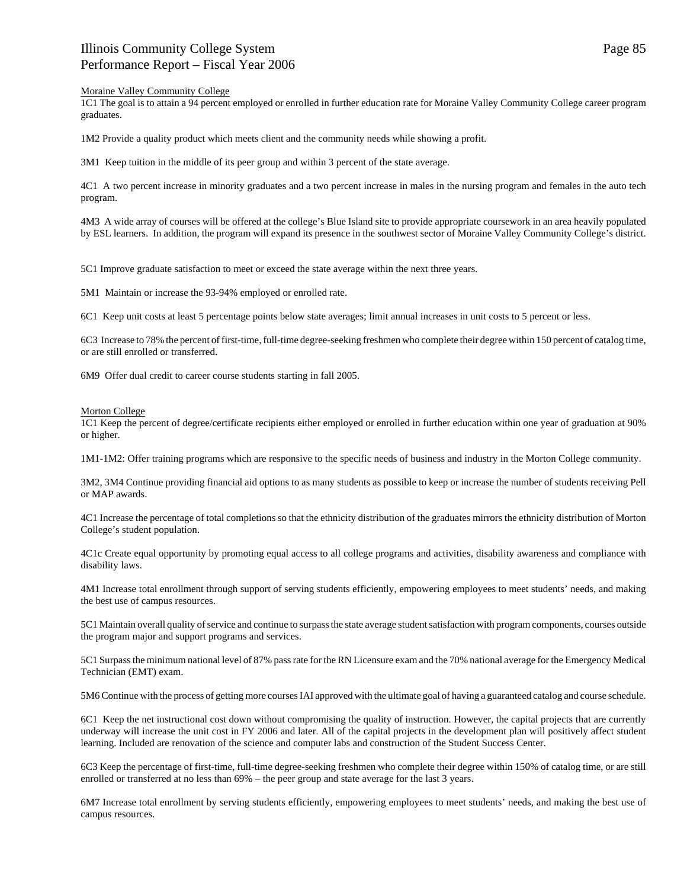Moraine Valley Community College

1C1 The goal is to attain a 94 percent employed or enrolled in further education rate for Moraine Valley Community College career program graduates.

1M2 Provide a quality product which meets client and the community needs while showing a profit.

3M1 Keep tuition in the middle of its peer group and within 3 percent of the state average.

4C1 A two percent increase in minority graduates and a two percent increase in males in the nursing program and females in the auto tech program.

4M3 A wide array of courses will be offered at the college's Blue Island site to provide appropriate coursework in an area heavily populated by ESL learners. In addition, the program will expand its presence in the southwest sector of Moraine Valley Community College's district.

5C1 Improve graduate satisfaction to meet or exceed the state average within the next three years.

5M1 Maintain or increase the 93-94% employed or enrolled rate.

6C1 Keep unit costs at least 5 percentage points below state averages; limit annual increases in unit costs to 5 percent or less.

6C3 Increase to 78% the percent of first-time, full-time degree-seeking freshmen who complete their degree within 150 percent of catalog time, or are still enrolled or transferred.

6M9 Offer dual credit to career course students starting in fall 2005.

Morton College

1C1 Keep the percent of degree/certificate recipients either employed or enrolled in further education within one year of graduation at 90% or higher.

1M1-1M2: Offer training programs which are responsive to the specific needs of business and industry in the Morton College community.

3M2, 3M4 Continue providing financial aid options to as many students as possible to keep or increase the number of students receiving Pell or MAP awards.

4C1 Increase the percentage of total completions so that the ethnicity distribution of the graduates mirrors the ethnicity distribution of Morton College's student population.

4C1c Create equal opportunity by promoting equal access to all college programs and activities, disability awareness and compliance with disability laws.

4M1 Increase total enrollment through support of serving students efficiently, empowering employees to meet students' needs, and making the best use of campus resources.

5C1 Maintain overall quality of service and continue to surpass the state average student satisfaction with program components, courses outside the program major and support programs and services.

5C1 Surpass the minimum national level of 87% pass rate for the RN Licensure exam and the 70% national average for the Emergency Medical Technician (EMT) exam.

5M6 Continue with the process of getting more courses IAI approved with the ultimate goal of having a guaranteed catalog and course schedule.

6C1 Keep the net instructional cost down without compromising the quality of instruction. However, the capital projects that are currently underway will increase the unit cost in FY 2006 and later. All of the capital projects in the development plan will positively affect student learning. Included are renovation of the science and computer labs and construction of the Student Success Center.

6C3 Keep the percentage of first-time, full-time degree-seeking freshmen who complete their degree within 150% of catalog time, or are still enrolled or transferred at no less than 69% – the peer group and state average for the last 3 years.

6M7 Increase total enrollment by serving students efficiently, empowering employees to meet students' needs, and making the best use of campus resources.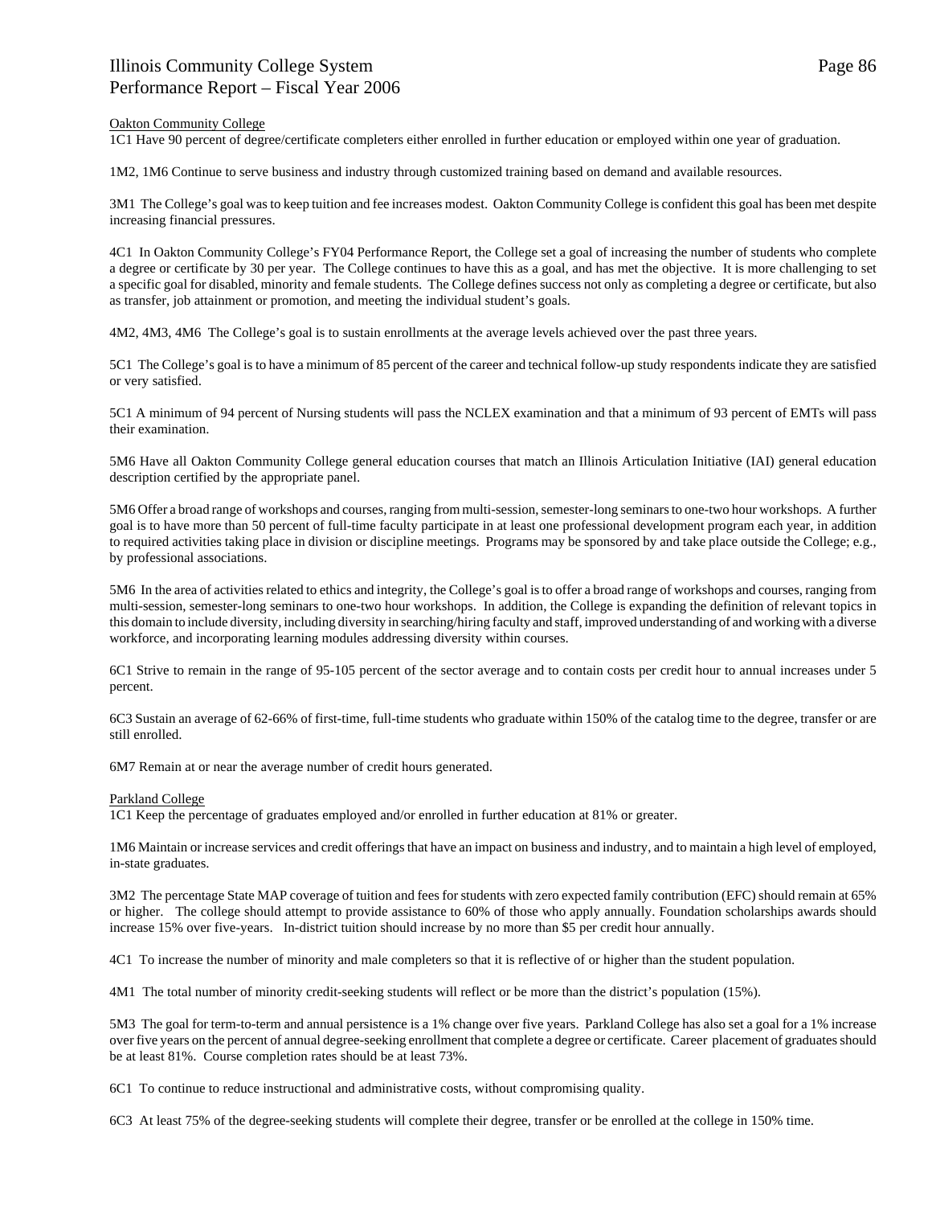Oakton Community College

1C1 Have 90 percent of degree/certificate completers either enrolled in further education or employed within one year of graduation.

1M2, 1M6 Continue to serve business and industry through customized training based on demand and available resources.

3M1 The College's goal was to keep tuition and fee increases modest. Oakton Community College is confident this goal has been met despite increasing financial pressures.

4C1 In Oakton Community College's FY04 Performance Report, the College set a goal of increasing the number of students who complete a degree or certificate by 30 per year. The College continues to have this as a goal, and has met the objective. It is more challenging to set a specific goal for disabled, minority and female students. The College defines success not only as completing a degree or certificate, but also as transfer, job attainment or promotion, and meeting the individual student's goals.

4M2, 4M3, 4M6 The College's goal is to sustain enrollments at the average levels achieved over the past three years.

5C1 The College's goal is to have a minimum of 85 percent of the career and technical follow-up study respondents indicate they are satisfied or very satisfied.

5C1 A minimum of 94 percent of Nursing students will pass the NCLEX examination and that a minimum of 93 percent of EMTs will pass their examination.

5M6 Have all Oakton Community College general education courses that match an Illinois Articulation Initiative (IAI) general education description certified by the appropriate panel.

5M6 Offer a broad range of workshops and courses, ranging from multi-session, semester-long seminars to one-two hour workshops. A further goal is to have more than 50 percent of full-time faculty participate in at least one professional development program each year, in addition to required activities taking place in division or discipline meetings. Programs may be sponsored by and take place outside the College; e.g., by professional associations.

5M6 In the area of activities related to ethics and integrity, the College's goal is to offer a broad range of workshops and courses, ranging from multi-session, semester-long seminars to one-two hour workshops. In addition, the College is expanding the definition of relevant topics in this domain to include diversity, including diversity in searching/hiring faculty and staff, improved understanding of and working with a diverse workforce, and incorporating learning modules addressing diversity within courses.

6C1 Strive to remain in the range of 95-105 percent of the sector average and to contain costs per credit hour to annual increases under 5 percent.

6C3 Sustain an average of 62-66% of first-time, full-time students who graduate within 150% of the catalog time to the degree, transfer or are still enrolled.

6M7 Remain at or near the average number of credit hours generated.

Parkland College

1C1 Keep the percentage of graduates employed and/or enrolled in further education at 81% or greater.

1M6 Maintain or increase services and credit offerings that have an impact on business and industry, and to maintain a high level of employed, in-state graduates.

3M2 The percentage State MAP coverage of tuition and fees for students with zero expected family contribution (EFC) should remain at 65% or higher. The college should attempt to provide assistance to 60% of those who apply annually. Foundation scholarships awards should increase 15% over five-years. In-district tuition should increase by no more than $5 per credit hour annually.

4C1 To increase the number of minority and male completers so that it is reflective of or higher than the student population.

4M1 The total number of minority credit-seeking students will reflect or be more than the district's population (15%).

5M3 The goal for term-to-term and annual persistence is a 1% change over five years. Parkland College has also set a goal for a 1% increase over five years on the percent of annual degree-seeking enrollment that complete a degree or certificate. Career placement of graduates should be at least 81%. Course completion rates should be at least 73%.

6C1 To continue to reduce instructional and administrative costs, without compromising quality.

6C3 At least 75% of the degree-seeking students will complete their degree, transfer or be enrolled at the college in 150% time.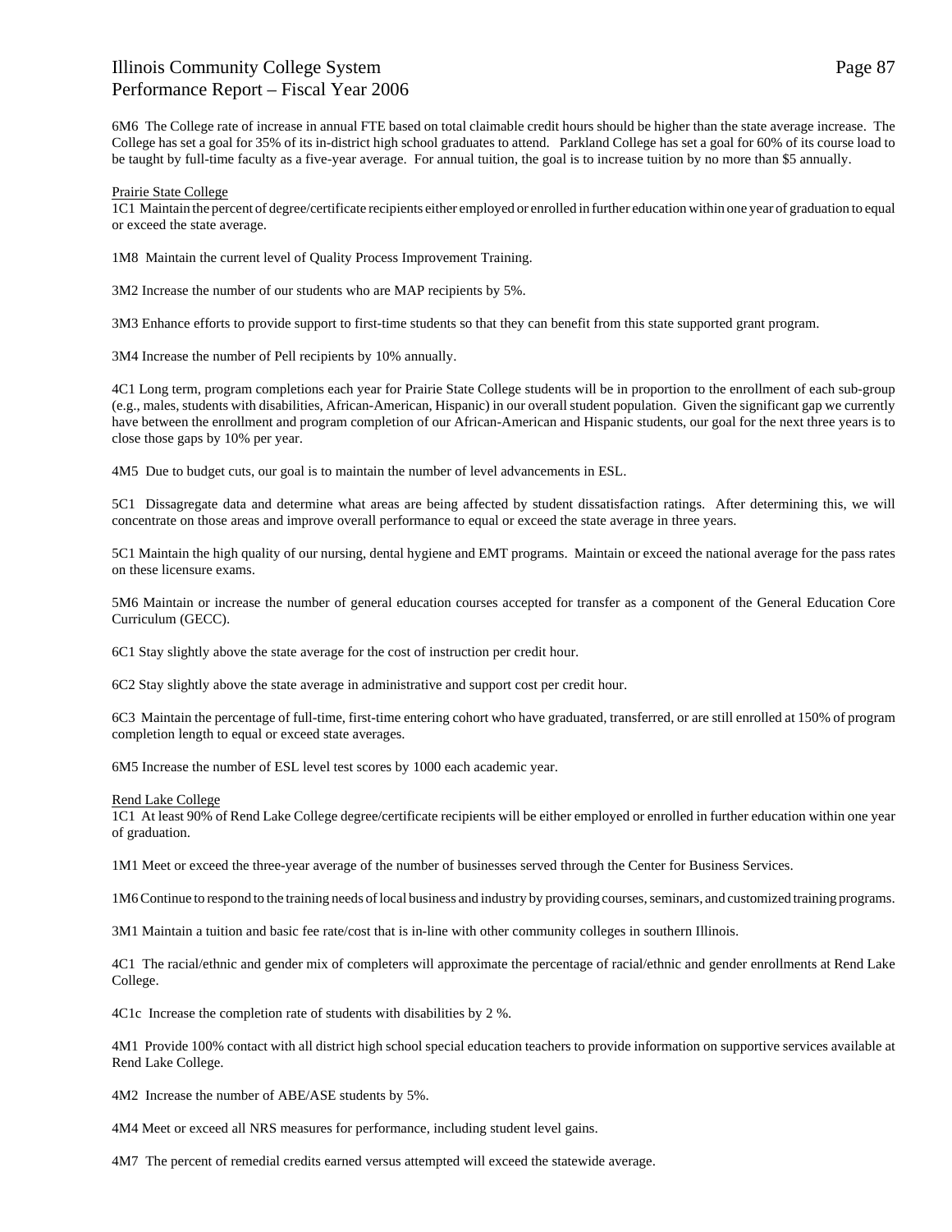6M6 The College rate of increase in annual FTE based on total claimable credit hours should be higher than the state average increase. The College has set a goal for 35% of its in-district high school graduates to attend. Parkland College has set a goal for 60% of its course load to be taught by full-time faculty as a five-year average. For annual tuition, the goal is to increase tuition by no more than $5 annually.

Prairie State College

1C1 Maintain the percent of degree/certificate recipients either employed or enrolled in further education within one year of graduation to equal or exceed the state average.

1M8 Maintain the current level of Quality Process Improvement Training.

3M2 Increase the number of our students who are MAP recipients by 5%.

3M3 Enhance efforts to provide support to first-time students so that they can benefit from this state supported grant program.

3M4 Increase the number of Pell recipients by 10% annually.

4C1 Long term, program completions each year for Prairie State College students will be in proportion to the enrollment of each sub-group (e.g., males, students with disabilities, African-American, Hispanic) in our overall student population. Given the significant gap we currently have between the enrollment and program completion of our African-American and Hispanic students, our goal for the next three years is to close those gaps by 10% per year.

4M5 Due to budget cuts, our goal is to maintain the number of level advancements in ESL.

5C1 Dissagregate data and determine what areas are being affected by student dissatisfaction ratings. After determining this, we will concentrate on those areas and improve overall performance to equal or exceed the state average in three years.

5C1 Maintain the high quality of our nursing, dental hygiene and EMT programs. Maintain or exceed the national average for the pass rates on these licensure exams.

5M6 Maintain or increase the number of general education courses accepted for transfer as a component of the General Education Core Curriculum (GECC).

6C1 Stay slightly above the state average for the cost of instruction per credit hour.

6C2 Stay slightly above the state average in administrative and support cost per credit hour.

6C3 Maintain the percentage of full-time, first-time entering cohort who have graduated, transferred, or are still enrolled at 150% of program completion length to equal or exceed state averages.

6M5 Increase the number of ESL level test scores by 1000 each academic year.

Rend Lake College

1C1 At least 90% of Rend Lake College degree/certificate recipients will be either employed or enrolled in further education within one year of graduation.

1M1 Meet or exceed the three-year average of the number of businesses served through the Center for Business Services.

1M6 Continue to respond to the training needs of local business and industry by providing courses, seminars, and customized training programs.

3M1 Maintain a tuition and basic fee rate/cost that is in-line with other community colleges in southern Illinois.

4C1 The racial/ethnic and gender mix of completers will approximate the percentage of racial/ethnic and gender enrollments at Rend Lake College.

4C1c Increase the completion rate of students with disabilities by 2 %.

4M1 Provide 100% contact with all district high school special education teachers to provide information on supportive services available at Rend Lake College.

4M2 Increase the number of ABE/ASE students by 5%.

4M4 Meet or exceed all NRS measures for performance, including student level gains.

4M7 The percent of remedial credits earned versus attempted will exceed the statewide average.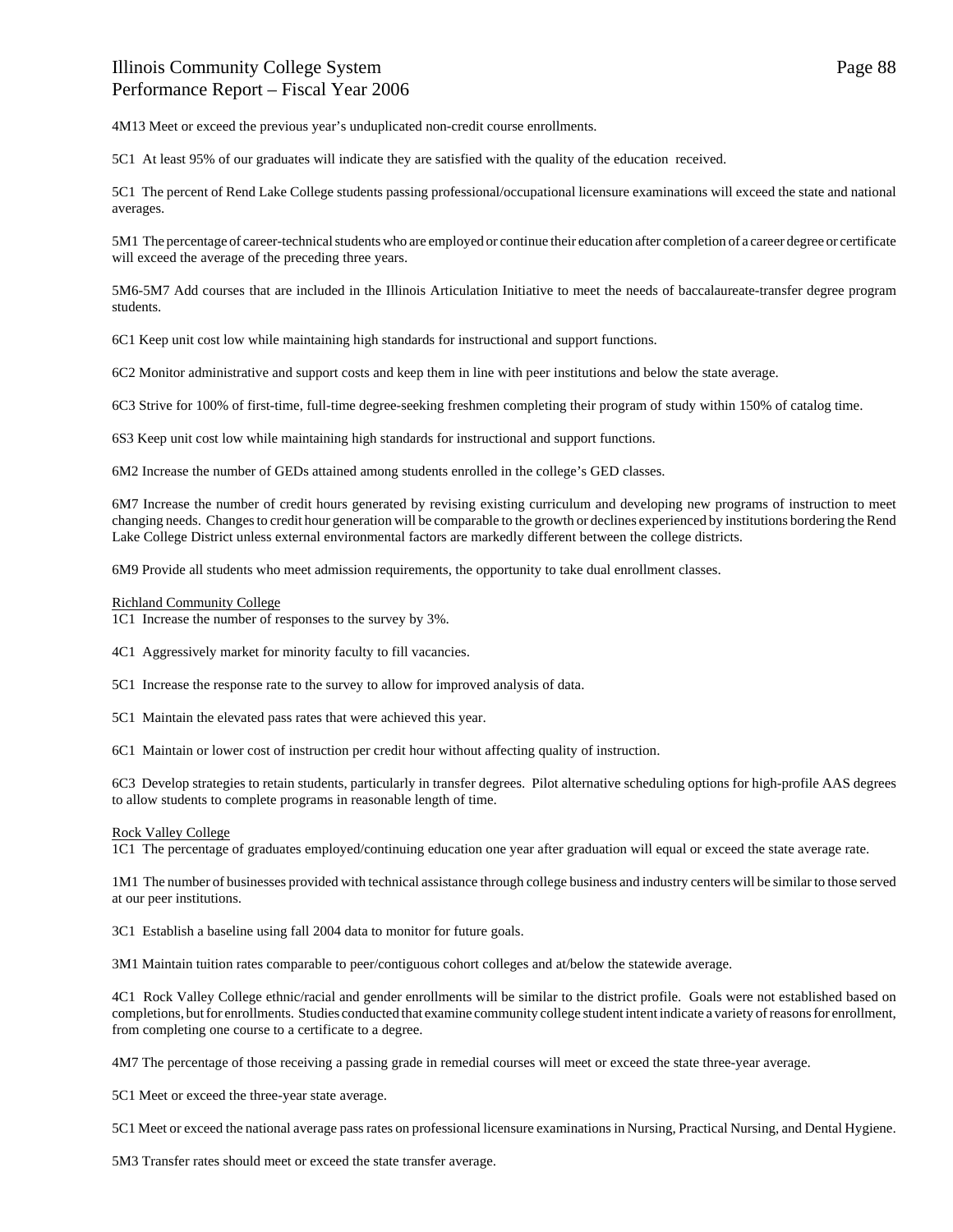4M13 Meet or exceed the previous year's unduplicated non-credit course enrollments.

5C1 At least 95% of our graduates will indicate they are satisfied with the quality of the education received.

5C1 The percent of Rend Lake College students passing professional/occupational licensure examinations will exceed the state and national averages.

5M1 The percentage of career-technical students who are employed or continue their education after completion of a career degree or certificate will exceed the average of the preceding three years.

5M6-5M7 Add courses that are included in the Illinois Articulation Initiative to meet the needs of baccalaureate-transfer degree program students.

6C1 Keep unit cost low while maintaining high standards for instructional and support functions.

6C2 Monitor administrative and support costs and keep them in line with peer institutions and below the state average.

6C3 Strive for 100% of first-time, full-time degree-seeking freshmen completing their program of study within 150% of catalog time.

6S3 Keep unit cost low while maintaining high standards for instructional and support functions.

6M2 Increase the number of GEDs attained among students enrolled in the college's GED classes.

6M7 Increase the number of credit hours generated by revising existing curriculum and developing new programs of instruction to meet changing needs. Changes to credit hour generation will be comparable to the growth or declines experienced by institutions bordering the Rend Lake College District unless external environmental factors are markedly different between the college districts.

6M9 Provide all students who meet admission requirements, the opportunity to take dual enrollment classes.

Richland Community College

1C1 Increase the number of responses to the survey by 3%.

4C1 Aggressively market for minority faculty to fill vacancies.

5C1 Increase the response rate to the survey to allow for improved analysis of data.

5C1 Maintain the elevated pass rates that were achieved this year.

6C1 Maintain or lower cost of instruction per credit hour without affecting quality of instruction.

6C3 Develop strategies to retain students, particularly in transfer degrees. Pilot alternative scheduling options for high-profile AAS degrees to allow students to complete programs in reasonable length of time.

Rock Valley College

1C1 The percentage of graduates employed/continuing education one year after graduation will equal or exceed the state average rate.

1M1 The number of businesses provided with technical assistance through college business and industry centers will be similar to those served at our peer institutions.

3C1 Establish a baseline using fall 2004 data to monitor for future goals.

3M1 Maintain tuition rates comparable to peer/contiguous cohort colleges and at/below the statewide average.

4C1 Rock Valley College ethnic/racial and gender enrollments will be similar to the district profile. Goals were not established based on completions, but for enrollments. Studies conducted that examine community college student intent indicate a variety of reasons for enrollment, from completing one course to a certificate to a degree.

4M7 The percentage of those receiving a passing grade in remedial courses will meet or exceed the state three-year average.

5C1 Meet or exceed the three-year state average.

5C1 Meet or exceed the national average pass rates on professional licensure examinations in Nursing, Practical Nursing, and Dental Hygiene.

5M3 Transfer rates should meet or exceed the state transfer average.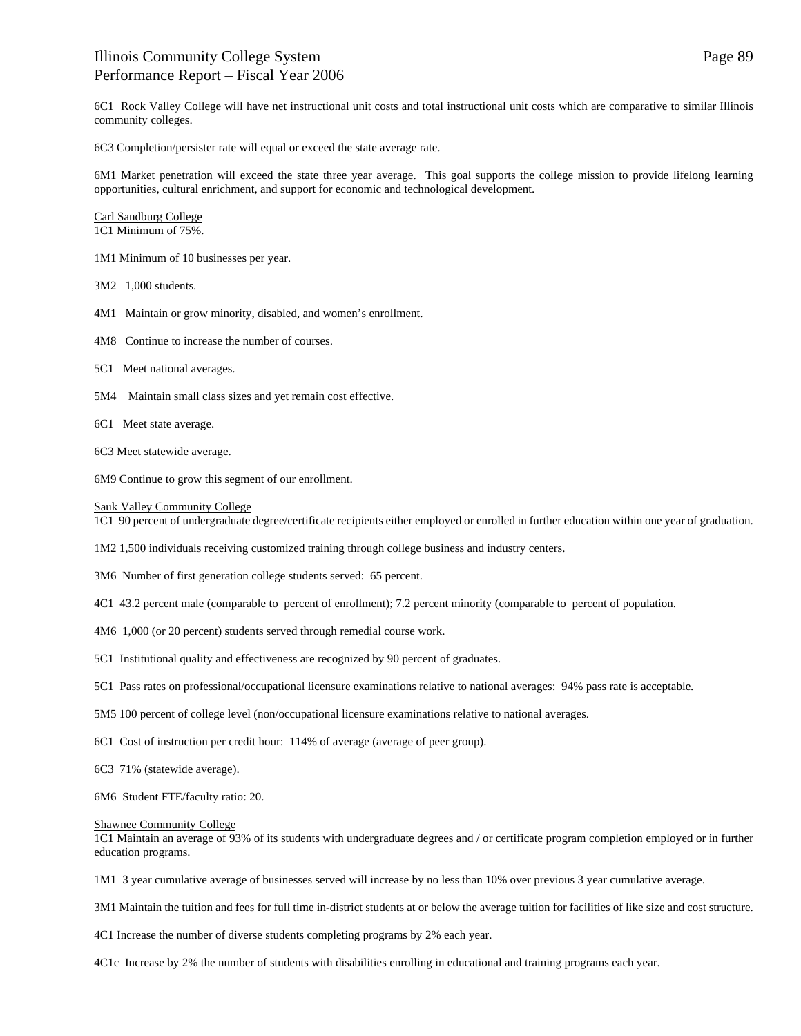6C1 Rock Valley College will have net instructional unit costs and total instructional unit costs which are comparative to similar Illinois community colleges.

6C3 Completion/persister rate will equal or exceed the state average rate.

6M1 Market penetration will exceed the state three year average. This goal supports the college mission to provide lifelong learning opportunities, cultural enrichment, and support for economic and technological development.

<u>Carl Sandburg College</u>
1C1 Minimum of 75%.

1M1 Minimum of 10 businesses per year.

3M2 1,000 students.

4M1 Maintain or grow minority, disabled, and women's enrollment.

4M8 Continue to increase the number of courses.

5C1 Meet national averages.

5M4 Maintain small class sizes and yet remain cost effective.

6C1 Meet state average.

6C3 Meet statewide average.

6M9 Continue to grow this segment of our enrollment.

<u>Sauk Valley Community College</u>
1C1 90 percent of undergraduate degree/certificate recipients either employed or enrolled in further education within one year of graduation.

1M2 1,500 individuals receiving customized training through college business and industry centers.

3M6 Number of first generation college students served: 65 percent.

4C1 43.2 percent male (comparable to percent of enrollment); 7.2 percent minority (comparable to percent of population.

4M6 1,000 (or 20 percent) students served through remedial course work.

5C1 Institutional quality and effectiveness are recognized by 90 percent of graduates.

5C1 Pass rates on professional/occupational licensure examinations relative to national averages: 94% pass rate is acceptable.

5M5 100 percent of college level (non/occupational licensure examinations relative to national averages.

6C1 Cost of instruction per credit hour: 114% of average (average of peer group).

6C3 71% (statewide average).

6M6 Student FTE/faculty ratio: 20.

<u>Shawnee Community College</u>
1C1 Maintain an average of 93% of its students with undergraduate degrees and / or certificate program completion employed or in further education programs.

1M1 3 year cumulative average of businesses served will increase by no less than 10% over previous 3 year cumulative average.

3M1 Maintain the tuition and fees for full time in-district students at or below the average tuition for facilities of like size and cost structure.

4C1 Increase the number of diverse students completing programs by 2% each year.

4C1c Increase by 2% the number of students with disabilities enrolling in educational and training programs each year.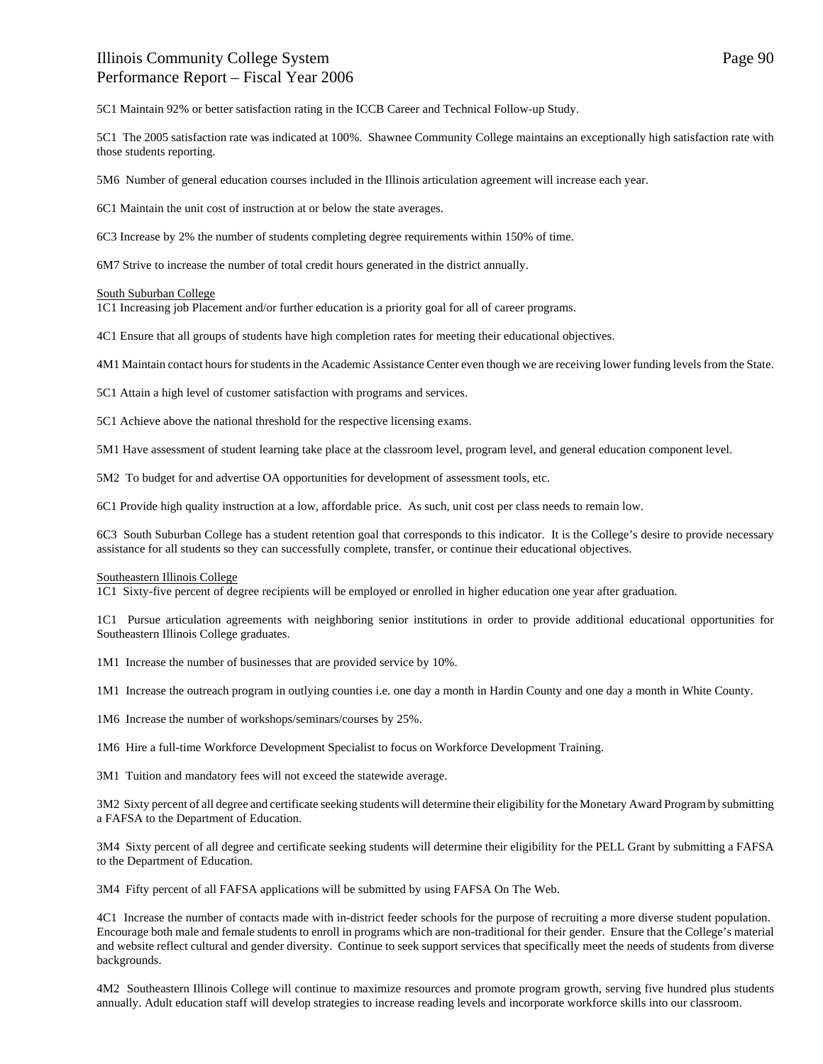5C1 Maintain 92% or better satisfaction rating in the ICCB Career and Technical Follow-up Study.

5C1 The 2005 satisfaction rate was indicated at 100%. Shawnee Community College maintains an exceptionally high satisfaction rate with those students reporting.

5M6 Number of general education courses included in the Illinois articulation agreement will increase each year.

6C1 Maintain the unit cost of instruction at or below the state averages.

6C3 Increase by 2% the number of students completing degree requirements within 150% of time.

6M7 Strive to increase the number of total credit hours generated in the district annually.

<u>South Suburban College</u>

1C1 Increasing job Placement and/or further education is a priority goal for all of career programs.

4C1 Ensure that all groups of students have high completion rates for meeting their educational objectives.

4M1 Maintain contact hours for students in the Academic Assistance Center even though we are receiving lower funding levels from the State.

5C1 Attain a high level of customer satisfaction with programs and services.

5C1 Achieve above the national threshold for the respective licensing exams.

5M1 Have assessment of student learning take place at the classroom level, program level, and general education component level.

5M2 To budget for and advertise OA opportunities for development of assessment tools, etc.

6C1 Provide high quality instruction at a low, affordable price. As such, unit cost per class needs to remain low.

6C3 South Suburban College has a student retention goal that corresponds to this indicator. It is the College's desire to provide necessary assistance for all students so they can successfully complete, transfer, or continue their educational objectives.

<u>Southeastern Illinois College</u>

1C1 Sixty-five percent of degree recipients will be employed or enrolled in higher education one year after graduation.

1C1 Pursue articulation agreements with neighboring senior institutions in order to provide additional educational opportunities for Southeastern Illinois College graduates.

1M1 Increase the number of businesses that are provided service by 10%.

1M1 Increase the outreach program in outlying counties i.e. one day a month in Hardin County and one day a month in White County.

1M6 Increase the number of workshops/seminars/courses by 25%.

1M6 Hire a full-time Workforce Development Specialist to focus on Workforce Development Training.

3M1 Tuition and mandatory fees will not exceed the statewide average.

3M2 Sixty percent of all degree and certificate seeking students will determine their eligibility for the Monetary Award Program by submitting a FAFSA to the Department of Education.

3M4 Sixty percent of all degree and certificate seeking students will determine their eligibility for the PELL Grant by submitting a FAFSA to the Department of Education.

3M4 Fifty percent of all FAFSA applications will be submitted by using FAFSA On The Web.

4C1 Increase the number of contacts made with in-district feeder schools for the purpose of recruiting a more diverse student population. Encourage both male and female students to enroll in programs which are non-traditional for their gender. Ensure that the College's material and website reflect cultural and gender diversity. Continue to seek support services that specifically meet the needs of students from diverse backgrounds.

4M2 Southeastern Illinois College will continue to maximize resources and promote program growth, serving five hundred plus students annually. Adult education staff will develop strategies to increase reading levels and incorporate workforce skills into our classroom.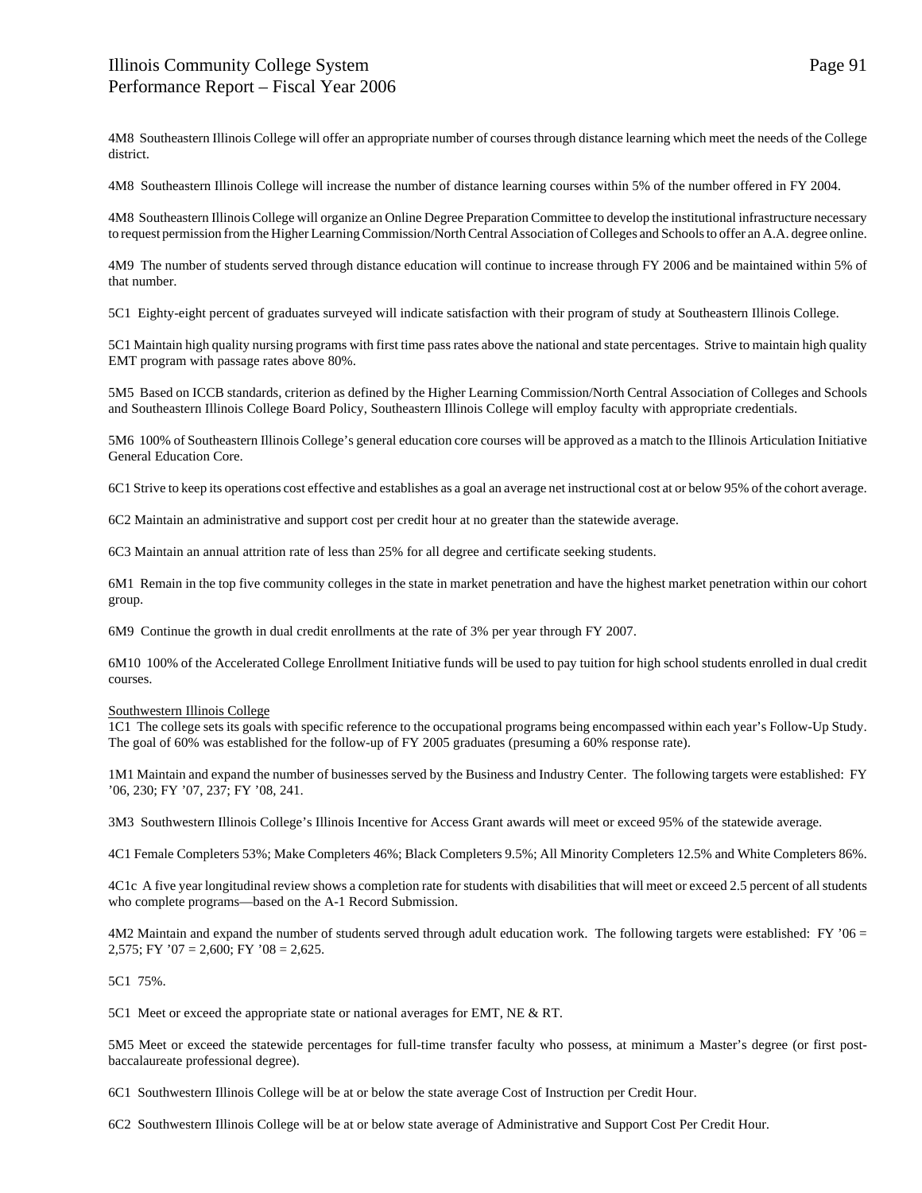4M8  Southeastern Illinois College will offer an appropriate number of courses through distance learning which meet the needs of the College district.

4M8  Southeastern Illinois College will increase the number of distance learning courses within 5% of the number offered in FY 2004.

4M8  Southeastern Illinois College will organize an Online Degree Preparation Committee to develop the institutional infrastructure necessary to request permission from the Higher Learning Commission/North Central Association of Colleges and Schools to offer an A.A. degree online.

4M9  The number of students served through distance education will continue to increase through FY 2006 and be maintained within 5% of that number.

5C1  Eighty-eight percent of graduates surveyed will indicate satisfaction with their program of study at Southeastern Illinois College.

5C1 Maintain high quality nursing programs with first time pass rates above the national and state percentages.  Strive to maintain high quality EMT program with passage rates above 80%.

5M5  Based on ICCB standards, criterion as defined by the Higher Learning Commission/North Central Association of Colleges and Schools and Southeastern Illinois College Board Policy, Southeastern Illinois College will employ faculty with appropriate credentials.

5M6  100% of Southeastern Illinois College's general education core courses will be approved as a match to the Illinois Articulation Initiative General Education Core.

6C1 Strive to keep its operations cost effective and establishes as a goal an average net instructional cost at or below 95% of the cohort average.

6C2 Maintain an administrative and support cost per credit hour at no greater than the statewide average.

6C3 Maintain an annual attrition rate of less than 25% for all degree and certificate seeking students.

6M1  Remain in the top five community colleges in the state in market penetration and have the highest market penetration within our cohort group.

6M9  Continue the growth in dual credit enrollments at the rate of 3% per year through FY 2007.

6M10  100% of the Accelerated College Enrollment Initiative funds will be used to pay tuition for high school students enrolled in dual credit courses.

Southwestern Illinois College

1C1  The college sets its goals with specific reference to the occupational programs being encompassed within each year's Follow-Up Study. The goal of 60% was established for the follow-up of FY 2005 graduates (presuming a 60% response rate).

1M1 Maintain and expand the number of businesses served by the Business and Industry Center.  The following targets were established:  FY '06, 230; FY '07, 237; FY '08, 241.

3M3  Southwestern Illinois College's Illinois Incentive for Access Grant awards will meet or exceed 95% of the statewide average.

4C1 Female Completers 53%; Make Completers 46%; Black Completers 9.5%; All Minority Completers 12.5% and White Completers 86%.

4C1c  A five year longitudinal review shows a completion rate for students with disabilities that will meet or exceed 2.5 percent of all students who complete programs—based on the A-1 Record Submission.

4M2 Maintain and expand the number of students served through adult education work.  The following targets were established:  FY '06 = 2,575; FY '07 = 2,600; FY '08 = 2,625.

5C1  75%.

5C1  Meet or exceed the appropriate state or national averages for EMT, NE & RT.

5M5 Meet or exceed the statewide percentages for full-time transfer faculty who possess, at minimum a Master's degree (or first post-baccalaureate professional degree).

6C1  Southwestern Illinois College will be at or below the state average Cost of Instruction per Credit Hour.

6C2  Southwestern Illinois College will be at or below state average of Administrative and Support Cost Per Credit Hour.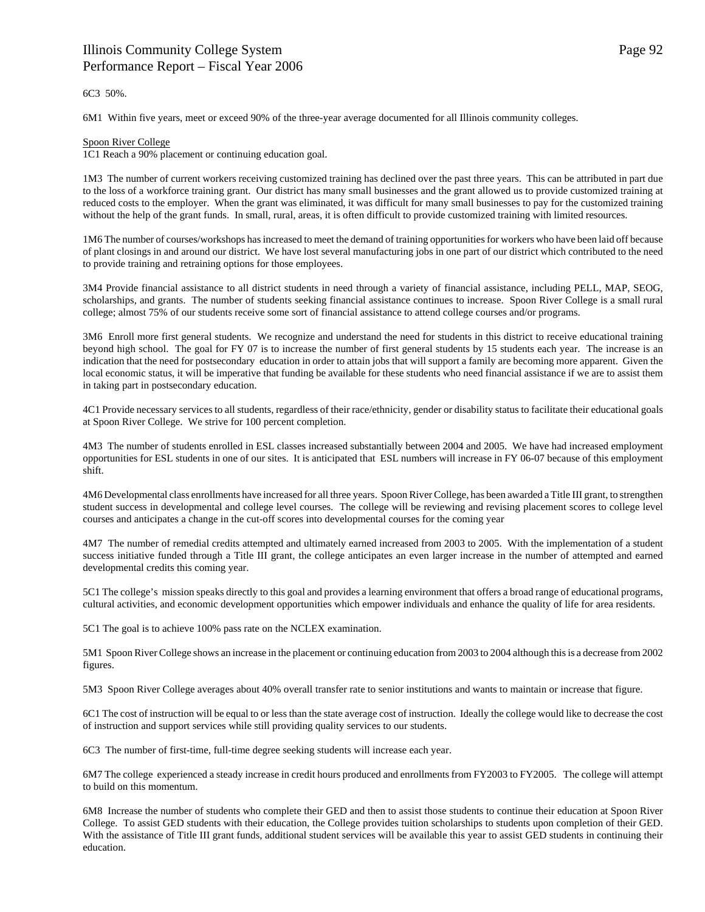6C3 50%.

6M1 Within five years, meet or exceed 90% of the three-year average documented for all Illinois community colleges.

Spoon River College

1C1 Reach a 90% placement or continuing education goal.

1M3 The number of current workers receiving customized training has declined over the past three years. This can be attributed in part due to the loss of a workforce training grant. Our district has many small businesses and the grant allowed us to provide customized training at reduced costs to the employer. When the grant was eliminated, it was difficult for many small businesses to pay for the customized training without the help of the grant funds. In small, rural, areas, it is often difficult to provide customized training with limited resources.

1M6 The number of courses/workshops has increased to meet the demand of training opportunities for workers who have been laid off because of plant closings in and around our district. We have lost several manufacturing jobs in one part of our district which contributed to the need to provide training and retraining options for those employees.

3M4 Provide financial assistance to all district students in need through a variety of financial assistance, including PELL, MAP, SEOG, scholarships, and grants. The number of students seeking financial assistance continues to increase. Spoon River College is a small rural college; almost 75% of our students receive some sort of financial assistance to attend college courses and/or programs.

3M6 Enroll more first general students. We recognize and understand the need for students in this district to receive educational training beyond high school. The goal for FY 07 is to increase the number of first general students by 15 students each year. The increase is an indication that the need for postsecondary education in order to attain jobs that will support a family are becoming more apparent. Given the local economic status, it will be imperative that funding be available for these students who need financial assistance if we are to assist them in taking part in postsecondary education.

4C1 Provide necessary services to all students, regardless of their race/ethnicity, gender or disability status to facilitate their educational goals at Spoon River College. We strive for 100 percent completion.

4M3 The number of students enrolled in ESL classes increased substantially between 2004 and 2005. We have had increased employment opportunities for ESL students in one of our sites. It is anticipated that ESL numbers will increase in FY 06-07 because of this employment shift.

4M6 Developmental class enrollments have increased for all three years. Spoon River College, has been awarded a Title III grant, to strengthen student success in developmental and college level courses. The college will be reviewing and revising placement scores to college level courses and anticipates a change in the cut-off scores into developmental courses for the coming year

4M7 The number of remedial credits attempted and ultimately earned increased from 2003 to 2005. With the implementation of a student success initiative funded through a Title III grant, the college anticipates an even larger increase in the number of attempted and earned developmental credits this coming year.

5C1 The college's mission speaks directly to this goal and provides a learning environment that offers a broad range of educational programs, cultural activities, and economic development opportunities which empower individuals and enhance the quality of life for area residents.

5C1 The goal is to achieve 100% pass rate on the NCLEX examination.

5M1 Spoon River College shows an increase in the placement or continuing education from 2003 to 2004 although this is a decrease from 2002 figures.

5M3 Spoon River College averages about 40% overall transfer rate to senior institutions and wants to maintain or increase that figure.

6C1 The cost of instruction will be equal to or less than the state average cost of instruction. Ideally the college would like to decrease the cost of instruction and support services while still providing quality services to our students.

6C3 The number of first-time, full-time degree seeking students will increase each year.

6M7 The college experienced a steady increase in credit hours produced and enrollments from FY2003 to FY2005. The college will attempt to build on this momentum.

6M8 Increase the number of students who complete their GED and then to assist those students to continue their education at Spoon River College. To assist GED students with their education, the College provides tuition scholarships to students upon completion of their GED. With the assistance of Title III grant funds, additional student services will be available this year to assist GED students in continuing their education.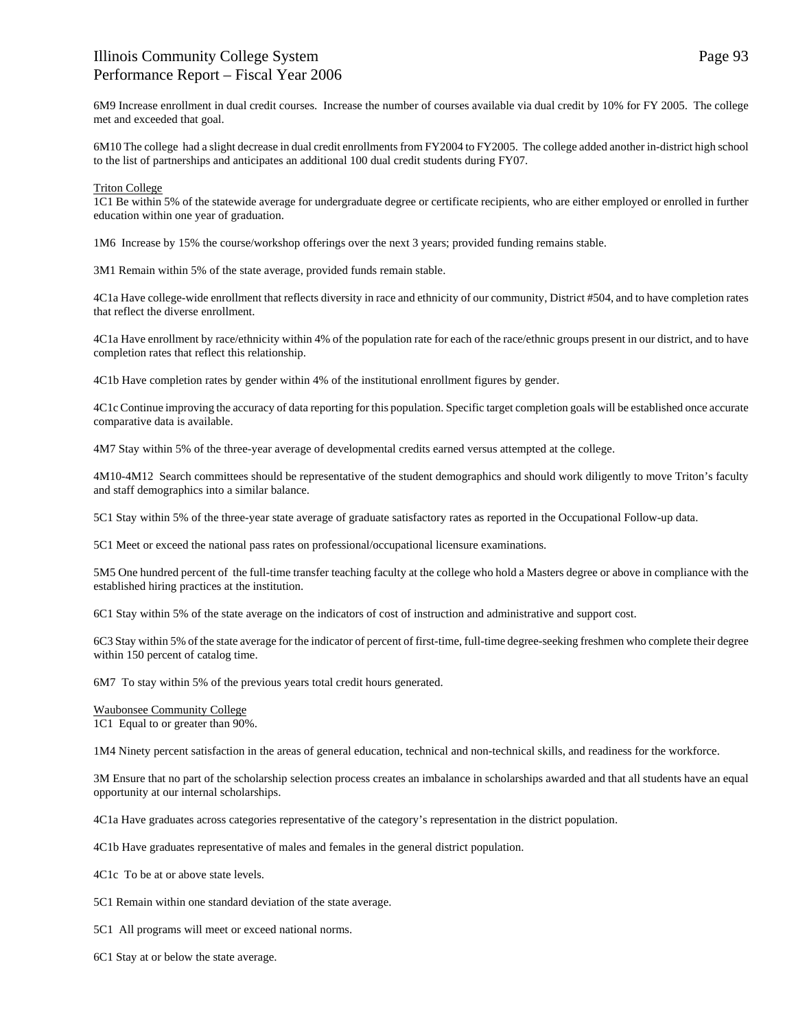6M9 Increase enrollment in dual credit courses. Increase the number of courses available via dual credit by 10% for FY 2005. The college met and exceeded that goal.

6M10 The college had a slight decrease in dual credit enrollments from FY2004 to FY2005. The college added another in-district high school to the list of partnerships and anticipates an additional 100 dual credit students during FY07.

Triton College

1C1 Be within 5% of the statewide average for undergraduate degree or certificate recipients, who are either employed or enrolled in further education within one year of graduation.

1M6 Increase by 15% the course/workshop offerings over the next 3 years; provided funding remains stable.

3M1 Remain within 5% of the state average, provided funds remain stable.

4C1a Have college-wide enrollment that reflects diversity in race and ethnicity of our community, District #504, and to have completion rates that reflect the diverse enrollment.

4C1a Have enrollment by race/ethnicity within 4% of the population rate for each of the race/ethnic groups present in our district, and to have completion rates that reflect this relationship.

4C1b Have completion rates by gender within 4% of the institutional enrollment figures by gender.

4C1c Continue improving the accuracy of data reporting for this population. Specific target completion goals will be established once accurate comparative data is available.

4M7 Stay within 5% of the three-year average of developmental credits earned versus attempted at the college.

4M10-4M12 Search committees should be representative of the student demographics and should work diligently to move Triton's faculty and staff demographics into a similar balance.

5C1 Stay within 5% of the three-year state average of graduate satisfactory rates as reported in the Occupational Follow-up data.

5C1 Meet or exceed the national pass rates on professional/occupational licensure examinations.

5M5 One hundred percent of the full-time transfer teaching faculty at the college who hold a Masters degree or above in compliance with the established hiring practices at the institution.

6C1 Stay within 5% of the state average on the indicators of cost of instruction and administrative and support cost.

6C3 Stay within 5% of the state average for the indicator of percent of first-time, full-time degree-seeking freshmen who complete their degree within 150 percent of catalog time.

6M7 To stay within 5% of the previous years total credit hours generated.

Waubonsee Community College

1C1 Equal to or greater than 90%.

1M4 Ninety percent satisfaction in the areas of general education, technical and non-technical skills, and readiness for the workforce.

3M Ensure that no part of the scholarship selection process creates an imbalance in scholarships awarded and that all students have an equal opportunity at our internal scholarships.

4C1a Have graduates across categories representative of the category's representation in the district population.

4C1b Have graduates representative of males and females in the general district population.

4C1c To be at or above state levels.

5C1 Remain within one standard deviation of the state average.

5C1 All programs will meet or exceed national norms.

6C1 Stay at or below the state average.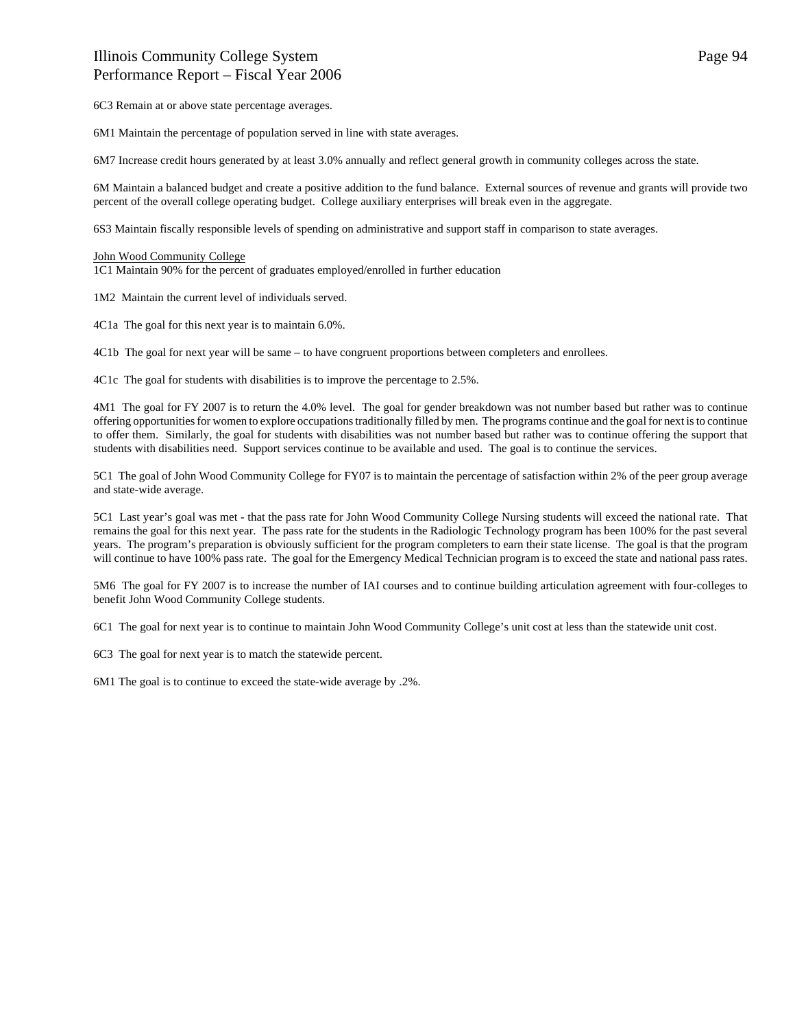6C3 Remain at or above state percentage averages.

6M1 Maintain the percentage of population served in line with state averages.

6M7 Increase credit hours generated by at least 3.0% annually and reflect general growth in community colleges across the state.

6M Maintain a balanced budget and create a positive addition to the fund balance. External sources of revenue and grants will provide two percent of the overall college operating budget. College auxiliary enterprises will break even in the aggregate.

6S3 Maintain fiscally responsible levels of spending on administrative and support staff in comparison to state averages.

<u>John Wood Community College</u>
1C1 Maintain 90% for the percent of graduates employed/enrolled in further education

1M2 Maintain the current level of individuals served.

4C1a The goal for this next year is to maintain 6.0%.

4C1b The goal for next year will be same – to have congruent proportions between completers and enrollees.

4C1c The goal for students with disabilities is to improve the percentage to 2.5%.

4M1 The goal for FY 2007 is to return the 4.0% level. The goal for gender breakdown was not number based but rather was to continue offering opportunities for women to explore occupations traditionally filled by men. The programs continue and the goal for next is to continue to offer them. Similarly, the goal for students with disabilities was not number based but rather was to continue offering the support that students with disabilities need. Support services continue to be available and used. The goal is to continue the services.

5C1 The goal of John Wood Community College for FY07 is to maintain the percentage of satisfaction within 2% of the peer group average and state-wide average.

5C1 Last year's goal was met - that the pass rate for John Wood Community College Nursing students will exceed the national rate. That remains the goal for this next year. The pass rate for the students in the Radiologic Technology program has been 100% for the past several years. The program's preparation is obviously sufficient for the program completers to earn their state license. The goal is that the program will continue to have 100% pass rate. The goal for the Emergency Medical Technician program is to exceed the state and national pass rates.

5M6 The goal for FY 2007 is to increase the number of IAI courses and to continue building articulation agreement with four-colleges to benefit John Wood Community College students.

6C1 The goal for next year is to continue to maintain John Wood Community College's unit cost at less than the statewide unit cost.

6C3 The goal for next year is to match the statewide percent.

6M1 The goal is to continue to exceed the state-wide average by .2%.